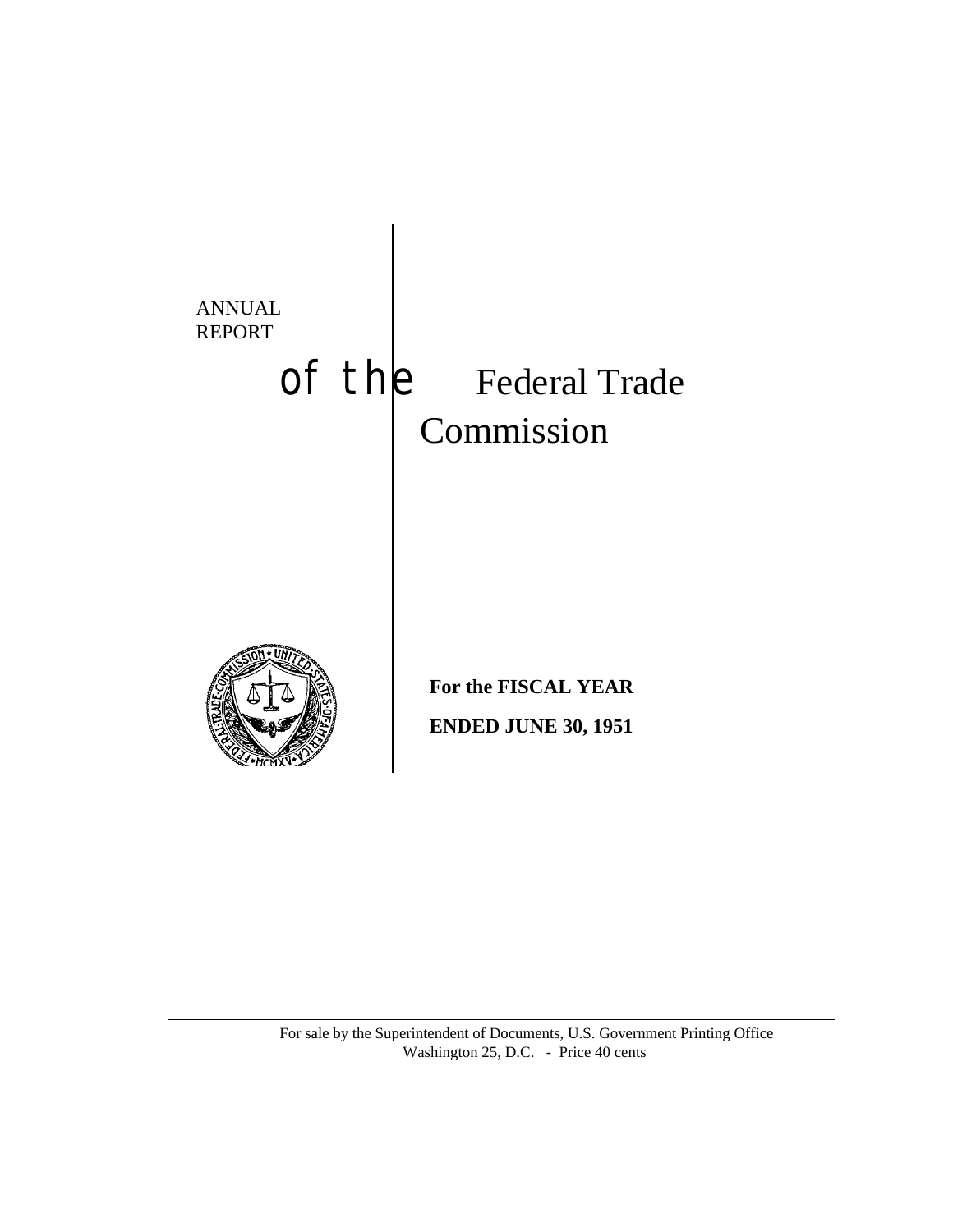# ANNUAL REPORT of the Federal Trade Commission

**For the FISCAL YEAR**

**ENDED JUNE 30, 1951**

For sale by the Superintendent of Documents, U.S. Government Printing Office
Washington 25, D.C. - Price 40 cents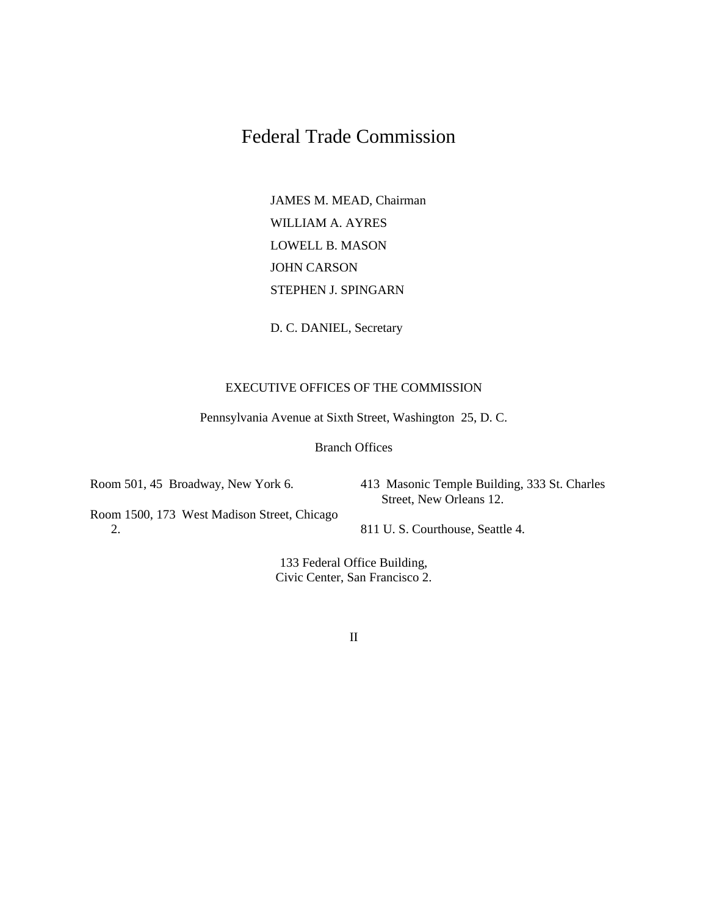# Federal Trade Commission

JAMES M. MEAD, Chairman

WILLIAM A. AYRES

LOWELL B. MASON

JOHN CARSON

STEPHEN J. SPINGARN

D. C. DANIEL, Secretary

EXECUTIVE OFFICES OF THE COMMISSION

Pennsylvania Avenue at Sixth Street, Washington 25, D. C.

Branch Offices

Room 501, 45 Broadway, New York 6.

Room 1500, 173 West Madison Street, Chicago 2.

413 Masonic Temple Building, 333 St. Charles Street, New Orleans 12.

811 U. S. Courthouse, Seattle 4.

133 Federal Office Building, Civic Center, San Francisco 2.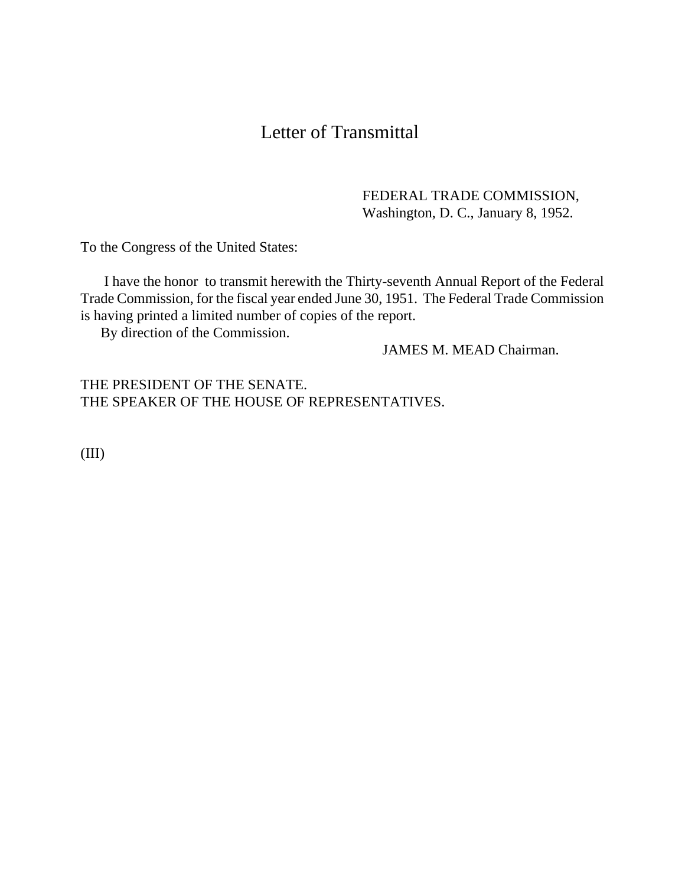# Letter of Transmittal

FEDERAL TRADE COMMISSION,
Washington, D. C., January 8, 1952.

To the Congress of the United States:

I have the honor to transmit herewith the Thirty-seventh Annual Report of the Federal Trade Commission, for the fiscal year ended June 30, 1951. The Federal Trade Commission is having printed a limited number of copies of the report.

By direction of the Commission.

JAMES M. MEAD Chairman.

THE PRESIDENT OF THE SENATE.
THE SPEAKER OF THE HOUSE OF REPRESENTATIVES.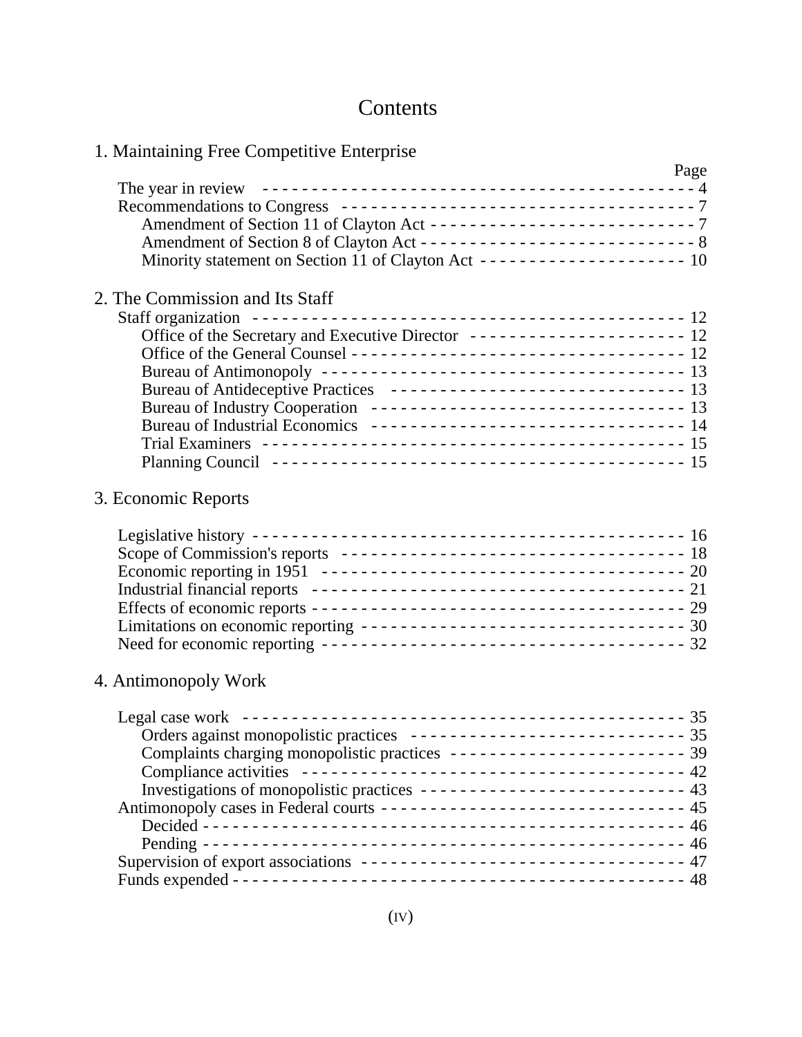# Contents

## 1. Maintaining Free Competitive Enterprise

| | Page |
|---|---|
| The year in review | 4 |
| Recommendations to Congress | 7 |
| Amendment of Section 11 of Clayton Act | 7 |
| Amendment of Section 8 of Clayton Act | 8 |
| Minority statement on Section 11 of Clayton Act | 10 |

## 2. The Commission and Its Staff

| | |
|---|---|
| Staff organization | 12 |
| Office of the Secretary and Executive Director | 12 |
| Office of the General Counsel | 12 |
| Bureau of Antimonopoly | 13 |
| Bureau of Antideceptive Practices | 13 |
| Bureau of Industry Cooperation | 13 |
| Bureau of Industrial Economics | 14 |
| Trial Examiners | 15 |
| Planning Council | 15 |

## 3. Economic Reports

| | |
|---|---|
| Legislative history | 16 |
| Scope of Commission's reports | 18 |
| Economic reporting in 1951 | 20 |
| Industrial financial reports | 21 |
| Effects of economic reports | 29 |
| Limitations on economic reporting | 30 |
| Need for economic reporting | 32 |

## 4. Antimonopoly Work

| | |
|---|---|
| Legal case work | 35 |
| Orders against monopolistic practices | 35 |
| Complaints charging monopolistic practices | 39 |
| Compliance activities | 42 |
| Investigations of monopolistic practices | 43 |
| Antimonopoly cases in Federal courts | 45 |
| Decided | 46 |
| Pending | 46 |
| Supervision of export associations | 47 |
| Funds expended | 48 |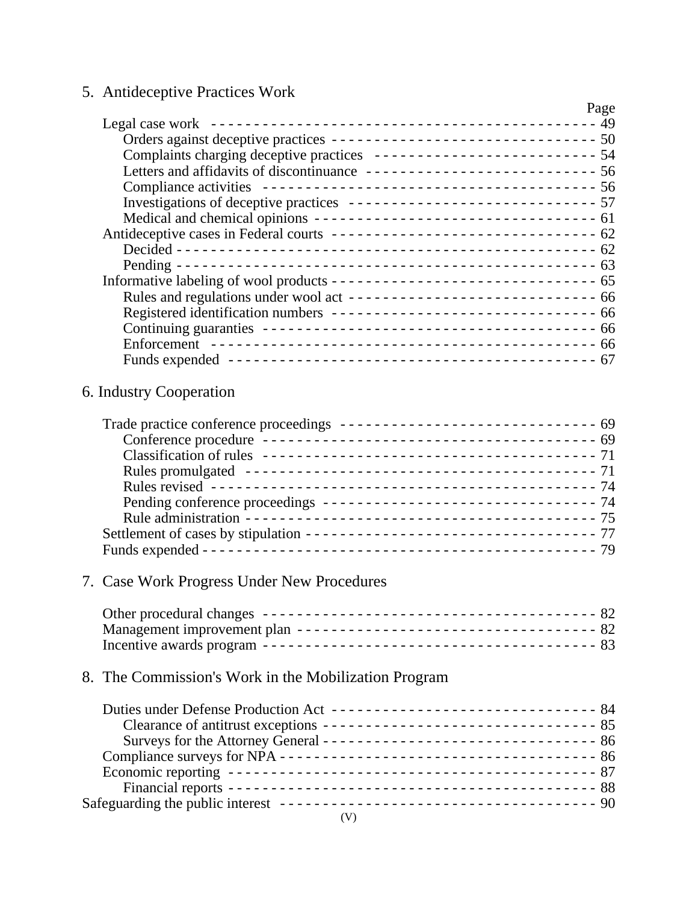## 5. Antideceptive Practices Work

| | Page |
|---|---|
| Legal case work | 49 |
| Orders against deceptive practices | 50 |
| Complaints charging deceptive practices | 54 |
| Letters and affidavits of discontinuance | 56 |
| Compliance activities | 56 |
| Investigations of deceptive practices | 57 |
| Medical and chemical opinions | 61 |
| Antideceptive cases in Federal courts | 62 |
| Decided | 62 |
| Pending | 63 |
| Informative labeling of wool products | 65 |
| Rules and regulations under wool act | 66 |
| Registered identification numbers | 66 |
| Continuing guaranties | 66 |
| Enforcement | 66 |
| Funds expended | 67 |

## 6. Industry Cooperation

| | |
|---|---|
| Trade practice conference proceedings | 69 |
| Conference procedure | 69 |
| Classification of rules | 71 |
| Rules promulgated | 71 |
| Rules revised | 74 |
| Pending conference proceedings | 74 |
| Rule administration | 75 |
| Settlement of cases by stipulation | 77 |
| Funds expended | 79 |

## 7. Case Work Progress Under New Procedures

| | |
|---|---|
| Other procedural changes | 82 |
| Management improvement plan | 82 |
| Incentive awards program | 83 |

## 8. The Commission's Work in the Mobilization Program

| | |
|---|---|
| Duties under Defense Production Act | 84 |
| Clearance of antitrust exceptions | 85 |
| Surveys for the Attorney General | 86 |
| Compliance surveys for NPA | 86 |
| Economic reporting | 87 |
| Financial reports | 88 |
| Safeguarding the public interest | 90 |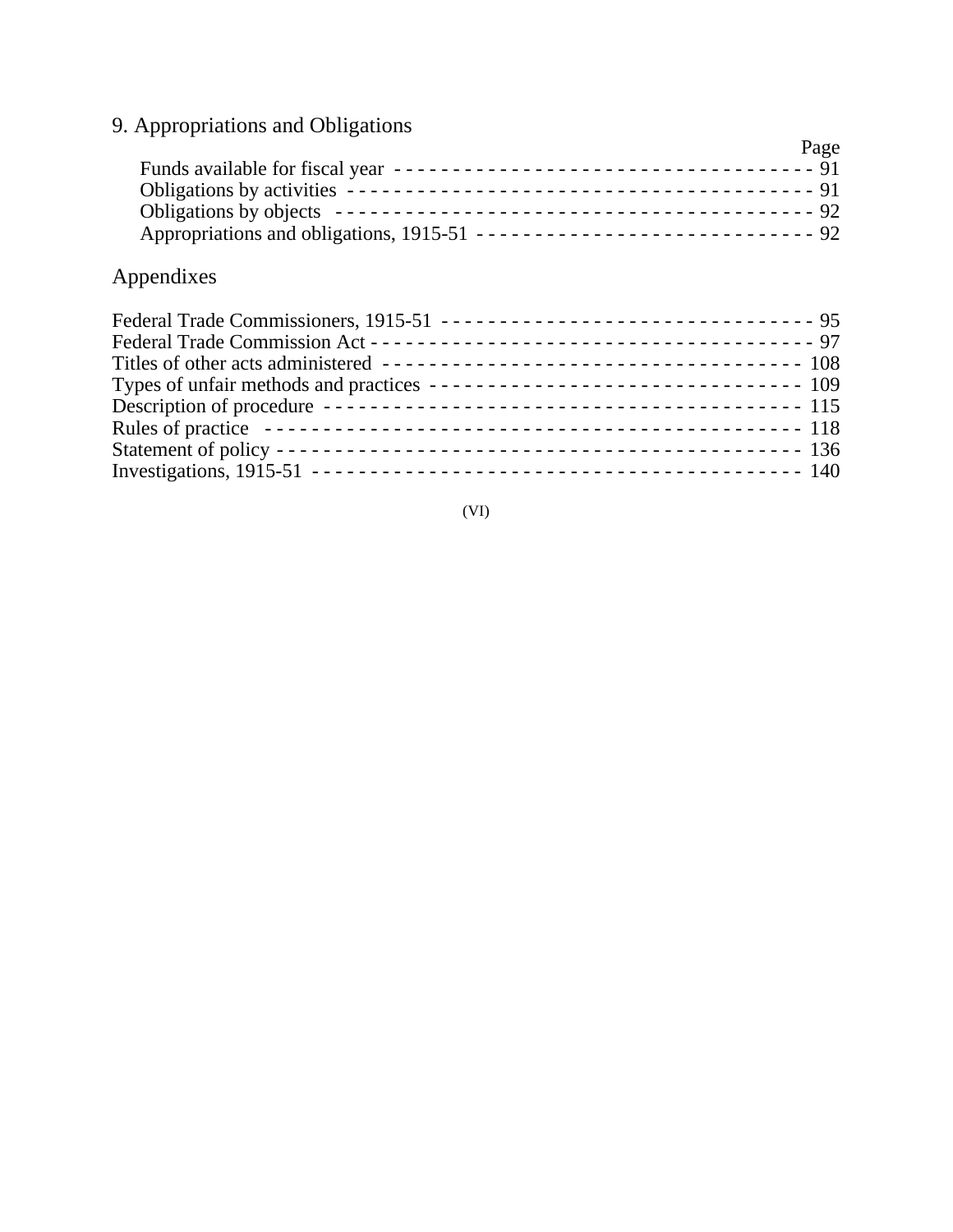## 9. Appropriations and Obligations

| | Page |
|---|---|
| Funds available for fiscal year | 91 |
| Obligations by activities | 91 |
| Obligations by objects | 92 |
| Appropriations and obligations, 1915-51 | 92 |

## Appendixes

| | |
|---|---|
| Federal Trade Commissioners, 1915-51 | 95 |
| Federal Trade Commission Act | 97 |
| Titles of other acts administered | 108 |
| Types of unfair methods and practices | 109 |
| Description of procedure | 115 |
| Rules of practice | 118 |
| Statement of policy | 136 |
| Investigations, 1915-51 | 140 |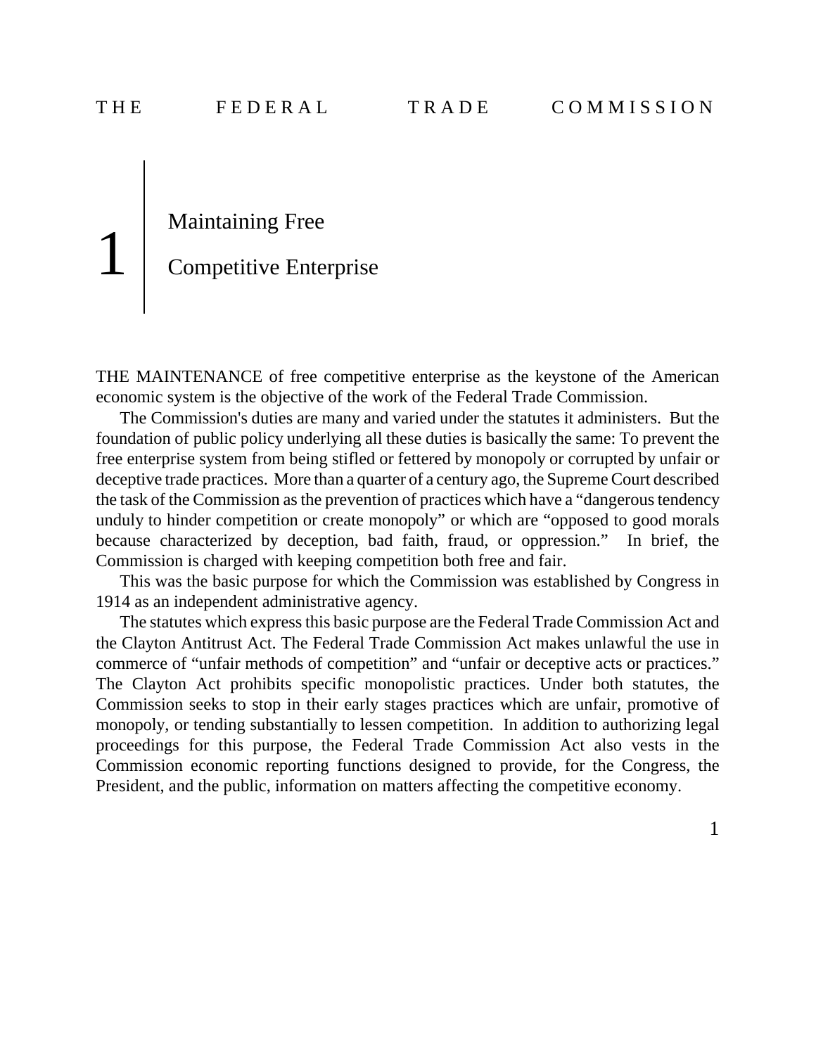# 1 Maintaining Free Competitive Enterprise

THE MAINTENANCE of free competitive enterprise as the keystone of the American economic system is the objective of the work of the Federal Trade Commission.

The Commission's duties are many and varied under the statutes it administers. But the foundation of public policy underlying all these duties is basically the same: To prevent the free enterprise system from being stifled or fettered by monopoly or corrupted by unfair or deceptive trade practices. More than a quarter of a century ago, the Supreme Court described the task of the Commission as the prevention of practices which have a "dangerous tendency unduly to hinder competition or create monopoly" or which are "opposed to good morals because characterized by deception, bad faith, fraud, or oppression." In brief, the Commission is charged with keeping competition both free and fair.

This was the basic purpose for which the Commission was established by Congress in 1914 as an independent administrative agency.

The statutes which express this basic purpose are the Federal Trade Commission Act and the Clayton Antitrust Act. The Federal Trade Commission Act makes unlawful the use in commerce of "unfair methods of competition" and "unfair or deceptive acts or practices." The Clayton Act prohibits specific monopolistic practices. Under both statutes, the Commission seeks to stop in their early stages practices which are unfair, promotive of monopoly, or tending substantially to lessen competition. In addition to authorizing legal proceedings for this purpose, the Federal Trade Commission Act also vests in the Commission economic reporting functions designed to provide, for the Congress, the President, and the public, information on matters affecting the competitive economy.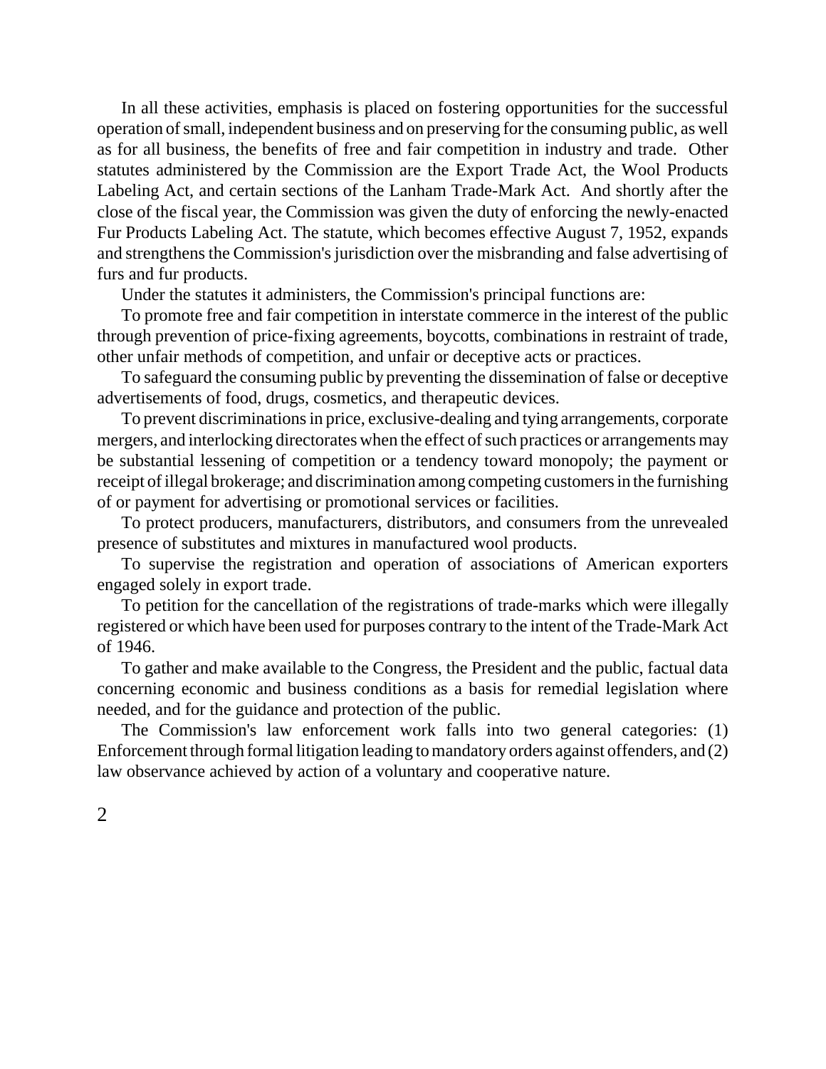In all these activities, emphasis is placed on fostering opportunities for the successful operation of small, independent business and on preserving for the consuming public, as well as for all business, the benefits of free and fair competition in industry and trade. Other statutes administered by the Commission are the Export Trade Act, the Wool Products Labeling Act, and certain sections of the Lanham Trade-Mark Act. And shortly after the close of the fiscal year, the Commission was given the duty of enforcing the newly-enacted Fur Products Labeling Act. The statute, which becomes effective August 7, 1952, expands and strengthens the Commission's jurisdiction over the misbranding and false advertising of furs and fur products.

Under the statutes it administers, the Commission's principal functions are:

To promote free and fair competition in interstate commerce in the interest of the public through prevention of price-fixing agreements, boycotts, combinations in restraint of trade, other unfair methods of competition, and unfair or deceptive acts or practices.

To safeguard the consuming public by preventing the dissemination of false or deceptive advertisements of food, drugs, cosmetics, and therapeutic devices.

To prevent discriminations in price, exclusive-dealing and tying arrangements, corporate mergers, and interlocking directorates when the effect of such practices or arrangements may be substantial lessening of competition or a tendency toward monopoly; the payment or receipt of illegal brokerage; and discrimination among competing customers in the furnishing of or payment for advertising or promotional services or facilities.

To protect producers, manufacturers, distributors, and consumers from the unrevealed presence of substitutes and mixtures in manufactured wool products.

To supervise the registration and operation of associations of American exporters engaged solely in export trade.

To petition for the cancellation of the registrations of trade-marks which were illegally registered or which have been used for purposes contrary to the intent of the Trade-Mark Act of 1946.

To gather and make available to the Congress, the President and the public, factual data concerning economic and business conditions as a basis for remedial legislation where needed, and for the guidance and protection of the public.

The Commission's law enforcement work falls into two general categories: (1) Enforcement through formal litigation leading to mandatory orders against offenders, and (2) law observance achieved by action of a voluntary and cooperative nature.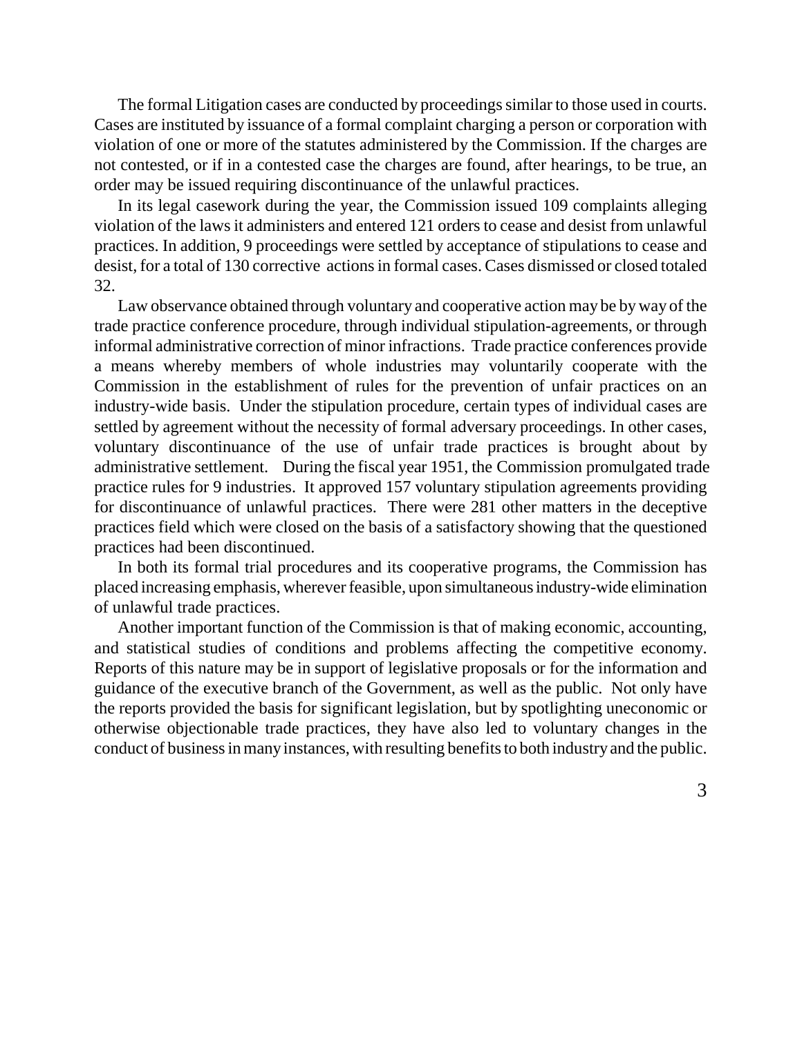The formal Litigation cases are conducted by proceedings similar to those used in courts. Cases are instituted by issuance of a formal complaint charging a person or corporation with violation of one or more of the statutes administered by the Commission. If the charges are not contested, or if in a contested case the charges are found, after hearings, to be true, an order may be issued requiring discontinuance of the unlawful practices.

In its legal casework during the year, the Commission issued 109 complaints alleging violation of the laws it administers and entered 121 orders to cease and desist from unlawful practices. In addition, 9 proceedings were settled by acceptance of stipulations to cease and desist, for a total of 130 corrective actions in formal cases. Cases dismissed or closed totaled 32.

Law observance obtained through voluntary and cooperative action may be by way of the trade practice conference procedure, through individual stipulation-agreements, or through informal administrative correction of minor infractions. Trade practice conferences provide a means whereby members of whole industries may voluntarily cooperate with the Commission in the establishment of rules for the prevention of unfair practices on an industry-wide basis. Under the stipulation procedure, certain types of individual cases are settled by agreement without the necessity of formal adversary proceedings. In other cases, voluntary discontinuance of the use of unfair trade practices is brought about by administrative settlement. During the fiscal year 1951, the Commission promulgated trade practice rules for 9 industries. It approved 157 voluntary stipulation agreements providing for discontinuance of unlawful practices. There were 281 other matters in the deceptive practices field which were closed on the basis of a satisfactory showing that the questioned practices had been discontinued.

In both its formal trial procedures and its cooperative programs, the Commission has placed increasing emphasis, wherever feasible, upon simultaneous industry-wide elimination of unlawful trade practices.

Another important function of the Commission is that of making economic, accounting, and statistical studies of conditions and problems affecting the competitive economy. Reports of this nature may be in support of legislative proposals or for the information and guidance of the executive branch of the Government, as well as the public. Not only have the reports provided the basis for significant legislation, but by spotlighting uneconomic or otherwise objectionable trade practices, they have also led to voluntary changes in the conduct of business in many instances, with resulting benefits to both industry and the public.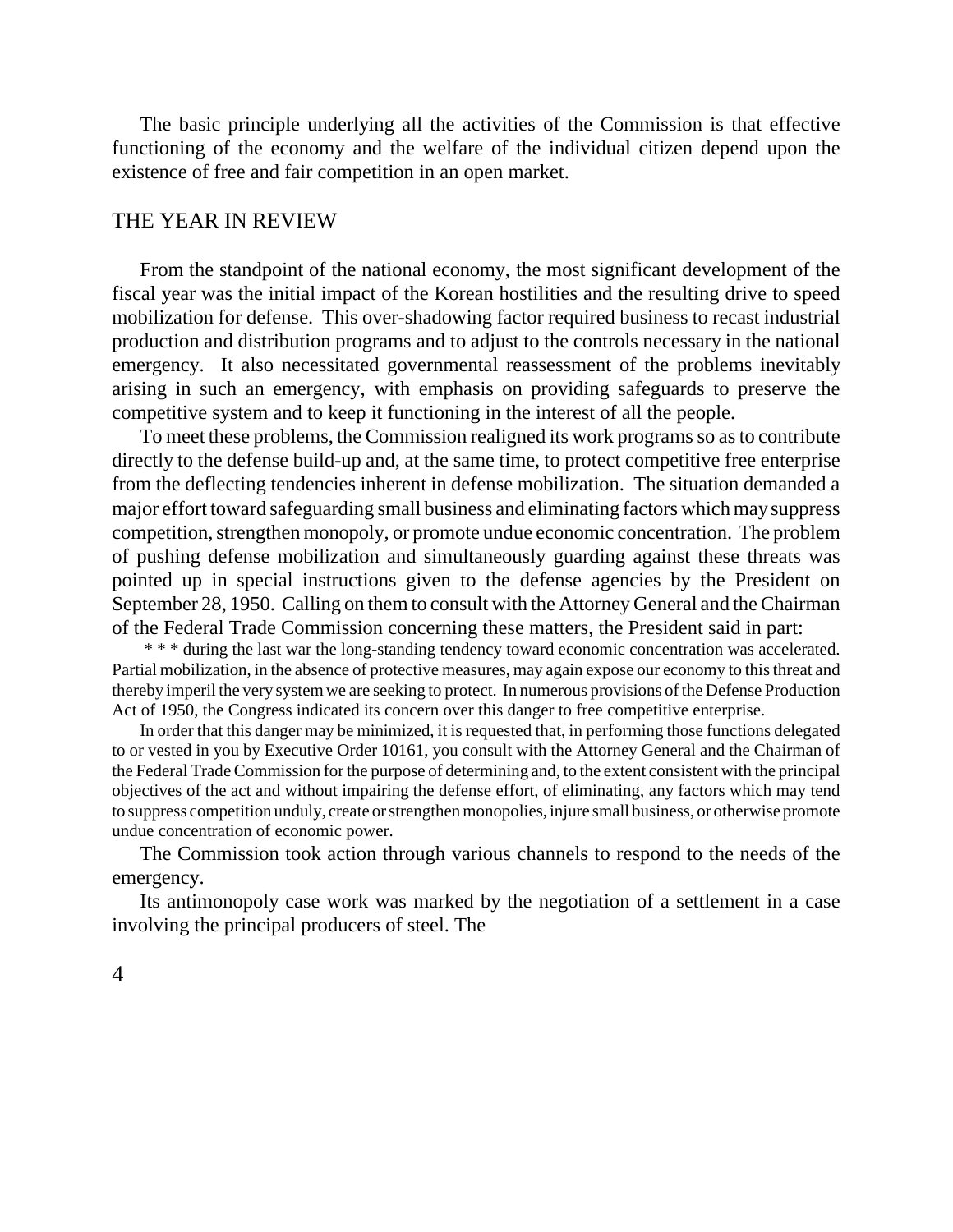The basic principle underlying all the activities of the Commission is that effective functioning of the economy and the welfare of the individual citizen depend upon the existence of free and fair competition in an open market.

## THE YEAR IN REVIEW

From the standpoint of the national economy, the most significant development of the fiscal year was the initial impact of the Korean hostilities and the resulting drive to speed mobilization for defense. This over-shadowing factor required business to recast industrial production and distribution programs and to adjust to the controls necessary in the national emergency. It also necessitated governmental reassessment of the problems inevitably arising in such an emergency, with emphasis on providing safeguards to preserve the competitive system and to keep it functioning in the interest of all the people.

To meet these problems, the Commission realigned its work programs so as to contribute directly to the defense build-up and, at the same time, to protect competitive free enterprise from the deflecting tendencies inherent in defense mobilization. The situation demanded a major effort toward safeguarding small business and eliminating factors which may suppress competition, strengthen monopoly, or promote undue economic concentration. The problem of pushing defense mobilization and simultaneously guarding against these threats was pointed up in special instructions given to the defense agencies by the President on September 28, 1950. Calling on them to consult with the Attorney General and the Chairman of the Federal Trade Commission concerning these matters, the President said in part:

> \* \* \* during the last war the long-standing tendency toward economic concentration was accelerated. Partial mobilization, in the absence of protective measures, may again expose our economy to this threat and thereby imperil the very system we are seeking to protect. In numerous provisions of the Defense Production Act of 1950, the Congress indicated its concern over this danger to free competitive enterprise.
>
> In order that this danger may be minimized, it is requested that, in performing those functions delegated to or vested in you by Executive Order 10161, you consult with the Attorney General and the Chairman of the Federal Trade Commission for the purpose of determining and, to the extent consistent with the principal objectives of the act and without impairing the defense effort, of eliminating, any factors which may tend to suppress competition unduly, create or strengthen monopolies, injure small business, or otherwise promote undue concentration of economic power.

The Commission took action through various channels to respond to the needs of the emergency.

Its antimonopoly case work was marked by the negotiation of a settlement in a case involving the principal producers of steel. The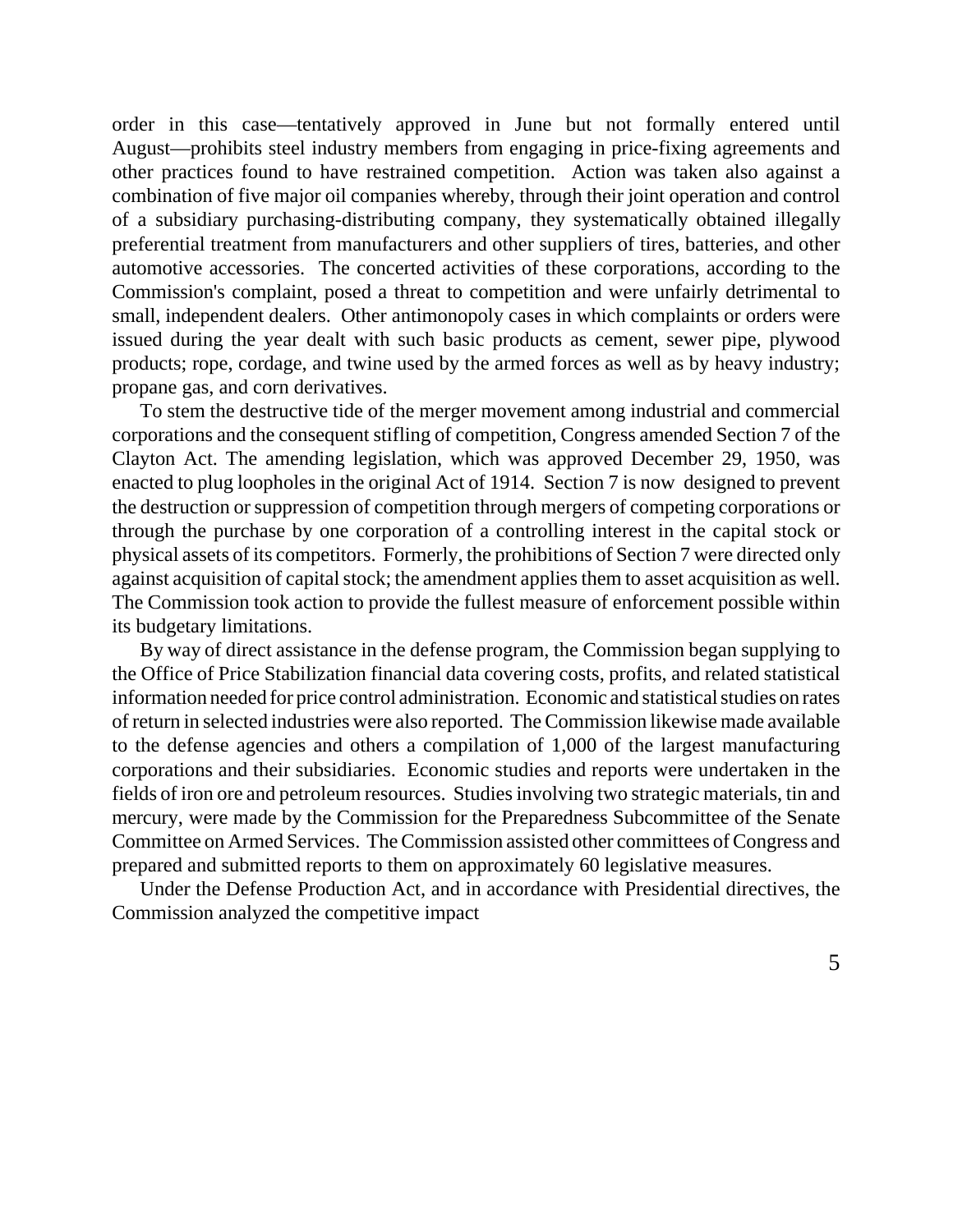order in this case—tentatively approved in June but not formally entered until August—prohibits steel industry members from engaging in price-fixing agreements and other practices found to have restrained competition. Action was taken also against a combination of five major oil companies whereby, through their joint operation and control of a subsidiary purchasing-distributing company, they systematically obtained illegally preferential treatment from manufacturers and other suppliers of tires, batteries, and other automotive accessories. The concerted activities of these corporations, according to the Commission's complaint, posed a threat to competition and were unfairly detrimental to small, independent dealers. Other antimonopoly cases in which complaints or orders were issued during the year dealt with such basic products as cement, sewer pipe, plywood products; rope, cordage, and twine used by the armed forces as well as by heavy industry; propane gas, and corn derivatives.

To stem the destructive tide of the merger movement among industrial and commercial corporations and the consequent stifling of competition, Congress amended Section 7 of the Clayton Act. The amending legislation, which was approved December 29, 1950, was enacted to plug loopholes in the original Act of 1914. Section 7 is now designed to prevent the destruction or suppression of competition through mergers of competing corporations or through the purchase by one corporation of a controlling interest in the capital stock or physical assets of its competitors. Formerly, the prohibitions of Section 7 were directed only against acquisition of capital stock; the amendment applies them to asset acquisition as well. The Commission took action to provide the fullest measure of enforcement possible within its budgetary limitations.

By way of direct assistance in the defense program, the Commission began supplying to the Office of Price Stabilization financial data covering costs, profits, and related statistical information needed for price control administration. Economic and statistical studies on rates of return in selected industries were also reported. The Commission likewise made available to the defense agencies and others a compilation of 1,000 of the largest manufacturing corporations and their subsidiaries. Economic studies and reports were undertaken in the fields of iron ore and petroleum resources. Studies involving two strategic materials, tin and mercury, were made by the Commission for the Preparedness Subcommittee of the Senate Committee on Armed Services. The Commission assisted other committees of Congress and prepared and submitted reports to them on approximately 60 legislative measures.

Under the Defense Production Act, and in accordance with Presidential directives, the Commission analyzed the competitive impact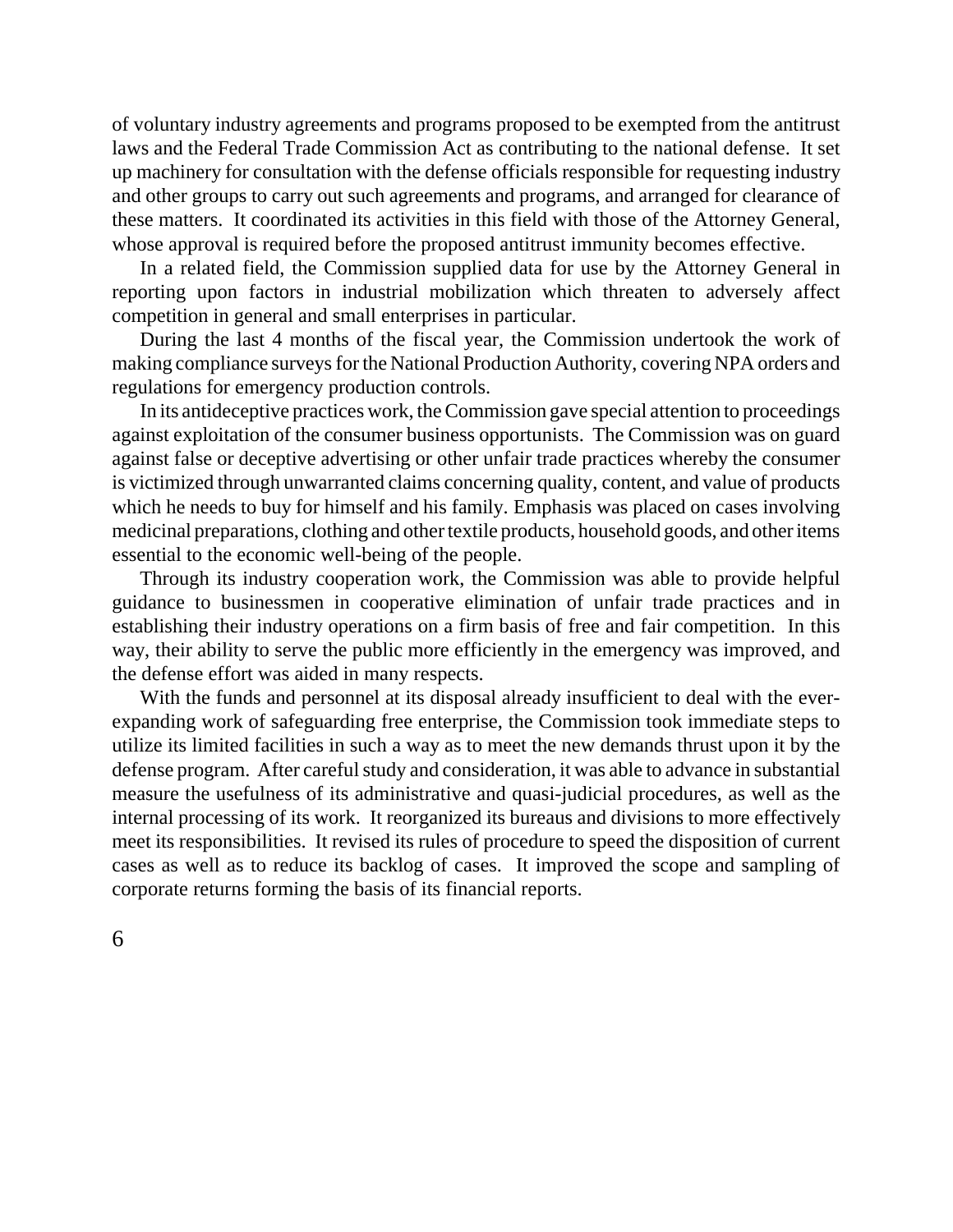of voluntary industry agreements and programs proposed to be exempted from the antitrust laws and the Federal Trade Commission Act as contributing to the national defense. It set up machinery for consultation with the defense officials responsible for requesting industry and other groups to carry out such agreements and programs, and arranged for clearance of these matters. It coordinated its activities in this field with those of the Attorney General, whose approval is required before the proposed antitrust immunity becomes effective.

In a related field, the Commission supplied data for use by the Attorney General in reporting upon factors in industrial mobilization which threaten to adversely affect competition in general and small enterprises in particular.

During the last 4 months of the fiscal year, the Commission undertook the work of making compliance surveys for the National Production Authority, covering NPA orders and regulations for emergency production controls.

In its antideceptive practices work, the Commission gave special attention to proceedings against exploitation of the consumer business opportunists. The Commission was on guard against false or deceptive advertising or other unfair trade practices whereby the consumer is victimized through unwarranted claims concerning quality, content, and value of products which he needs to buy for himself and his family. Emphasis was placed on cases involving medicinal preparations, clothing and other textile products, household goods, and other items essential to the economic well-being of the people.

Through its industry cooperation work, the Commission was able to provide helpful guidance to businessmen in cooperative elimination of unfair trade practices and in establishing their industry operations on a firm basis of free and fair competition. In this way, their ability to serve the public more efficiently in the emergency was improved, and the defense effort was aided in many respects.

With the funds and personnel at its disposal already insufficient to deal with the ever-expanding work of safeguarding free enterprise, the Commission took immediate steps to utilize its limited facilities in such a way as to meet the new demands thrust upon it by the defense program. After careful study and consideration, it was able to advance in substantial measure the usefulness of its administrative and quasi-judicial procedures, as well as the internal processing of its work. It reorganized its bureaus and divisions to more effectively meet its responsibilities. It revised its rules of procedure to speed the disposition of current cases as well as to reduce its backlog of cases. It improved the scope and sampling of corporate returns forming the basis of its financial reports.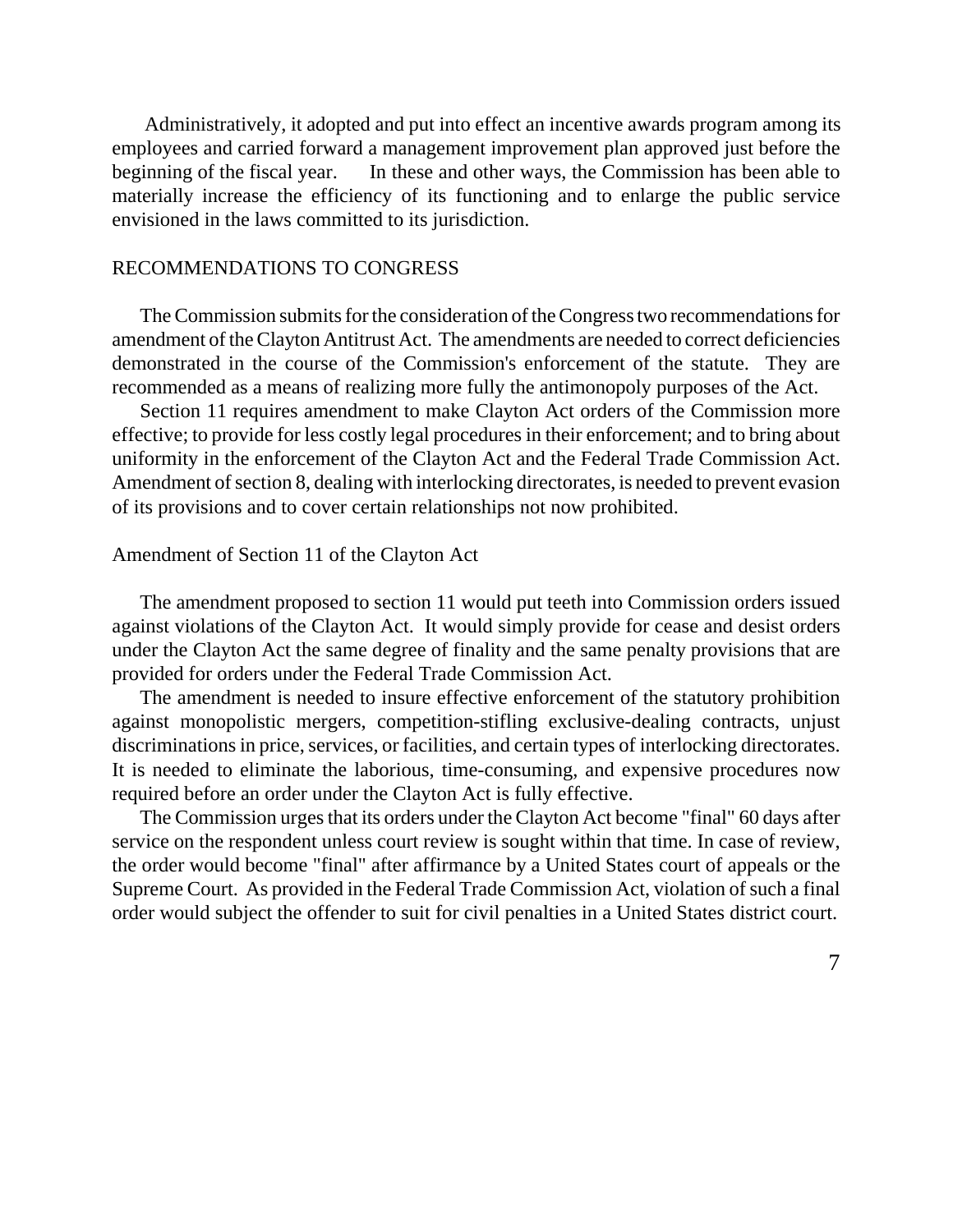Administratively, it adopted and put into effect an incentive awards program among its employees and carried forward a management improvement plan approved just before the beginning of the fiscal year. In these and other ways, the Commission has been able to materially increase the efficiency of its functioning and to enlarge the public service envisioned in the laws committed to its jurisdiction.

## RECOMMENDATIONS TO CONGRESS

The Commission submits for the consideration of the Congress two recommendations for amendment of the Clayton Antitrust Act. The amendments are needed to correct deficiencies demonstrated in the course of the Commission's enforcement of the statute. They are recommended as a means of realizing more fully the antimonopoly purposes of the Act.

Section 11 requires amendment to make Clayton Act orders of the Commission more effective; to provide for less costly legal procedures in their enforcement; and to bring about uniformity in the enforcement of the Clayton Act and the Federal Trade Commission Act. Amendment of section 8, dealing with interlocking directorates, is needed to prevent evasion of its provisions and to cover certain relationships not now prohibited.

### Amendment of Section 11 of the Clayton Act

The amendment proposed to section 11 would put teeth into Commission orders issued against violations of the Clayton Act. It would simply provide for cease and desist orders under the Clayton Act the same degree of finality and the same penalty provisions that are provided for orders under the Federal Trade Commission Act.

The amendment is needed to insure effective enforcement of the statutory prohibition against monopolistic mergers, competition-stifling exclusive-dealing contracts, unjust discriminations in price, services, or facilities, and certain types of interlocking directorates. It is needed to eliminate the laborious, time-consuming, and expensive procedures now required before an order under the Clayton Act is fully effective.

The Commission urges that its orders under the Clayton Act become "final" 60 days after service on the respondent unless court review is sought within that time. In case of review, the order would become "final" after affirmance by a United States court of appeals or the Supreme Court. As provided in the Federal Trade Commission Act, violation of such a final order would subject the offender to suit for civil penalties in a United States district court.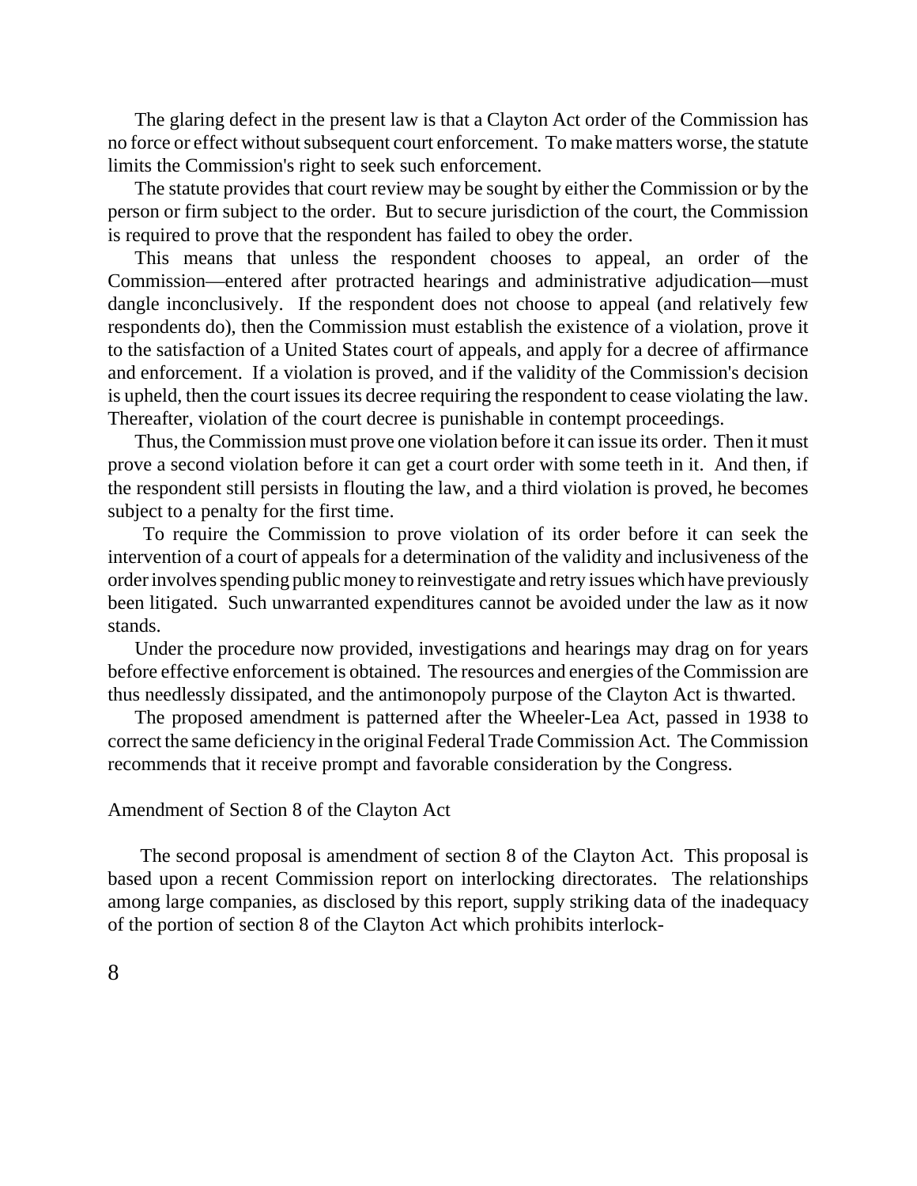The glaring defect in the present law is that a Clayton Act order of the Commission has no force or effect without subsequent court enforcement. To make matters worse, the statute limits the Commission's right to seek such enforcement.

The statute provides that court review may be sought by either the Commission or by the person or firm subject to the order. But to secure jurisdiction of the court, the Commission is required to prove that the respondent has failed to obey the order.

This means that unless the respondent chooses to appeal, an order of the Commission—entered after protracted hearings and administrative adjudication—must dangle inconclusively. If the respondent does not choose to appeal (and relatively few respondents do), then the Commission must establish the existence of a violation, prove it to the satisfaction of a United States court of appeals, and apply for a decree of affirmance and enforcement. If a violation is proved, and if the validity of the Commission's decision is upheld, then the court issues its decree requiring the respondent to cease violating the law. Thereafter, violation of the court decree is punishable in contempt proceedings.

Thus, the Commission must prove one violation before it can issue its order. Then it must prove a second violation before it can get a court order with some teeth in it. And then, if the respondent still persists in flouting the law, and a third violation is proved, he becomes subject to a penalty for the first time.

To require the Commission to prove violation of its order before it can seek the intervention of a court of appeals for a determination of the validity and inclusiveness of the order involves spending public money to reinvestigate and retry issues which have previously been litigated. Such unwarranted expenditures cannot be avoided under the law as it now stands.

Under the procedure now provided, investigations and hearings may drag on for years before effective enforcement is obtained. The resources and energies of the Commission are thus needlessly dissipated, and the antimonopoly purpose of the Clayton Act is thwarted.

The proposed amendment is patterned after the Wheeler-Lea Act, passed in 1938 to correct the same deficiency in the original Federal Trade Commission Act. The Commission recommends that it receive prompt and favorable consideration by the Congress.

### Amendment of Section 8 of the Clayton Act

The second proposal is amendment of section 8 of the Clayton Act. This proposal is based upon a recent Commission report on interlocking directorates. The relationships among large companies, as disclosed by this report, supply striking data of the inadequacy of the portion of section 8 of the Clayton Act which prohibits interlock-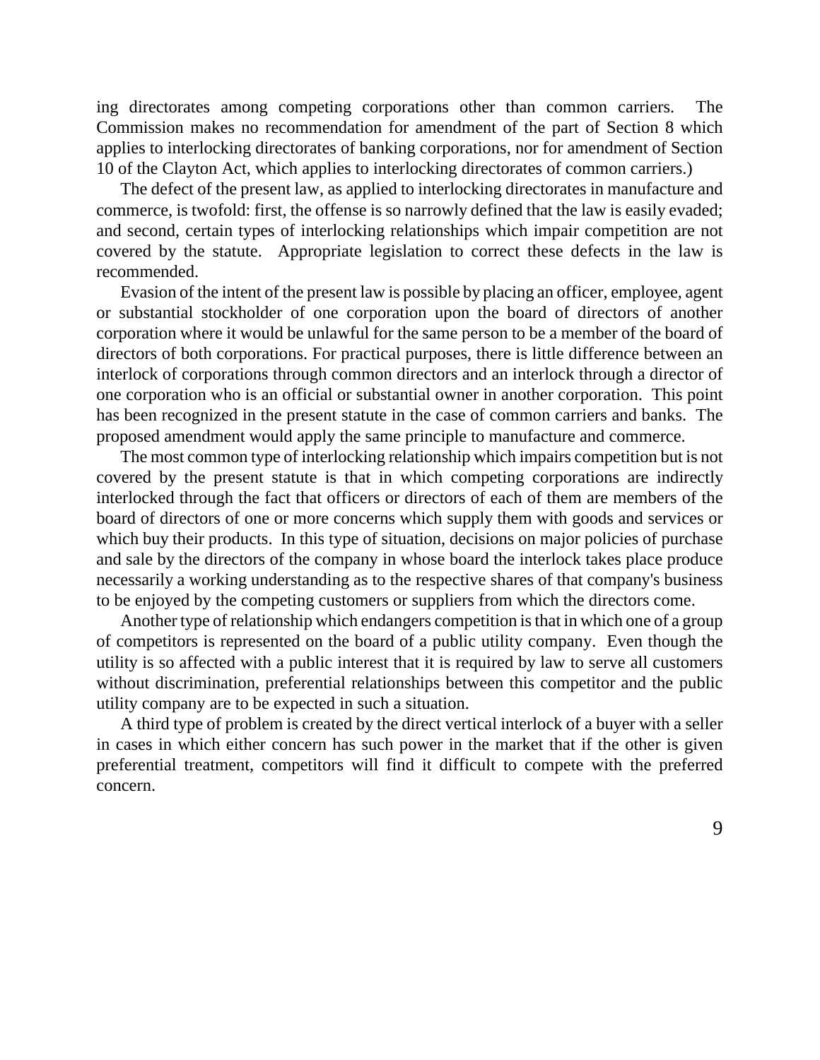ing directorates among competing corporations other than common carriers. The Commission makes no recommendation for amendment of the part of Section 8 which applies to interlocking directorates of banking corporations, nor for amendment of Section 10 of the Clayton Act, which applies to interlocking directorates of common carriers.)

The defect of the present law, as applied to interlocking directorates in manufacture and commerce, is twofold: first, the offense is so narrowly defined that the law is easily evaded; and second, certain types of interlocking relationships which impair competition are not covered by the statute. Appropriate legislation to correct these defects in the law is recommended.

Evasion of the intent of the present law is possible by placing an officer, employee, agent or substantial stockholder of one corporation upon the board of directors of another corporation where it would be unlawful for the same person to be a member of the board of directors of both corporations. For practical purposes, there is little difference between an interlock of corporations through common directors and an interlock through a director of one corporation who is an official or substantial owner in another corporation. This point has been recognized in the present statute in the case of common carriers and banks. The proposed amendment would apply the same principle to manufacture and commerce.

The most common type of interlocking relationship which impairs competition but is not covered by the present statute is that in which competing corporations are indirectly interlocked through the fact that officers or directors of each of them are members of the board of directors of one or more concerns which supply them with goods and services or which buy their products. In this type of situation, decisions on major policies of purchase and sale by the directors of the company in whose board the interlock takes place produce necessarily a working understanding as to the respective shares of that company's business to be enjoyed by the competing customers or suppliers from which the directors come.

Another type of relationship which endangers competition is that in which one of a group of competitors is represented on the board of a public utility company. Even though the utility is so affected with a public interest that it is required by law to serve all customers without discrimination, preferential relationships between this competitor and the public utility company are to be expected in such a situation.

A third type of problem is created by the direct vertical interlock of a buyer with a seller in cases in which either concern has such power in the market that if the other is given preferential treatment, competitors will find it difficult to compete with the preferred concern.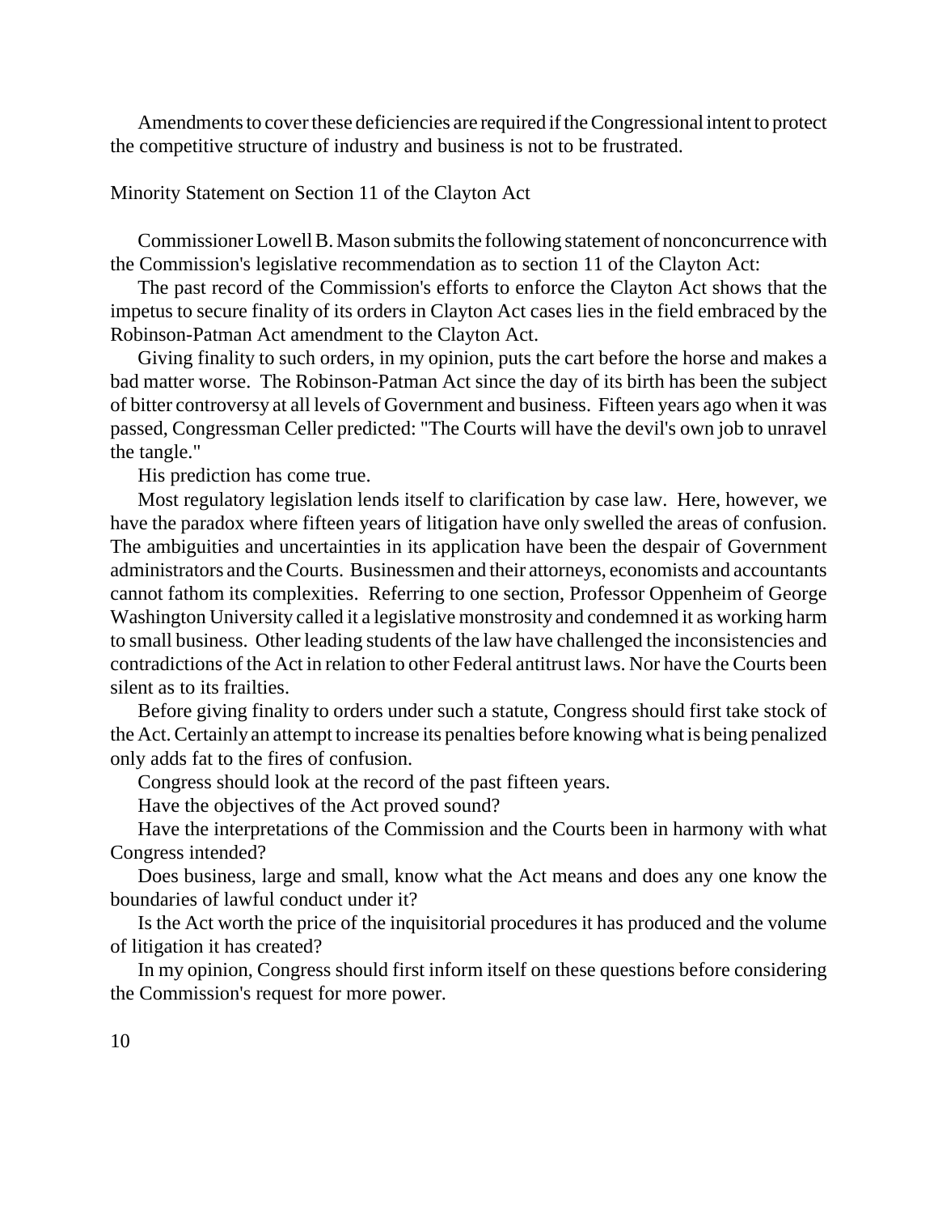Amendments to cover these deficiencies are required if the Congressional intent to protect the competitive structure of industry and business is not to be frustrated.

## Minority Statement on Section 11 of the Clayton Act

Commissioner Lowell B. Mason submits the following statement of nonconcurrence with the Commission's legislative recommendation as to section 11 of the Clayton Act:

The past record of the Commission's efforts to enforce the Clayton Act shows that the impetus to secure finality of its orders in Clayton Act cases lies in the field embraced by the Robinson-Patman Act amendment to the Clayton Act.

Giving finality to such orders, in my opinion, puts the cart before the horse and makes a bad matter worse. The Robinson-Patman Act since the day of its birth has been the subject of bitter controversy at all levels of Government and business. Fifteen years ago when it was passed, Congressman Celler predicted: "The Courts will have the devil's own job to unravel the tangle."

His prediction has come true.

Most regulatory legislation lends itself to clarification by case law. Here, however, we have the paradox where fifteen years of litigation have only swelled the areas of confusion. The ambiguities and uncertainties in its application have been the despair of Government administrators and the Courts. Businessmen and their attorneys, economists and accountants cannot fathom its complexities. Referring to one section, Professor Oppenheim of George Washington University called it a legislative monstrosity and condemned it as working harm to small business. Other leading students of the law have challenged the inconsistencies and contradictions of the Act in relation to other Federal antitrust laws. Nor have the Courts been silent as to its frailties.

Before giving finality to orders under such a statute, Congress should first take stock of the Act. Certainly an attempt to increase its penalties before knowing what is being penalized only adds fat to the fires of confusion.

Congress should look at the record of the past fifteen years.

Have the objectives of the Act proved sound?

Have the interpretations of the Commission and the Courts been in harmony with what Congress intended?

Does business, large and small, know what the Act means and does any one know the boundaries of lawful conduct under it?

Is the Act worth the price of the inquisitorial procedures it has produced and the volume of litigation it has created?

In my opinion, Congress should first inform itself on these questions before considering the Commission's request for more power.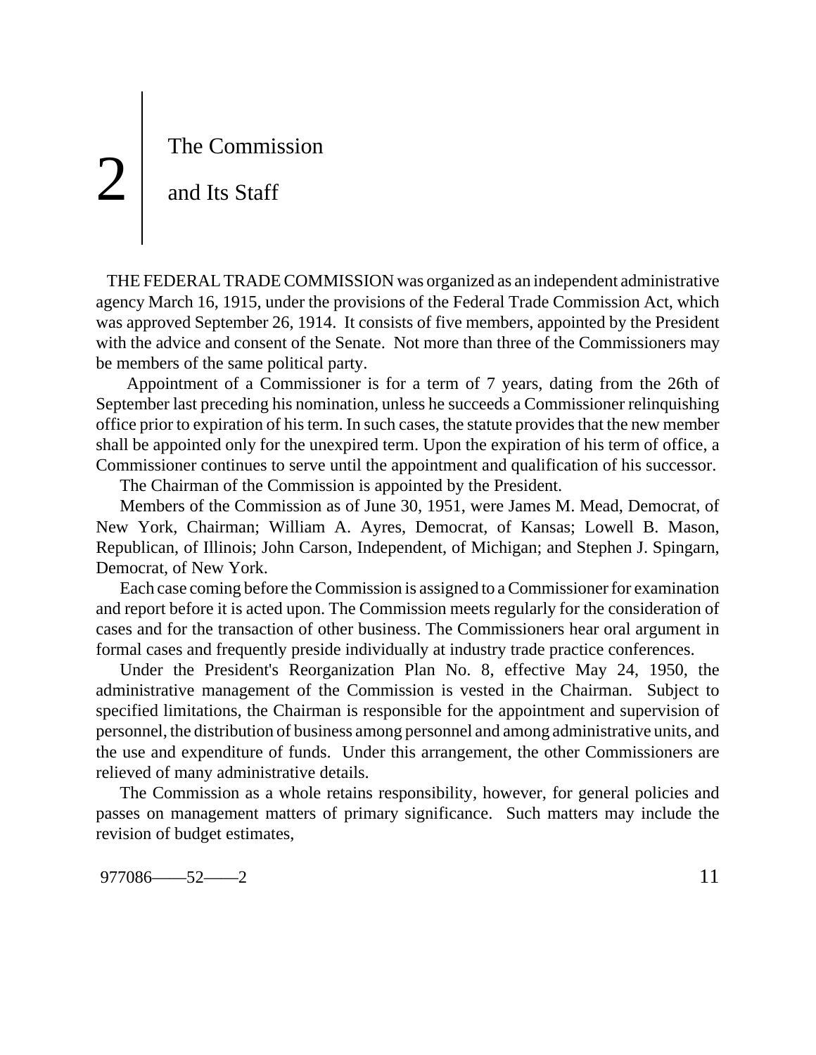# 2 The Commission and Its Staff

THE FEDERAL TRADE COMMISSION was organized as an independent administrative agency March 16, 1915, under the provisions of the Federal Trade Commission Act, which was approved September 26, 1914. It consists of five members, appointed by the President with the advice and consent of the Senate. Not more than three of the Commissioners may be members of the same political party.

Appointment of a Commissioner is for a term of 7 years, dating from the 26th of September last preceding his nomination, unless he succeeds a Commissioner relinquishing office prior to expiration of his term. In such cases, the statute provides that the new member shall be appointed only for the unexpired term. Upon the expiration of his term of office, a Commissioner continues to serve until the appointment and qualification of his successor.

The Chairman of the Commission is appointed by the President.

Members of the Commission as of June 30, 1951, were James M. Mead, Democrat, of New York, Chairman; William A. Ayres, Democrat, of Kansas; Lowell B. Mason, Republican, of Illinois; John Carson, Independent, of Michigan; and Stephen J. Spingarn, Democrat, of New York.

Each case coming before the Commission is assigned to a Commissioner for examination and report before it is acted upon. The Commission meets regularly for the consideration of cases and for the transaction of other business. The Commissioners hear oral argument in formal cases and frequently preside individually at industry trade practice conferences.

Under the President's Reorganization Plan No. 8, effective May 24, 1950, the administrative management of the Commission is vested in the Chairman. Subject to specified limitations, the Chairman is responsible for the appointment and supervision of personnel, the distribution of business among personnel and among administrative units, and the use and expenditure of funds. Under this arrangement, the other Commissioners are relieved of many administrative details.

The Commission as a whole retains responsibility, however, for general policies and passes on management matters of primary significance. Such matters may include the revision of budget estimates,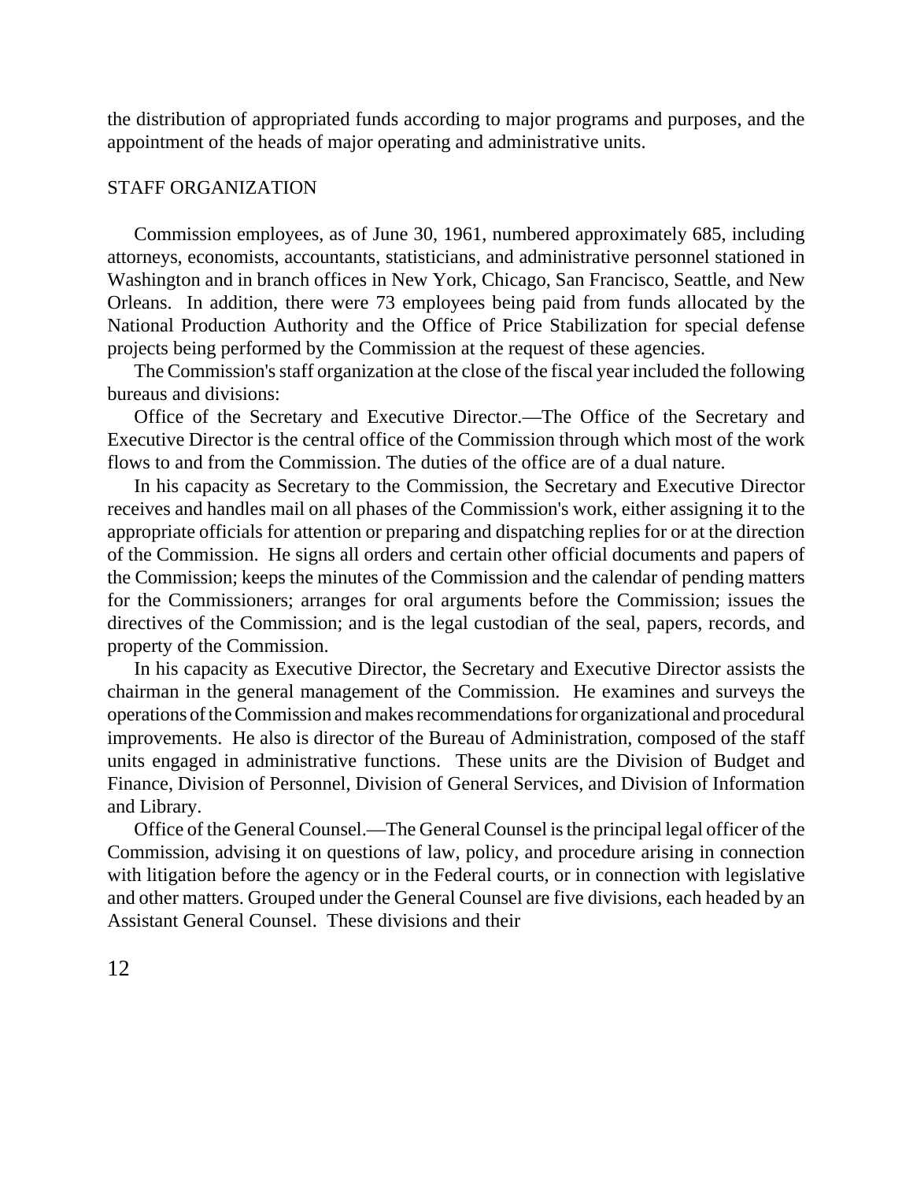the distribution of appropriated funds according to major programs and purposes, and the appointment of the heads of major operating and administrative units.

## STAFF ORGANIZATION

Commission employees, as of June 30, 1961, numbered approximately 685, including attorneys, economists, accountants, statisticians, and administrative personnel stationed in Washington and in branch offices in New York, Chicago, San Francisco, Seattle, and New Orleans. In addition, there were 73 employees being paid from funds allocated by the National Production Authority and the Office of Price Stabilization for special defense projects being performed by the Commission at the request of these agencies.

The Commission's staff organization at the close of the fiscal year included the following bureaus and divisions:

Office of the Secretary and Executive Director.—The Office of the Secretary and Executive Director is the central office of the Commission through which most of the work flows to and from the Commission. The duties of the office are of a dual nature.

In his capacity as Secretary to the Commission, the Secretary and Executive Director receives and handles mail on all phases of the Commission's work, either assigning it to the appropriate officials for attention or preparing and dispatching replies for or at the direction of the Commission. He signs all orders and certain other official documents and papers of the Commission; keeps the minutes of the Commission and the calendar of pending matters for the Commissioners; arranges for oral arguments before the Commission; issues the directives of the Commission; and is the legal custodian of the seal, papers, records, and property of the Commission.

In his capacity as Executive Director, the Secretary and Executive Director assists the chairman in the general management of the Commission. He examines and surveys the operations of the Commission and makes recommendations for organizational and procedural improvements. He also is director of the Bureau of Administration, composed of the staff units engaged in administrative functions. These units are the Division of Budget and Finance, Division of Personnel, Division of General Services, and Division of Information and Library.

Office of the General Counsel.—The General Counsel is the principal legal officer of the Commission, advising it on questions of law, policy, and procedure arising in connection with litigation before the agency or in the Federal courts, or in connection with legislative and other matters. Grouped under the General Counsel are five divisions, each headed by an Assistant General Counsel. These divisions and their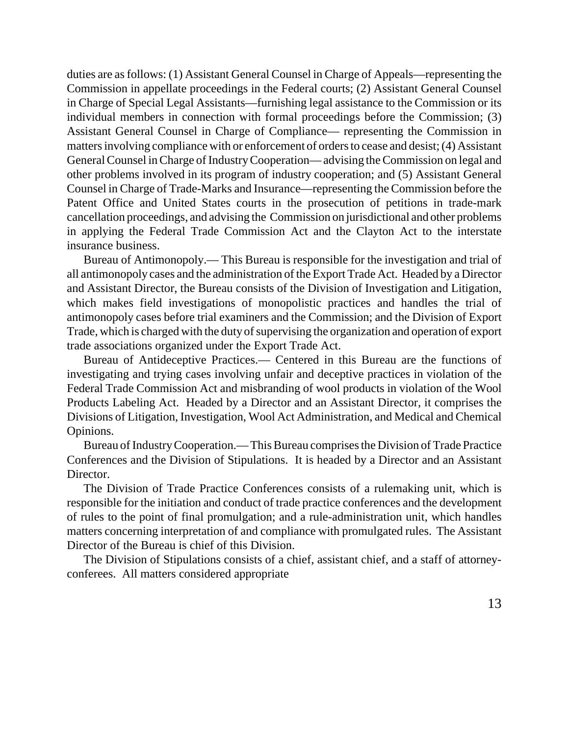duties are as follows: (1) Assistant General Counsel in Charge of Appeals—representing the Commission in appellate proceedings in the Federal courts; (2) Assistant General Counsel in Charge of Special Legal Assistants—furnishing legal assistance to the Commission or its individual members in connection with formal proceedings before the Commission; (3) Assistant General Counsel in Charge of Compliance— representing the Commission in matters involving compliance with or enforcement of orders to cease and desist; (4) Assistant General Counsel in Charge of Industry Cooperation— advising the Commission on legal and other problems involved in its program of industry cooperation; and (5) Assistant General Counsel in Charge of Trade-Marks and Insurance—representing the Commission before the Patent Office and United States courts in the prosecution of petitions in trade-mark cancellation proceedings, and advising the Commission on jurisdictional and other problems in applying the Federal Trade Commission Act and the Clayton Act to the interstate insurance business.

Bureau of Antimonopoly.— This Bureau is responsible for the investigation and trial of all antimonopoly cases and the administration of the Export Trade Act. Headed by a Director and Assistant Director, the Bureau consists of the Division of Investigation and Litigation, which makes field investigations of monopolistic practices and handles the trial of antimonopoly cases before trial examiners and the Commission; and the Division of Export Trade, which is charged with the duty of supervising the organization and operation of export trade associations organized under the Export Trade Act.

Bureau of Antideceptive Practices.— Centered in this Bureau are the functions of investigating and trying cases involving unfair and deceptive practices in violation of the Federal Trade Commission Act and misbranding of wool products in violation of the Wool Products Labeling Act. Headed by a Director and an Assistant Director, it comprises the Divisions of Litigation, Investigation, Wool Act Administration, and Medical and Chemical Opinions.

Bureau of Industry Cooperation.— This Bureau comprises the Division of Trade Practice Conferences and the Division of Stipulations. It is headed by a Director and an Assistant Director.

The Division of Trade Practice Conferences consists of a rulemaking unit, which is responsible for the initiation and conduct of trade practice conferences and the development of rules to the point of final promulgation; and a rule-administration unit, which handles matters concerning interpretation of and compliance with promulgated rules. The Assistant Director of the Bureau is chief of this Division.

The Division of Stipulations consists of a chief, assistant chief, and a staff of attorney-conferees. All matters considered appropriate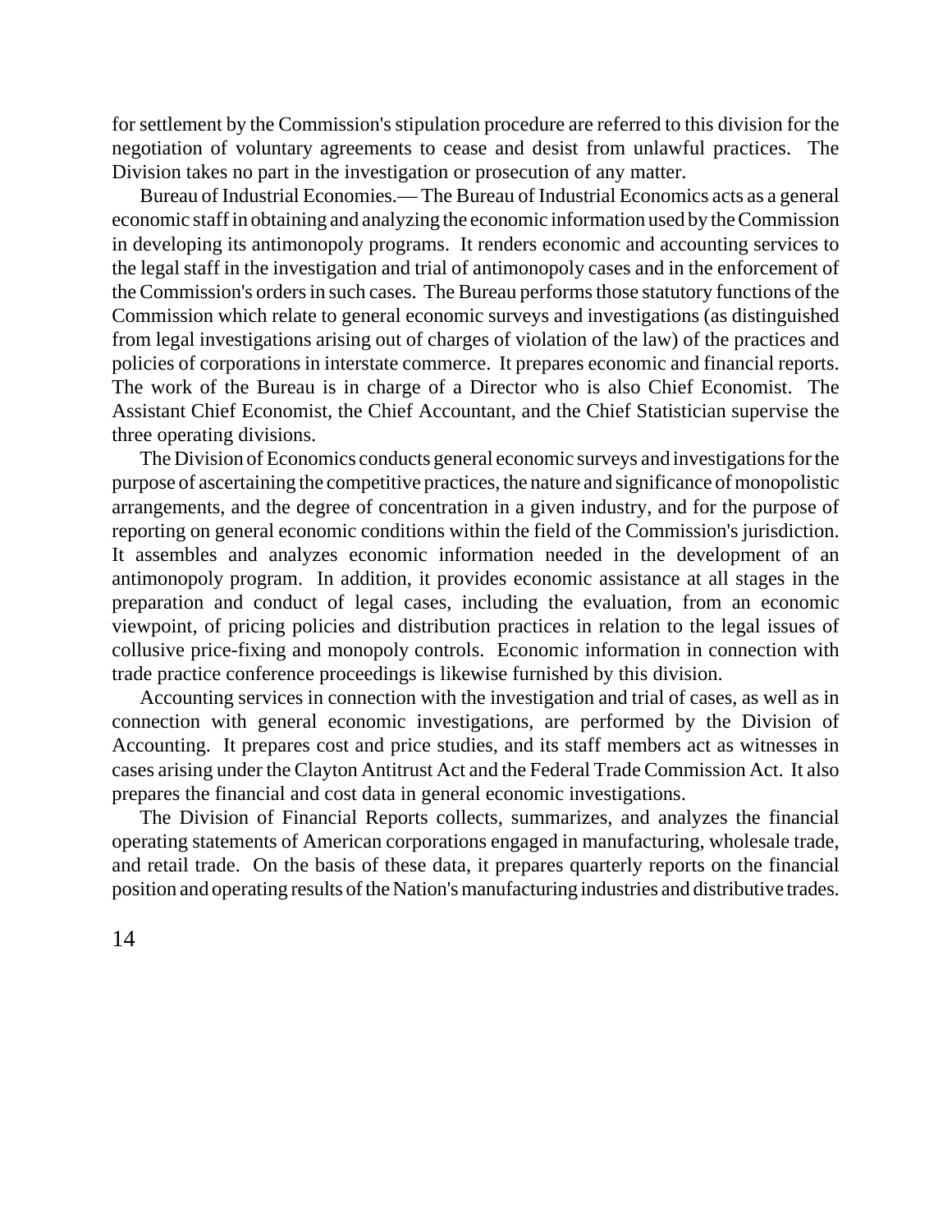for settlement by the Commission's stipulation procedure are referred to this division for the negotiation of voluntary agreements to cease and desist from unlawful practices. The Division takes no part in the investigation or prosecution of any matter.

Bureau of Industrial Economies.— The Bureau of Industrial Economics acts as a general economic staff in obtaining and analyzing the economic information used by the Commission in developing its antimonopoly programs. It renders economic and accounting services to the legal staff in the investigation and trial of antimonopoly cases and in the enforcement of the Commission's orders in such cases. The Bureau performs those statutory functions of the Commission which relate to general economic surveys and investigations (as distinguished from legal investigations arising out of charges of violation of the law) of the practices and policies of corporations in interstate commerce. It prepares economic and financial reports. The work of the Bureau is in charge of a Director who is also Chief Economist. The Assistant Chief Economist, the Chief Accountant, and the Chief Statistician supervise the three operating divisions.

The Division of Economics conducts general economic surveys and investigations for the purpose of ascertaining the competitive practices, the nature and significance of monopolistic arrangements, and the degree of concentration in a given industry, and for the purpose of reporting on general economic conditions within the field of the Commission's jurisdiction. It assembles and analyzes economic information needed in the development of an antimonopoly program. In addition, it provides economic assistance at all stages in the preparation and conduct of legal cases, including the evaluation, from an economic viewpoint, of pricing policies and distribution practices in relation to the legal issues of collusive price-fixing and monopoly controls. Economic information in connection with trade practice conference proceedings is likewise furnished by this division.

Accounting services in connection with the investigation and trial of cases, as well as in connection with general economic investigations, are performed by the Division of Accounting. It prepares cost and price studies, and its staff members act as witnesses in cases arising under the Clayton Antitrust Act and the Federal Trade Commission Act. It also prepares the financial and cost data in general economic investigations.

The Division of Financial Reports collects, summarizes, and analyzes the financial operating statements of American corporations engaged in manufacturing, wholesale trade, and retail trade. On the basis of these data, it prepares quarterly reports on the financial position and operating results of the Nation's manufacturing industries and distributive trades.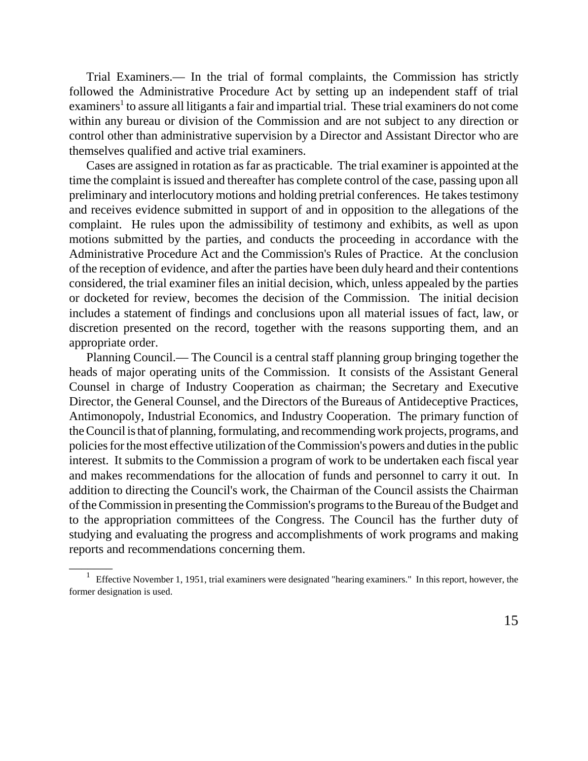Trial Examiners.— In the trial of formal complaints, the Commission has strictly followed the Administrative Procedure Act by setting up an independent staff of trial examiners[1] to assure all litigants a fair and impartial trial. These trial examiners do not come within any bureau or division of the Commission and are not subject to any direction or control other than administrative supervision by a Director and Assistant Director who are themselves qualified and active trial examiners.

Cases are assigned in rotation as far as practicable. The trial examiner is appointed at the time the complaint is issued and thereafter has complete control of the case, passing upon all preliminary and interlocutory motions and holding pretrial conferences. He takes testimony and receives evidence submitted in support of and in opposition to the allegations of the complaint. He rules upon the admissibility of testimony and exhibits, as well as upon motions submitted by the parties, and conducts the proceeding in accordance with the Administrative Procedure Act and the Commission's Rules of Practice. At the conclusion of the reception of evidence, and after the parties have been duly heard and their contentions considered, the trial examiner files an initial decision, which, unless appealed by the parties or docketed for review, becomes the decision of the Commission. The initial decision includes a statement of findings and conclusions upon all material issues of fact, law, or discretion presented on the record, together with the reasons supporting them, and an appropriate order.

Planning Council.— The Council is a central staff planning group bringing together the heads of major operating units of the Commission. It consists of the Assistant General Counsel in charge of Industry Cooperation as chairman; the Secretary and Executive Director, the General Counsel, and the Directors of the Bureaus of Antideceptive Practices, Antimonopoly, Industrial Economics, and Industry Cooperation. The primary function of the Council is that of planning, formulating, and recommending work projects, programs, and policies for the most effective utilization of the Commission's powers and duties in the public interest. It submits to the Commission a program of work to be undertaken each fiscal year and makes recommendations for the allocation of funds and personnel to carry it out. In addition to directing the Council's work, the Chairman of the Council assists the Chairman of the Commission in presenting the Commission's programs to the Bureau of the Budget and to the appropriation committees of the Congress. The Council has the further duty of studying and evaluating the progress and accomplishments of work programs and making reports and recommendations concerning them.

---

[1] Effective November 1, 1951, trial examiners were designated "hearing examiners." In this report, however, the former designation is used.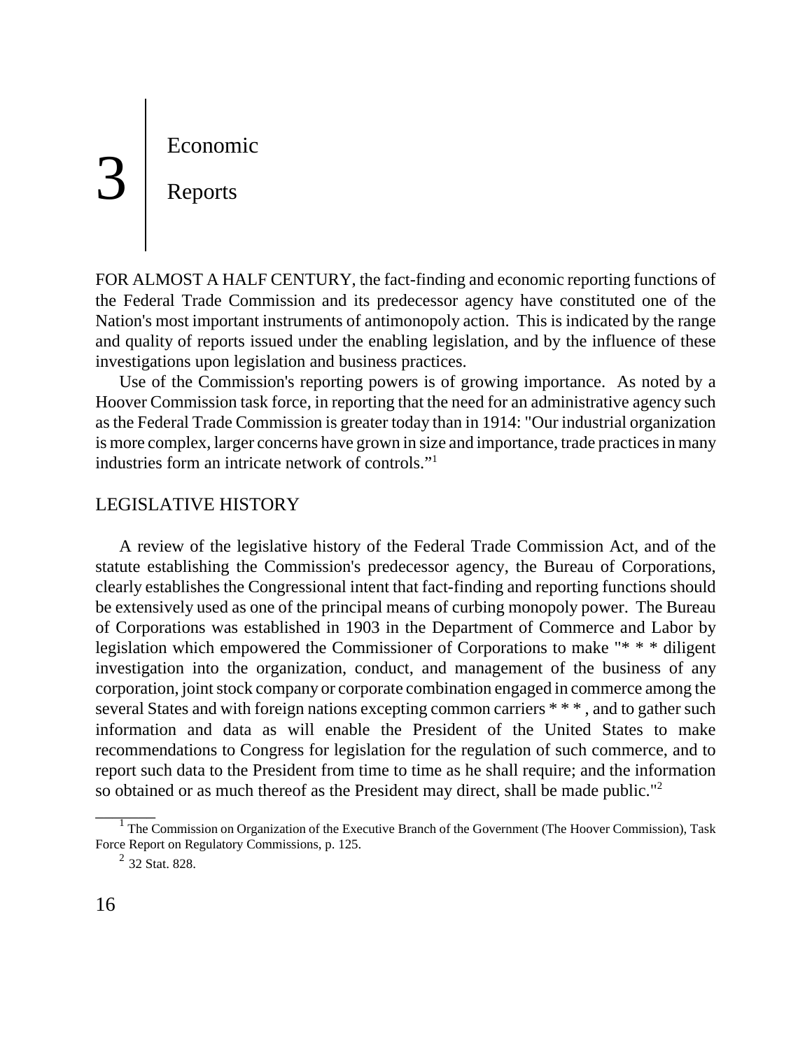# 3 Economic Reports

FOR ALMOST A HALF CENTURY, the fact-finding and economic reporting functions of the Federal Trade Commission and its predecessor agency have constituted one of the Nation's most important instruments of antimonopoly action. This is indicated by the range and quality of reports issued under the enabling legislation, and by the influence of these investigations upon legislation and business practices.

Use of the Commission's reporting powers is of growing importance. As noted by a Hoover Commission task force, in reporting that the need for an administrative agency such as the Federal Trade Commission is greater today than in 1914: "Our industrial organization is more complex, larger concerns have grown in size and importance, trade practices in many industries form an intricate network of controls."[1]

## LEGISLATIVE HISTORY

A review of the legislative history of the Federal Trade Commission Act, and of the statute establishing the Commission's predecessor agency, the Bureau of Corporations, clearly establishes the Congressional intent that fact-finding and reporting functions should be extensively used as one of the principal means of curbing monopoly power. The Bureau of Corporations was established in 1903 in the Department of Commerce and Labor by legislation which empowered the Commissioner of Corporations to make "* * * diligent investigation into the organization, conduct, and management of the business of any corporation, joint stock company or corporate combination engaged in commerce among the several States and with foreign nations excepting common carriers * * * , and to gather such information and data as will enable the President of the United States to make recommendations to Congress for legislation for the regulation of such commerce, and to report such data to the President from time to time as he shall require; and the information so obtained or as much thereof as the President may direct, shall be made public."[2]

---

[1] The Commission on Organization of the Executive Branch of the Government (The Hoover Commission), Task Force Report on Regulatory Commissions, p. 125.

[2] 32 Stat. 828.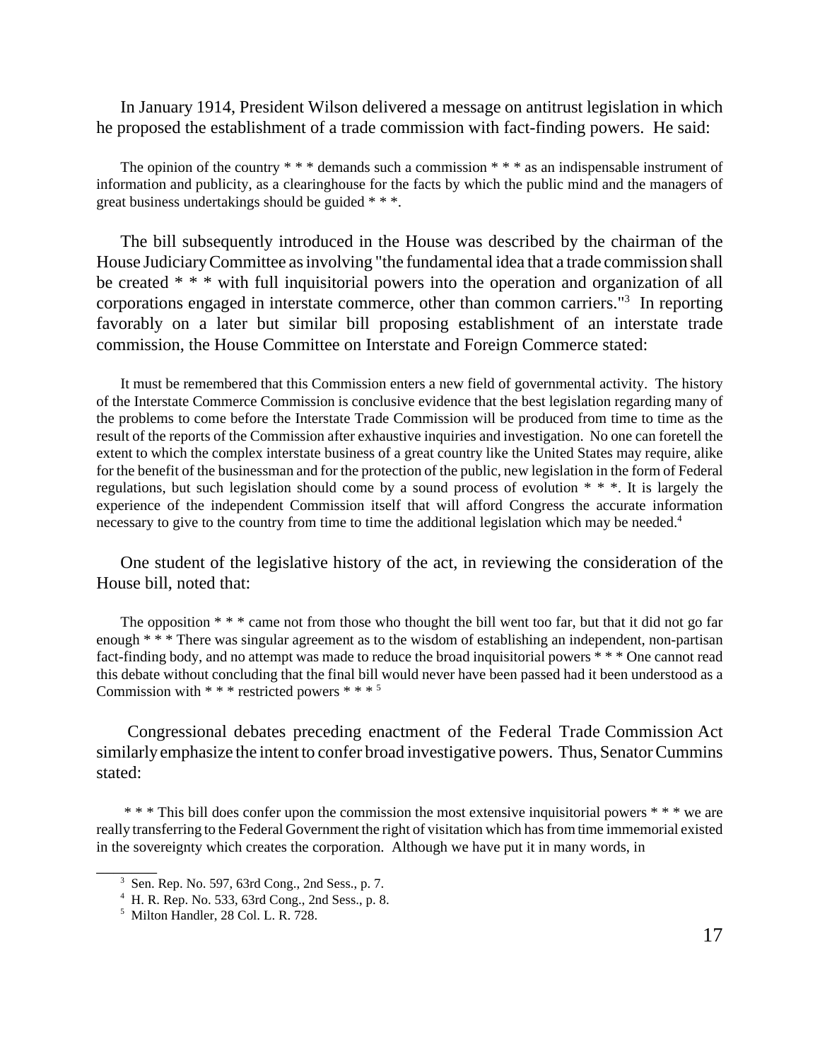In January 1914, President Wilson delivered a message on antitrust legislation in which he proposed the establishment of a trade commission with fact-finding powers. He said:

> The opinion of the country * * * demands such a commission * * * as an indispensable instrument of information and publicity, as a clearinghouse for the facts by which the public mind and the managers of great business undertakings should be guided * * *.

The bill subsequently introduced in the House was described by the chairman of the House Judiciary Committee as involving "the fundamental idea that a trade commission shall be created * * * with full inquisitorial powers into the operation and organization of all corporations engaged in interstate commerce, other than common carriers."[3] In reporting favorably on a later but similar bill proposing establishment of an interstate trade commission, the House Committee on Interstate and Foreign Commerce stated:

> It must be remembered that this Commission enters a new field of governmental activity. The history of the Interstate Commerce Commission is conclusive evidence that the best legislation regarding many of the problems to come before the Interstate Trade Commission will be produced from time to time as the result of the reports of the Commission after exhaustive inquiries and investigation. No one can foretell the extent to which the complex interstate business of a great country like the United States may require, alike for the benefit of the businessman and for the protection of the public, new legislation in the form of Federal regulations, but such legislation should come by a sound process of evolution * * *. It is largely the experience of the independent Commission itself that will afford Congress the accurate information necessary to give to the country from time to time the additional legislation which may be needed.[4]

One student of the legislative history of the act, in reviewing the consideration of the House bill, noted that:

> The opposition * * * came not from those who thought the bill went too far, but that it did not go far enough * * * There was singular agreement as to the wisdom of establishing an independent, non-partisan fact-finding body, and no attempt was made to reduce the broad inquisitorial powers * * * One cannot read this debate without concluding that the final bill would never have been passed had it been understood as a Commission with * * * restricted powers * * * [5]

Congressional debates preceding enactment of the Federal Trade Commission Act similarly emphasize the intent to confer broad investigative powers. Thus, Senator Cummins stated:

> * * * This bill does confer upon the commission the most extensive inquisitorial powers * * * we are really transferring to the Federal Government the right of visitation which has from time immemorial existed in the sovereignty which creates the corporation. Although we have put it in many words, in

---

[3] Sen. Rep. No. 597, 63rd Cong., 2nd Sess., p. 7.

[4] H. R. Rep. No. 533, 63rd Cong., 2nd Sess., p. 8.

[5] Milton Handler, 28 Col. L. R. 728.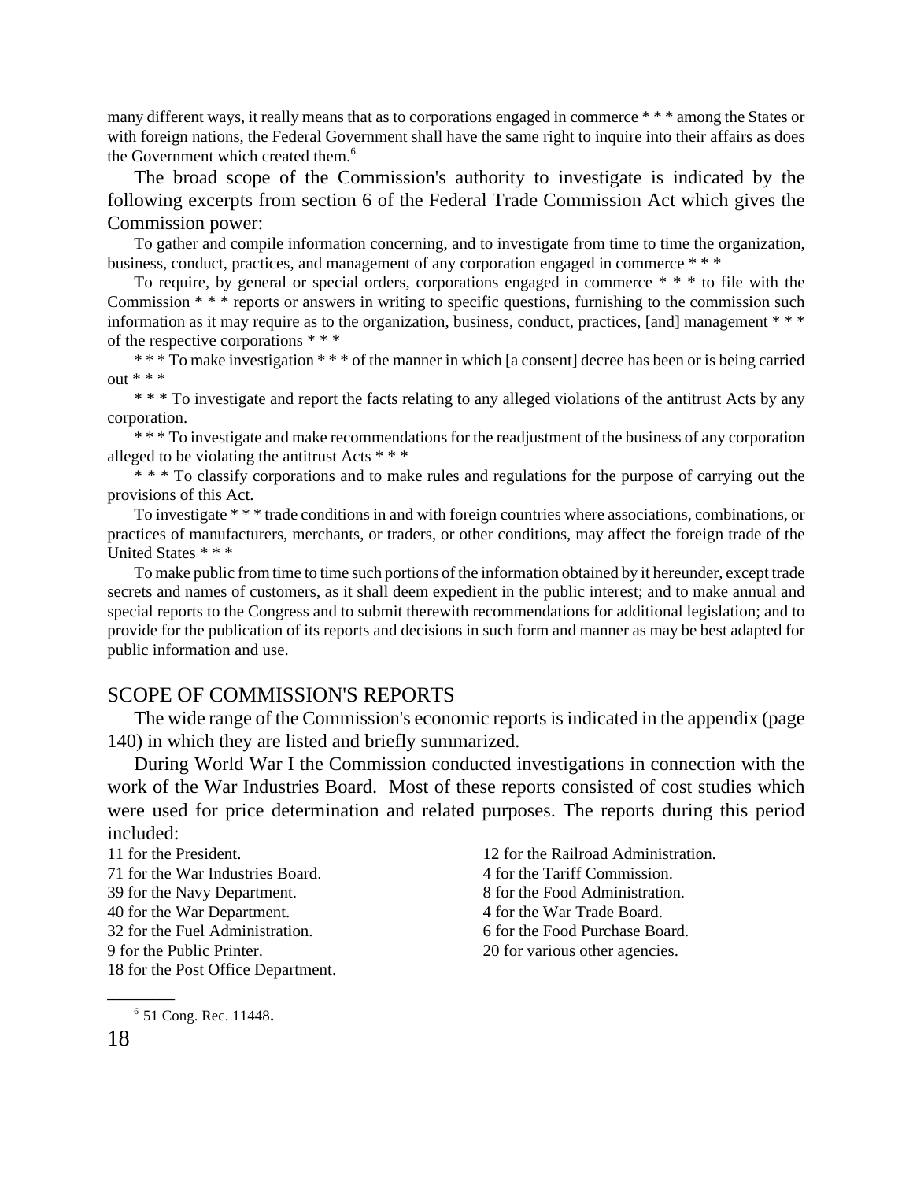many different ways, it really means that as to corporations engaged in commerce * * * among the States or with foreign nations, the Federal Government shall have the same right to inquire into their affairs as does the Government which created them.[6]

The broad scope of the Commission's authority to investigate is indicated by the following excerpts from section 6 of the Federal Trade Commission Act which gives the Commission power:

To gather and compile information concerning, and to investigate from time to time the organization, business, conduct, practices, and management of any corporation engaged in commerce * * *

To require, by general or special orders, corporations engaged in commerce * * * to file with the Commission * * * reports or answers in writing to specific questions, furnishing to the commission such information as it may require as to the organization, business, conduct, practices, [and] management * * * of the respective corporations * * *

* * * To make investigation * * * of the manner in which [a consent] decree has been or is being carried out * * *

* * * To investigate and report the facts relating to any alleged violations of the antitrust Acts by any corporation.

* * * To investigate and make recommendations for the readjustment of the business of any corporation alleged to be violating the antitrust Acts * * *

* * * To classify corporations and to make rules and regulations for the purpose of carrying out the provisions of this Act.

To investigate * * * trade conditions in and with foreign countries where associations, combinations, or practices of manufacturers, merchants, or traders, or other conditions, may affect the foreign trade of the United States * * *

To make public from time to time such portions of the information obtained by it hereunder, except trade secrets and names of customers, as it shall deem expedient in the public interest; and to make annual and special reports to the Congress and to submit therewith recommendations for additional legislation; and to provide for the publication of its reports and decisions in such form and manner as may be best adapted for public information and use.

## SCOPE OF COMMISSION'S REPORTS

The wide range of the Commission's economic reports is indicated in the appendix (page 140) in which they are listed and briefly summarized.

During World War I the Commission conducted investigations in connection with the work of the War Industries Board. Most of these reports consisted of cost studies which were used for price determination and related purposes. The reports during this period included:

11 for the President.
71 for the War Industries Board.
39 for the Navy Department.
40 for the War Department.
32 for the Fuel Administration.
9 for the Public Printer.
18 for the Post Office Department.
12 for the Railroad Administration.
4 for the Tariff Commission.
8 for the Food Administration.
4 for the War Trade Board.
6 for the Food Purchase Board.
20 for various other agencies.

---

[6] 51 Cong. Rec. 11448.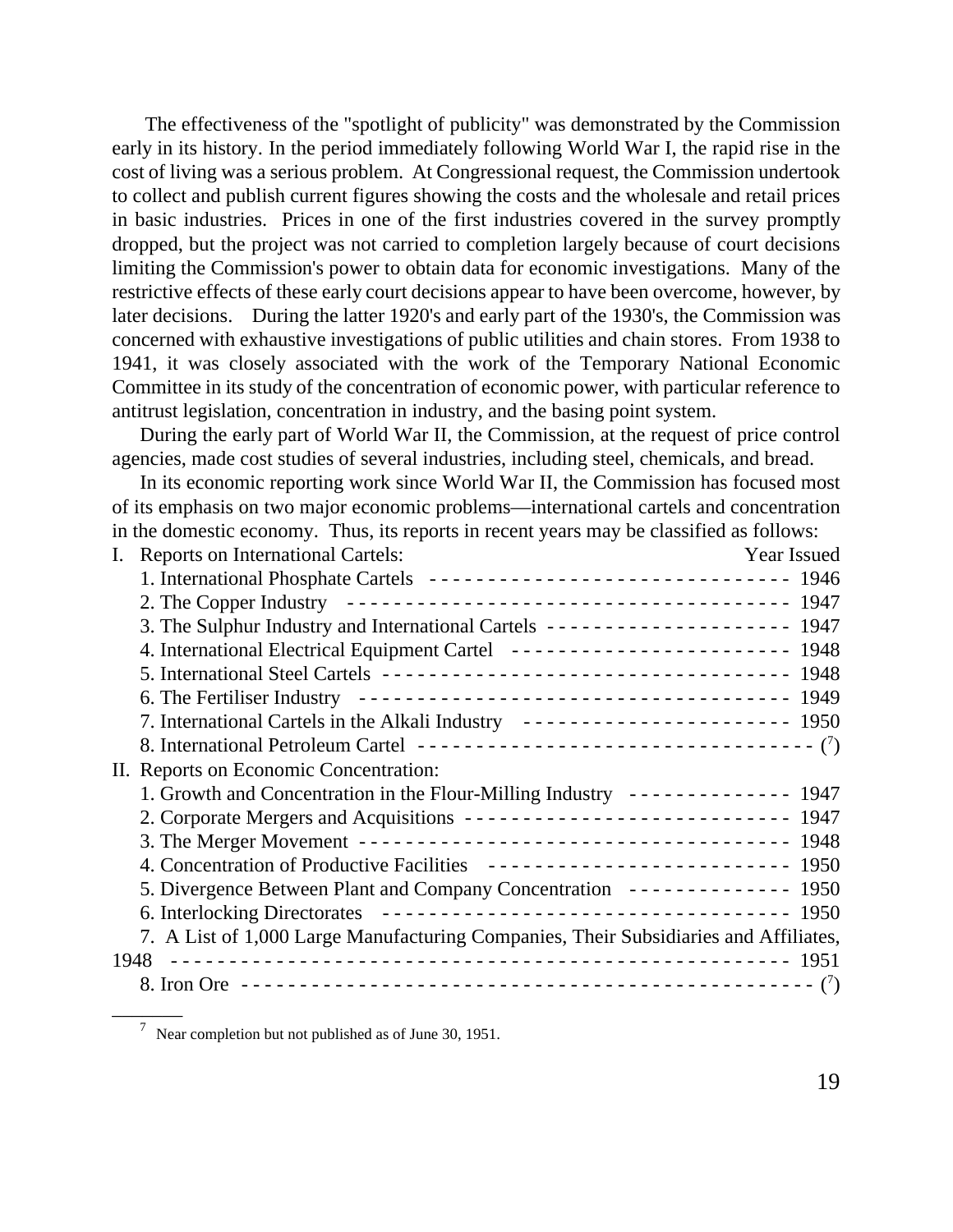The effectiveness of the "spotlight of publicity" was demonstrated by the Commission early in its history. In the period immediately following World War I, the rapid rise in the cost of living was a serious problem. At Congressional request, the Commission undertook to collect and publish current figures showing the costs and the wholesale and retail prices in basic industries. Prices in one of the first industries covered in the survey promptly dropped, but the project was not carried to completion largely because of court decisions limiting the Commission's power to obtain data for economic investigations. Many of the restrictive effects of these early court decisions appear to have been overcome, however, by later decisions. During the latter 1920's and early part of the 1930's, the Commission was concerned with exhaustive investigations of public utilities and chain stores. From 1938 to 1941, it was closely associated with the work of the Temporary National Economic Committee in its study of the concentration of economic power, with particular reference to antitrust legislation, concentration in industry, and the basing point system.

During the early part of World War II, the Commission, at the request of price control agencies, made cost studies of several industries, including steel, chemicals, and bread.

In its economic reporting work since World War II, the Commission has focused most of its emphasis on two major economic problems—international cartels and concentration in the domestic economy. Thus, its reports in recent years may be classified as follows:

| | Year Issued |
|---|---|
| I. Reports on International Cartels: | |
| 1. International Phosphate Cartels | 1946 |
| 2. The Copper Industry | 1947 |
| 3. The Sulphur Industry and International Cartels | 1947 |
| 4. International Electrical Equipment Cartel | 1948 |
| 5. International Steel Cartels | 1948 |
| 6. The Fertiliser Industry | 1949 |
| 7. International Cartels in the Alkali Industry | 1950 |
| 8. International Petroleum Cartel | ([7]) |
| II. Reports on Economic Concentration: | |
| 1. Growth and Concentration in the Flour-Milling Industry | 1947 |
| 2. Corporate Mergers and Acquisitions | 1947 |
| 3. The Merger Movement | 1948 |
| 4. Concentration of Productive Facilities | 1950 |
| 5. Divergence Between Plant and Company Concentration | 1950 |
| 6. Interlocking Directorates | 1950 |
| 7. A List of 1,000 Large Manufacturing Companies, Their Subsidiaries and Affiliates, 1948 | 1951 |
| 8. Iron Ore | ([7]) |

[7] Near completion but not published as of June 30, 1951.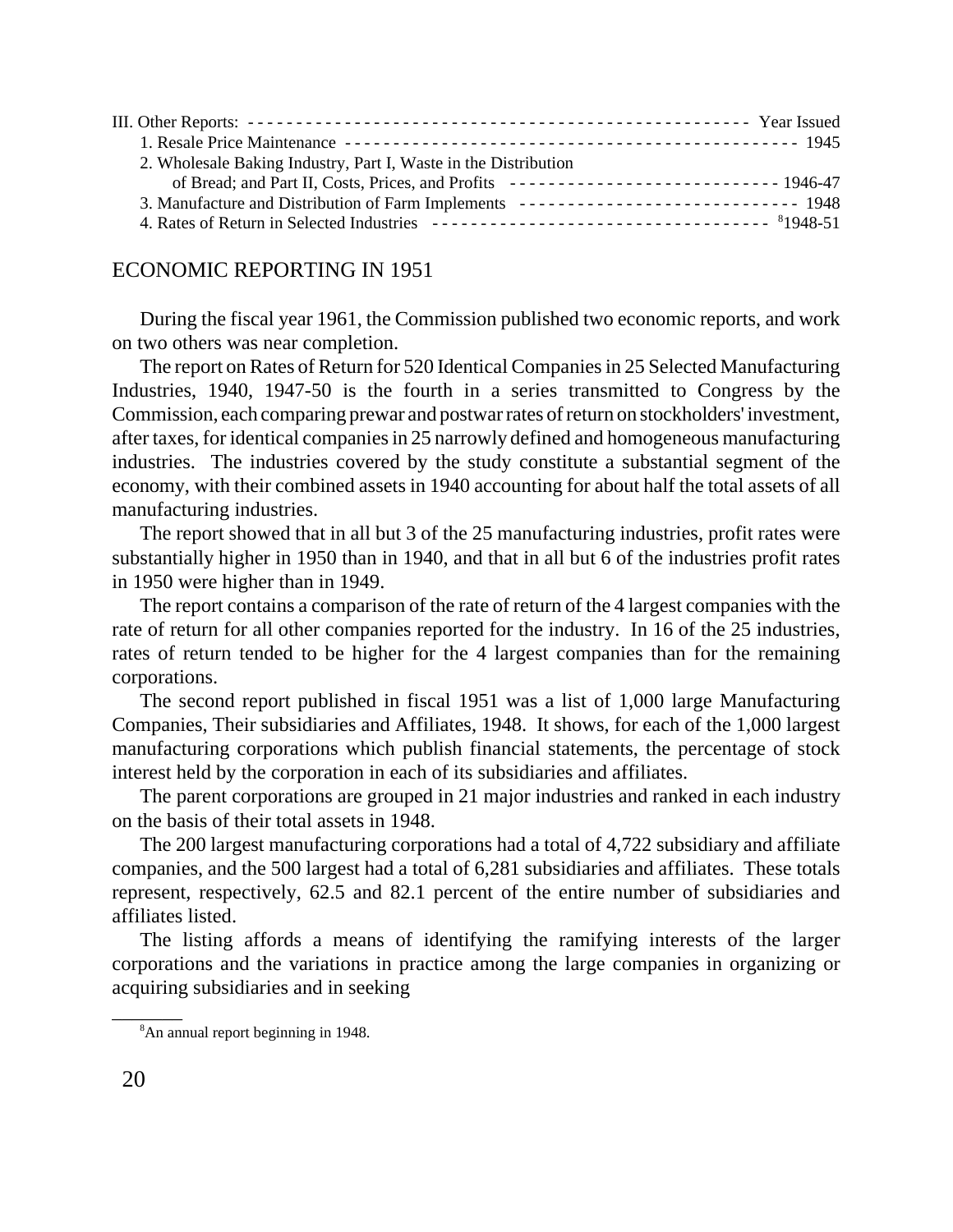III. Other Reports: ---------------------------------------------------- Year Issued

1. Resale Price Maintenance ---------------------------------------------- 1945
2. Wholesale Baking Industry, Part I, Waste in the Distribution of Bread; and Part II, Costs, Prices, and Profits ---------------------------- 1946-47
3. Manufacture and Distribution of Farm Implements ----------------------------- 1948
4. Rates of Return in Selected Industries ----------------------------------- [8]1948-51

## ECONOMIC REPORTING IN 1951

During the fiscal year 1961, the Commission published two economic reports, and work on two others was near completion.

The report on Rates of Return for 520 Identical Companies in 25 Selected Manufacturing Industries, 1940, 1947-50 is the fourth in a series transmitted to Congress by the Commission, each comparing prewar and postwar rates of return on stockholders' investment, after taxes, for identical companies in 25 narrowly defined and homogeneous manufacturing industries. The industries covered by the study constitute a substantial segment of the economy, with their combined assets in 1940 accounting for about half the total assets of all manufacturing industries.

The report showed that in all but 3 of the 25 manufacturing industries, profit rates were substantially higher in 1950 than in 1940, and that in all but 6 of the industries profit rates in 1950 were higher than in 1949.

The report contains a comparison of the rate of return of the 4 largest companies with the rate of return for all other companies reported for the industry. In 16 of the 25 industries, rates of return tended to be higher for the 4 largest companies than for the remaining corporations.

The second report published in fiscal 1951 was a list of 1,000 large Manufacturing Companies, Their subsidiaries and Affiliates, 1948. It shows, for each of the 1,000 largest manufacturing corporations which publish financial statements, the percentage of stock interest held by the corporation in each of its subsidiaries and affiliates.

The parent corporations are grouped in 21 major industries and ranked in each industry on the basis of their total assets in 1948.

The 200 largest manufacturing corporations had a total of 4,722 subsidiary and affiliate companies, and the 500 largest had a total of 6,281 subsidiaries and affiliates. These totals represent, respectively, 62.5 and 82.1 percent of the entire number of subsidiaries and affiliates listed.

The listing affords a means of identifying the ramifying interests of the larger corporations and the variations in practice among the large companies in organizing or acquiring subsidiaries and in seeking

---

[8]An annual report beginning in 1948.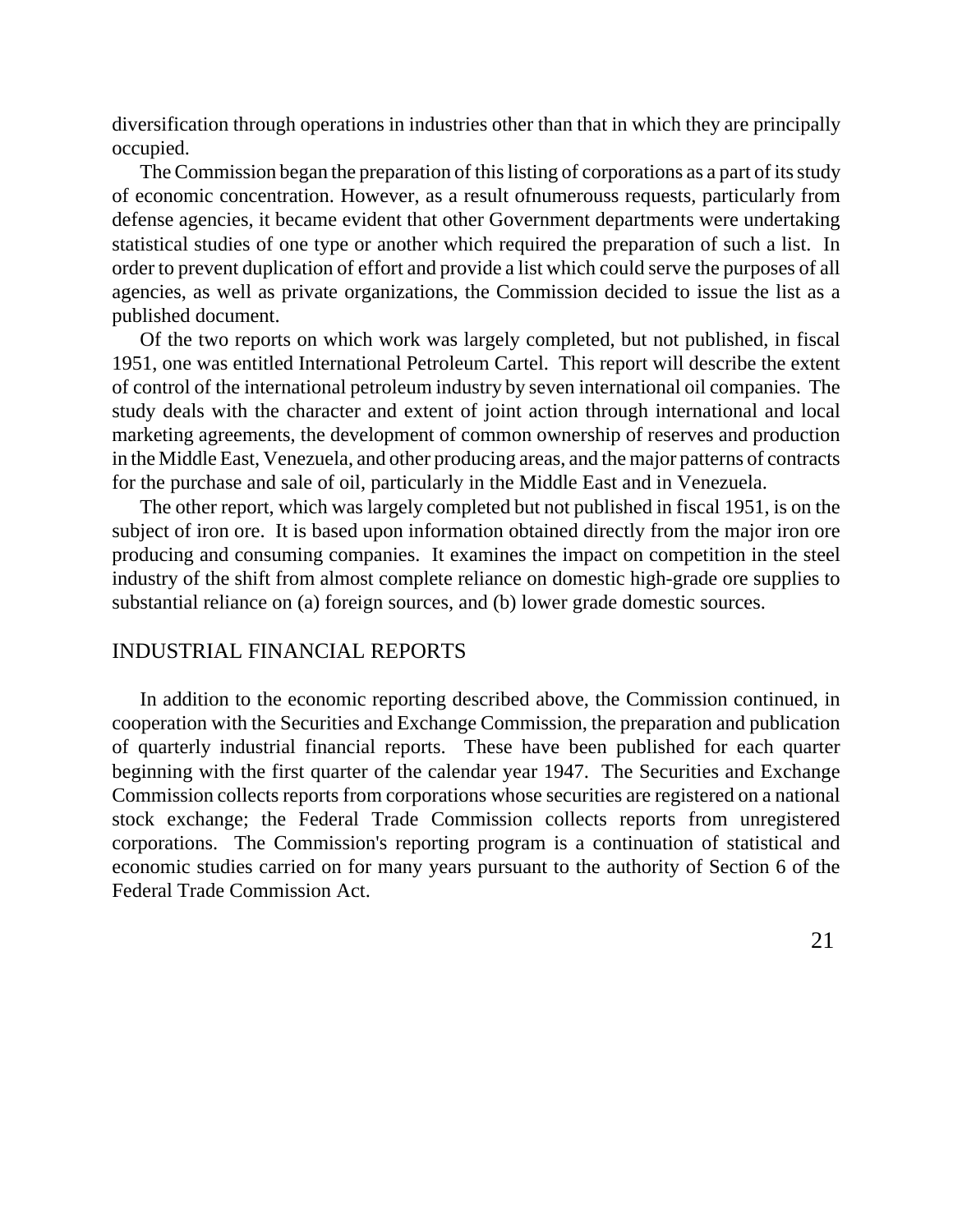diversification through operations in industries other than that in which they are principally occupied.

The Commission began the preparation of this listing of corporations as a part of its study of economic concentration. However, as a result ofnumerouss requests, particularly from defense agencies, it became evident that other Government departments were undertaking statistical studies of one type or another which required the preparation of such a list. In order to prevent duplication of effort and provide a list which could serve the purposes of all agencies, as well as private organizations, the Commission decided to issue the list as a published document.

Of the two reports on which work was largely completed, but not published, in fiscal 1951, one was entitled International Petroleum Cartel. This report will describe the extent of control of the international petroleum industry by seven international oil companies. The study deals with the character and extent of joint action through international and local marketing agreements, the development of common ownership of reserves and production in the Middle East, Venezuela, and other producing areas, and the major patterns of contracts for the purchase and sale of oil, particularly in the Middle East and in Venezuela.

The other report, which was largely completed but not published in fiscal 1951, is on the subject of iron ore. It is based upon information obtained directly from the major iron ore producing and consuming companies. It examines the impact on competition in the steel industry of the shift from almost complete reliance on domestic high-grade ore supplies to substantial reliance on (a) foreign sources, and (b) lower grade domestic sources.

## INDUSTRIAL FINANCIAL REPORTS

In addition to the economic reporting described above, the Commission continued, in cooperation with the Securities and Exchange Commission, the preparation and publication of quarterly industrial financial reports. These have been published for each quarter beginning with the first quarter of the calendar year 1947. The Securities and Exchange Commission collects reports from corporations whose securities are registered on a national stock exchange; the Federal Trade Commission collects reports from unregistered corporations. The Commission's reporting program is a continuation of statistical and economic studies carried on for many years pursuant to the authority of Section 6 of the Federal Trade Commission Act.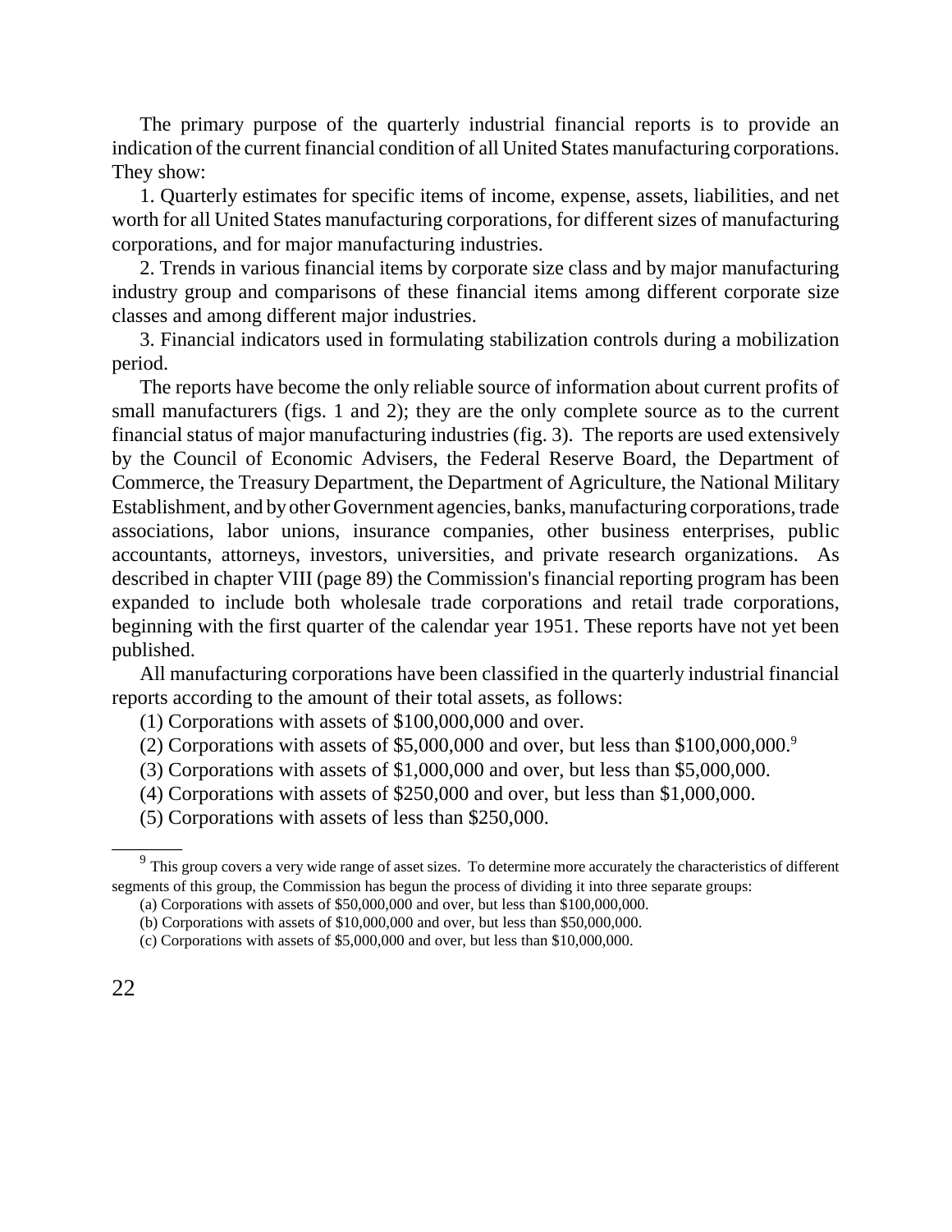The primary purpose of the quarterly industrial financial reports is to provide an indication of the current financial condition of all United States manufacturing corporations. They show:

1. Quarterly estimates for specific items of income, expense, assets, liabilities, and net worth for all United States manufacturing corporations, for different sizes of manufacturing corporations, and for major manufacturing industries.

2. Trends in various financial items by corporate size class and by major manufacturing industry group and comparisons of these financial items among different corporate size classes and among different major industries.

3. Financial indicators used in formulating stabilization controls during a mobilization period.

The reports have become the only reliable source of information about current profits of small manufacturers (figs. 1 and 2); they are the only complete source as to the current financial status of major manufacturing industries (fig. 3). The reports are used extensively by the Council of Economic Advisers, the Federal Reserve Board, the Department of Commerce, the Treasury Department, the Department of Agriculture, the National Military Establishment, and by other Government agencies, banks, manufacturing corporations, trade associations, labor unions, insurance companies, other business enterprises, public accountants, attorneys, investors, universities, and private research organizations. As described in chapter VIII (page 89) the Commission's financial reporting program has been expanded to include both wholesale trade corporations and retail trade corporations, beginning with the first quarter of the calendar year 1951. These reports have not yet been published.

All manufacturing corporations have been classified in the quarterly industrial financial reports according to the amount of their total assets, as follows:

(1) Corporations with assets of $100,000,000 and over.

(2) Corporations with assets of $5,000,000 and over, but less than $100,000,000.[9]

(3) Corporations with assets of $1,000,000 and over, but less than $5,000,000.

(4) Corporations with assets of $250,000 and over, but less than $1,000,000.

(5) Corporations with assets of less than $250,000.

---

[9] This group covers a very wide range of asset sizes. To determine more accurately the characteristics of different segments of this group, the Commission has begun the process of dividing it into three separate groups:

(a) Corporations with assets of $50,000,000 and over, but less than $100,000,000.

(b) Corporations with assets of $10,000,000 and over, but less than $50,000,000.

(c) Corporations with assets of $5,000,000 and over, but less than $10,000,000.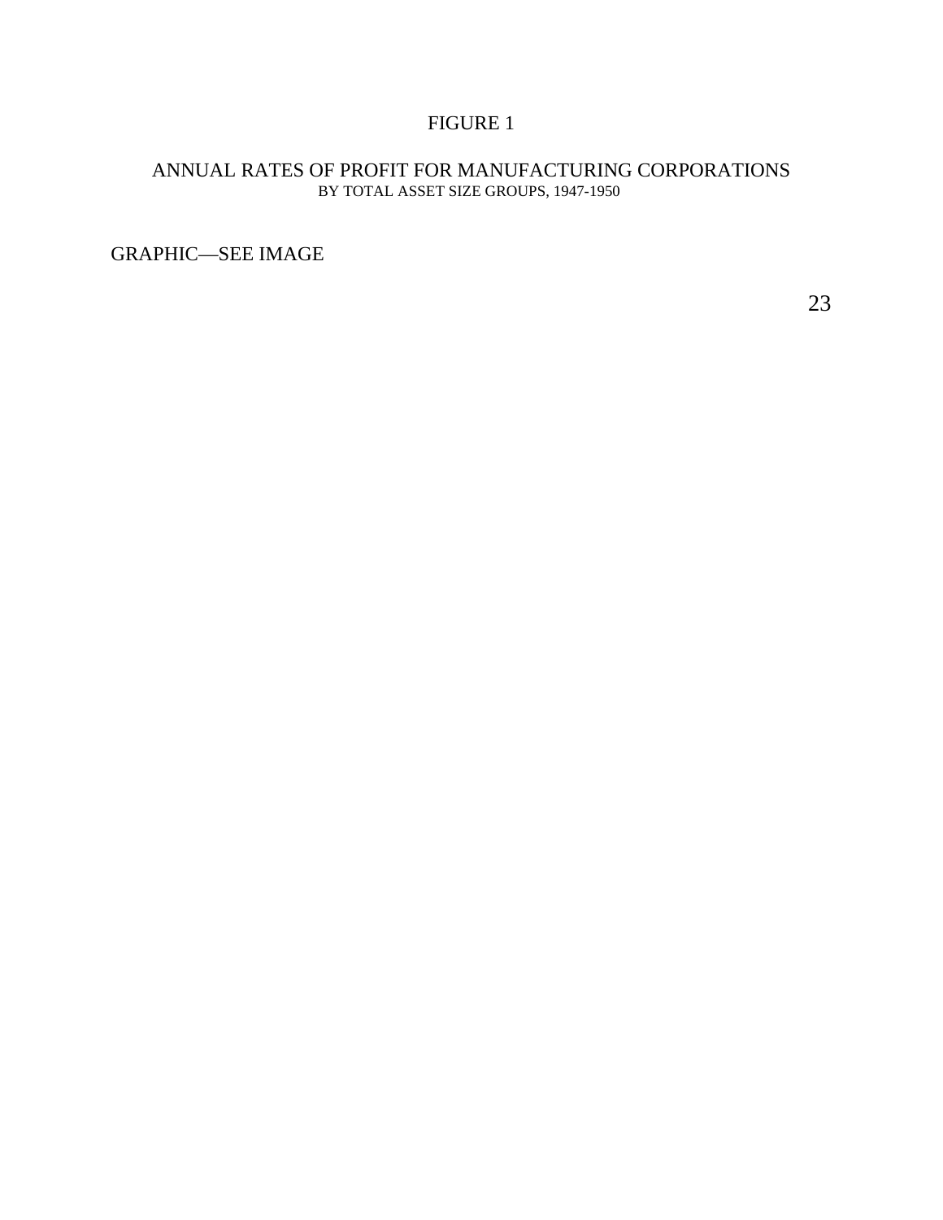FIGURE 1

ANNUAL RATES OF PROFIT FOR MANUFACTURING CORPORATIONS
BY TOTAL ASSET SIZE GROUPS, 1947-1950

GRAPHIC—SEE IMAGE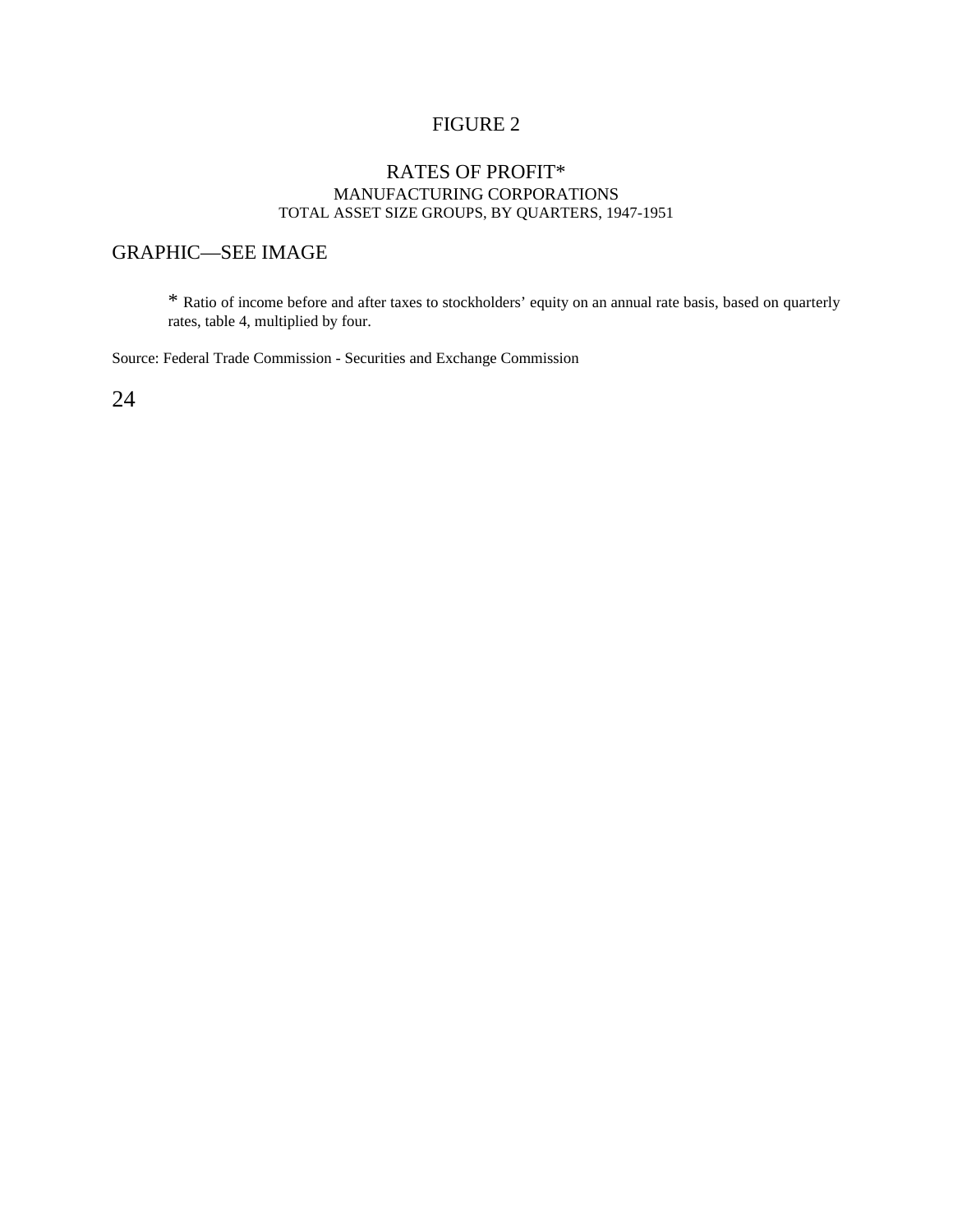# FIGURE 2

## RATES OF PROFIT*

MANUFACTURING CORPORATIONS

TOTAL ASSET SIZE GROUPS, BY QUARTERS, 1947-1951

GRAPHIC—SEE IMAGE

* Ratio of income before and after taxes to stockholders' equity on an annual rate basis, based on quarterly rates, table 4, multiplied by four.

Source: Federal Trade Commission - Securities and Exchange Commission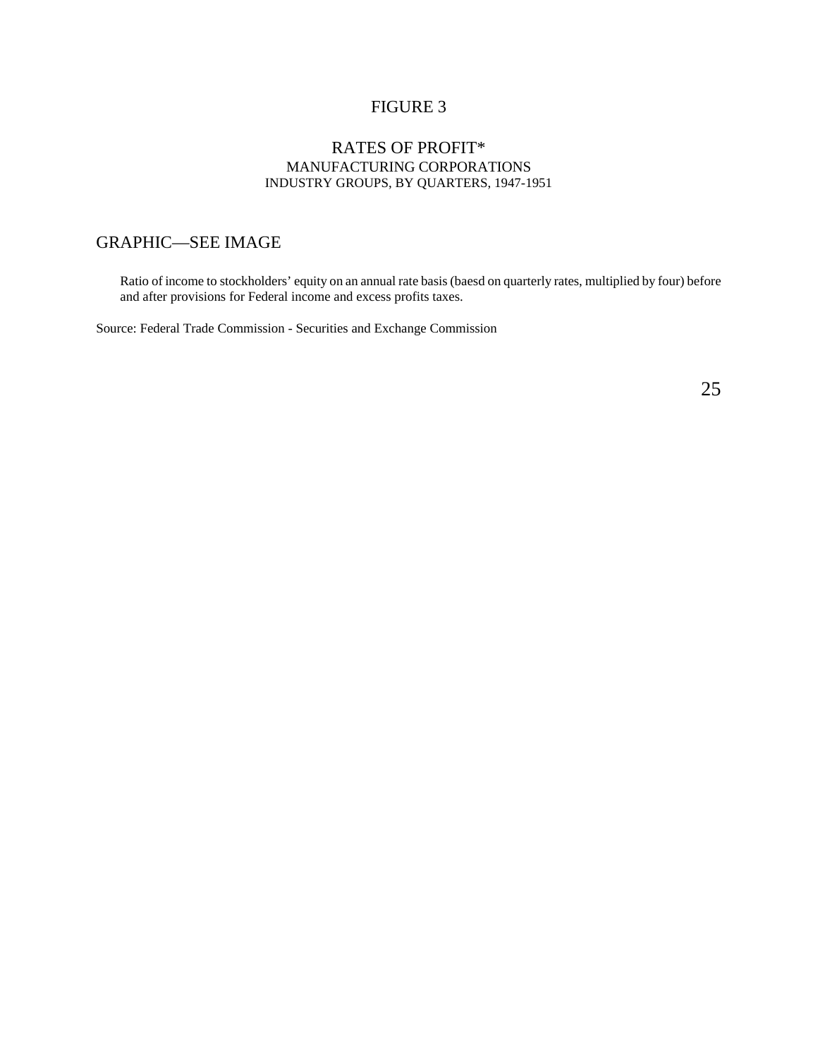# FIGURE 3

## RATES OF PROFIT*

MANUFACTURING CORPORATIONS
INDUSTRY GROUPS, BY QUARTERS, 1947-1951

GRAPHIC—SEE IMAGE

*Ratio of income to stockholders' equity on an annual rate basis (baesd on quarterly rates, multiplied by four) before and after provisions for Federal income and excess profits taxes.

Source: Federal Trade Commission - Securities and Exchange Commission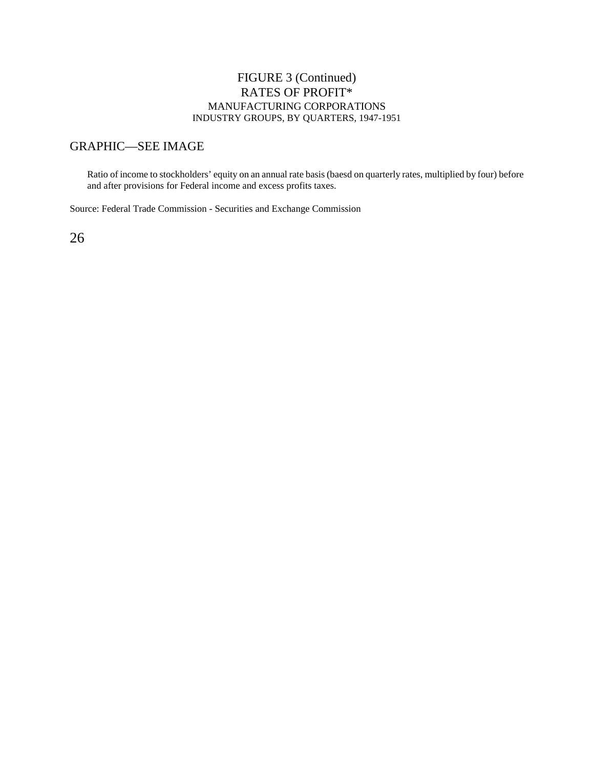# FIGURE 3 (Continued)
## RATES OF PROFIT*
### MANUFACTURING CORPORATIONS
### INDUSTRY GROUPS, BY QUARTERS, 1947-1951

GRAPHIC—SEE IMAGE

Ratio of income to stockholders' equity on an annual rate basis (baesd on quarterly rates, multiplied by four) before and after provisions for Federal income and excess profits taxes.

Source: Federal Trade Commission - Securities and Exchange Commission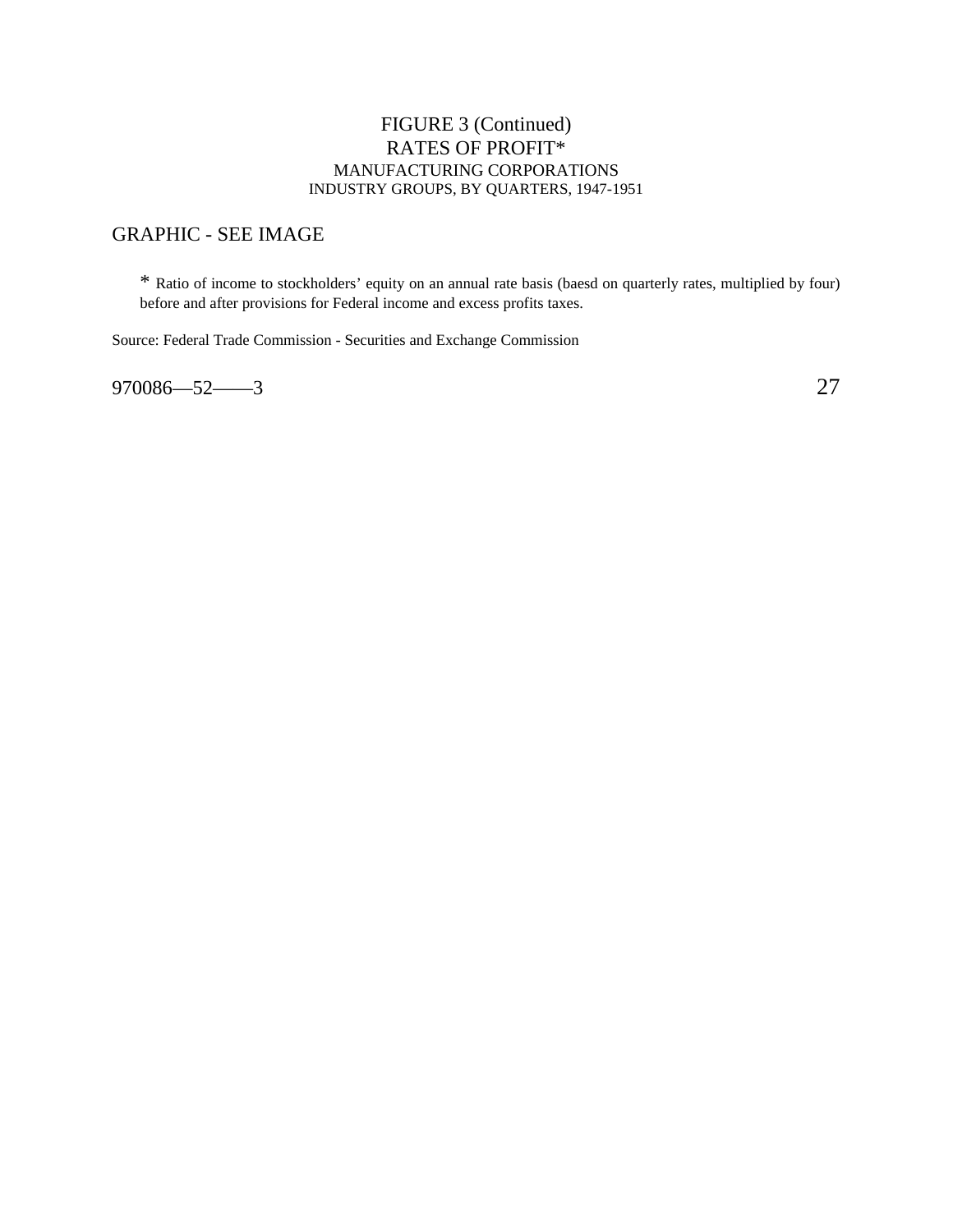# FIGURE 3 (Continued)

## RATES OF PROFIT*

### MANUFACTURING CORPORATIONS

### INDUSTRY GROUPS, BY QUARTERS, 1947-1951

GRAPHIC - SEE IMAGE

* Ratio of income to stockholders' equity on an annual rate basis (baesd on quarterly rates, multiplied by four) before and after provisions for Federal income and excess profits taxes.

Source: Federal Trade Commission - Securities and Exchange Commission

970086—52——3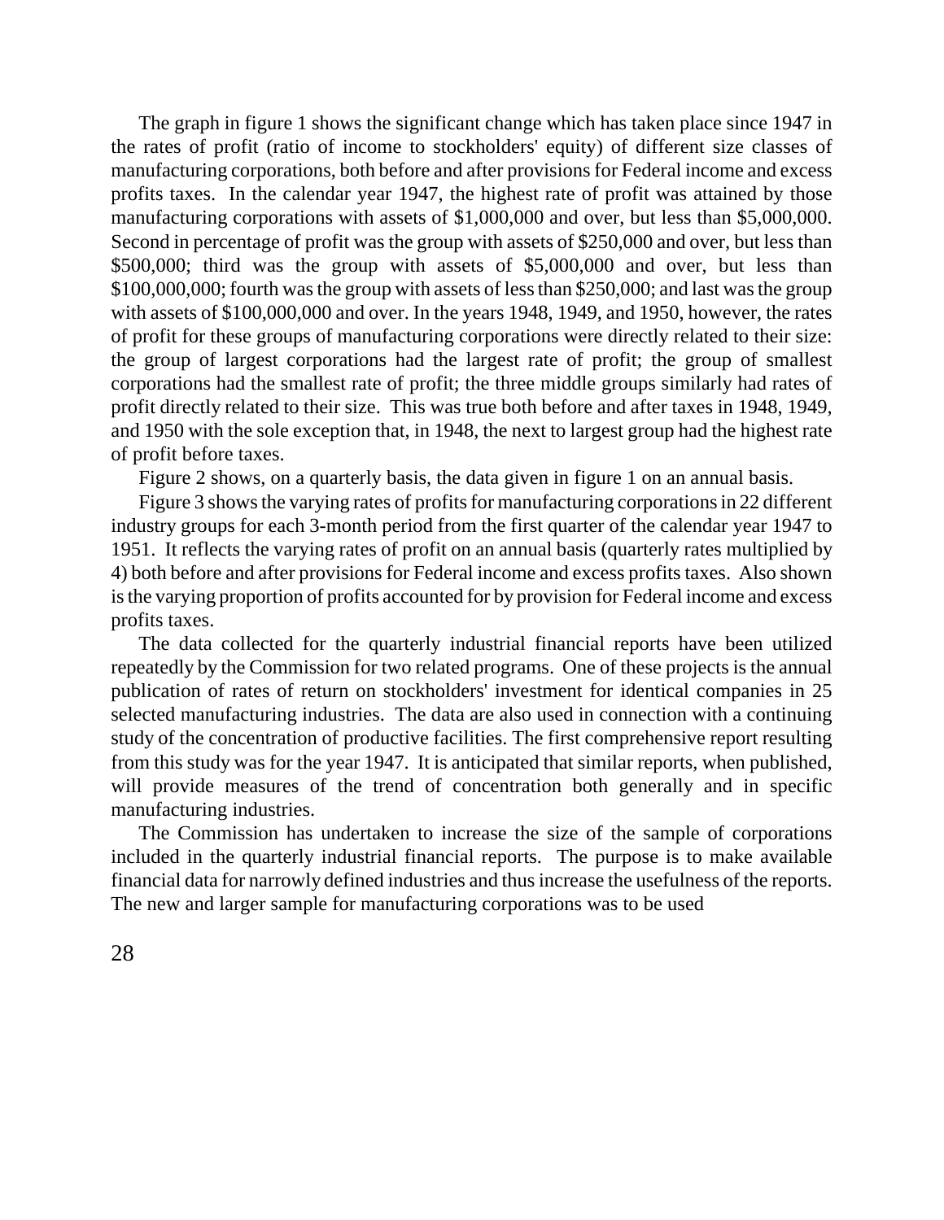The graph in figure 1 shows the significant change which has taken place since 1947 in the rates of profit (ratio of income to stockholders' equity) of different size classes of manufacturing corporations, both before and after provisions for Federal income and excess profits taxes. In the calendar year 1947, the highest rate of profit was attained by those manufacturing corporations with assets of $1,000,000 and over, but less than $5,000,000. Second in percentage of profit was the group with assets of $250,000 and over, but less than $500,000; third was the group with assets of $5,000,000 and over, but less than $100,000,000; fourth was the group with assets of less than $250,000; and last was the group with assets of $100,000,000 and over. In the years 1948, 1949, and 1950, however, the rates of profit for these groups of manufacturing corporations were directly related to their size: the group of largest corporations had the largest rate of profit; the group of smallest corporations had the smallest rate of profit; the three middle groups similarly had rates of profit directly related to their size. This was true both before and after taxes in 1948, 1949, and 1950 with the sole exception that, in 1948, the next to largest group had the highest rate of profit before taxes.

Figure 2 shows, on a quarterly basis, the data given in figure 1 on an annual basis.

Figure 3 shows the varying rates of profits for manufacturing corporations in 22 different industry groups for each 3-month period from the first quarter of the calendar year 1947 to 1951. It reflects the varying rates of profit on an annual basis (quarterly rates multiplied by 4) both before and after provisions for Federal income and excess profits taxes. Also shown is the varying proportion of profits accounted for by provision for Federal income and excess profits taxes.

The data collected for the quarterly industrial financial reports have been utilized repeatedly by the Commission for two related programs. One of these projects is the annual publication of rates of return on stockholders' investment for identical companies in 25 selected manufacturing industries. The data are also used in connection with a continuing study of the concentration of productive facilities. The first comprehensive report resulting from this study was for the year 1947. It is anticipated that similar reports, when published, will provide measures of the trend of concentration both generally and in specific manufacturing industries.

The Commission has undertaken to increase the size of the sample of corporations included in the quarterly industrial financial reports. The purpose is to make available financial data for narrowly defined industries and thus increase the usefulness of the reports. The new and larger sample for manufacturing corporations was to be used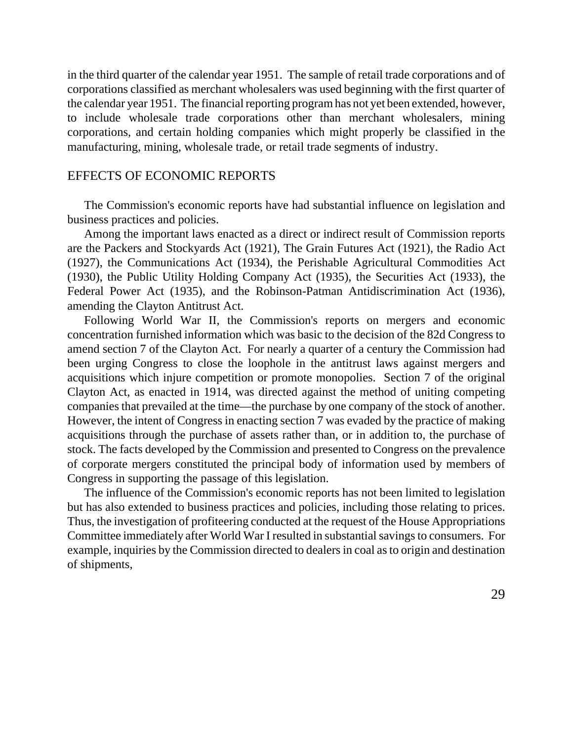in the third quarter of the calendar year 1951. The sample of retail trade corporations and of corporations classified as merchant wholesalers was used beginning with the first quarter of the calendar year 1951. The financial reporting program has not yet been extended, however, to include wholesale trade corporations other than merchant wholesalers, mining corporations, and certain holding companies which might properly be classified in the manufacturing, mining, wholesale trade, or retail trade segments of industry.

## EFFECTS OF ECONOMIC REPORTS

The Commission's economic reports have had substantial influence on legislation and business practices and policies.

Among the important laws enacted as a direct or indirect result of Commission reports are the Packers and Stockyards Act (1921), The Grain Futures Act (1921), the Radio Act (1927), the Communications Act (1934), the Perishable Agricultural Commodities Act (1930), the Public Utility Holding Company Act (1935), the Securities Act (1933), the Federal Power Act (1935), and the Robinson-Patman Antidiscrimination Act (1936), amending the Clayton Antitrust Act.

Following World War II, the Commission's reports on mergers and economic concentration furnished information which was basic to the decision of the 82d Congress to amend section 7 of the Clayton Act. For nearly a quarter of a century the Commission had been urging Congress to close the loophole in the antitrust laws against mergers and acquisitions which injure competition or promote monopolies. Section 7 of the original Clayton Act, as enacted in 1914, was directed against the method of uniting competing companies that prevailed at the time—the purchase by one company of the stock of another. However, the intent of Congress in enacting section 7 was evaded by the practice of making acquisitions through the purchase of assets rather than, or in addition to, the purchase of stock. The facts developed by the Commission and presented to Congress on the prevalence of corporate mergers constituted the principal body of information used by members of Congress in supporting the passage of this legislation.

The influence of the Commission's economic reports has not been limited to legislation but has also extended to business practices and policies, including those relating to prices. Thus, the investigation of profiteering conducted at the request of the House Appropriations Committee immediately after World War I resulted in substantial savings to consumers. For example, inquiries by the Commission directed to dealers in coal as to origin and destination of shipments,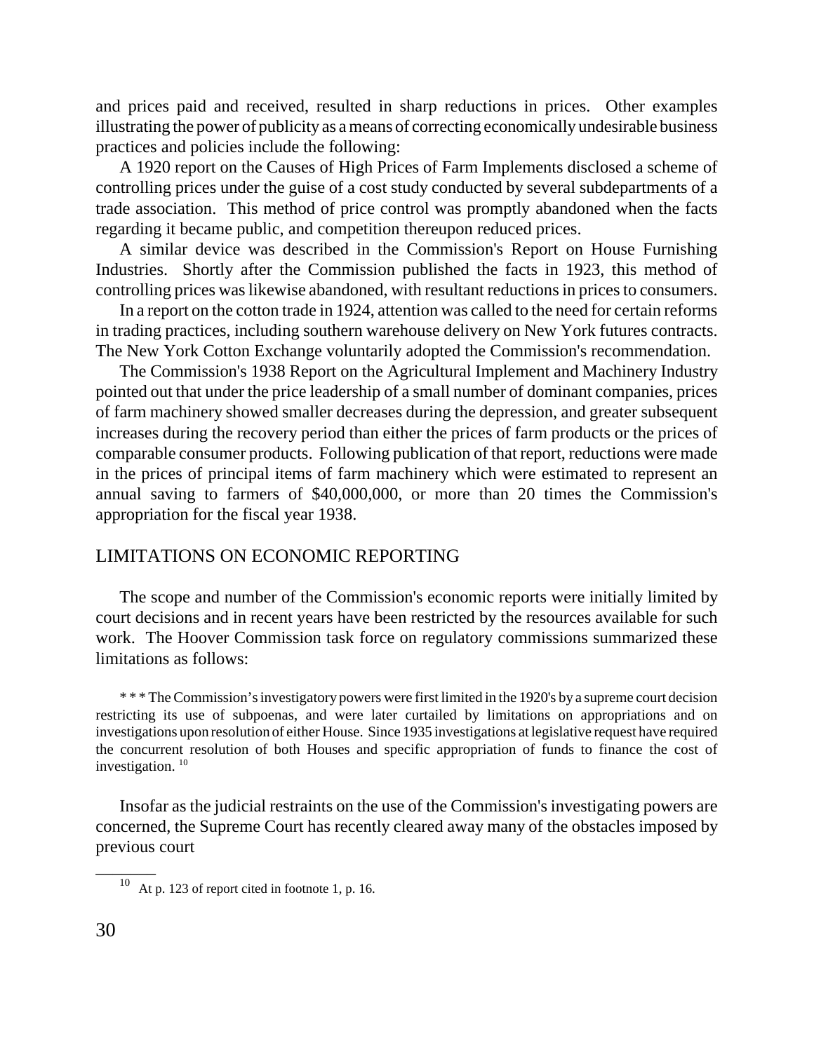and prices paid and received, resulted in sharp reductions in prices. Other examples illustrating the power of publicity as a means of correcting economically undesirable business practices and policies include the following:

A 1920 report on the Causes of High Prices of Farm Implements disclosed a scheme of controlling prices under the guise of a cost study conducted by several subdepartments of a trade association. This method of price control was promptly abandoned when the facts regarding it became public, and competition thereupon reduced prices.

A similar device was described in the Commission's Report on House Furnishing Industries. Shortly after the Commission published the facts in 1923, this method of controlling prices was likewise abandoned, with resultant reductions in prices to consumers.

In a report on the cotton trade in 1924, attention was called to the need for certain reforms in trading practices, including southern warehouse delivery on New York futures contracts. The New York Cotton Exchange voluntarily adopted the Commission's recommendation.

The Commission's 1938 Report on the Agricultural Implement and Machinery Industry pointed out that under the price leadership of a small number of dominant companies, prices of farm machinery showed smaller decreases during the depression, and greater subsequent increases during the recovery period than either the prices of farm products or the prices of comparable consumer products. Following publication of that report, reductions were made in the prices of principal items of farm machinery which were estimated to represent an annual saving to farmers of $40,000,000, or more than 20 times the Commission's appropriation for the fiscal year 1938.

## LIMITATIONS ON ECONOMIC REPORTING

The scope and number of the Commission's economic reports were initially limited by court decisions and in recent years have been restricted by the resources available for such work. The Hoover Commission task force on regulatory commissions summarized these limitations as follows:

> * * * The Commission's investigatory powers were first limited in the 1920's by a supreme court decision restricting its use of subpoenas, and were later curtailed by limitations on appropriations and on investigations upon resolution of either House. Since 1935 investigations at legislative request have required the concurrent resolution of both Houses and specific appropriation of funds to finance the cost of investigation. [10]

Insofar as the judicial restraints on the use of the Commission's investigating powers are concerned, the Supreme Court has recently cleared away many of the obstacles imposed by previous court

[10] At p. 123 of report cited in footnote 1, p. 16.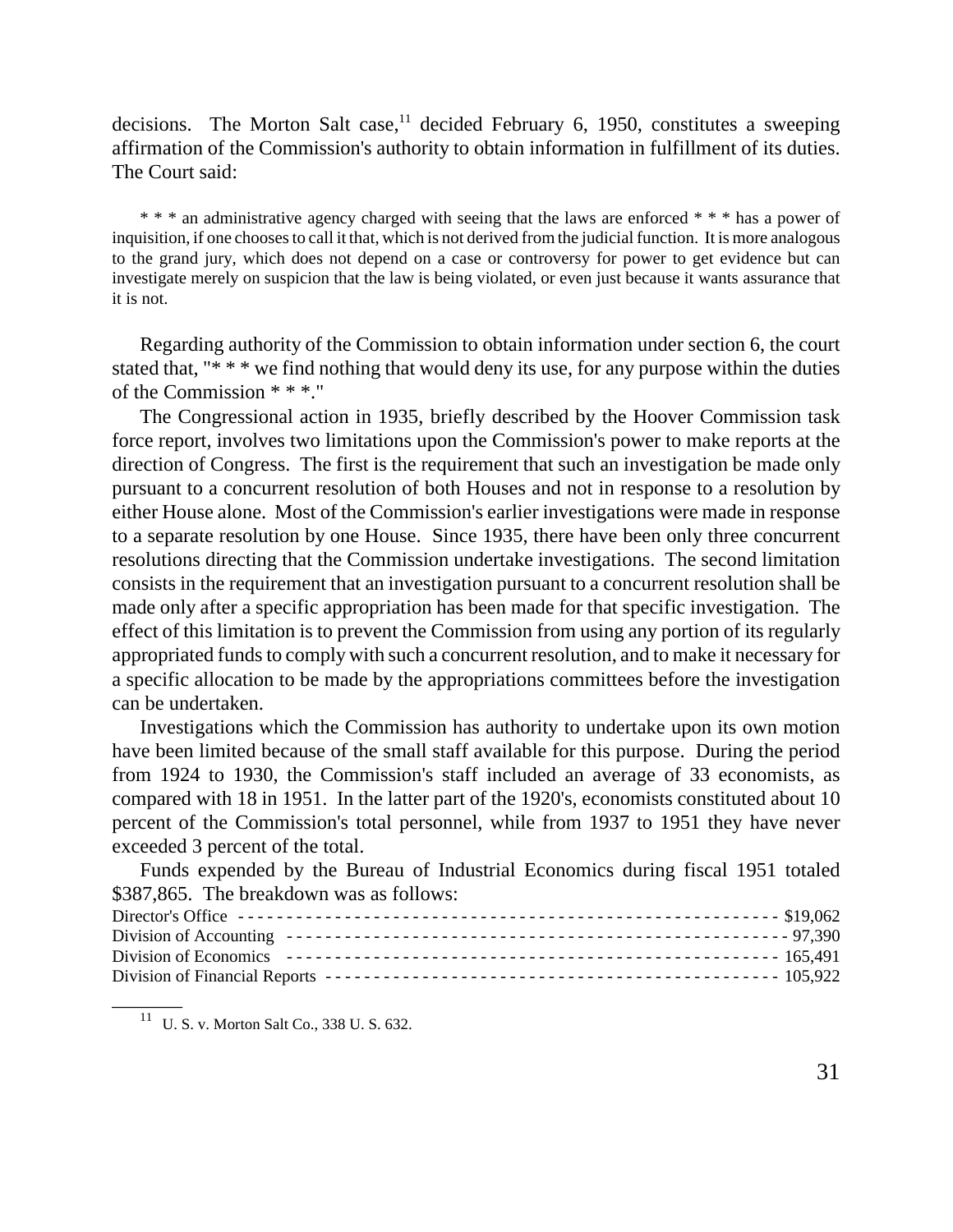decisions. The Morton Salt case,[11] decided February 6, 1950, constitutes a sweeping affirmation of the Commission's authority to obtain information in fulfillment of its duties. The Court said:

> * * * an administrative agency charged with seeing that the laws are enforced * * * has a power of inquisition, if one chooses to call it that, which is not derived from the judicial function. It is more analogous to the grand jury, which does not depend on a case or controversy for power to get evidence but can investigate merely on suspicion that the law is being violated, or even just because it wants assurance that it is not.

Regarding authority of the Commission to obtain information under section 6, the court stated that, "* * * we find nothing that would deny its use, for any purpose within the duties of the Commission * * *."

The Congressional action in 1935, briefly described by the Hoover Commission task force report, involves two limitations upon the Commission's power to make reports at the direction of Congress. The first is the requirement that such an investigation be made only pursuant to a concurrent resolution of both Houses and not in response to a resolution by either House alone. Most of the Commission's earlier investigations were made in response to a separate resolution by one House. Since 1935, there have been only three concurrent resolutions directing that the Commission undertake investigations. The second limitation consists in the requirement that an investigation pursuant to a concurrent resolution shall be made only after a specific appropriation has been made for that specific investigation. The effect of this limitation is to prevent the Commission from using any portion of its regularly appropriated funds to comply with such a concurrent resolution, and to make it necessary for a specific allocation to be made by the appropriations committees before the investigation can be undertaken.

Investigations which the Commission has authority to undertake upon its own motion have been limited because of the small staff available for this purpose. During the period from 1924 to 1930, the Commission's staff included an average of 33 economists, as compared with 18 in 1951. In the latter part of the 1920's, economists constituted about 10 percent of the Commission's total personnel, while from 1937 to 1951 they have never exceeded 3 percent of the total.

Funds expended by the Bureau of Industrial Economics during fiscal 1951 totaled $387,865. The breakdown was as follows:

| | |
|---|---:|
| Director's Office | $19,062 |
| Division of Accounting | 97,390 |
| Division of Economics | 165,491 |
| Division of Financial Reports | 105,922 |

[11] U. S. v. Morton Salt Co., 338 U. S. 632.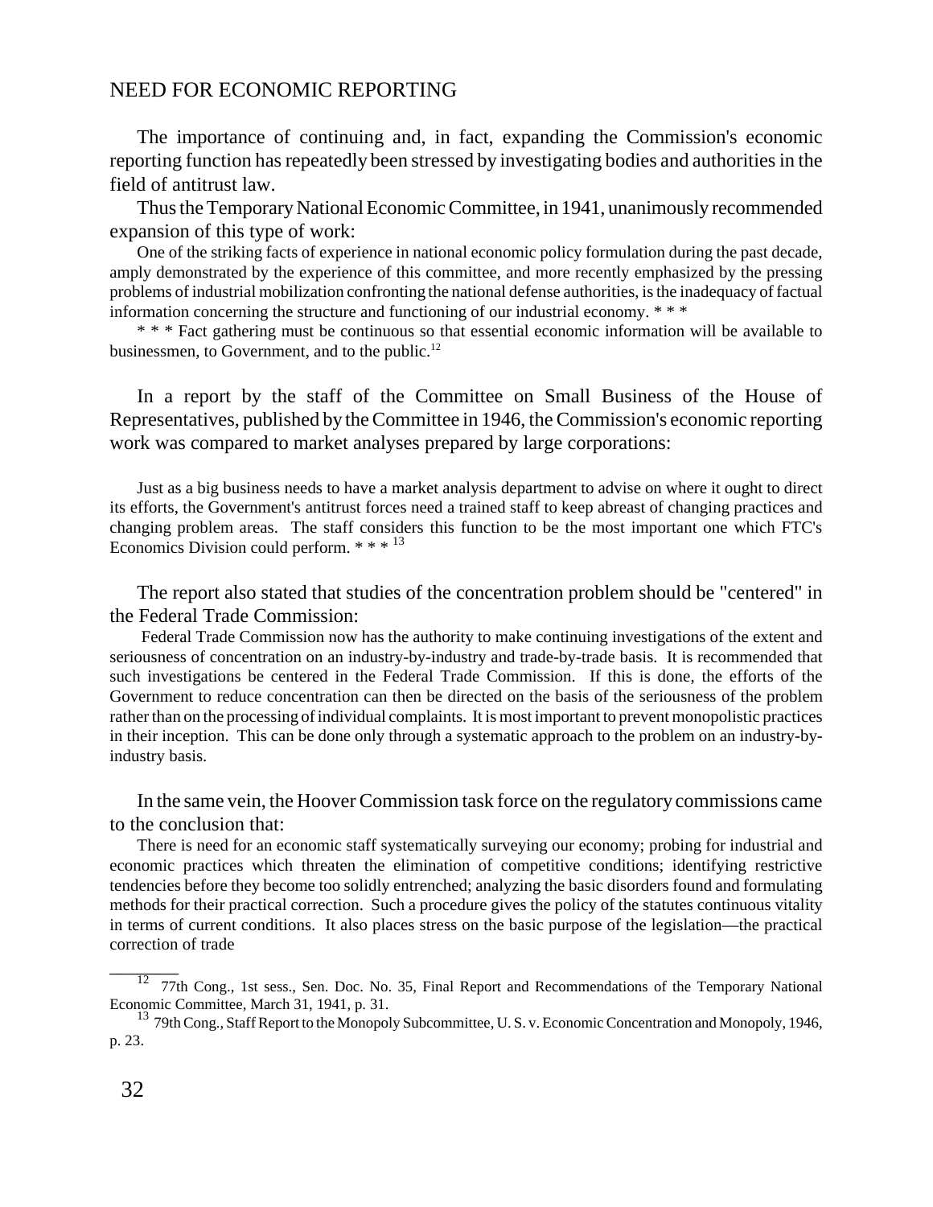## NEED FOR ECONOMIC REPORTING

The importance of continuing and, in fact, expanding the Commission's economic reporting function has repeatedly been stressed by investigating bodies and authorities in the field of antitrust law.

Thus the Temporary National Economic Committee, in 1941, unanimously recommended expansion of this type of work:

> One of the striking facts of experience in national economic policy formulation during the past decade, amply demonstrated by the experience of this committee, and more recently emphasized by the pressing problems of industrial mobilization confronting the national defense authorities, is the inadequacy of factual information concerning the structure and functioning of our industrial economy. * * *
>
> * * * Fact gathering must be continuous so that essential economic information will be available to businessmen, to Government, and to the public.[12]

In a report by the staff of the Committee on Small Business of the House of Representatives, published by the Committee in 1946, the Commission's economic reporting work was compared to market analyses prepared by large corporations:

> Just as a big business needs to have a market analysis department to advise on where it ought to direct its efforts, the Government's antitrust forces need a trained staff to keep abreast of changing practices and changing problem areas. The staff considers this function to be the most important one which FTC's Economics Division could perform. * * * [13]

The report also stated that studies of the concentration problem should be "centered" in the Federal Trade Commission:

> Federal Trade Commission now has the authority to make continuing investigations of the extent and seriousness of concentration on an industry-by-industry and trade-by-trade basis. It is recommended that such investigations be centered in the Federal Trade Commission. If this is done, the efforts of the Government to reduce concentration can then be directed on the basis of the seriousness of the problem rather than on the processing of individual complaints. It is most important to prevent monopolistic practices in their inception. This can be done only through a systematic approach to the problem on an industry-by-industry basis.

In the same vein, the Hoover Commission task force on the regulatory commissions came to the conclusion that:

> There is need for an economic staff systematically surveying our economy; probing for industrial and economic practices which threaten the elimination of competitive conditions; identifying restrictive tendencies before they become too solidly entrenched; analyzing the basic disorders found and formulating methods for their practical correction. Such a procedure gives the policy of the statutes continuous vitality in terms of current conditions. It also places stress on the basic purpose of the legislation—the practical correction of trade

---

[12] 77th Cong., 1st sess., Sen. Doc. No. 35, Final Report and Recommendations of the Temporary National Economic Committee, March 31, 1941, p. 31.

[13] 79th Cong., Staff Report to the Monopoly Subcommittee, U. S. v. Economic Concentration and Monopoly, 1946, p. 23.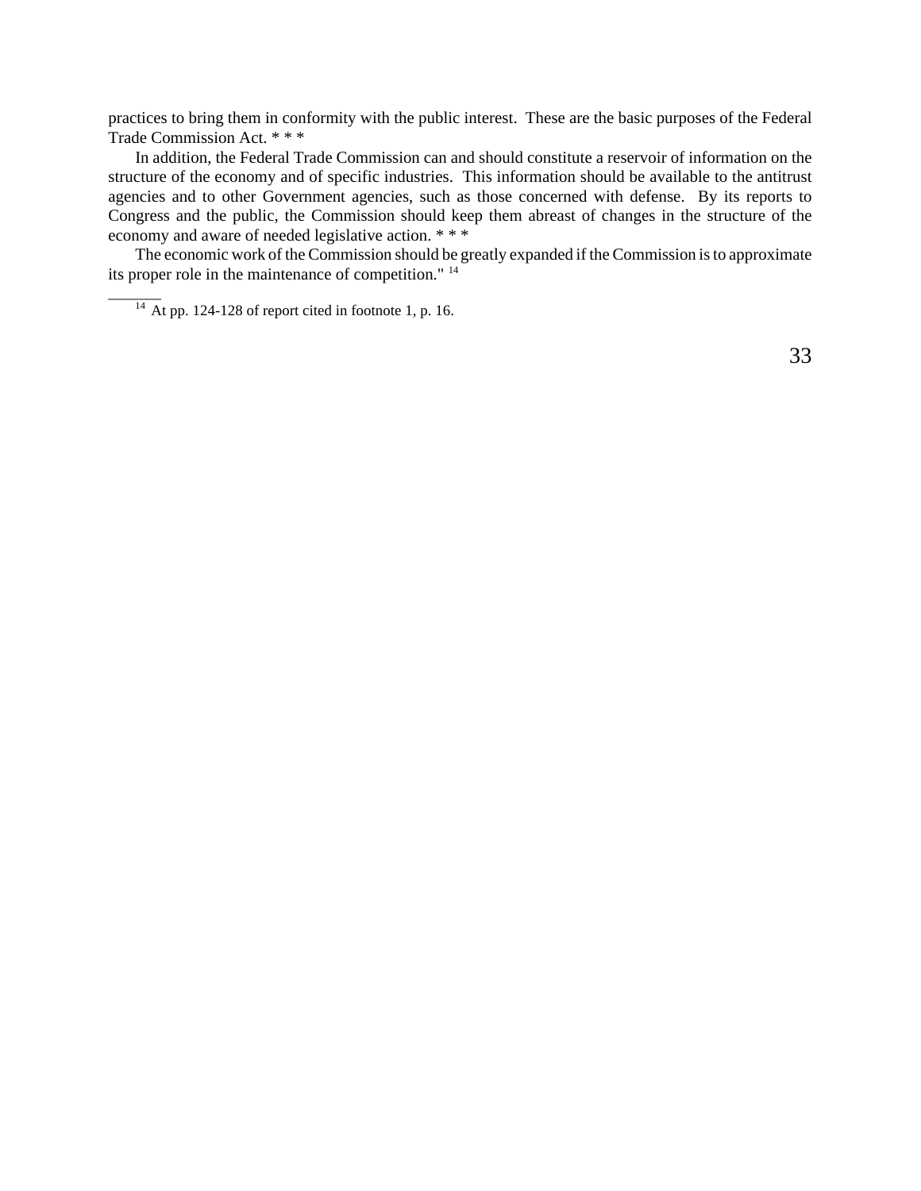practices to bring them in conformity with the public interest. These are the basic purposes of the Federal Trade Commission Act. * * *

In addition, the Federal Trade Commission can and should constitute a reservoir of information on the structure of the economy and of specific industries. This information should be available to the antitrust agencies and to other Government agencies, such as those concerned with defense. By its reports to Congress and the public, the Commission should keep them abreast of changes in the structure of the economy and aware of needed legislative action. * * *

The economic work of the Commission should be greatly expanded if the Commission is to approximate its proper role in the maintenance of competition." [14]

---

[14] At pp. 124-128 of report cited in footnote 1, p. 16.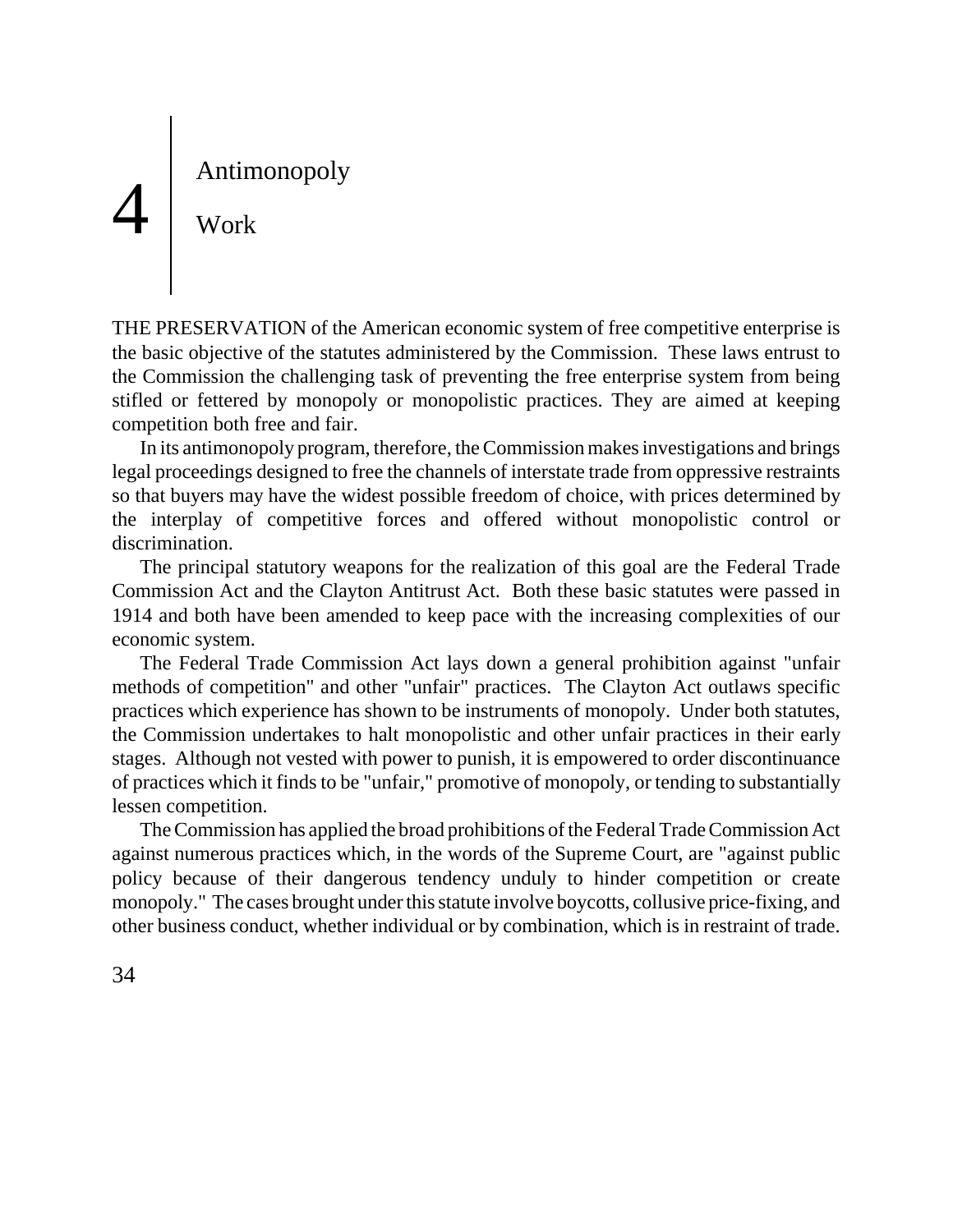# 4 Antimonopoly Work

THE PRESERVATION of the American economic system of free competitive enterprise is the basic objective of the statutes administered by the Commission. These laws entrust to the Commission the challenging task of preventing the free enterprise system from being stifled or fettered by monopoly or monopolistic practices. They are aimed at keeping competition both free and fair.

In its antimonopoly program, therefore, the Commission makes investigations and brings legal proceedings designed to free the channels of interstate trade from oppressive restraints so that buyers may have the widest possible freedom of choice, with prices determined by the interplay of competitive forces and offered without monopolistic control or discrimination.

The principal statutory weapons for the realization of this goal are the Federal Trade Commission Act and the Clayton Antitrust Act. Both these basic statutes were passed in 1914 and both have been amended to keep pace with the increasing complexities of our economic system.

The Federal Trade Commission Act lays down a general prohibition against "unfair methods of competition" and other "unfair" practices. The Clayton Act outlaws specific practices which experience has shown to be instruments of monopoly. Under both statutes, the Commission undertakes to halt monopolistic and other unfair practices in their early stages. Although not vested with power to punish, it is empowered to order discontinuance of practices which it finds to be "unfair," promotive of monopoly, or tending to substantially lessen competition.

The Commission has applied the broad prohibitions of the Federal Trade Commission Act against numerous practices which, in the words of the Supreme Court, are "against public policy because of their dangerous tendency unduly to hinder competition or create monopoly." The cases brought under this statute involve boycotts, collusive price-fixing, and other business conduct, whether individual or by combination, which is in restraint of trade.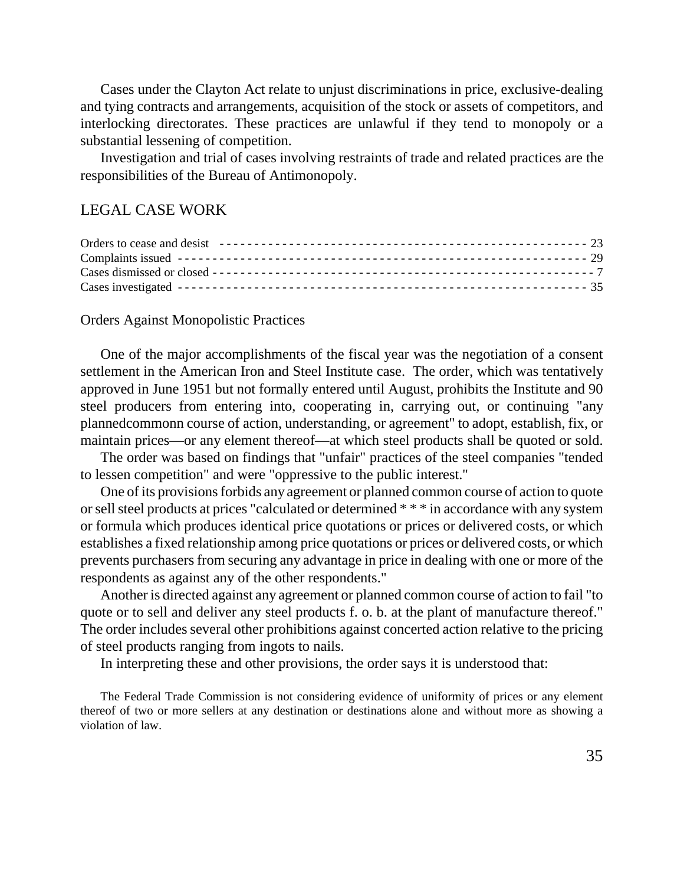Cases under the Clayton Act relate to unjust discriminations in price, exclusive-dealing and tying contracts and arrangements, acquisition of the stock or assets of competitors, and interlocking directorates. These practices are unlawful if they tend to monopoly or a substantial lessening of competition.

Investigation and trial of cases involving restraints of trade and related practices are the responsibilities of the Bureau of Antimonopoly.

## LEGAL CASE WORK

| | |
|---|---|
| Orders to cease and desist | 23 |
| Complaints issued | 29 |
| Cases dismissed or closed | 7 |
| Cases investigated | 35 |

### Orders Against Monopolistic Practices

One of the major accomplishments of the fiscal year was the negotiation of a consent settlement in the American Iron and Steel Institute case. The order, which was tentatively approved in June 1951 but not formally entered until August, prohibits the Institute and 90 steel producers from entering into, cooperating in, carrying out, or continuing "any plannedcommonn course of action, understanding, or agreement" to adopt, establish, fix, or maintain prices—or any element thereof—at which steel products shall be quoted or sold.

The order was based on findings that "unfair" practices of the steel companies "tended to lessen competition" and were "oppressive to the public interest."

One of its provisions forbids any agreement or planned common course of action to quote or sell steel products at prices "calculated or determined * * * in accordance with any system or formula which produces identical price quotations or prices or delivered costs, or which establishes a fixed relationship among price quotations or prices or delivered costs, or which prevents purchasers from securing any advantage in price in dealing with one or more of the respondents as against any of the other respondents."

Another is directed against any agreement or planned common course of action to fail "to quote or to sell and deliver any steel products f. o. b. at the plant of manufacture thereof." The order includes several other prohibitions against concerted action relative to the pricing of steel products ranging from ingots to nails.

In interpreting these and other provisions, the order says it is understood that:

> The Federal Trade Commission is not considering evidence of uniformity of prices or any element thereof of two or more sellers at any destination or destinations alone and without more as showing a violation of law.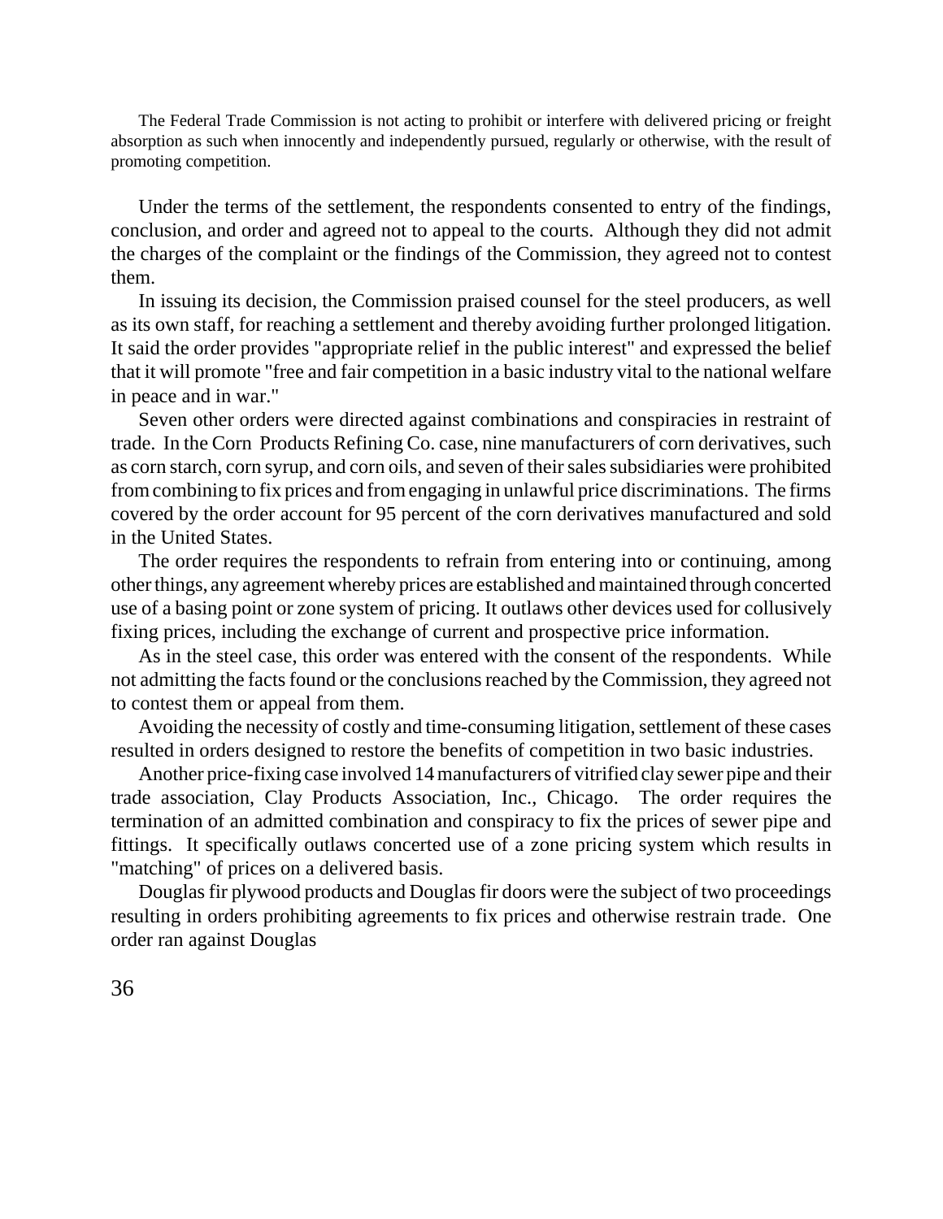The Federal Trade Commission is not acting to prohibit or interfere with delivered pricing or freight absorption as such when innocently and independently pursued, regularly or otherwise, with the result of promoting competition.

Under the terms of the settlement, the respondents consented to entry of the findings, conclusion, and order and agreed not to appeal to the courts. Although they did not admit the charges of the complaint or the findings of the Commission, they agreed not to contest them.

In issuing its decision, the Commission praised counsel for the steel producers, as well as its own staff, for reaching a settlement and thereby avoiding further prolonged litigation. It said the order provides "appropriate relief in the public interest" and expressed the belief that it will promote "free and fair competition in a basic industry vital to the national welfare in peace and in war."

Seven other orders were directed against combinations and conspiracies in restraint of trade. In the Corn Products Refining Co. case, nine manufacturers of corn derivatives, such as corn starch, corn syrup, and corn oils, and seven of their sales subsidiaries were prohibited from combining to fix prices and from engaging in unlawful price discriminations. The firms covered by the order account for 95 percent of the corn derivatives manufactured and sold in the United States.

The order requires the respondents to refrain from entering into or continuing, among other things, any agreement whereby prices are established and maintained through concerted use of a basing point or zone system of pricing. It outlaws other devices used for collusively fixing prices, including the exchange of current and prospective price information.

As in the steel case, this order was entered with the consent of the respondents. While not admitting the facts found or the conclusions reached by the Commission, they agreed not to contest them or appeal from them.

Avoiding the necessity of costly and time-consuming litigation, settlement of these cases resulted in orders designed to restore the benefits of competition in two basic industries.

Another price-fixing case involved 14 manufacturers of vitrified clay sewer pipe and their trade association, Clay Products Association, Inc., Chicago. The order requires the termination of an admitted combination and conspiracy to fix the prices of sewer pipe and fittings. It specifically outlaws concerted use of a zone pricing system which results in "matching" of prices on a delivered basis.

Douglas fir plywood products and Douglas fir doors were the subject of two proceedings resulting in orders prohibiting agreements to fix prices and otherwise restrain trade. One order ran against Douglas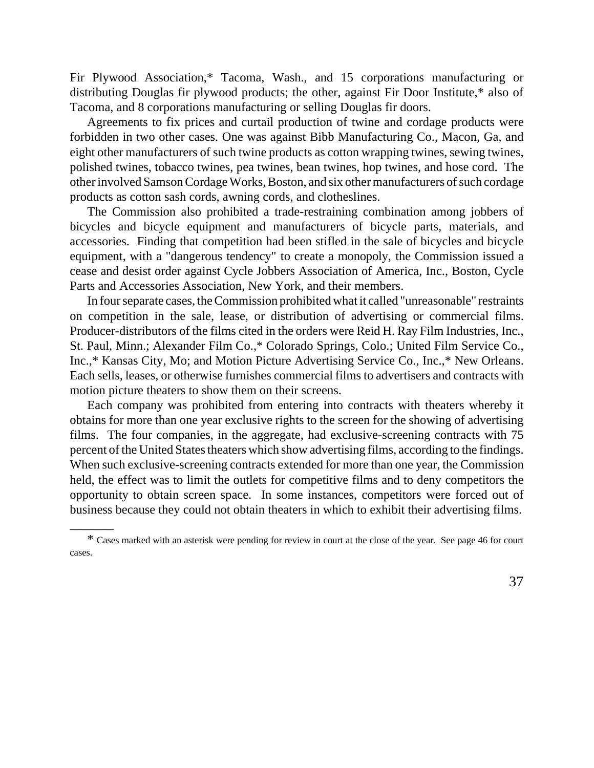Fir Plywood Association,* Tacoma, Wash., and 15 corporations manufacturing or distributing Douglas fir plywood products; the other, against Fir Door Institute,* also of Tacoma, and 8 corporations manufacturing or selling Douglas fir doors.

Agreements to fix prices and curtail production of twine and cordage products were forbidden in two other cases. One was against Bibb Manufacturing Co., Macon, Ga, and eight other manufacturers of such twine products as cotton wrapping twines, sewing twines, polished twines, tobacco twines, pea twines, bean twines, hop twines, and hose cord. The other involved Samson Cordage Works, Boston, and six other manufacturers of such cordage products as cotton sash cords, awning cords, and clotheslines.

The Commission also prohibited a trade-restraining combination among jobbers of bicycles and bicycle equipment and manufacturers of bicycle parts, materials, and accessories. Finding that competition had been stifled in the sale of bicycles and bicycle equipment, with a "dangerous tendency" to create a monopoly, the Commission issued a cease and desist order against Cycle Jobbers Association of America, Inc., Boston, Cycle Parts and Accessories Association, New York, and their members.

In four separate cases, the Commission prohibited what it called "unreasonable" restraints on competition in the sale, lease, or distribution of advertising or commercial films. Producer-distributors of the films cited in the orders were Reid H. Ray Film Industries, Inc., St. Paul, Minn.; Alexander Film Co.,* Colorado Springs, Colo.; United Film Service Co., Inc.,* Kansas City, Mo; and Motion Picture Advertising Service Co., Inc.,* New Orleans. Each sells, leases, or otherwise furnishes commercial films to advertisers and contracts with motion picture theaters to show them on their screens.

Each company was prohibited from entering into contracts with theaters whereby it obtains for more than one year exclusive rights to the screen for the showing of advertising films. The four companies, in the aggregate, had exclusive-screening contracts with 75 percent of the United States theaters which show advertising films, according to the findings. When such exclusive-screening contracts extended for more than one year, the Commission held, the effect was to limit the outlets for competitive films and to deny competitors the opportunity to obtain screen space. In some instances, competitors were forced out of business because they could not obtain theaters in which to exhibit their advertising films.

---

* Cases marked with an asterisk were pending for review in court at the close of the year. See page 46 for court cases.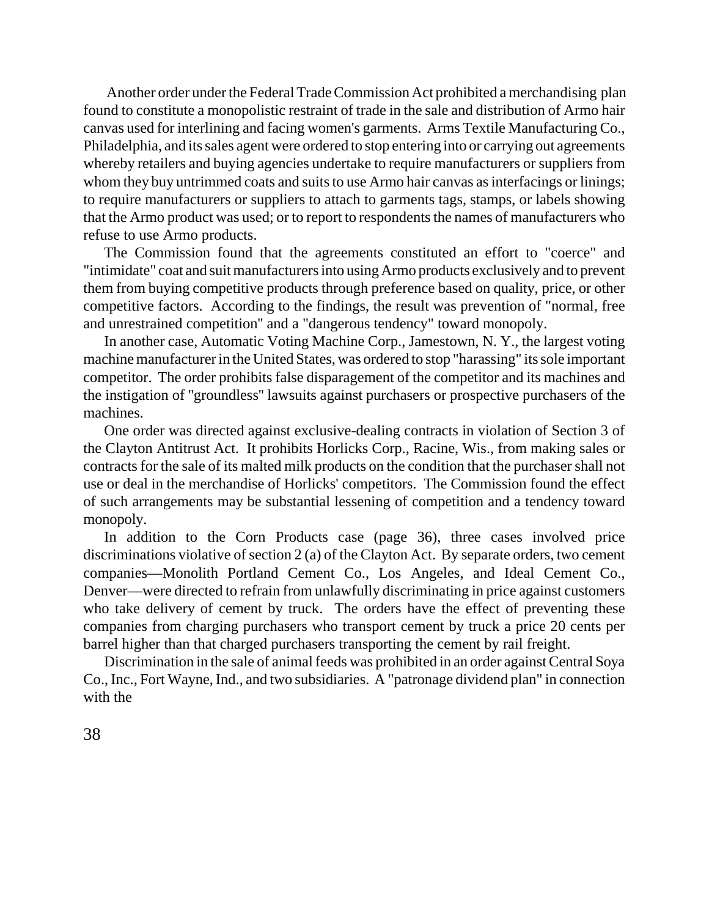Another order under the Federal Trade Commission Act prohibited a merchandising plan found to constitute a monopolistic restraint of trade in the sale and distribution of Armo hair canvas used for interlining and facing women's garments. Arms Textile Manufacturing Co., Philadelphia, and its sales agent were ordered to stop entering into or carrying out agreements whereby retailers and buying agencies undertake to require manufacturers or suppliers from whom they buy untrimmed coats and suits to use Armo hair canvas as interfacings or linings; to require manufacturers or suppliers to attach to garments tags, stamps, or labels showing that the Armo product was used; or to report to respondents the names of manufacturers who refuse to use Armo products.

The Commission found that the agreements constituted an effort to "coerce" and "intimidate" coat and suit manufacturers into using Armo products exclusively and to prevent them from buying competitive products through preference based on quality, price, or other competitive factors. According to the findings, the result was prevention of "normal, free and unrestrained competition" and a "dangerous tendency" toward monopoly.

In another case, Automatic Voting Machine Corp., Jamestown, N. Y., the largest voting machine manufacturer in the United States, was ordered to stop "harassing" its sole important competitor. The order prohibits false disparagement of the competitor and its machines and the instigation of "groundless" lawsuits against purchasers or prospective purchasers of the machines.

One order was directed against exclusive-dealing contracts in violation of Section 3 of the Clayton Antitrust Act. It prohibits Horlicks Corp., Racine, Wis., from making sales or contracts for the sale of its malted milk products on the condition that the purchaser shall not use or deal in the merchandise of Horlicks' competitors. The Commission found the effect of such arrangements may be substantial lessening of competition and a tendency toward monopoly.

In addition to the Corn Products case (page 36), three cases involved price discriminations violative of section 2 (a) of the Clayton Act. By separate orders, two cement companies—Monolith Portland Cement Co., Los Angeles, and Ideal Cement Co., Denver—were directed to refrain from unlawfully discriminating in price against customers who take delivery of cement by truck. The orders have the effect of preventing these companies from charging purchasers who transport cement by truck a price 20 cents per barrel higher than that charged purchasers transporting the cement by rail freight.

Discrimination in the sale of animal feeds was prohibited in an order against Central Soya Co., Inc., Fort Wayne, Ind., and two subsidiaries. A "patronage dividend plan" in connection with the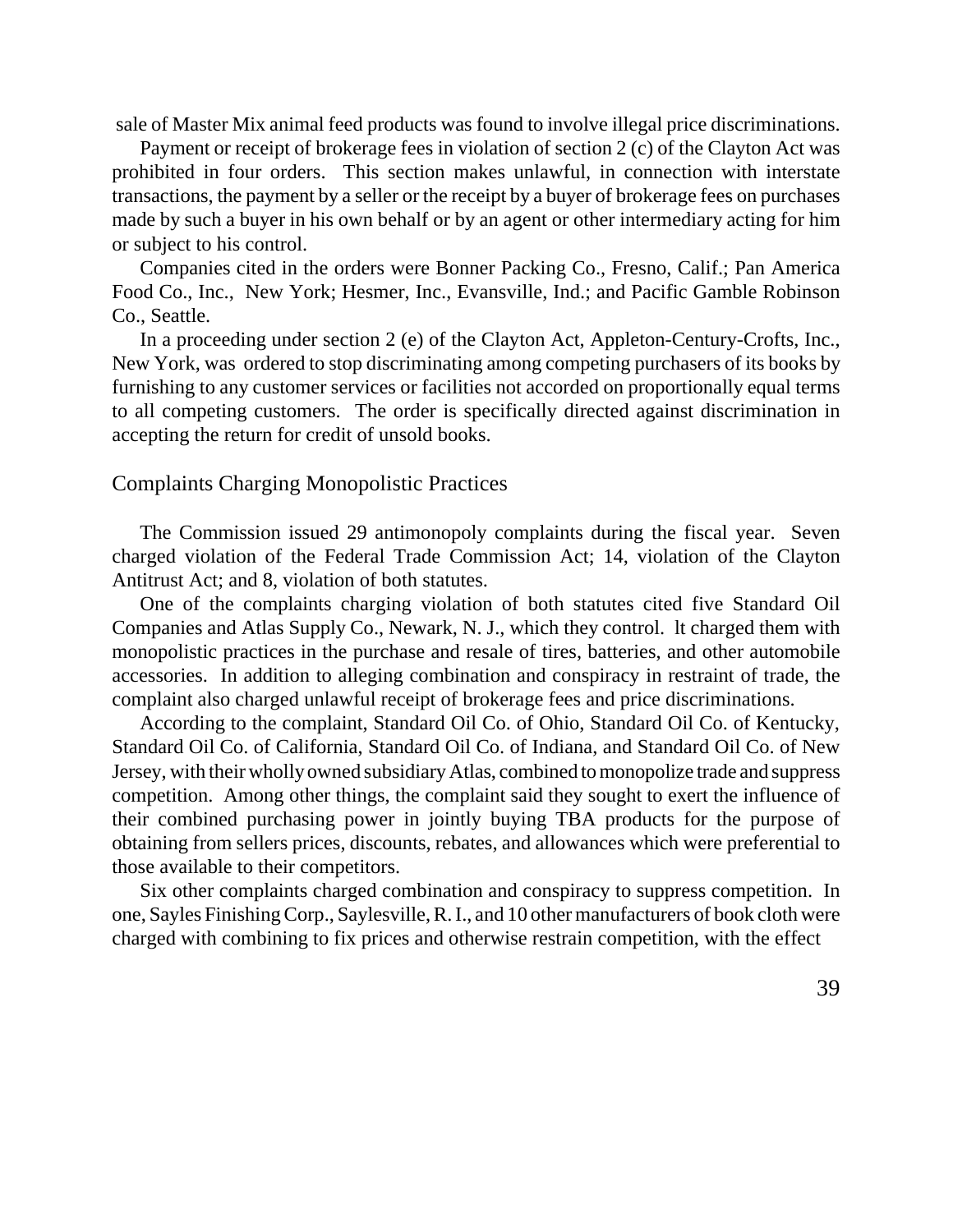sale of Master Mix animal feed products was found to involve illegal price discriminations.

Payment or receipt of brokerage fees in violation of section 2 (c) of the Clayton Act was prohibited in four orders. This section makes unlawful, in connection with interstate transactions, the payment by a seller or the receipt by a buyer of brokerage fees on purchases made by such a buyer in his own behalf or by an agent or other intermediary acting for him or subject to his control.

Companies cited in the orders were Bonner Packing Co., Fresno, Calif.; Pan America Food Co., Inc., New York; Hesmer, Inc., Evansville, Ind.; and Pacific Gamble Robinson Co., Seattle.

In a proceeding under section 2 (e) of the Clayton Act, Appleton-Century-Crofts, Inc., New York, was ordered to stop discriminating among competing purchasers of its books by furnishing to any customer services or facilities not accorded on proportionally equal terms to all competing customers. The order is specifically directed against discrimination in accepting the return for credit of unsold books.

## Complaints Charging Monopolistic Practices

The Commission issued 29 antimonopoly complaints during the fiscal year. Seven charged violation of the Federal Trade Commission Act; 14, violation of the Clayton Antitrust Act; and 8, violation of both statutes.

One of the complaints charging violation of both statutes cited five Standard Oil Companies and Atlas Supply Co., Newark, N. J., which they control. It charged them with monopolistic practices in the purchase and resale of tires, batteries, and other automobile accessories. In addition to alleging combination and conspiracy in restraint of trade, the complaint also charged unlawful receipt of brokerage fees and price discriminations.

According to the complaint, Standard Oil Co. of Ohio, Standard Oil Co. of Kentucky, Standard Oil Co. of California, Standard Oil Co. of Indiana, and Standard Oil Co. of New Jersey, with their wholly owned subsidiary Atlas, combined to monopolize trade and suppress competition. Among other things, the complaint said they sought to exert the influence of their combined purchasing power in jointly buying TBA products for the purpose of obtaining from sellers prices, discounts, rebates, and allowances which were preferential to those available to their competitors.

Six other complaints charged combination and conspiracy to suppress competition. In one, Sayles Finishing Corp., Saylesville, R. I., and 10 other manufacturers of book cloth were charged with combining to fix prices and otherwise restrain competition, with the effect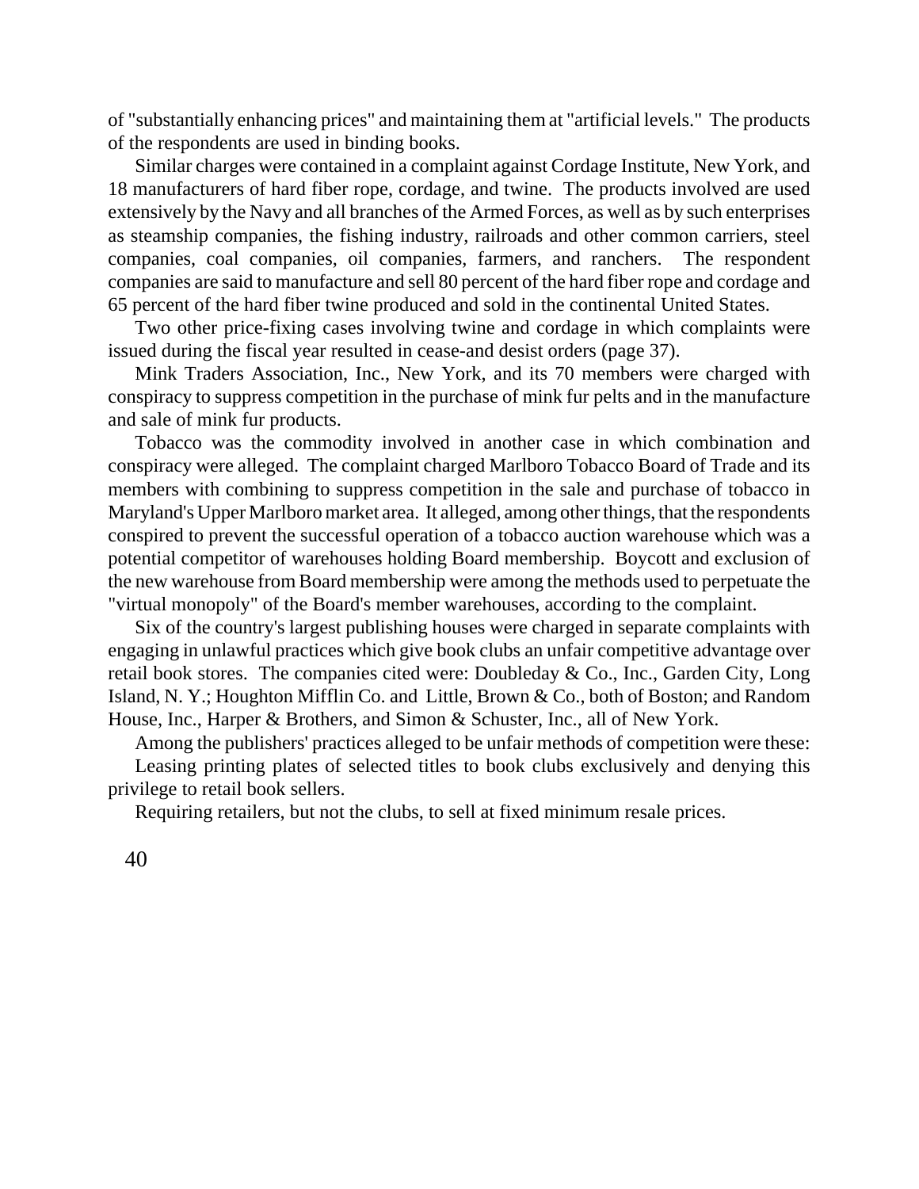of "substantially enhancing prices" and maintaining them at "artificial levels." The products of the respondents are used in binding books.

Similar charges were contained in a complaint against Cordage Institute, New York, and 18 manufacturers of hard fiber rope, cordage, and twine. The products involved are used extensively by the Navy and all branches of the Armed Forces, as well as by such enterprises as steamship companies, the fishing industry, railroads and other common carriers, steel companies, coal companies, oil companies, farmers, and ranchers. The respondent companies are said to manufacture and sell 80 percent of the hard fiber rope and cordage and 65 percent of the hard fiber twine produced and sold in the continental United States.

Two other price-fixing cases involving twine and cordage in which complaints were issued during the fiscal year resulted in cease-and desist orders (page 37).

Mink Traders Association, Inc., New York, and its 70 members were charged with conspiracy to suppress competition in the purchase of mink fur pelts and in the manufacture and sale of mink fur products.

Tobacco was the commodity involved in another case in which combination and conspiracy were alleged. The complaint charged Marlboro Tobacco Board of Trade and its members with combining to suppress competition in the sale and purchase of tobacco in Maryland's Upper Marlboro market area. It alleged, among other things, that the respondents conspired to prevent the successful operation of a tobacco auction warehouse which was a potential competitor of warehouses holding Board membership. Boycott and exclusion of the new warehouse from Board membership were among the methods used to perpetuate the "virtual monopoly" of the Board's member warehouses, according to the complaint.

Six of the country's largest publishing houses were charged in separate complaints with engaging in unlawful practices which give book clubs an unfair competitive advantage over retail book stores. The companies cited were: Doubleday & Co., Inc., Garden City, Long Island, N. Y.; Houghton Mifflin Co. and Little, Brown & Co., both of Boston; and Random House, Inc., Harper & Brothers, and Simon & Schuster, Inc., all of New York.

Among the publishers' practices alleged to be unfair methods of competition were these:

Leasing printing plates of selected titles to book clubs exclusively and denying this privilege to retail book sellers.

Requiring retailers, but not the clubs, to sell at fixed minimum resale prices.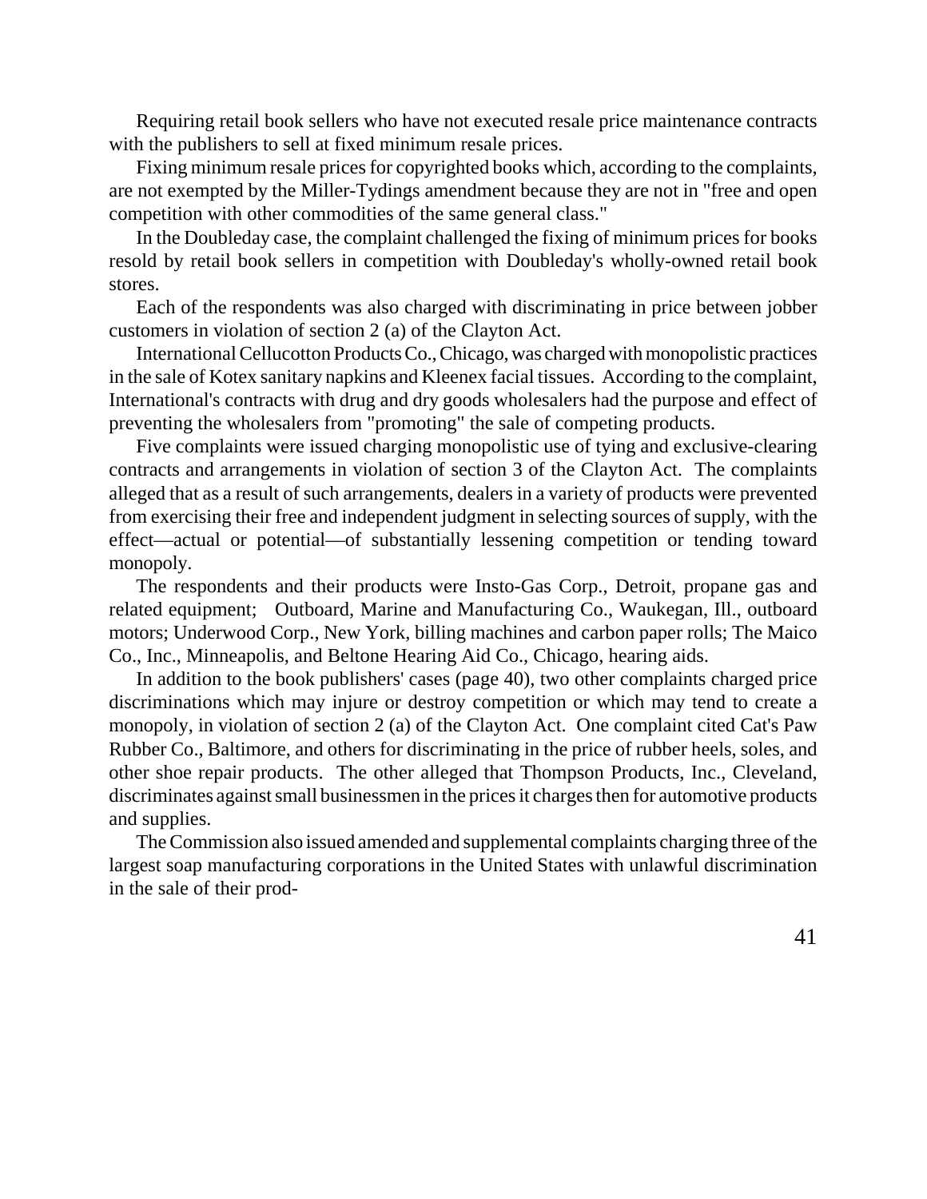Requiring retail book sellers who have not executed resale price maintenance contracts with the publishers to sell at fixed minimum resale prices.

Fixing minimum resale prices for copyrighted books which, according to the complaints, are not exempted by the Miller-Tydings amendment because they are not in "free and open competition with other commodities of the same general class."

In the Doubleday case, the complaint challenged the fixing of minimum prices for books resold by retail book sellers in competition with Doubleday's wholly-owned retail book stores.

Each of the respondents was also charged with discriminating in price between jobber customers in violation of section 2 (a) of the Clayton Act.

International Cellucotton Products Co., Chicago, was charged with monopolistic practices in the sale of Kotex sanitary napkins and Kleenex facial tissues. According to the complaint, International's contracts with drug and dry goods wholesalers had the purpose and effect of preventing the wholesalers from "promoting" the sale of competing products.

Five complaints were issued charging monopolistic use of tying and exclusive-clearing contracts and arrangements in violation of section 3 of the Clayton Act. The complaints alleged that as a result of such arrangements, dealers in a variety of products were prevented from exercising their free and independent judgment in selecting sources of supply, with the effect—actual or potential—of substantially lessening competition or tending toward monopoly.

The respondents and their products were Insto-Gas Corp., Detroit, propane gas and related equipment; Outboard, Marine and Manufacturing Co., Waukegan, Ill., outboard motors; Underwood Corp., New York, billing machines and carbon paper rolls; The Maico Co., Inc., Minneapolis, and Beltone Hearing Aid Co., Chicago, hearing aids.

In addition to the book publishers' cases (page 40), two other complaints charged price discriminations which may injure or destroy competition or which may tend to create a monopoly, in violation of section 2 (a) of the Clayton Act. One complaint cited Cat's Paw Rubber Co., Baltimore, and others for discriminating in the price of rubber heels, soles, and other shoe repair products. The other alleged that Thompson Products, Inc., Cleveland, discriminates against small businessmen in the prices it charges then for automotive products and supplies.

The Commission also issued amended and supplemental complaints charging three of the largest soap manufacturing corporations in the United States with unlawful discrimination in the sale of their prod-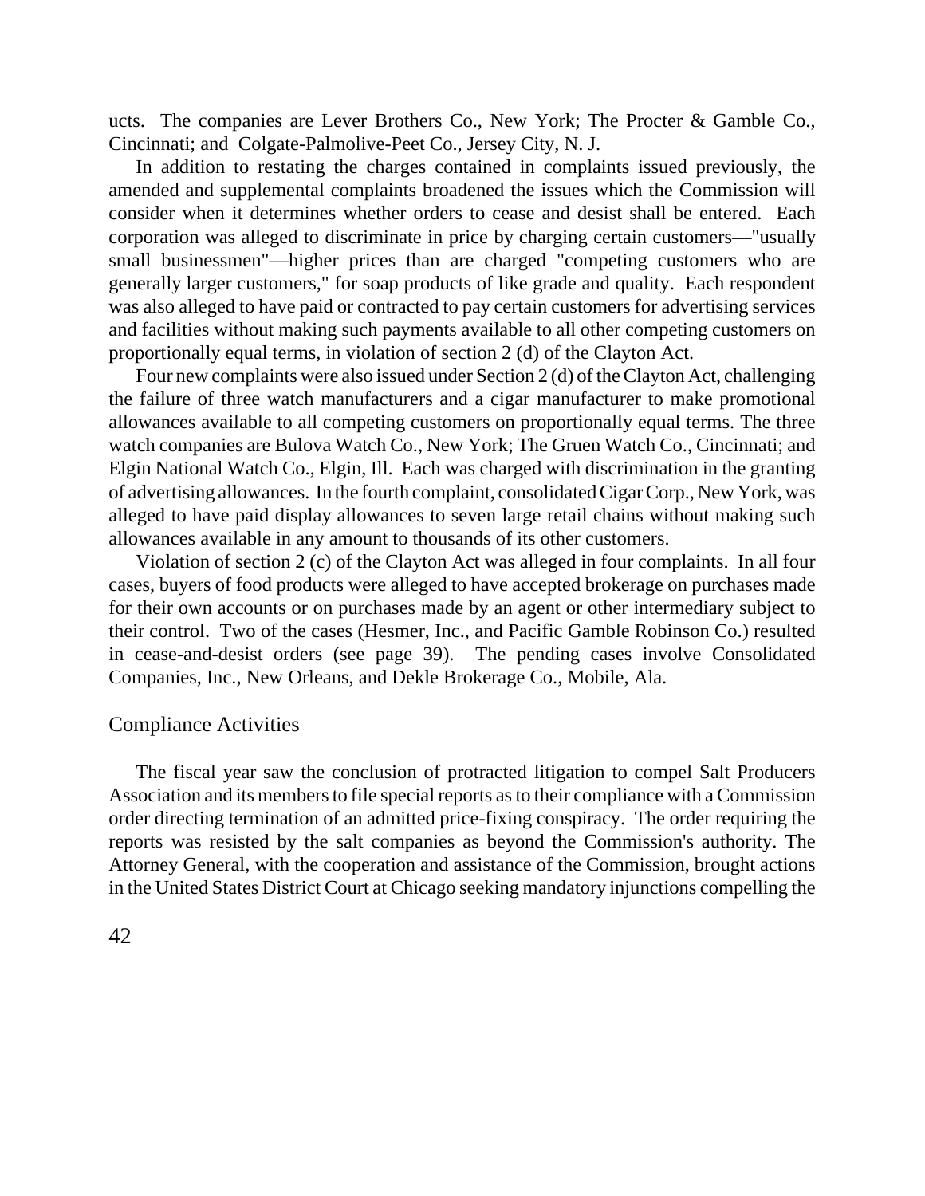ucts. The companies are Lever Brothers Co., New York; The Procter & Gamble Co., Cincinnati; and Colgate-Palmolive-Peet Co., Jersey City, N. J.

In addition to restating the charges contained in complaints issued previously, the amended and supplemental complaints broadened the issues which the Commission will consider when it determines whether orders to cease and desist shall be entered. Each corporation was alleged to discriminate in price by charging certain customers—"usually small businessmen"—higher prices than are charged "competing customers who are generally larger customers," for soap products of like grade and quality. Each respondent was also alleged to have paid or contracted to pay certain customers for advertising services and facilities without making such payments available to all other competing customers on proportionally equal terms, in violation of section 2 (d) of the Clayton Act.

Four new complaints were also issued under Section 2 (d) of the Clayton Act, challenging the failure of three watch manufacturers and a cigar manufacturer to make promotional allowances available to all competing customers on proportionally equal terms. The three watch companies are Bulova Watch Co., New York; The Gruen Watch Co., Cincinnati; and Elgin National Watch Co., Elgin, Ill. Each was charged with discrimination in the granting of advertising allowances. In the fourth complaint, consolidated Cigar Corp., New York, was alleged to have paid display allowances to seven large retail chains without making such allowances available in any amount to thousands of its other customers.

Violation of section 2 (c) of the Clayton Act was alleged in four complaints. In all four cases, buyers of food products were alleged to have accepted brokerage on purchases made for their own accounts or on purchases made by an agent or other intermediary subject to their control. Two of the cases (Hesmer, Inc., and Pacific Gamble Robinson Co.) resulted in cease-and-desist orders (see page 39). The pending cases involve Consolidated Companies, Inc., New Orleans, and Dekle Brokerage Co., Mobile, Ala.

## Compliance Activities

The fiscal year saw the conclusion of protracted litigation to compel Salt Producers Association and its members to file special reports as to their compliance with a Commission order directing termination of an admitted price-fixing conspiracy. The order requiring the reports was resisted by the salt companies as beyond the Commission's authority. The Attorney General, with the cooperation and assistance of the Commission, brought actions in the United States District Court at Chicago seeking mandatory injunctions compelling the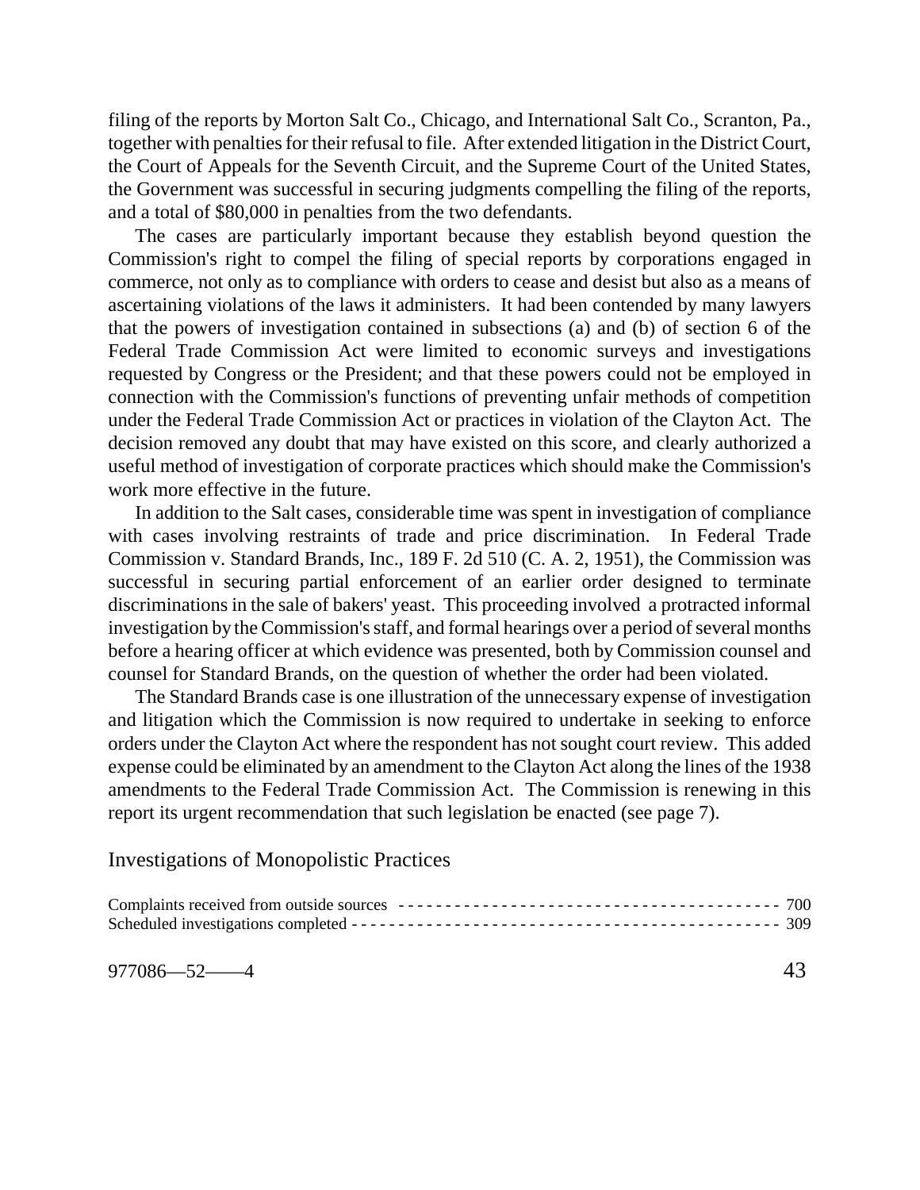filing of the reports by Morton Salt Co., Chicago, and International Salt Co., Scranton, Pa., together with penalties for their refusal to file. After extended litigation in the District Court, the Court of Appeals for the Seventh Circuit, and the Supreme Court of the United States, the Government was successful in securing judgments compelling the filing of the reports, and a total of $80,000 in penalties from the two defendants.

The cases are particularly important because they establish beyond question the Commission's right to compel the filing of special reports by corporations engaged in commerce, not only as to compliance with orders to cease and desist but also as a means of ascertaining violations of the laws it administers. It had been contended by many lawyers that the powers of investigation contained in subsections (a) and (b) of section 6 of the Federal Trade Commission Act were limited to economic surveys and investigations requested by Congress or the President; and that these powers could not be employed in connection with the Commission's functions of preventing unfair methods of competition under the Federal Trade Commission Act or practices in violation of the Clayton Act. The decision removed any doubt that may have existed on this score, and clearly authorized a useful method of investigation of corporate practices which should make the Commission's work more effective in the future.

In addition to the Salt cases, considerable time was spent in investigation of compliance with cases involving restraints of trade and price discrimination. In Federal Trade Commission v. Standard Brands, Inc., 189 F. 2d 510 (C. A. 2, 1951), the Commission was successful in securing partial enforcement of an earlier order designed to terminate discriminations in the sale of bakers' yeast. This proceeding involved a protracted informal investigation by the Commission's staff, and formal hearings over a period of several months before a hearing officer at which evidence was presented, both by Commission counsel and counsel for Standard Brands, on the question of whether the order had been violated.

The Standard Brands case is one illustration of the unnecessary expense of investigation and litigation which the Commission is now required to undertake in seeking to enforce orders under the Clayton Act where the respondent has not sought court review. This added expense could be eliminated by an amendment to the Clayton Act along the lines of the 1938 amendments to the Federal Trade Commission Act. The Commission is renewing in this report its urgent recommendation that such legislation be enacted (see page 7).

## Investigations of Monopolistic Practices

| | |
|---|---|
| Complaints received from outside sources | 700 |
| Scheduled investigations completed | 309 |

977086—52——4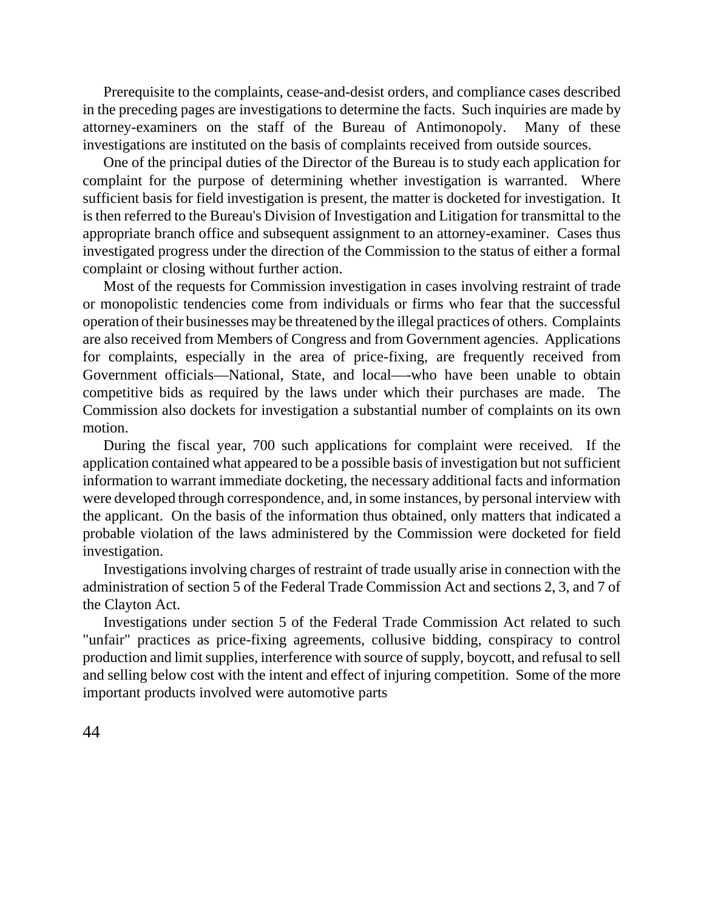Prerequisite to the complaints, cease-and-desist orders, and compliance cases described in the preceding pages are investigations to determine the facts. Such inquiries are made by attorney-examiners on the staff of the Bureau of Antimonopoly. Many of these investigations are instituted on the basis of complaints received from outside sources.

One of the principal duties of the Director of the Bureau is to study each application for complaint for the purpose of determining whether investigation is warranted. Where sufficient basis for field investigation is present, the matter is docketed for investigation. It is then referred to the Bureau's Division of Investigation and Litigation for transmittal to the appropriate branch office and subsequent assignment to an attorney-examiner. Cases thus investigated progress under the direction of the Commission to the status of either a formal complaint or closing without further action.

Most of the requests for Commission investigation in cases involving restraint of trade or monopolistic tendencies come from individuals or firms who fear that the successful operation of their businesses may be threatened by the illegal practices of others. Complaints are also received from Members of Congress and from Government agencies. Applications for complaints, especially in the area of price-fixing, are frequently received from Government officials—National, State, and local—-who have been unable to obtain competitive bids as required by the laws under which their purchases are made. The Commission also dockets for investigation a substantial number of complaints on its own motion.

During the fiscal year, 700 such applications for complaint were received. If the application contained what appeared to be a possible basis of investigation but not sufficient information to warrant immediate docketing, the necessary additional facts and information were developed through correspondence, and, in some instances, by personal interview with the applicant. On the basis of the information thus obtained, only matters that indicated a probable violation of the laws administered by the Commission were docketed for field investigation.

Investigations involving charges of restraint of trade usually arise in connection with the administration of section 5 of the Federal Trade Commission Act and sections 2, 3, and 7 of the Clayton Act.

Investigations under section 5 of the Federal Trade Commission Act related to such "unfair" practices as price-fixing agreements, collusive bidding, conspiracy to control production and limit supplies, interference with source of supply, boycott, and refusal to sell and selling below cost with the intent and effect of injuring competition. Some of the more important products involved were automotive parts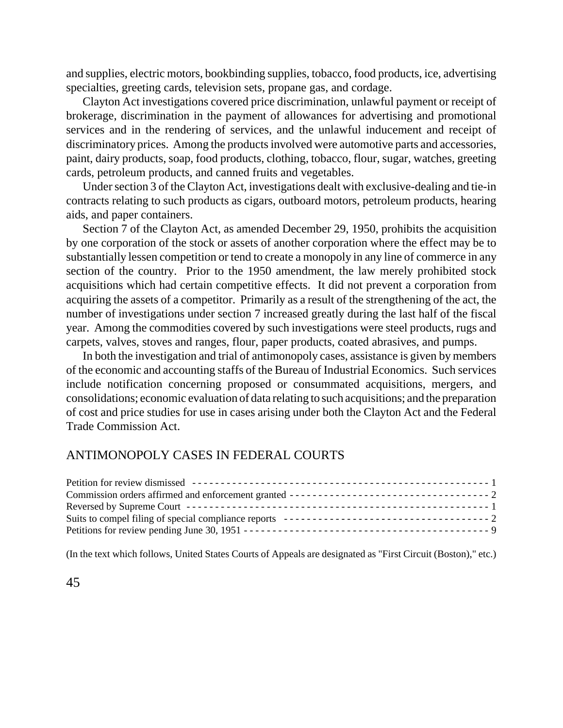and supplies, electric motors, bookbinding supplies, tobacco, food products, ice, advertising specialties, greeting cards, television sets, propane gas, and cordage.

Clayton Act investigations covered price discrimination, unlawful payment or receipt of brokerage, discrimination in the payment of allowances for advertising and promotional services and in the rendering of services, and the unlawful inducement and receipt of discriminatory prices. Among the products involved were automotive parts and accessories, paint, dairy products, soap, food products, clothing, tobacco, flour, sugar, watches, greeting cards, petroleum products, and canned fruits and vegetables.

Under section 3 of the Clayton Act, investigations dealt with exclusive-dealing and tie-in contracts relating to such products as cigars, outboard motors, petroleum products, hearing aids, and paper containers.

Section 7 of the Clayton Act, as amended December 29, 1950, prohibits the acquisition by one corporation of the stock or assets of another corporation where the effect may be to substantially lessen competition or tend to create a monopoly in any line of commerce in any section of the country. Prior to the 1950 amendment, the law merely prohibited stock acquisitions which had certain competitive effects. It did not prevent a corporation from acquiring the assets of a competitor. Primarily as a result of the strengthening of the act, the number of investigations under section 7 increased greatly during the last half of the fiscal year. Among the commodities covered by such investigations were steel products, rugs and carpets, valves, stoves and ranges, flour, paper products, coated abrasives, and pumps.

In both the investigation and trial of antimonopoly cases, assistance is given by members of the economic and accounting staffs of the Bureau of Industrial Economics. Such services include notification concerning proposed or consummated acquisitions, mergers, and consolidations; economic evaluation of data relating to such acquisitions; and the preparation of cost and price studies for use in cases arising under both the Clayton Act and the Federal Trade Commission Act.

## ANTIMONOPOLY CASES IN FEDERAL COURTS

| | |
|---|---|
| Petition for review dismissed | 1 |
| Commission orders affirmed and enforcement granted | 2 |
| Reversed by Supreme Court | 1 |
| Suits to compel filing of special compliance reports | 2 |
| Petitions for review pending June 30, 1951 | 9 |

(In the text which follows, United States Courts of Appeals are designated as "First Circuit (Boston)," etc.)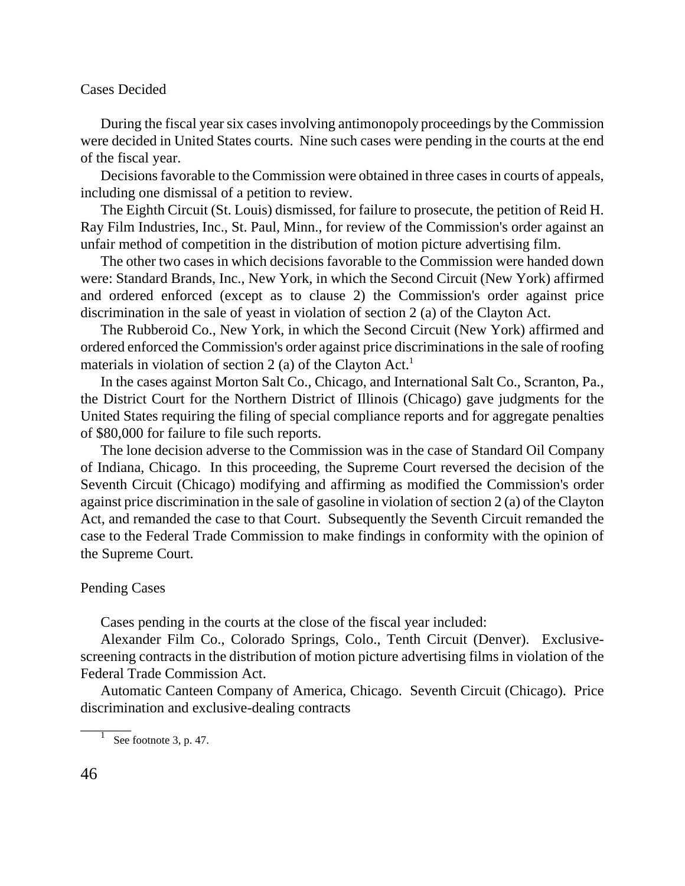### Cases Decided

During the fiscal year six cases involving antimonopoly proceedings by the Commission were decided in United States courts. Nine such cases were pending in the courts at the end of the fiscal year.

Decisions favorable to the Commission were obtained in three cases in courts of appeals, including one dismissal of a petition to review.

The Eighth Circuit (St. Louis) dismissed, for failure to prosecute, the petition of Reid H. Ray Film Industries, Inc., St. Paul, Minn., for review of the Commission's order against an unfair method of competition in the distribution of motion picture advertising film.

The other two cases in which decisions favorable to the Commission were handed down were: Standard Brands, Inc., New York, in which the Second Circuit (New York) affirmed and ordered enforced (except as to clause 2) the Commission's order against price discrimination in the sale of yeast in violation of section 2 (a) of the Clayton Act.

The Rubberoid Co., New York, in which the Second Circuit (New York) affirmed and ordered enforced the Commission's order against price discriminations in the sale of roofing materials in violation of section 2 (a) of the Clayton Act.[1]

In the cases against Morton Salt Co., Chicago, and International Salt Co., Scranton, Pa., the District Court for the Northern District of Illinois (Chicago) gave judgments for the United States requiring the filing of special compliance reports and for aggregate penalties of $80,000 for failure to file such reports.

The lone decision adverse to the Commission was in the case of Standard Oil Company of Indiana, Chicago. In this proceeding, the Supreme Court reversed the decision of the Seventh Circuit (Chicago) modifying and affirming as modified the Commission's order against price discrimination in the sale of gasoline in violation of section 2 (a) of the Clayton Act, and remanded the case to that Court. Subsequently the Seventh Circuit remanded the case to the Federal Trade Commission to make findings in conformity with the opinion of the Supreme Court.

### Pending Cases

Cases pending in the courts at the close of the fiscal year included:

Alexander Film Co., Colorado Springs, Colo., Tenth Circuit (Denver). Exclusive-screening contracts in the distribution of motion picture advertising films in violation of the Federal Trade Commission Act.

Automatic Canteen Company of America, Chicago. Seventh Circuit (Chicago). Price discrimination and exclusive-dealing contracts

[1] See footnote 3, p. 47.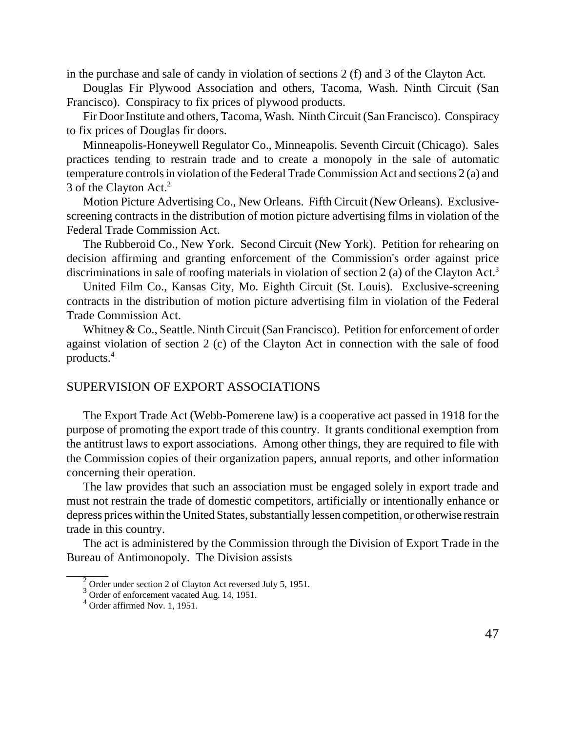in the purchase and sale of candy in violation of sections 2 (f) and 3 of the Clayton Act.

Douglas Fir Plywood Association and others, Tacoma, Wash. Ninth Circuit (San Francisco). Conspiracy to fix prices of plywood products.

Fir Door Institute and others, Tacoma, Wash. Ninth Circuit (San Francisco). Conspiracy to fix prices of Douglas fir doors.

Minneapolis-Honeywell Regulator Co., Minneapolis. Seventh Circuit (Chicago). Sales practices tending to restrain trade and to create a monopoly in the sale of automatic temperature controls in violation of the Federal Trade Commission Act and sections 2 (a) and 3 of the Clayton Act.[2]

Motion Picture Advertising Co., New Orleans. Fifth Circuit (New Orleans). Exclusive-screening contracts in the distribution of motion picture advertising films in violation of the Federal Trade Commission Act.

The Rubberoid Co., New York. Second Circuit (New York). Petition for rehearing on decision affirming and granting enforcement of the Commission's order against price discriminations in sale of roofing materials in violation of section 2 (a) of the Clayton Act.[3]

United Film Co., Kansas City, Mo. Eighth Circuit (St. Louis). Exclusive-screening contracts in the distribution of motion picture advertising film in violation of the Federal Trade Commission Act.

Whitney & Co., Seattle. Ninth Circuit (San Francisco). Petition for enforcement of order against violation of section 2 (c) of the Clayton Act in connection with the sale of food products.[4]

## SUPERVISION OF EXPORT ASSOCIATIONS

The Export Trade Act (Webb-Pomerene law) is a cooperative act passed in 1918 for the purpose of promoting the export trade of this country. It grants conditional exemption from the antitrust laws to export associations. Among other things, they are required to file with the Commission copies of their organization papers, annual reports, and other information concerning their operation.

The law provides that such an association must be engaged solely in export trade and must not restrain the trade of domestic competitors, artificially or intentionally enhance or depress prices within the United States, substantially lessen competition, or otherwise restrain trade in this country.

The act is administered by the Commission through the Division of Export Trade in the Bureau of Antimonopoly. The Division assists

---

[2] Order under section 2 of Clayton Act reversed July 5, 1951.

[3] Order of enforcement vacated Aug. 14, 1951.

[4] Order affirmed Nov. 1, 1951.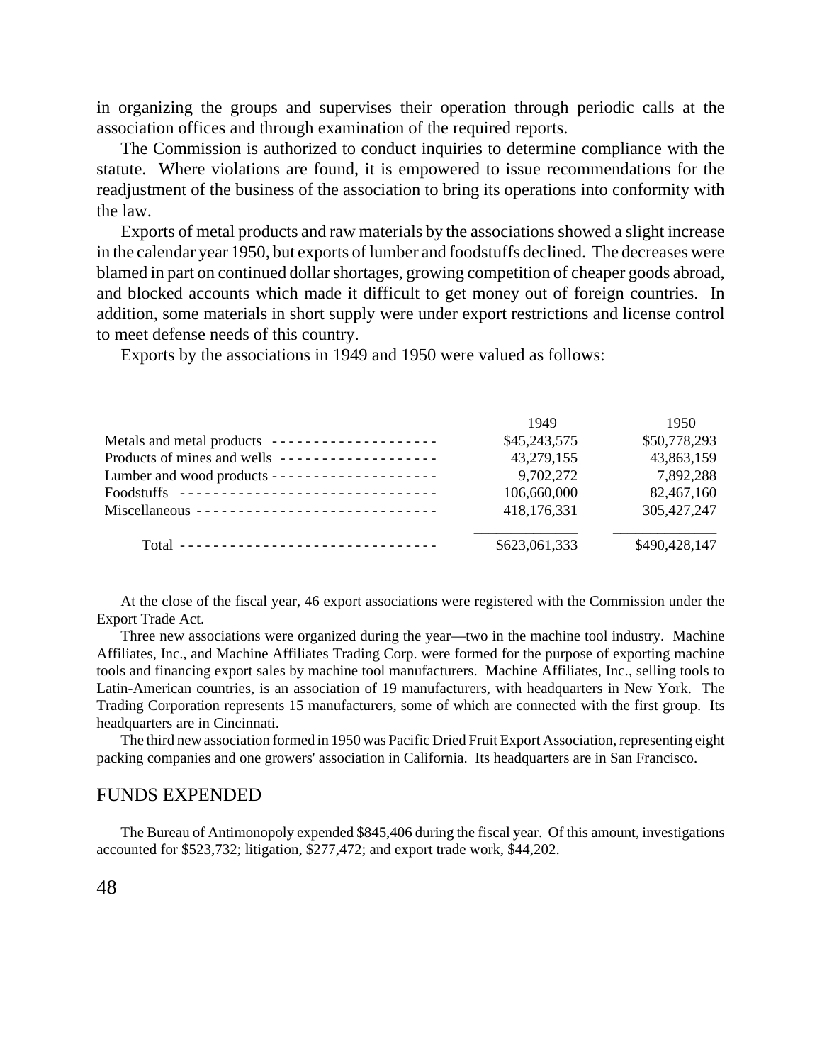in organizing the groups and supervises their operation through periodic calls at the association offices and through examination of the required reports.

The Commission is authorized to conduct inquiries to determine compliance with the statute. Where violations are found, it is empowered to issue recommendations for the readjustment of the business of the association to bring its operations into conformity with the law.

Exports of metal products and raw materials by the associations showed a slight increase in the calendar year 1950, but exports of lumber and foodstuffs declined. The decreases were blamed in part on continued dollar shortages, growing competition of cheaper goods abroad, and blocked accounts which made it difficult to get money out of foreign countries. In addition, some materials in short supply were under export restrictions and license control to meet defense needs of this country.

Exports by the associations in 1949 and 1950 were valued as follows:

| | 1949 | 1950 |
|---|---|---|
| Metals and metal products | $45,243,575 | $50,778,293 |
| Products of mines and wells | 43,279,155 | 43,863,159 |
| Lumber and wood products | 9,702,272 | 7,892,288 |
| Foodstuffs | 106,660,000 | 82,467,160 |
| Miscellaneous | 418,176,331 | 305,427,247 |
| Total | $623,061,333 | $490,428,147 |

At the close of the fiscal year, 46 export associations were registered with the Commission under the Export Trade Act.

Three new associations were organized during the year—two in the machine tool industry. Machine Affiliates, Inc., and Machine Affiliates Trading Corp. were formed for the purpose of exporting machine tools and financing export sales by machine tool manufacturers. Machine Affiliates, Inc., selling tools to Latin-American countries, is an association of 19 manufacturers, with headquarters in New York. The Trading Corporation represents 15 manufacturers, some of which are connected with the first group. Its headquarters are in Cincinnati.

The third new association formed in 1950 was Pacific Dried Fruit Export Association, representing eight packing companies and one growers' association in California. Its headquarters are in San Francisco.

## FUNDS EXPENDED

The Bureau of Antimonopoly expended $845,406 during the fiscal year. Of this amount, investigations accounted for $523,732; litigation, $277,472; and export trade work, $44,202.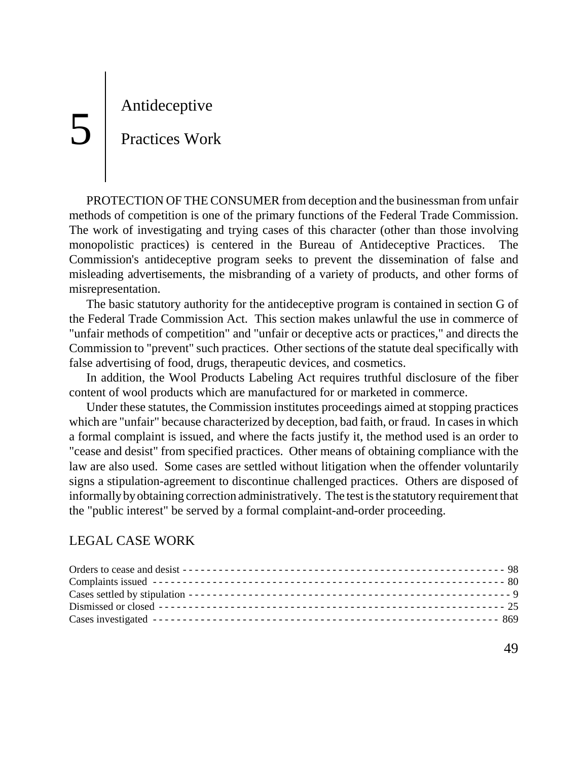# 5 Antideceptive Practices Work

PROTECTION OF THE CONSUMER from deception and the businessman from unfair methods of competition is one of the primary functions of the Federal Trade Commission. The work of investigating and trying cases of this character (other than those involving monopolistic practices) is centered in the Bureau of Antideceptive Practices. The Commission's antideceptive program seeks to prevent the dissemination of false and misleading advertisements, the misbranding of a variety of products, and other forms of misrepresentation.

The basic statutory authority for the antideceptive program is contained in section G of the Federal Trade Commission Act. This section makes unlawful the use in commerce of "unfair methods of competition" and "unfair or deceptive acts or practices," and directs the Commission to "prevent" such practices. Other sections of the statute deal specifically with false advertising of food, drugs, therapeutic devices, and cosmetics.

In addition, the Wool Products Labeling Act requires truthful disclosure of the fiber content of wool products which are manufactured for or marketed in commerce.

Under these statutes, the Commission institutes proceedings aimed at stopping practices which are "unfair" because characterized by deception, bad faith, or fraud. In cases in which a formal complaint is issued, and where the facts justify it, the method used is an order to "cease and desist" from specified practices. Other means of obtaining compliance with the law are also used. Some cases are settled without litigation when the offender voluntarily signs a stipulation-agreement to discontinue challenged practices. Others are disposed of informally by obtaining correction administratively. The test is the statutory requirement that the "public interest" be served by a formal complaint-and-order proceeding.

## LEGAL CASE WORK

| | |
|---|---|
| Orders to cease and desist | 98 |
| Complaints issued | 80 |
| Cases settled by stipulation | 9 |
| Dismissed or closed | 25 |
| Cases investigated | 869 |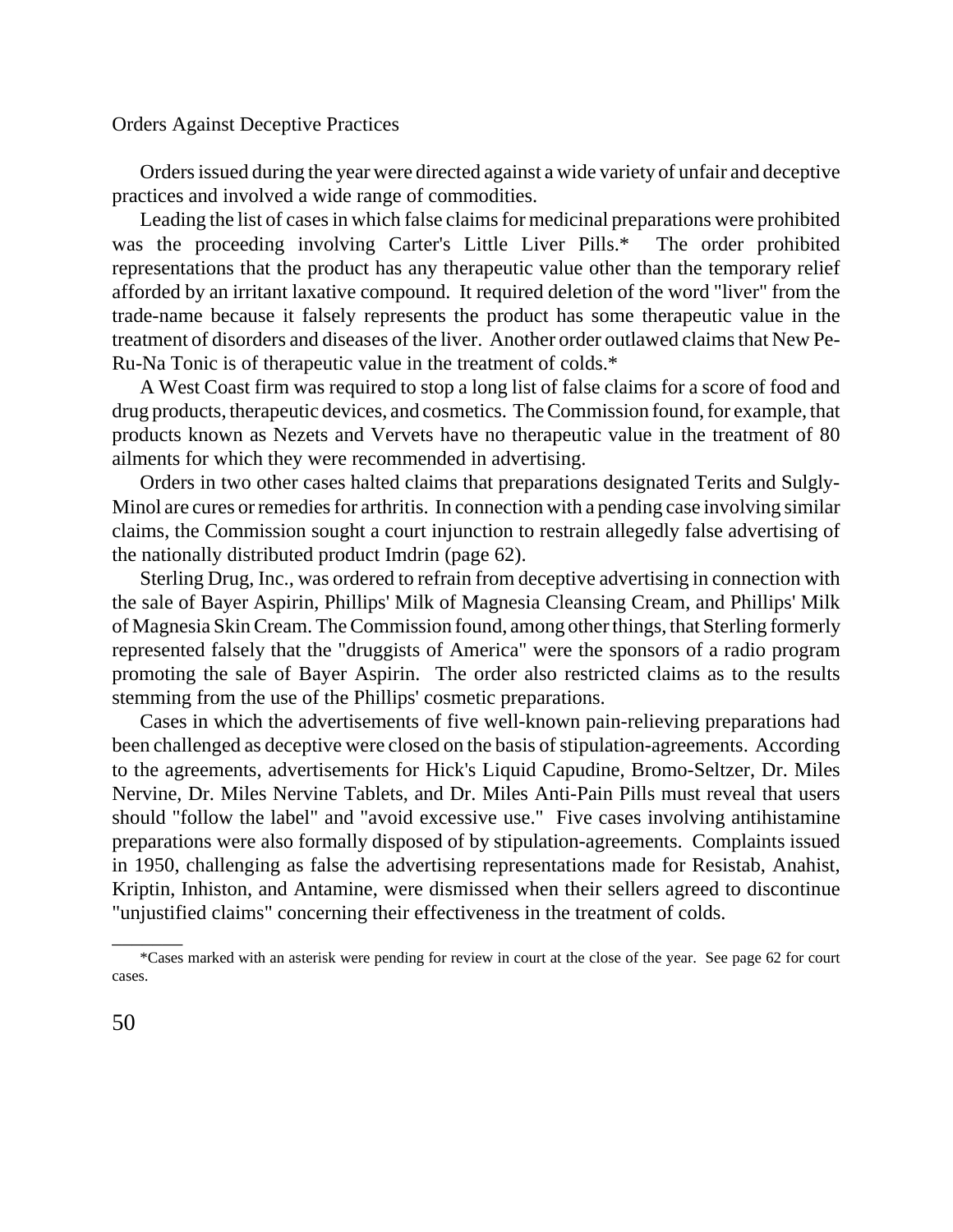## Orders Against Deceptive Practices

Orders issued during the year were directed against a wide variety of unfair and deceptive practices and involved a wide range of commodities.

Leading the list of cases in which false claims for medicinal preparations were prohibited was the proceeding involving Carter's Little Liver Pills.* The order prohibited representations that the product has any therapeutic value other than the temporary relief afforded by an irritant laxative compound. It required deletion of the word "liver" from the trade-name because it falsely represents the product has some therapeutic value in the treatment of disorders and diseases of the liver. Another order outlawed claims that New Pe-Ru-Na Tonic is of therapeutic value in the treatment of colds.*

A West Coast firm was required to stop a long list of false claims for a score of food and drug products, therapeutic devices, and cosmetics. The Commission found, for example, that products known as Nezets and Vervets have no therapeutic value in the treatment of 80 ailments for which they were recommended in advertising.

Orders in two other cases halted claims that preparations designated Terits and Sulgly-Minol are cures or remedies for arthritis. In connection with a pending case involving similar claims, the Commission sought a court injunction to restrain allegedly false advertising of the nationally distributed product Imdrin (page 62).

Sterling Drug, Inc., was ordered to refrain from deceptive advertising in connection with the sale of Bayer Aspirin, Phillips' Milk of Magnesia Cleansing Cream, and Phillips' Milk of Magnesia Skin Cream. The Commission found, among other things, that Sterling formerly represented falsely that the "druggists of America" were the sponsors of a radio program promoting the sale of Bayer Aspirin. The order also restricted claims as to the results stemming from the use of the Phillips' cosmetic preparations.

Cases in which the advertisements of five well-known pain-relieving preparations had been challenged as deceptive were closed on the basis of stipulation-agreements. According to the agreements, advertisements for Hick's Liquid Capudine, Bromo-Seltzer, Dr. Miles Nervine, Dr. Miles Nervine Tablets, and Dr. Miles Anti-Pain Pills must reveal that users should "follow the label" and "avoid excessive use." Five cases involving antihistamine preparations were also formally disposed of by stipulation-agreements. Complaints issued in 1950, challenging as false the advertising representations made for Resistab, Anahist, Kriptin, Inhiston, and Antamine, were dismissed when their sellers agreed to discontinue "unjustified claims" concerning their effectiveness in the treatment of colds.

---

*Cases marked with an asterisk were pending for review in court at the close of the year. See page 62 for court cases.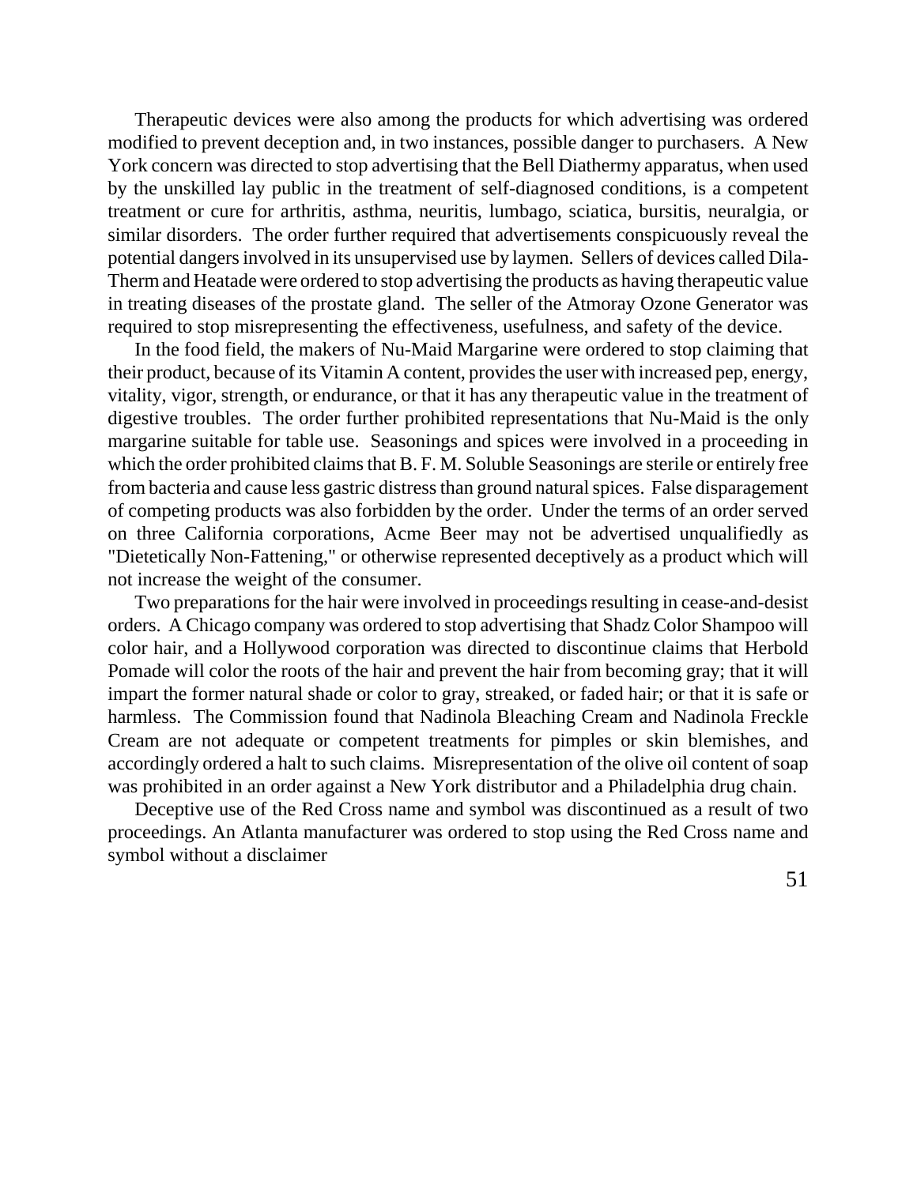Therapeutic devices were also among the products for which advertising was ordered modified to prevent deception and, in two instances, possible danger to purchasers. A New York concern was directed to stop advertising that the Bell Diathermy apparatus, when used by the unskilled lay public in the treatment of self-diagnosed conditions, is a competent treatment or cure for arthritis, asthma, neuritis, lumbago, sciatica, bursitis, neuralgia, or similar disorders. The order further required that advertisements conspicuously reveal the potential dangers involved in its unsupervised use by laymen. Sellers of devices called Dila-Therm and Heatade were ordered to stop advertising the products as having therapeutic value in treating diseases of the prostate gland. The seller of the Atmoray Ozone Generator was required to stop misrepresenting the effectiveness, usefulness, and safety of the device.

In the food field, the makers of Nu-Maid Margarine were ordered to stop claiming that their product, because of its Vitamin A content, provides the user with increased pep, energy, vitality, vigor, strength, or endurance, or that it has any therapeutic value in the treatment of digestive troubles. The order further prohibited representations that Nu-Maid is the only margarine suitable for table use. Seasonings and spices were involved in a proceeding in which the order prohibited claims that B. F. M. Soluble Seasonings are sterile or entirely free from bacteria and cause less gastric distress than ground natural spices. False disparagement of competing products was also forbidden by the order. Under the terms of an order served on three California corporations, Acme Beer may not be advertised unqualifiedly as "Dietetically Non-Fattening," or otherwise represented deceptively as a product which will not increase the weight of the consumer.

Two preparations for the hair were involved in proceedings resulting in cease-and-desist orders. A Chicago company was ordered to stop advertising that Shadz Color Shampoo will color hair, and a Hollywood corporation was directed to discontinue claims that Herbold Pomade will color the roots of the hair and prevent the hair from becoming gray; that it will impart the former natural shade or color to gray, streaked, or faded hair; or that it is safe or harmless. The Commission found that Nadinola Bleaching Cream and Nadinola Freckle Cream are not adequate or competent treatments for pimples or skin blemishes, and accordingly ordered a halt to such claims. Misrepresentation of the olive oil content of soap was prohibited in an order against a New York distributor and a Philadelphia drug chain.

Deceptive use of the Red Cross name and symbol was discontinued as a result of two proceedings. An Atlanta manufacturer was ordered to stop using the Red Cross name and symbol without a disclaimer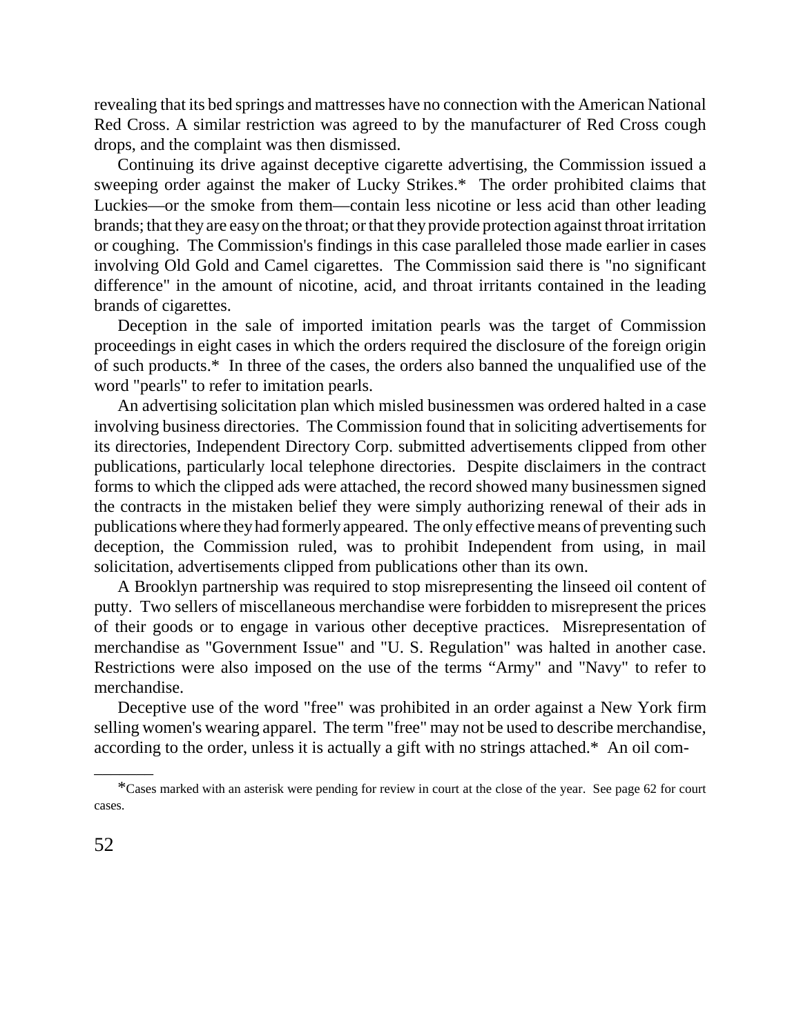revealing that its bed springs and mattresses have no connection with the American National Red Cross. A similar restriction was agreed to by the manufacturer of Red Cross cough drops, and the complaint was then dismissed.

Continuing its drive against deceptive cigarette advertising, the Commission issued a sweeping order against the maker of Lucky Strikes.* The order prohibited claims that Luckies—or the smoke from them—contain less nicotine or less acid than other leading brands; that they are easy on the throat; or that they provide protection against throat irritation or coughing. The Commission's findings in this case paralleled those made earlier in cases involving Old Gold and Camel cigarettes. The Commission said there is "no significant difference" in the amount of nicotine, acid, and throat irritants contained in the leading brands of cigarettes.

Deception in the sale of imported imitation pearls was the target of Commission proceedings in eight cases in which the orders required the disclosure of the foreign origin of such products.* In three of the cases, the orders also banned the unqualified use of the word "pearls" to refer to imitation pearls.

An advertising solicitation plan which misled businessmen was ordered halted in a case involving business directories. The Commission found that in soliciting advertisements for its directories, Independent Directory Corp. submitted advertisements clipped from other publications, particularly local telephone directories. Despite disclaimers in the contract forms to which the clipped ads were attached, the record showed many businessmen signed the contracts in the mistaken belief they were simply authorizing renewal of their ads in publications where they had formerly appeared. The only effective means of preventing such deception, the Commission ruled, was to prohibit Independent from using, in mail solicitation, advertisements clipped from publications other than its own.

A Brooklyn partnership was required to stop misrepresenting the linseed oil content of putty. Two sellers of miscellaneous merchandise were forbidden to misrepresent the prices of their goods or to engage in various other deceptive practices. Misrepresentation of merchandise as "Government Issue" and "U. S. Regulation" was halted in another case. Restrictions were also imposed on the use of the terms "Army" and "Navy" to refer to merchandise.

Deceptive use of the word "free" was prohibited in an order against a New York firm selling women's wearing apparel. The term "free" may not be used to describe merchandise, according to the order, unless it is actually a gift with no strings attached.* An oil com-

---

*Cases marked with an asterisk were pending for review in court at the close of the year. See page 62 for court cases.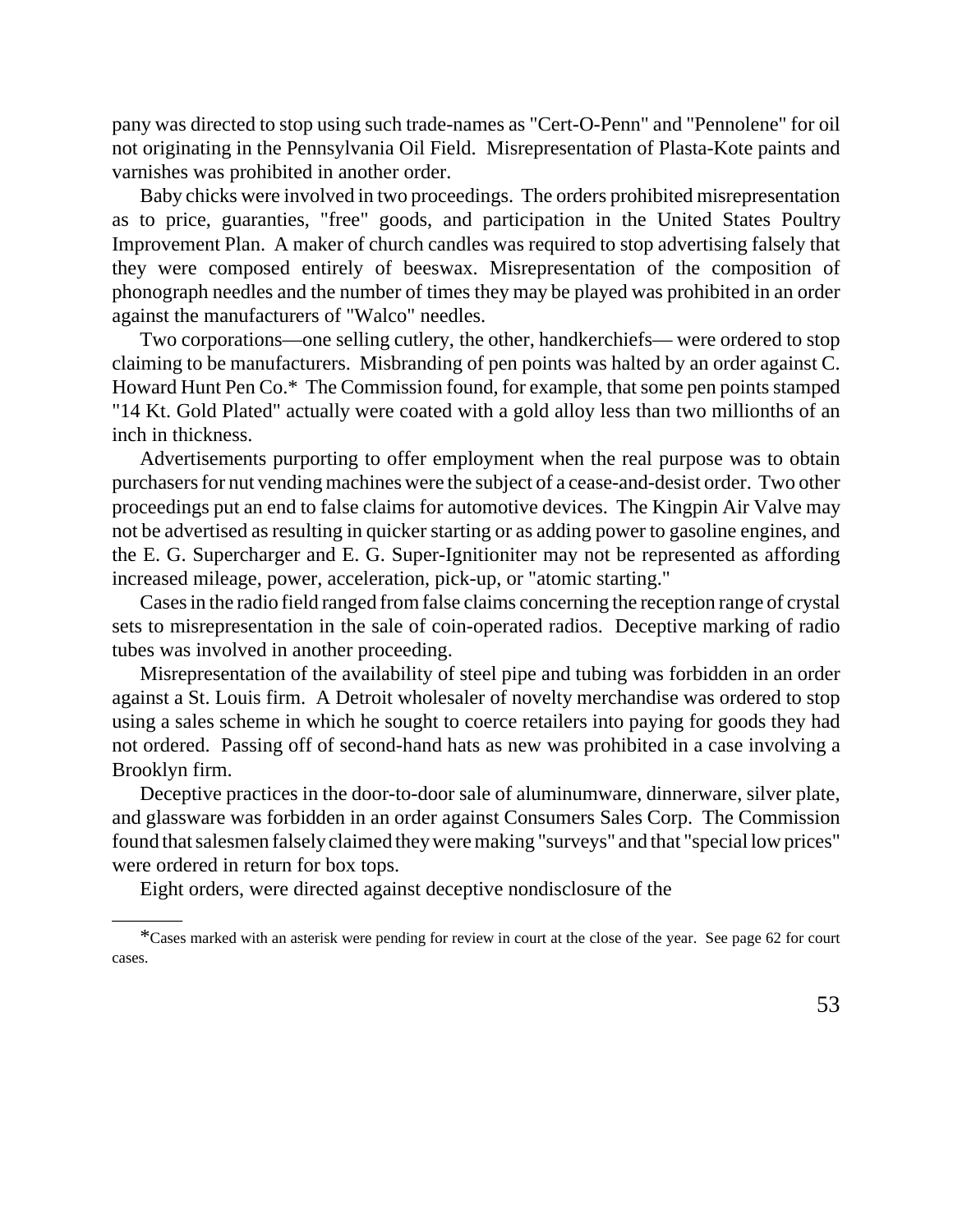pany was directed to stop using such trade-names as "Cert-O-Penn" and "Pennolene" for oil not originating in the Pennsylvania Oil Field. Misrepresentation of Plasta-Kote paints and varnishes was prohibited in another order.

Baby chicks were involved in two proceedings. The orders prohibited misrepresentation as to price, guaranties, "free" goods, and participation in the United States Poultry Improvement Plan. A maker of church candles was required to stop advertising falsely that they were composed entirely of beeswax. Misrepresentation of the composition of phonograph needles and the number of times they may be played was prohibited in an order against the manufacturers of "Walco" needles.

Two corporations—one selling cutlery, the other, handkerchiefs— were ordered to stop claiming to be manufacturers. Misbranding of pen points was halted by an order against C. Howard Hunt Pen Co.* The Commission found, for example, that some pen points stamped "14 Kt. Gold Plated" actually were coated with a gold alloy less than two millionths of an inch in thickness.

Advertisements purporting to offer employment when the real purpose was to obtain purchasers for nut vending machines were the subject of a cease-and-desist order. Two other proceedings put an end to false claims for automotive devices. The Kingpin Air Valve may not be advertised as resulting in quicker starting or as adding power to gasoline engines, and the E. G. Supercharger and E. G. Super-Ignitioniter may not be represented as affording increased mileage, power, acceleration, pick-up, or "atomic starting."

Cases in the radio field ranged from false claims concerning the reception range of crystal sets to misrepresentation in the sale of coin-operated radios. Deceptive marking of radio tubes was involved in another proceeding.

Misrepresentation of the availability of steel pipe and tubing was forbidden in an order against a St. Louis firm. A Detroit wholesaler of novelty merchandise was ordered to stop using a sales scheme in which he sought to coerce retailers into paying for goods they had not ordered. Passing off of second-hand hats as new was prohibited in a case involving a Brooklyn firm.

Deceptive practices in the door-to-door sale of aluminumware, dinnerware, silver plate, and glassware was forbidden in an order against Consumers Sales Corp. The Commission found that salesmen falsely claimed they were making "surveys" and that "special low prices" were ordered in return for box tops.

Eight orders, were directed against deceptive nondisclosure of the

---

*Cases marked with an asterisk were pending for review in court at the close of the year. See page 62 for court cases.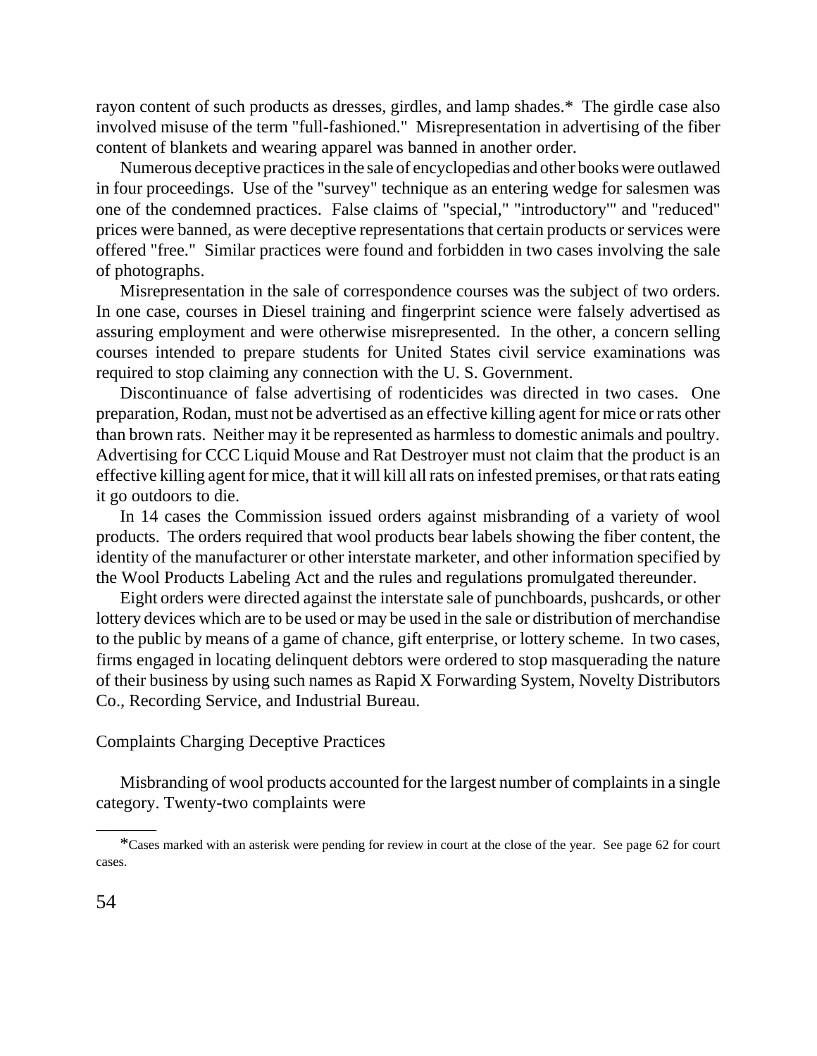rayon content of such products as dresses, girdles, and lamp shades.* The girdle case also involved misuse of the term "full-fashioned." Misrepresentation in advertising of the fiber content of blankets and wearing apparel was banned in another order.

Numerous deceptive practices in the sale of encyclopedias and other books were outlawed in four proceedings. Use of the "survey" technique as an entering wedge for salesmen was one of the condemned practices. False claims of "special," "introductory'" and "reduced" prices were banned, as were deceptive representations that certain products or services were offered "free." Similar practices were found and forbidden in two cases involving the sale of photographs.

Misrepresentation in the sale of correspondence courses was the subject of two orders. In one case, courses in Diesel training and fingerprint science were falsely advertised as assuring employment and were otherwise misrepresented. In the other, a concern selling courses intended to prepare students for United States civil service examinations was required to stop claiming any connection with the U. S. Government.

Discontinuance of false advertising of rodenticides was directed in two cases. One preparation, Rodan, must not be advertised as an effective killing agent for mice or rats other than brown rats. Neither may it be represented as harmless to domestic animals and poultry. Advertising for CCC Liquid Mouse and Rat Destroyer must not claim that the product is an effective killing agent for mice, that it will kill all rats on infested premises, or that rats eating it go outdoors to die.

In 14 cases the Commission issued orders against misbranding of a variety of wool products. The orders required that wool products bear labels showing the fiber content, the identity of the manufacturer or other interstate marketer, and other information specified by the Wool Products Labeling Act and the rules and regulations promulgated thereunder.

Eight orders were directed against the interstate sale of punchboards, pushcards, or other lottery devices which are to be used or may be used in the sale or distribution of merchandise to the public by means of a game of chance, gift enterprise, or lottery scheme. In two cases, firms engaged in locating delinquent debtors were ordered to stop masquerading the nature of their business by using such names as Rapid X Forwarding System, Novelty Distributors Co., Recording Service, and Industrial Bureau.

## Complaints Charging Deceptive Practices

Misbranding of wool products accounted for the largest number of complaints in a single category. Twenty-two complaints were

---

*Cases marked with an asterisk were pending for review in court at the close of the year. See page 62 for court cases.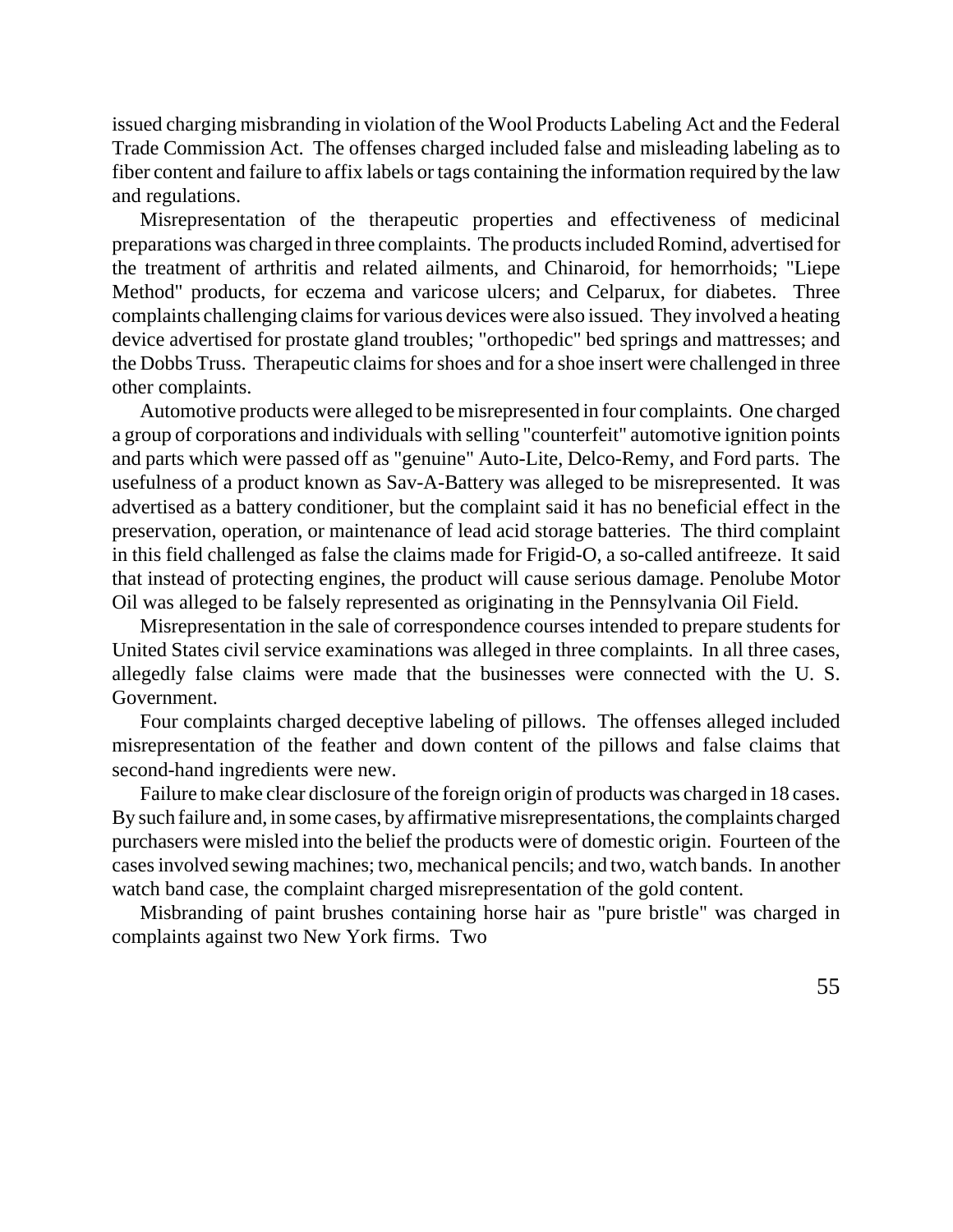issued charging misbranding in violation of the Wool Products Labeling Act and the Federal Trade Commission Act. The offenses charged included false and misleading labeling as to fiber content and failure to affix labels or tags containing the information required by the law and regulations.

Misrepresentation of the therapeutic properties and effectiveness of medicinal preparations was charged in three complaints. The products included Romind, advertised for the treatment of arthritis and related ailments, and Chinaroid, for hemorrhoids; "Liepe Method" products, for eczema and varicose ulcers; and Celparux, for diabetes. Three complaints challenging claims for various devices were also issued. They involved a heating device advertised for prostate gland troubles; "orthopedic" bed springs and mattresses; and the Dobbs Truss. Therapeutic claims for shoes and for a shoe insert were challenged in three other complaints.

Automotive products were alleged to be misrepresented in four complaints. One charged a group of corporations and individuals with selling "counterfeit" automotive ignition points and parts which were passed off as "genuine" Auto-Lite, Delco-Remy, and Ford parts. The usefulness of a product known as Sav-A-Battery was alleged to be misrepresented. It was advertised as a battery conditioner, but the complaint said it has no beneficial effect in the preservation, operation, or maintenance of lead acid storage batteries. The third complaint in this field challenged as false the claims made for Frigid-O, a so-called antifreeze. It said that instead of protecting engines, the product will cause serious damage. Penolube Motor Oil was alleged to be falsely represented as originating in the Pennsylvania Oil Field.

Misrepresentation in the sale of correspondence courses intended to prepare students for United States civil service examinations was alleged in three complaints. In all three cases, allegedly false claims were made that the businesses were connected with the U. S. Government.

Four complaints charged deceptive labeling of pillows. The offenses alleged included misrepresentation of the feather and down content of the pillows and false claims that second-hand ingredients were new.

Failure to make clear disclosure of the foreign origin of products was charged in 18 cases. By such failure and, in some cases, by affirmative misrepresentations, the complaints charged purchasers were misled into the belief the products were of domestic origin. Fourteen of the cases involved sewing machines; two, mechanical pencils; and two, watch bands. In another watch band case, the complaint charged misrepresentation of the gold content.

Misbranding of paint brushes containing horse hair as "pure bristle" was charged in complaints against two New York firms. Two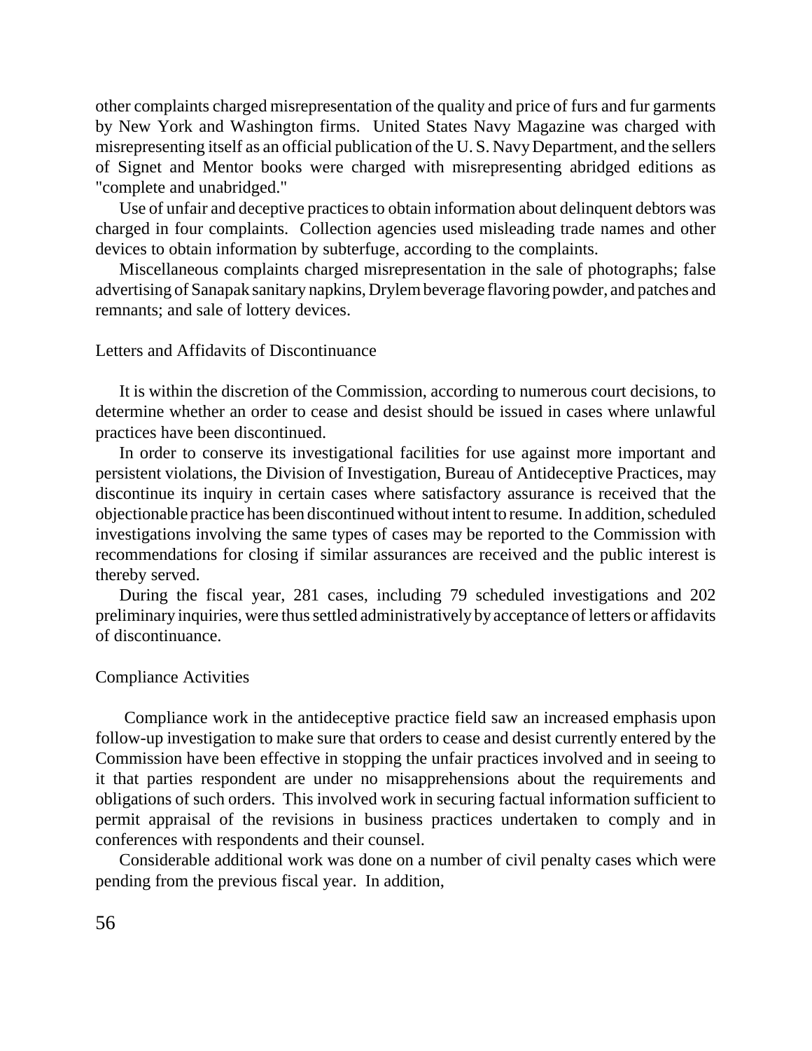other complaints charged misrepresentation of the quality and price of furs and fur garments by New York and Washington firms. United States Navy Magazine was charged with misrepresenting itself as an official publication of the U. S. Navy Department, and the sellers of Signet and Mentor books were charged with misrepresenting abridged editions as "complete and unabridged."

Use of unfair and deceptive practices to obtain information about delinquent debtors was charged in four complaints. Collection agencies used misleading trade names and other devices to obtain information by subterfuge, according to the complaints.

Miscellaneous complaints charged misrepresentation in the sale of photographs; false advertising of Sanapak sanitary napkins, Drylem beverage flavoring powder, and patches and remnants; and sale of lottery devices.

## Letters and Affidavits of Discontinuance

It is within the discretion of the Commission, according to numerous court decisions, to determine whether an order to cease and desist should be issued in cases where unlawful practices have been discontinued.

In order to conserve its investigational facilities for use against more important and persistent violations, the Division of Investigation, Bureau of Antideceptive Practices, may discontinue its inquiry in certain cases where satisfactory assurance is received that the objectionable practice has been discontinued without intent to resume. In addition, scheduled investigations involving the same types of cases may be reported to the Commission with recommendations for closing if similar assurances are received and the public interest is thereby served.

During the fiscal year, 281 cases, including 79 scheduled investigations and 202 preliminary inquiries, were thus settled administratively by acceptance of letters or affidavits of discontinuance.

## Compliance Activities

Compliance work in the antideceptive practice field saw an increased emphasis upon follow-up investigation to make sure that orders to cease and desist currently entered by the Commission have been effective in stopping the unfair practices involved and in seeing to it that parties respondent are under no misapprehensions about the requirements and obligations of such orders. This involved work in securing factual information sufficient to permit appraisal of the revisions in business practices undertaken to comply and in conferences with respondents and their counsel.

Considerable additional work was done on a number of civil penalty cases which were pending from the previous fiscal year. In addition,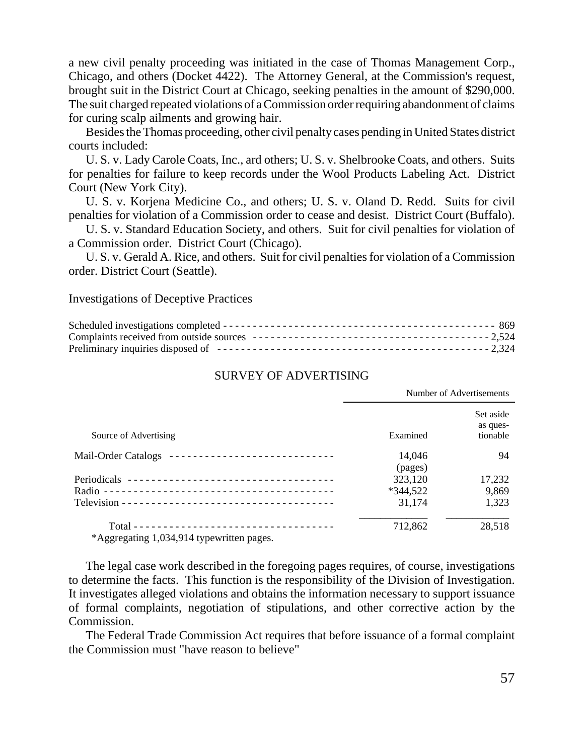a new civil penalty proceeding was initiated in the case of Thomas Management Corp., Chicago, and others (Docket 4422). The Attorney General, at the Commission's request, brought suit in the District Court at Chicago, seeking penalties in the amount of $290,000. The suit charged repeated violations of a Commission order requiring abandonment of claims for curing scalp ailments and growing hair.

Besides the Thomas proceeding, other civil penalty cases pending in United States district courts included:

U. S. v. Lady Carole Coats, Inc., ard others; U. S. v. Shelbrooke Coats, and others. Suits for penalties for failure to keep records under the Wool Products Labeling Act. District Court (New York City).

U. S. v. Korjena Medicine Co., and others; U. S. v. Oland D. Redd. Suits for civil penalties for violation of a Commission order to cease and desist. District Court (Buffalo).

U. S. v. Standard Education Society, and others. Suit for civil penalties for violation of a Commission order. District Court (Chicago).

U. S. v. Gerald A. Rice, and others. Suit for civil penalties for violation of a Commission order. District Court (Seattle).

## Investigations of Deceptive Practices

| | |
|---|---|
| Scheduled investigations completed | 869 |
| Complaints received from outside sources | 2,524 |
| Preliminary inquiries disposed of | 2,324 |

### SURVEY OF ADVERTISING

| | Number of Advertisements | |
|---|---|---|
| Source of Advertising | Examined | Set aside as questionable |
| Mail-Order Catalogs | 14,046 (pages) | 94 |
| Periodicals | 323,120 | 17,232 |
| Radio | *344,522 | 9,869 |
| Television | 31,174 | 1,323 |
| Total | 712,862 | 28,518 |

*Aggregating 1,034,914 typewritten pages.

The legal case work described in the foregoing pages requires, of course, investigations to determine the facts. This function is the responsibility of the Division of Investigation. It investigates alleged violations and obtains the information necessary to support issuance of formal complaints, negotiation of stipulations, and other corrective action by the Commission.

The Federal Trade Commission Act requires that before issuance of a formal complaint the Commission must "have reason to believe"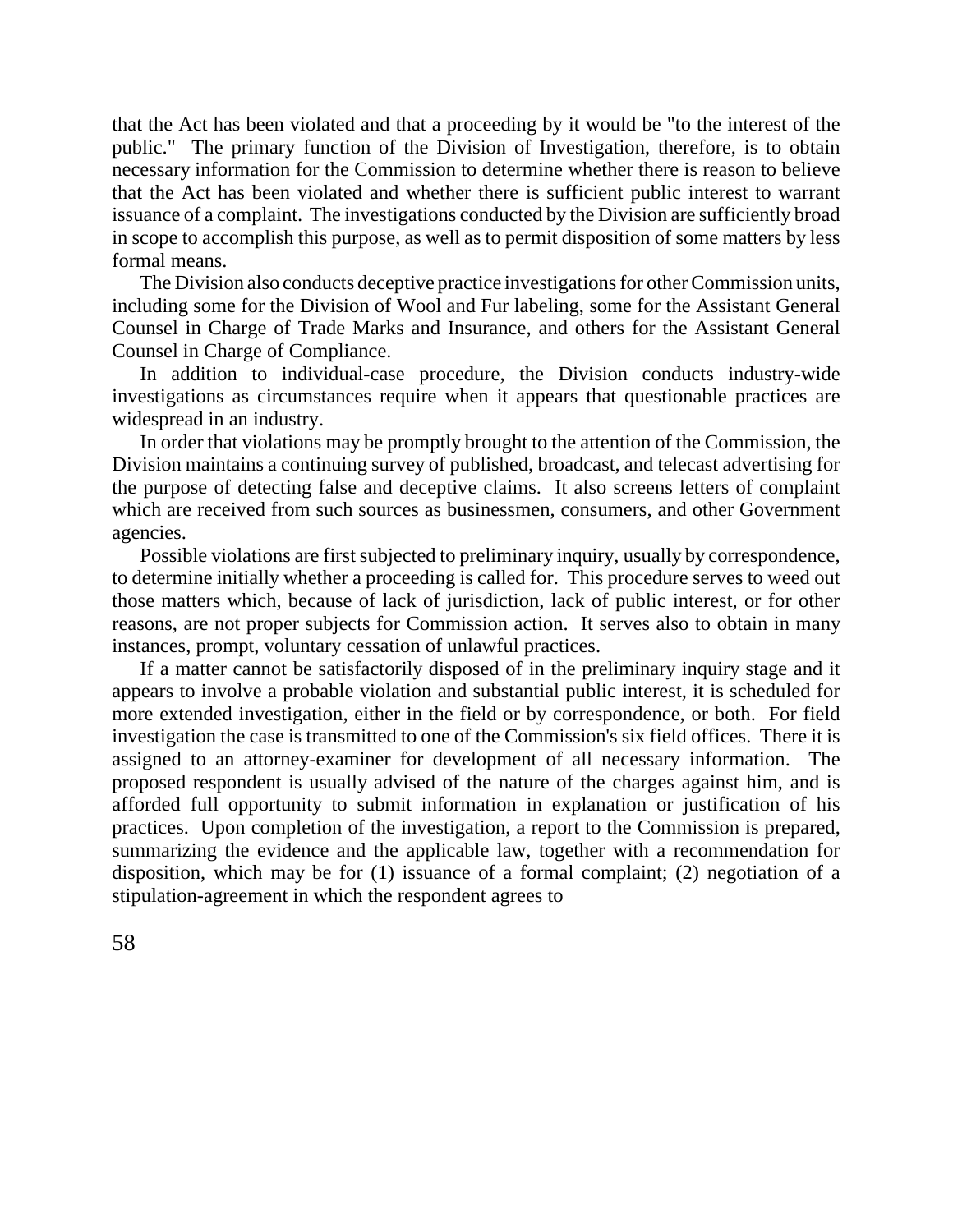that the Act has been violated and that a proceeding by it would be "to the interest of the public." The primary function of the Division of Investigation, therefore, is to obtain necessary information for the Commission to determine whether there is reason to believe that the Act has been violated and whether there is sufficient public interest to warrant issuance of a complaint. The investigations conducted by the Division are sufficiently broad in scope to accomplish this purpose, as well as to permit disposition of some matters by less formal means.

The Division also conducts deceptive practice investigations for other Commission units, including some for the Division of Wool and Fur labeling, some for the Assistant General Counsel in Charge of Trade Marks and Insurance, and others for the Assistant General Counsel in Charge of Compliance.

In addition to individual-case procedure, the Division conducts industry-wide investigations as circumstances require when it appears that questionable practices are widespread in an industry.

In order that violations may be promptly brought to the attention of the Commission, the Division maintains a continuing survey of published, broadcast, and telecast advertising for the purpose of detecting false and deceptive claims. It also screens letters of complaint which are received from such sources as businessmen, consumers, and other Government agencies.

Possible violations are first subjected to preliminary inquiry, usually by correspondence, to determine initially whether a proceeding is called for. This procedure serves to weed out those matters which, because of lack of jurisdiction, lack of public interest, or for other reasons, are not proper subjects for Commission action. It serves also to obtain in many instances, prompt, voluntary cessation of unlawful practices.

If a matter cannot be satisfactorily disposed of in the preliminary inquiry stage and it appears to involve a probable violation and substantial public interest, it is scheduled for more extended investigation, either in the field or by correspondence, or both. For field investigation the case is transmitted to one of the Commission's six field offices. There it is assigned to an attorney-examiner for development of all necessary information. The proposed respondent is usually advised of the nature of the charges against him, and is afforded full opportunity to submit information in explanation or justification of his practices. Upon completion of the investigation, a report to the Commission is prepared, summarizing the evidence and the applicable law, together with a recommendation for disposition, which may be for (1) issuance of a formal complaint; (2) negotiation of a stipulation-agreement in which the respondent agrees to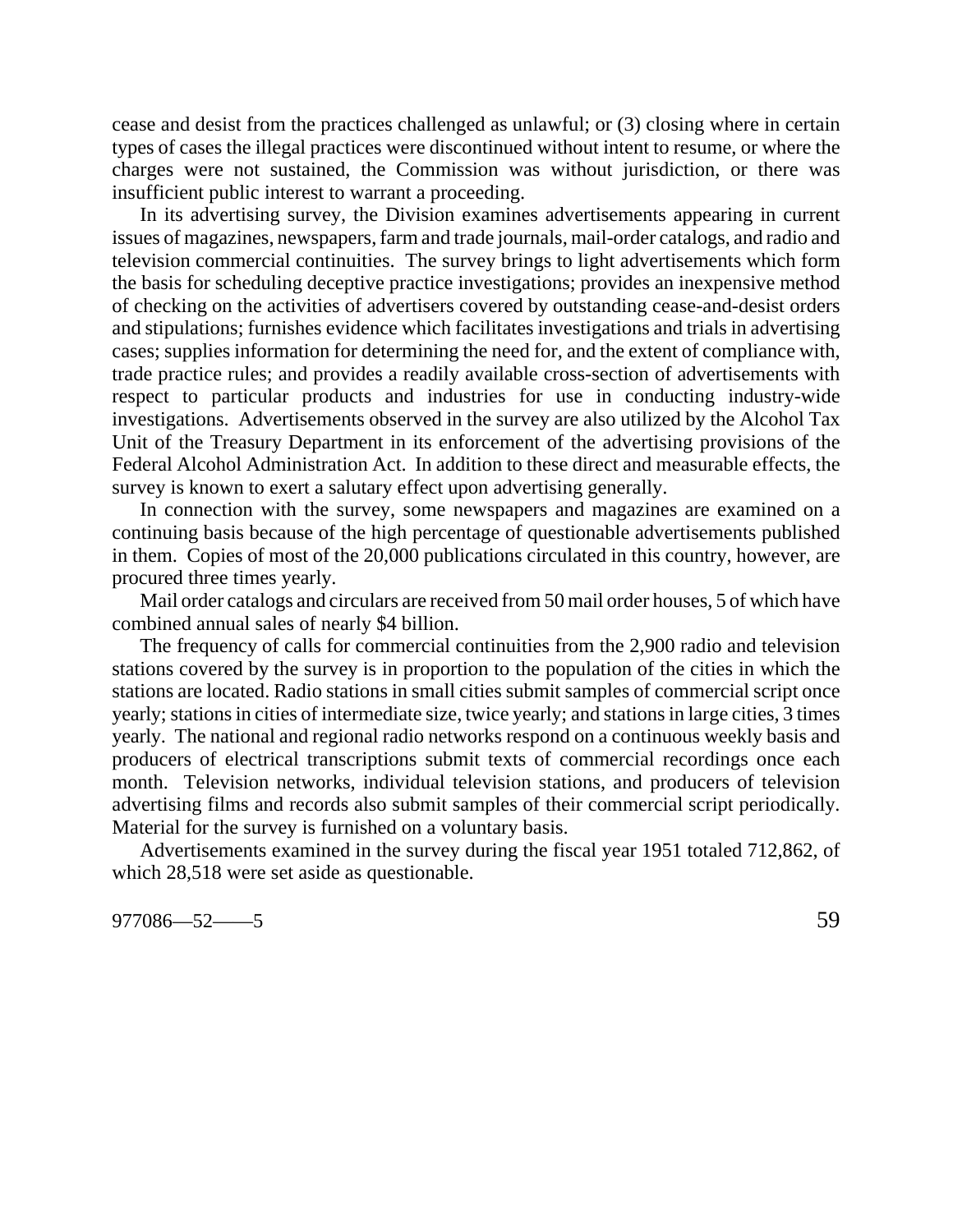cease and desist from the practices challenged as unlawful; or (3) closing where in certain types of cases the illegal practices were discontinued without intent to resume, or where the charges were not sustained, the Commission was without jurisdiction, or there was insufficient public interest to warrant a proceeding.

In its advertising survey, the Division examines advertisements appearing in current issues of magazines, newspapers, farm and trade journals, mail-order catalogs, and radio and television commercial continuities. The survey brings to light advertisements which form the basis for scheduling deceptive practice investigations; provides an inexpensive method of checking on the activities of advertisers covered by outstanding cease-and-desist orders and stipulations; furnishes evidence which facilitates investigations and trials in advertising cases; supplies information for determining the need for, and the extent of compliance with, trade practice rules; and provides a readily available cross-section of advertisements with respect to particular products and industries for use in conducting industry-wide investigations. Advertisements observed in the survey are also utilized by the Alcohol Tax Unit of the Treasury Department in its enforcement of the advertising provisions of the Federal Alcohol Administration Act. In addition to these direct and measurable effects, the survey is known to exert a salutary effect upon advertising generally.

In connection with the survey, some newspapers and magazines are examined on a continuing basis because of the high percentage of questionable advertisements published in them. Copies of most of the 20,000 publications circulated in this country, however, are procured three times yearly.

Mail order catalogs and circulars are received from 50 mail order houses, 5 of which have combined annual sales of nearly $4 billion.

The frequency of calls for commercial continuities from the 2,900 radio and television stations covered by the survey is in proportion to the population of the cities in which the stations are located. Radio stations in small cities submit samples of commercial script once yearly; stations in cities of intermediate size, twice yearly; and stations in large cities, 3 times yearly. The national and regional radio networks respond on a continuous weekly basis and producers of electrical transcriptions submit texts of commercial recordings once each month. Television networks, individual television stations, and producers of television advertising films and records also submit samples of their commercial script periodically. Material for the survey is furnished on a voluntary basis.

Advertisements examined in the survey during the fiscal year 1951 totaled 712,862, of which 28,518 were set aside as questionable.

977086—52——5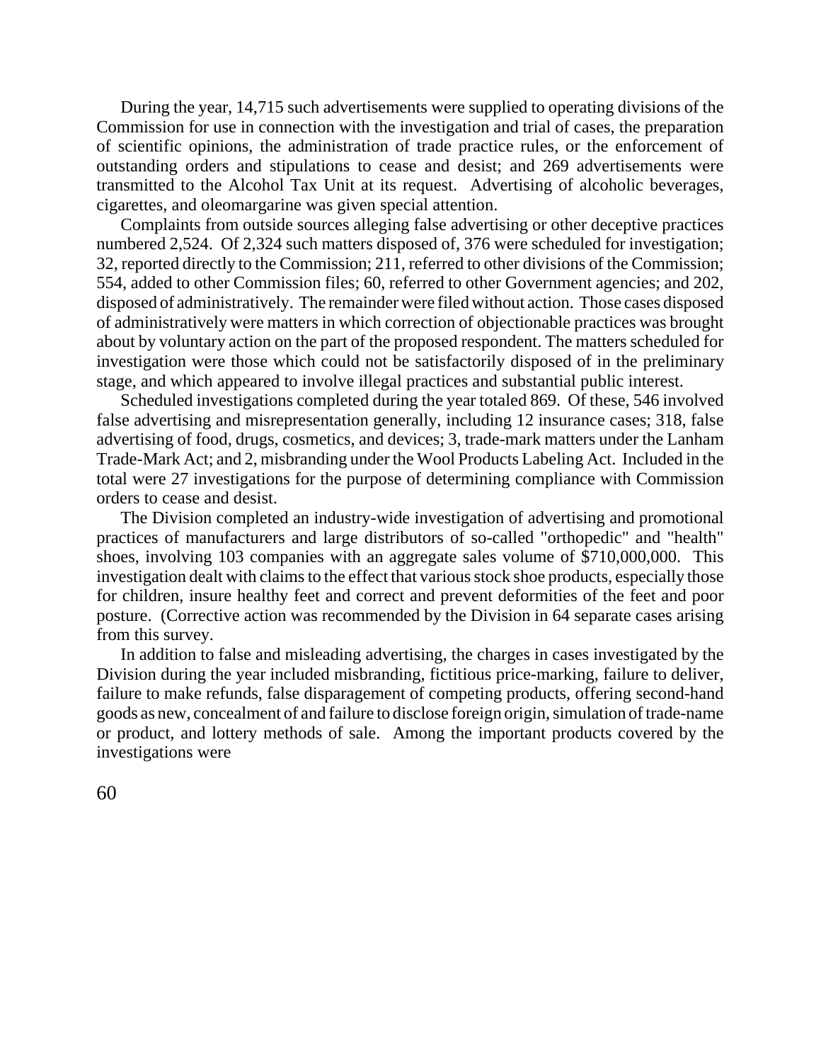During the year, 14,715 such advertisements were supplied to operating divisions of the Commission for use in connection with the investigation and trial of cases, the preparation of scientific opinions, the administration of trade practice rules, or the enforcement of outstanding orders and stipulations to cease and desist; and 269 advertisements were transmitted to the Alcohol Tax Unit at its request. Advertising of alcoholic beverages, cigarettes, and oleomargarine was given special attention.

Complaints from outside sources alleging false advertising or other deceptive practices numbered 2,524. Of 2,324 such matters disposed of, 376 were scheduled for investigation; 32, reported directly to the Commission; 211, referred to other divisions of the Commission; 554, added to other Commission files; 60, referred to other Government agencies; and 202, disposed of administratively. The remainder were filed without action. Those cases disposed of administratively were matters in which correction of objectionable practices was brought about by voluntary action on the part of the proposed respondent. The matters scheduled for investigation were those which could not be satisfactorily disposed of in the preliminary stage, and which appeared to involve illegal practices and substantial public interest.

Scheduled investigations completed during the year totaled 869. Of these, 546 involved false advertising and misrepresentation generally, including 12 insurance cases; 318, false advertising of food, drugs, cosmetics, and devices; 3, trade-mark matters under the Lanham Trade-Mark Act; and 2, misbranding under the Wool Products Labeling Act. Included in the total were 27 investigations for the purpose of determining compliance with Commission orders to cease and desist.

The Division completed an industry-wide investigation of advertising and promotional practices of manufacturers and large distributors of so-called "orthopedic" and "health" shoes, involving 103 companies with an aggregate sales volume of $710,000,000. This investigation dealt with claims to the effect that various stock shoe products, especially those for children, insure healthy feet and correct and prevent deformities of the feet and poor posture. (Corrective action was recommended by the Division in 64 separate cases arising from this survey.

In addition to false and misleading advertising, the charges in cases investigated by the Division during the year included misbranding, fictitious price-marking, failure to deliver, failure to make refunds, false disparagement of competing products, offering second-hand goods as new, concealment of and failure to disclose foreign origin, simulation of trade-name or product, and lottery methods of sale. Among the important products covered by the investigations were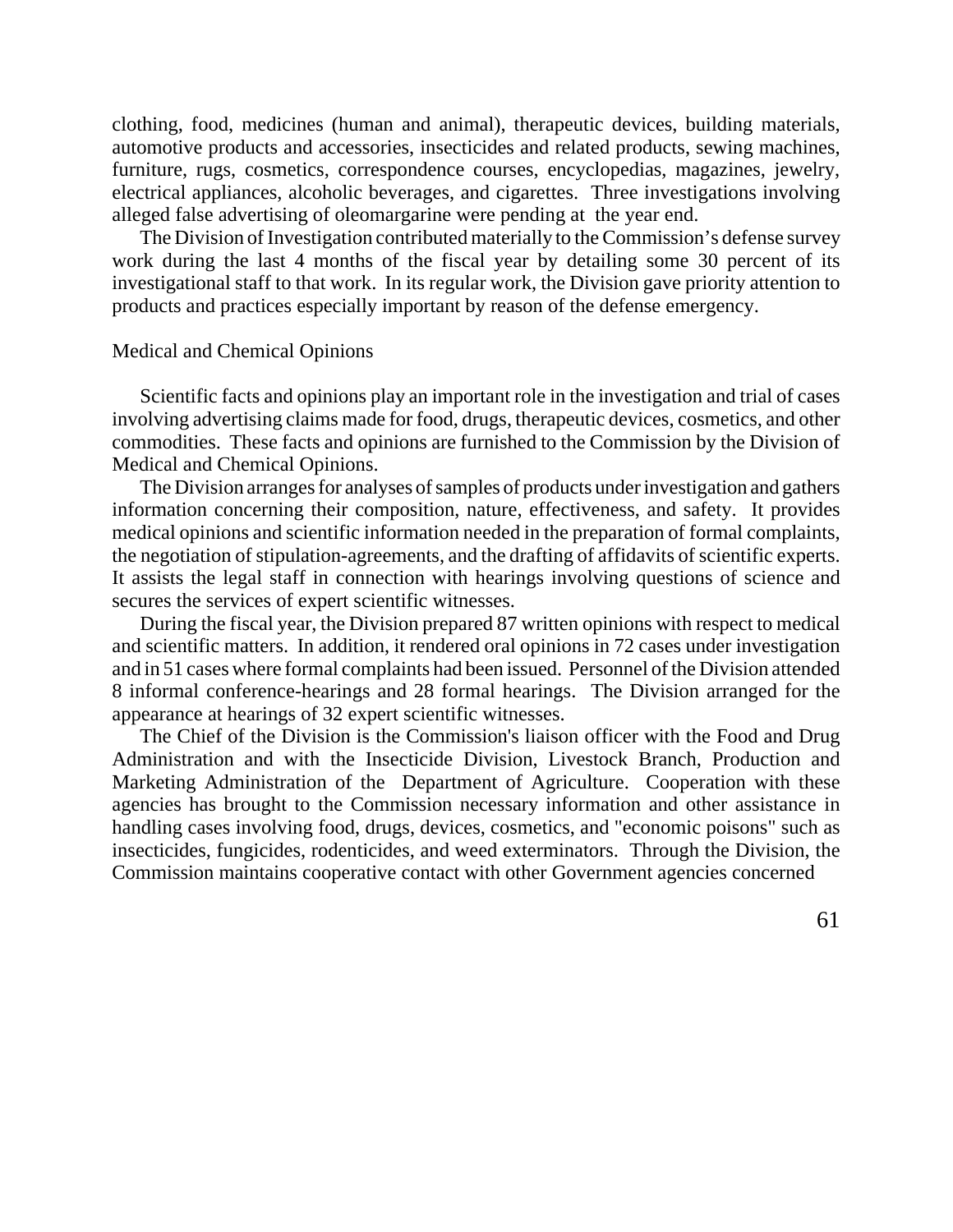clothing, food, medicines (human and animal), therapeutic devices, building materials, automotive products and accessories, insecticides and related products, sewing machines, furniture, rugs, cosmetics, correspondence courses, encyclopedias, magazines, jewelry, electrical appliances, alcoholic beverages, and cigarettes. Three investigations involving alleged false advertising of oleomargarine were pending at the year end.

The Division of Investigation contributed materially to the Commission's defense survey work during the last 4 months of the fiscal year by detailing some 30 percent of its investigational staff to that work. In its regular work, the Division gave priority attention to products and practices especially important by reason of the defense emergency.

## Medical and Chemical Opinions

Scientific facts and opinions play an important role in the investigation and trial of cases involving advertising claims made for food, drugs, therapeutic devices, cosmetics, and other commodities. These facts and opinions are furnished to the Commission by the Division of Medical and Chemical Opinions.

The Division arranges for analyses of samples of products under investigation and gathers information concerning their composition, nature, effectiveness, and safety. It provides medical opinions and scientific information needed in the preparation of formal complaints, the negotiation of stipulation-agreements, and the drafting of affidavits of scientific experts. It assists the legal staff in connection with hearings involving questions of science and secures the services of expert scientific witnesses.

During the fiscal year, the Division prepared 87 written opinions with respect to medical and scientific matters. In addition, it rendered oral opinions in 72 cases under investigation and in 51 cases where formal complaints had been issued. Personnel of the Division attended 8 informal conference-hearings and 28 formal hearings. The Division arranged for the appearance at hearings of 32 expert scientific witnesses.

The Chief of the Division is the Commission's liaison officer with the Food and Drug Administration and with the Insecticide Division, Livestock Branch, Production and Marketing Administration of the Department of Agriculture. Cooperation with these agencies has brought to the Commission necessary information and other assistance in handling cases involving food, drugs, devices, cosmetics, and "economic poisons" such as insecticides, fungicides, rodenticides, and weed exterminators. Through the Division, the Commission maintains cooperative contact with other Government agencies concerned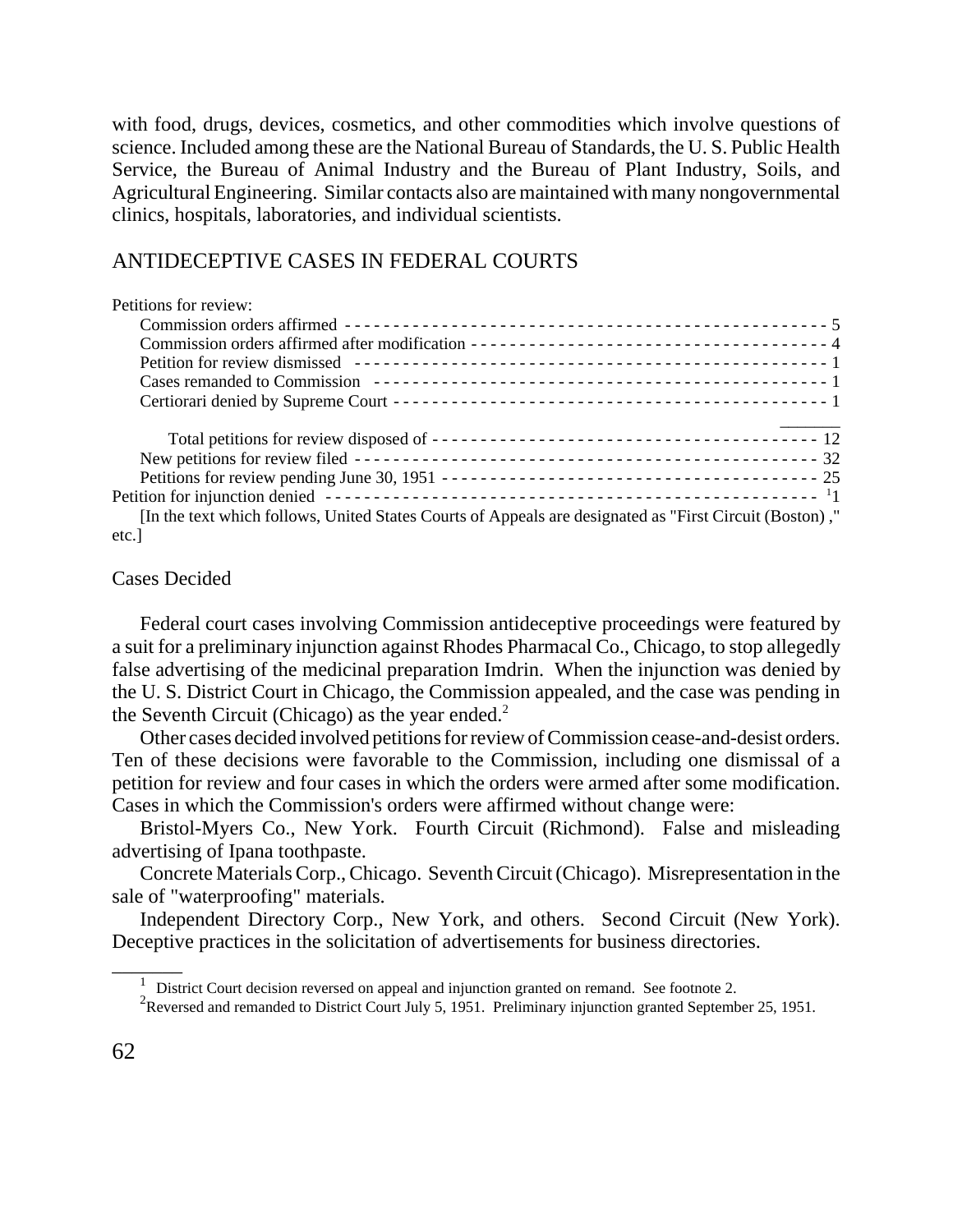with food, drugs, devices, cosmetics, and other commodities which involve questions of science. Included among these are the National Bureau of Standards, the U. S. Public Health Service, the Bureau of Animal Industry and the Bureau of Plant Industry, Soils, and Agricultural Engineering. Similar contacts also are maintained with many nongovernmental clinics, hospitals, laboratories, and individual scientists.

## ANTIDECEPTIVE CASES IN FEDERAL COURTS

| | |
|---|---|
| Petitions for review: | |
| Commission orders affirmed | 5 |
| Commission orders affirmed after modification | 4 |
| Petition for review dismissed | 1 |
| Cases remanded to Commission | 1 |
| Certiorari denied by Supreme Court | 1 |
| Total petitions for review disposed of | 12 |
| New petitions for review filed | 32 |
| Petitions for review pending June 30, 1951 | 25 |
| Petition for injunction denied | [1]1 |

[In the text which follows, United States Courts of Appeals are designated as "First Circuit (Boston) ," etc.]

### Cases Decided

Federal court cases involving Commission antideceptive proceedings were featured by a suit for a preliminary injunction against Rhodes Pharmacal Co., Chicago, to stop allegedly false advertising of the medicinal preparation Imdrin. When the injunction was denied by the U. S. District Court in Chicago, the Commission appealed, and the case was pending in the Seventh Circuit (Chicago) as the year ended.[2]

Other cases decided involved petitions for review of Commission cease-and-desist orders. Ten of these decisions were favorable to the Commission, including one dismissal of a petition for review and four cases in which the orders were armed after some modification. Cases in which the Commission's orders were affirmed without change were:

Bristol-Myers Co., New York. Fourth Circuit (Richmond). False and misleading advertising of Ipana toothpaste.

Concrete Materials Corp., Chicago. Seventh Circuit (Chicago). Misrepresentation in the sale of "waterproofing" materials.

Independent Directory Corp., New York, and others. Second Circuit (New York). Deceptive practices in the solicitation of advertisements for business directories.

---

[1] District Court decision reversed on appeal and injunction granted on remand. See footnote 2.

[2] Reversed and remanded to District Court July 5, 1951. Preliminary injunction granted September 25, 1951.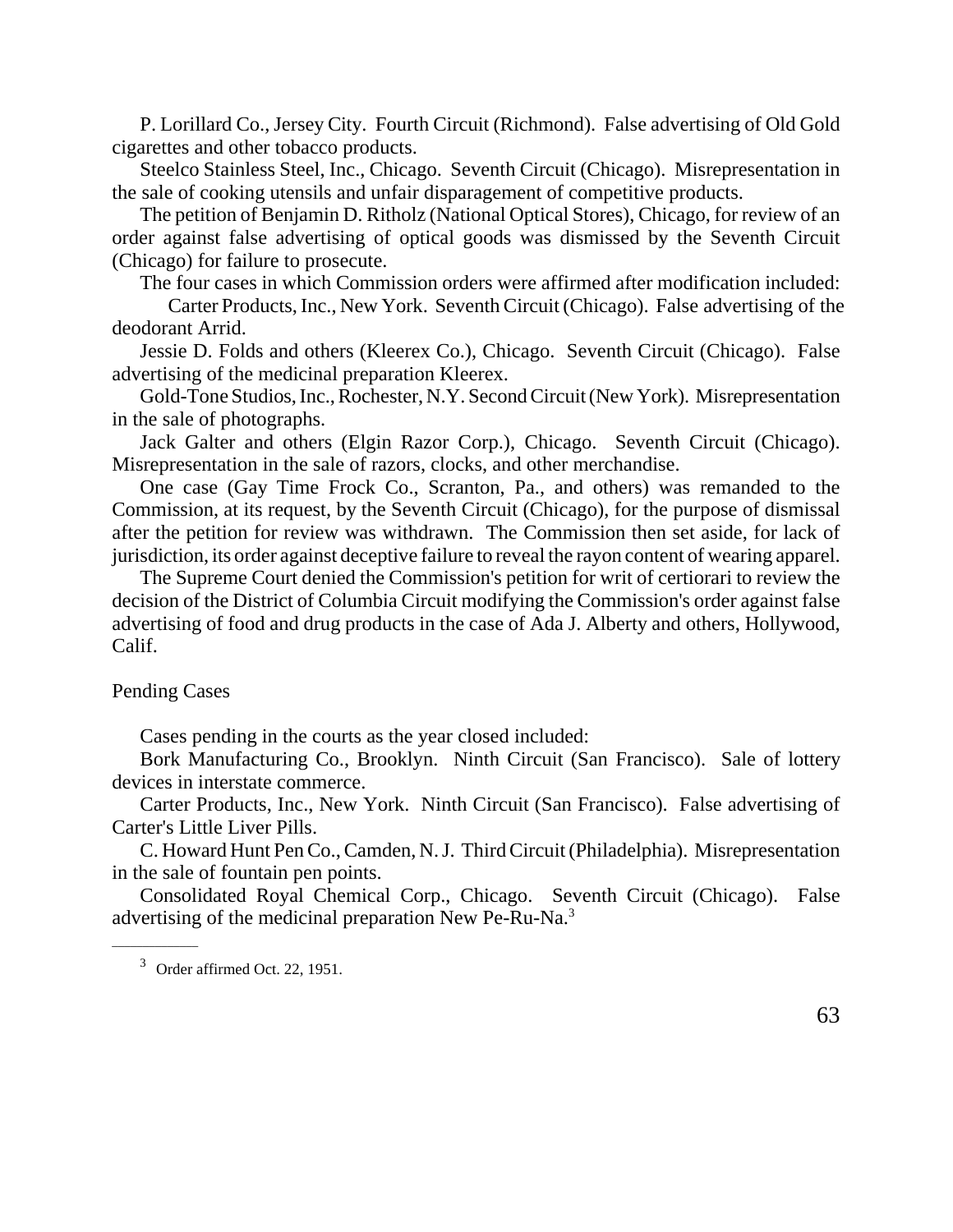P. Lorillard Co., Jersey City. Fourth Circuit (Richmond). False advertising of Old Gold cigarettes and other tobacco products.

Steelco Stainless Steel, Inc., Chicago. Seventh Circuit (Chicago). Misrepresentation in the sale of cooking utensils and unfair disparagement of competitive products.

The petition of Benjamin D. Ritholz (National Optical Stores), Chicago, for review of an order against false advertising of optical goods was dismissed by the Seventh Circuit (Chicago) for failure to prosecute.

The four cases in which Commission orders were affirmed after modification included:

Carter Products, Inc., New York. Seventh Circuit (Chicago). False advertising of the deodorant Arrid.

Jessie D. Folds and others (Kleerex Co.), Chicago. Seventh Circuit (Chicago). False advertising of the medicinal preparation Kleerex.

Gold-Tone Studios, Inc., Rochester, N.Y. Second Circuit (New York). Misrepresentation in the sale of photographs.

Jack Galter and others (Elgin Razor Corp.), Chicago. Seventh Circuit (Chicago). Misrepresentation in the sale of razors, clocks, and other merchandise.

One case (Gay Time Frock Co., Scranton, Pa., and others) was remanded to the Commission, at its request, by the Seventh Circuit (Chicago), for the purpose of dismissal after the petition for review was withdrawn. The Commission then set aside, for lack of jurisdiction, its order against deceptive failure to reveal the rayon content of wearing apparel.

The Supreme Court denied the Commission's petition for writ of certiorari to review the decision of the District of Columbia Circuit modifying the Commission's order against false advertising of food and drug products in the case of Ada J. Alberty and others, Hollywood, Calif.

## Pending Cases

Cases pending in the courts as the year closed included:

Bork Manufacturing Co., Brooklyn. Ninth Circuit (San Francisco). Sale of lottery devices in interstate commerce.

Carter Products, Inc., New York. Ninth Circuit (San Francisco). False advertising of Carter's Little Liver Pills.

C. Howard Hunt Pen Co., Camden, N. J. Third Circuit (Philadelphia). Misrepresentation in the sale of fountain pen points.

Consolidated Royal Chemical Corp., Chicago. Seventh Circuit (Chicago). False advertising of the medicinal preparation New Pe-Ru-Na.[3]

---

[3] Order affirmed Oct. 22, 1951.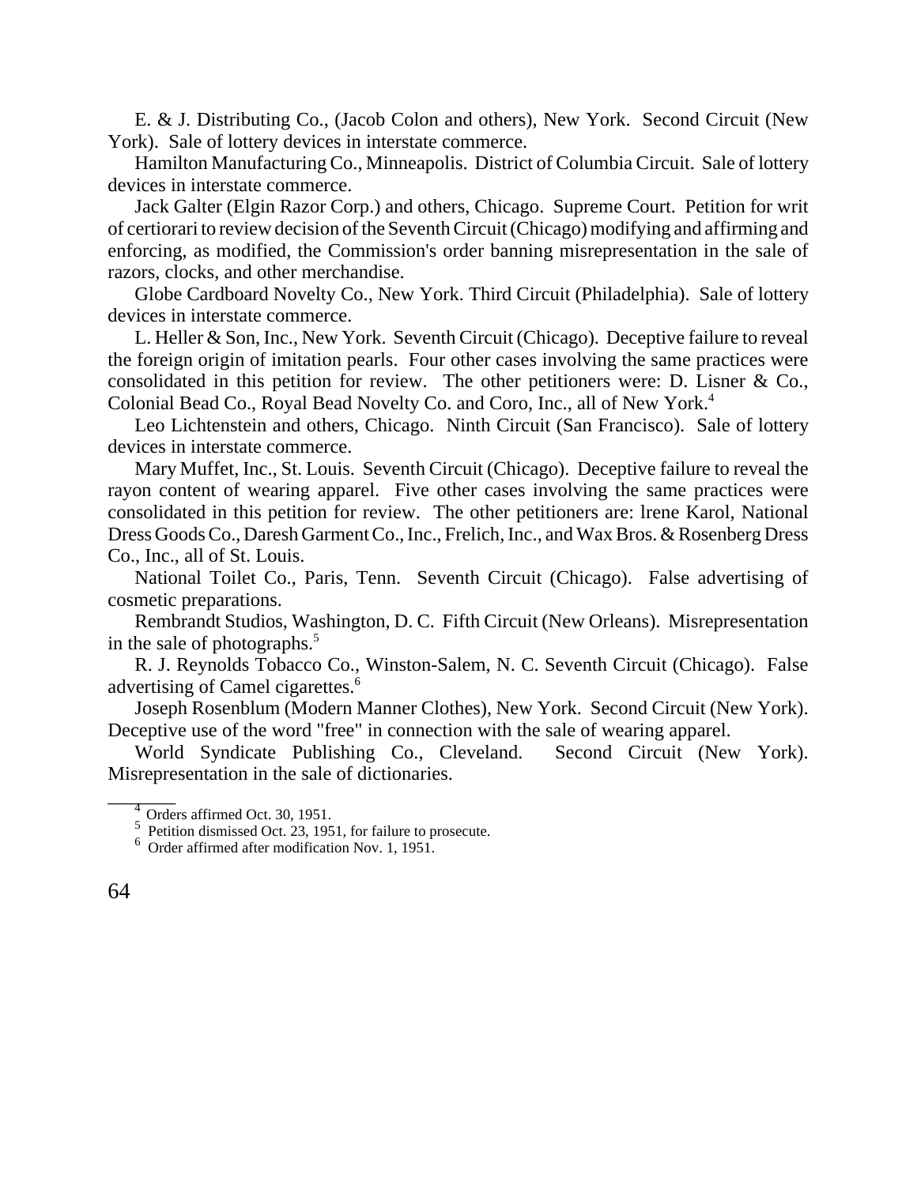E. & J. Distributing Co., (Jacob Colon and others), New York. Second Circuit (New York). Sale of lottery devices in interstate commerce.

Hamilton Manufacturing Co., Minneapolis. District of Columbia Circuit. Sale of lottery devices in interstate commerce.

Jack Galter (Elgin Razor Corp.) and others, Chicago. Supreme Court. Petition for writ of certiorari to review decision of the Seventh Circuit (Chicago) modifying and affirming and enforcing, as modified, the Commission's order banning misrepresentation in the sale of razors, clocks, and other merchandise.

Globe Cardboard Novelty Co., New York. Third Circuit (Philadelphia). Sale of lottery devices in interstate commerce.

L. Heller & Son, Inc., New York. Seventh Circuit (Chicago). Deceptive failure to reveal the foreign origin of imitation pearls. Four other cases involving the same practices were consolidated in this petition for review. The other petitioners were: D. Lisner & Co., Colonial Bead Co., Royal Bead Novelty Co. and Coro, Inc., all of New York.[4]

Leo Lichtenstein and others, Chicago. Ninth Circuit (San Francisco). Sale of lottery devices in interstate commerce.

Mary Muffet, Inc., St. Louis. Seventh Circuit (Chicago). Deceptive failure to reveal the rayon content of wearing apparel. Five other cases involving the same practices were consolidated in this petition for review. The other petitioners are: lrene Karol, National Dress Goods Co., Daresh Garment Co., Inc., Frelich, Inc., and Wax Bros. & Rosenberg Dress Co., Inc., all of St. Louis.

National Toilet Co., Paris, Tenn. Seventh Circuit (Chicago). False advertising of cosmetic preparations.

Rembrandt Studios, Washington, D. C. Fifth Circuit (New Orleans). Misrepresentation in the sale of photographs.[5]

R. J. Reynolds Tobacco Co., Winston-Salem, N. C. Seventh Circuit (Chicago). False advertising of Camel cigarettes.[6]

Joseph Rosenblum (Modern Manner Clothes), New York. Second Circuit (New York). Deceptive use of the word "free" in connection with the sale of wearing apparel.

World Syndicate Publishing Co., Cleveland. Second Circuit (New York). Misrepresentation in the sale of dictionaries.

---

[4] Orders affirmed Oct. 30, 1951.

[5] Petition dismissed Oct. 23, 1951, for failure to prosecute.

[6] Order affirmed after modification Nov. 1, 1951.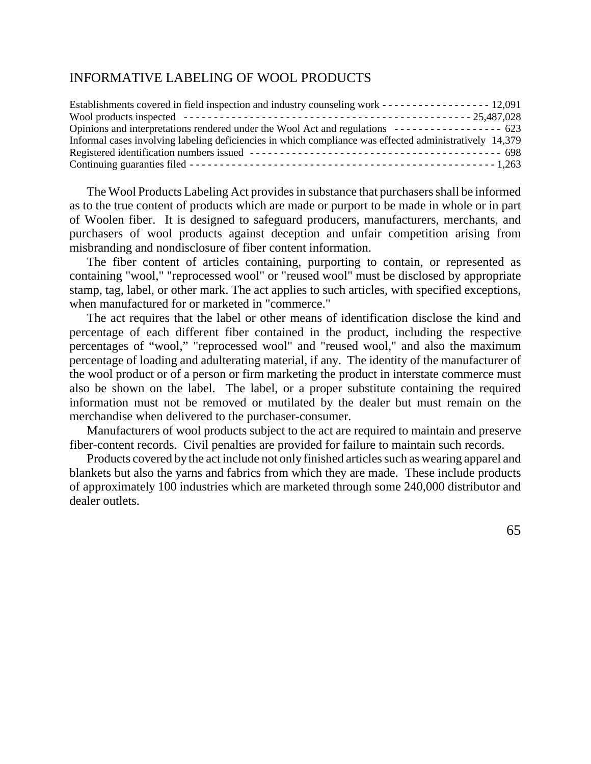## INFORMATIVE LABELING OF WOOL PRODUCTS

| | |
|---|---|
| Establishments covered in field inspection and industry counseling work | 12,091 |
| Wool products inspected | 25,487,028 |
| Opinions and interpretations rendered under the Wool Act and regulations | 623 |
| Informal cases involving labeling deficiencies in which compliance was effected administratively | 14,379 |
| Registered identification numbers issued | 698 |
| Continuing guaranties filed | 1,263 |

The Wool Products Labeling Act provides in substance that purchasers shall be informed as to the true content of products which are made or purport to be made in whole or in part of Woolen fiber. It is designed to safeguard producers, manufacturers, merchants, and purchasers of wool products against deception and unfair competition arising from misbranding and nondisclosure of fiber content information.

The fiber content of articles containing, purporting to contain, or represented as containing "wool," "reprocessed wool" or "reused wool" must be disclosed by appropriate stamp, tag, label, or other mark. The act applies to such articles, with specified exceptions, when manufactured for or marketed in "commerce."

The act requires that the label or other means of identification disclose the kind and percentage of each different fiber contained in the product, including the respective percentages of "wool," "reprocessed wool" and "reused wool," and also the maximum percentage of loading and adulterating material, if any. The identity of the manufacturer of the wool product or of a person or firm marketing the product in interstate commerce must also be shown on the label. The label, or a proper substitute containing the required information must not be removed or mutilated by the dealer but must remain on the merchandise when delivered to the purchaser-consumer.

Manufacturers of wool products subject to the act are required to maintain and preserve fiber-content records. Civil penalties are provided for failure to maintain such records.

Products covered by the act include not only finished articles such as wearing apparel and blankets but also the yarns and fabrics from which they are made. These include products of approximately 100 industries which are marketed through some 240,000 distributor and dealer outlets.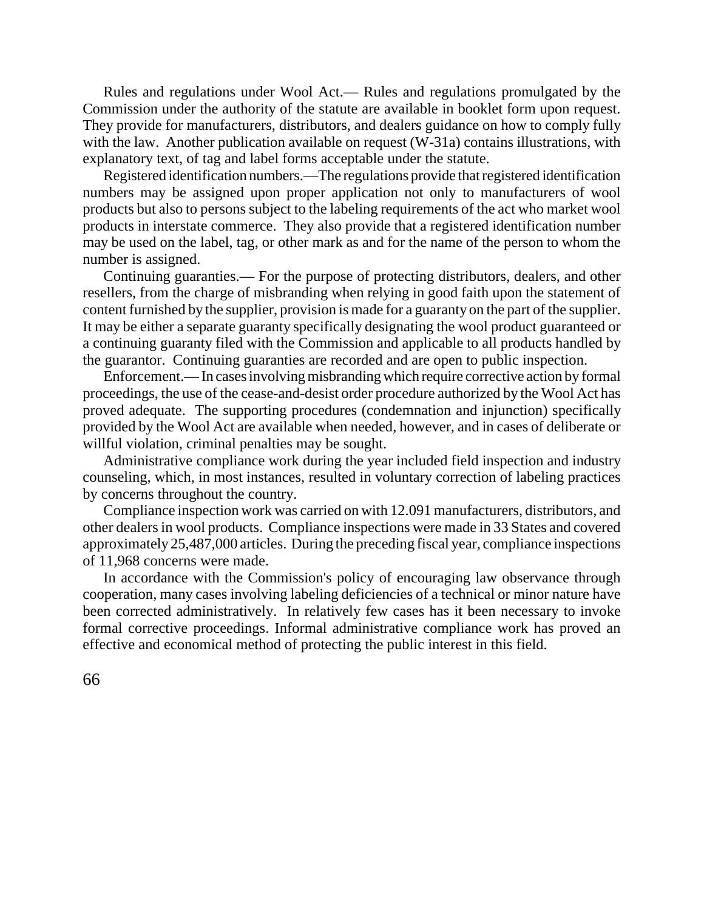Rules and regulations under Wool Act.— Rules and regulations promulgated by the Commission under the authority of the statute are available in booklet form upon request. They provide for manufacturers, distributors, and dealers guidance on how to comply fully with the law. Another publication available on request (W-31a) contains illustrations, with explanatory text, of tag and label forms acceptable under the statute.

Registered identification numbers.—The regulations provide that registered identification numbers may be assigned upon proper application not only to manufacturers of wool products but also to persons subject to the labeling requirements of the act who market wool products in interstate commerce. They also provide that a registered identification number may be used on the label, tag, or other mark as and for the name of the person to whom the number is assigned.

Continuing guaranties.— For the purpose of protecting distributors, dealers, and other resellers, from the charge of misbranding when relying in good faith upon the statement of content furnished by the supplier, provision is made for a guaranty on the part of the supplier. It may be either a separate guaranty specifically designating the wool product guaranteed or a continuing guaranty filed with the Commission and applicable to all products handled by the guarantor. Continuing guaranties are recorded and are open to public inspection.

Enforcement.— In cases involving misbranding which require corrective action by formal proceedings, the use of the cease-and-desist order procedure authorized by the Wool Act has proved adequate. The supporting procedures (condemnation and injunction) specifically provided by the Wool Act are available when needed, however, and in cases of deliberate or willful violation, criminal penalties may be sought.

Administrative compliance work during the year included field inspection and industry counseling, which, in most instances, resulted in voluntary correction of labeling practices by concerns throughout the country.

Compliance inspection work was carried on with 12.091 manufacturers, distributors, and other dealers in wool products. Compliance inspections were made in 33 States and covered approximately 25,487,000 articles. During the preceding fiscal year, compliance inspections of 11,968 concerns were made.

In accordance with the Commission's policy of encouraging law observance through cooperation, many cases involving labeling deficiencies of a technical or minor nature have been corrected administratively. In relatively few cases has it been necessary to invoke formal corrective proceedings. Informal administrative compliance work has proved an effective and economical method of protecting the public interest in this field.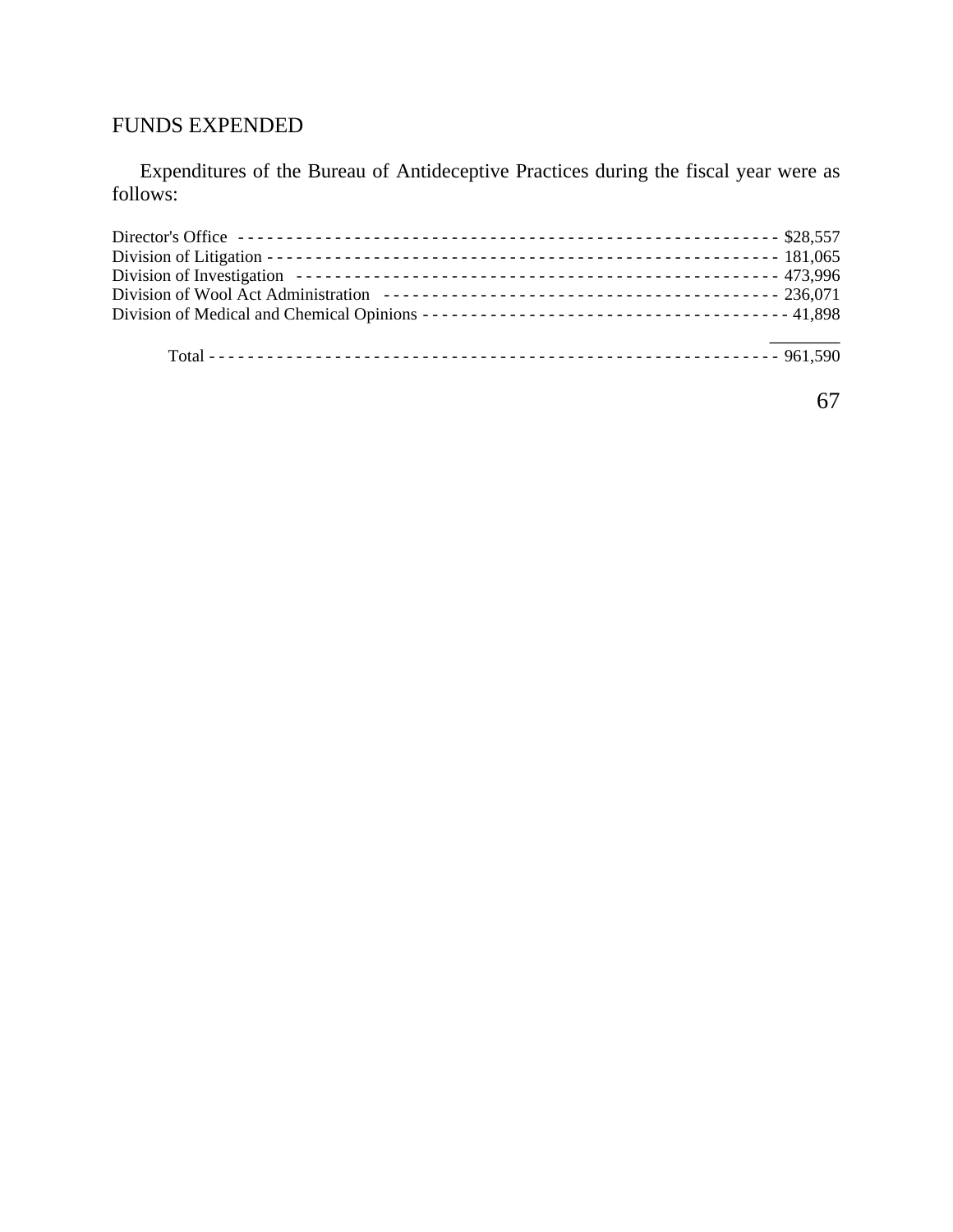## FUNDS EXPENDED

Expenditures of the Bureau of Antideceptive Practices during the fiscal year were as follows:

| | |
|---|---|
| Director's Office | $28,557 |
| Division of Litigation | 181,065 |
| Division of Investigation | 473,996 |
| Division of Wool Act Administration | 236,071 |
| Division of Medical and Chemical Opinions | 41,898 |
| Total | 961,590 |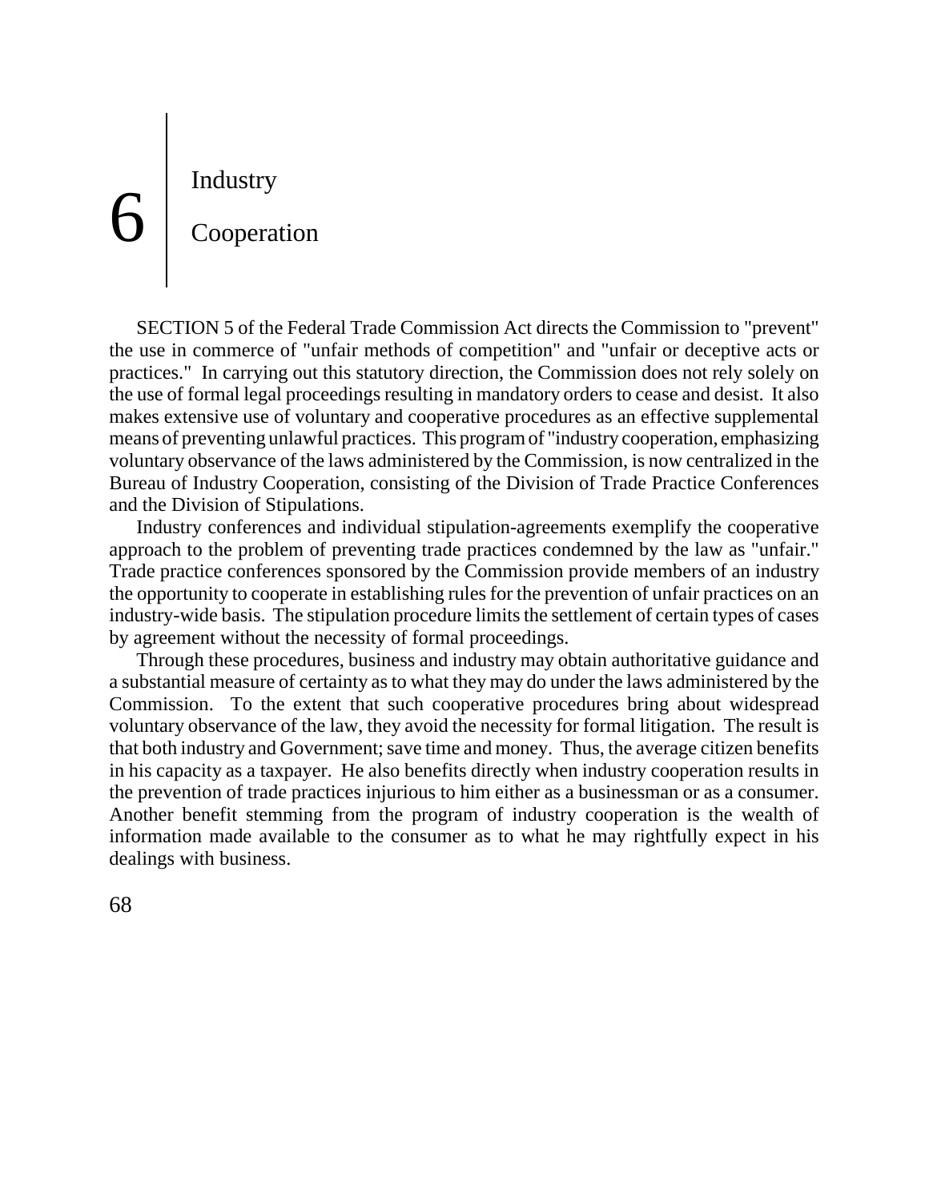# 6 Industry Cooperation

SECTION 5 of the Federal Trade Commission Act directs the Commission to "prevent" the use in commerce of "unfair methods of competition" and "unfair or deceptive acts or practices." In carrying out this statutory direction, the Commission does not rely solely on the use of formal legal proceedings resulting in mandatory orders to cease and desist. It also makes extensive use of voluntary and cooperative procedures as an effective supplemental means of preventing unlawful practices. This program of "industry cooperation, emphasizing voluntary observance of the laws administered by the Commission, is now centralized in the Bureau of Industry Cooperation, consisting of the Division of Trade Practice Conferences and the Division of Stipulations.

Industry conferences and individual stipulation-agreements exemplify the cooperative approach to the problem of preventing trade practices condemned by the law as "unfair." Trade practice conferences sponsored by the Commission provide members of an industry the opportunity to cooperate in establishing rules for the prevention of unfair practices on an industry-wide basis. The stipulation procedure limits the settlement of certain types of cases by agreement without the necessity of formal proceedings.

Through these procedures, business and industry may obtain authoritative guidance and a substantial measure of certainty as to what they may do under the laws administered by the Commission. To the extent that such cooperative procedures bring about widespread voluntary observance of the law, they avoid the necessity for formal litigation. The result is that both industry and Government; save time and money. Thus, the average citizen benefits in his capacity as a taxpayer. He also benefits directly when industry cooperation results in the prevention of trade practices injurious to him either as a businessman or as a consumer. Another benefit stemming from the program of industry cooperation is the wealth of information made available to the consumer as to what he may rightfully expect in his dealings with business.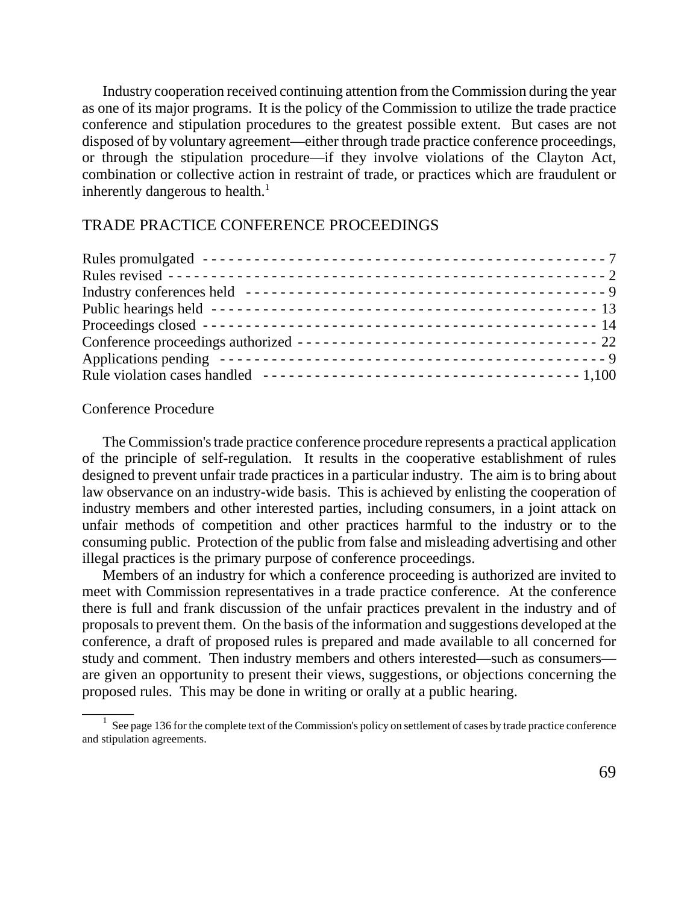Industry cooperation received continuing attention from the Commission during the year as one of its major programs. It is the policy of the Commission to utilize the trade practice conference and stipulation procedures to the greatest possible extent. But cases are not disposed of by voluntary agreement—either through trade practice conference proceedings, or through the stipulation procedure—if they involve violations of the Clayton Act, combination or collective action in restraint of trade, or practices which are fraudulent or inherently dangerous to health.[1]

## TRADE PRACTICE CONFERENCE PROCEEDINGS

| | |
|---|---|
| Rules promulgated | 7 |
| Rules revised | 2 |
| Industry conferences held | 9 |
| Public hearings held | 13 |
| Proceedings closed | 14 |
| Conference proceedings authorized | 22 |
| Applications pending | 9 |
| Rule violation cases handled | 1,100 |

### Conference Procedure

The Commission's trade practice conference procedure represents a practical application of the principle of self-regulation. It results in the cooperative establishment of rules designed to prevent unfair trade practices in a particular industry. The aim is to bring about law observance on an industry-wide basis. This is achieved by enlisting the cooperation of industry members and other interested parties, including consumers, in a joint attack on unfair methods of competition and other practices harmful to the industry or to the consuming public. Protection of the public from false and misleading advertising and other illegal practices is the primary purpose of conference proceedings.

Members of an industry for which a conference proceeding is authorized are invited to meet with Commission representatives in a trade practice conference. At the conference there is full and frank discussion of the unfair practices prevalent in the industry and of proposals to prevent them. On the basis of the information and suggestions developed at the conference, a draft of proposed rules is prepared and made available to all concerned for study and comment. Then industry members and others interested—such as consumers—are given an opportunity to present their views, suggestions, or objections concerning the proposed rules. This may be done in writing or orally at a public hearing.

---

[1] See page 136 for the complete text of the Commission's policy on settlement of cases by trade practice conference and stipulation agreements.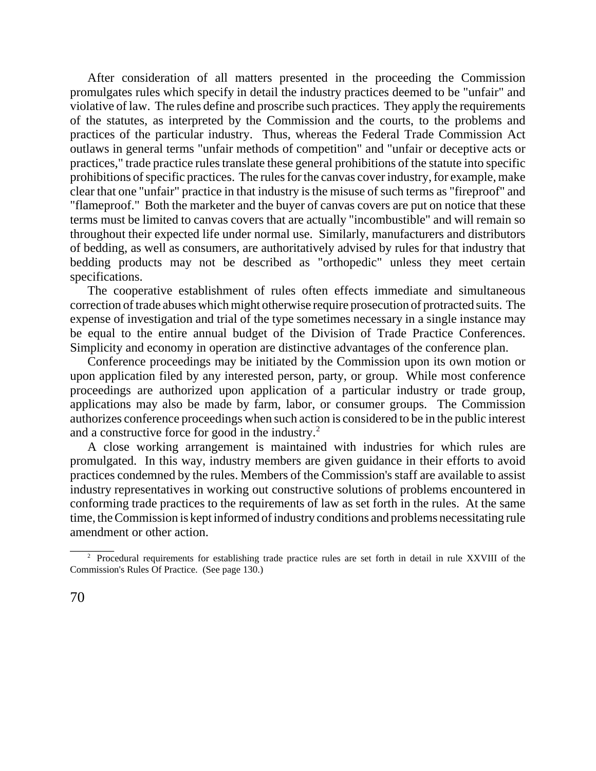After consideration of all matters presented in the proceeding the Commission promulgates rules which specify in detail the industry practices deemed to be "unfair" and violative of law. The rules define and proscribe such practices. They apply the requirements of the statutes, as interpreted by the Commission and the courts, to the problems and practices of the particular industry. Thus, whereas the Federal Trade Commission Act outlaws in general terms "unfair methods of competition" and "unfair or deceptive acts or practices," trade practice rules translate these general prohibitions of the statute into specific prohibitions of specific practices. The rules for the canvas cover industry, for example, make clear that one "unfair" practice in that industry is the misuse of such terms as "fireproof" and "flameproof." Both the marketer and the buyer of canvas covers are put on notice that these terms must be limited to canvas covers that are actually "incombustible" and will remain so throughout their expected life under normal use. Similarly, manufacturers and distributors of bedding, as well as consumers, are authoritatively advised by rules for that industry that bedding products may not be described as "orthopedic" unless they meet certain specifications.

The cooperative establishment of rules often effects immediate and simultaneous correction of trade abuses which might otherwise require prosecution of protracted suits. The expense of investigation and trial of the type sometimes necessary in a single instance may be equal to the entire annual budget of the Division of Trade Practice Conferences. Simplicity and economy in operation are distinctive advantages of the conference plan.

Conference proceedings may be initiated by the Commission upon its own motion or upon application filed by any interested person, party, or group. While most conference proceedings are authorized upon application of a particular industry or trade group, applications may also be made by farm, labor, or consumer groups. The Commission authorizes conference proceedings when such action is considered to be in the public interest and a constructive force for good in the industry.[2]

A close working arrangement is maintained with industries for which rules are promulgated. In this way, industry members are given guidance in their efforts to avoid practices condemned by the rules. Members of the Commission's staff are available to assist industry representatives in working out constructive solutions of problems encountered in conforming trade practices to the requirements of law as set forth in the rules. At the same time, the Commission is kept informed of industry conditions and problems necessitating rule amendment or other action.

---

[2] Procedural requirements for establishing trade practice rules are set forth in detail in rule XXVIII of the Commission's Rules Of Practice. (See page 130.)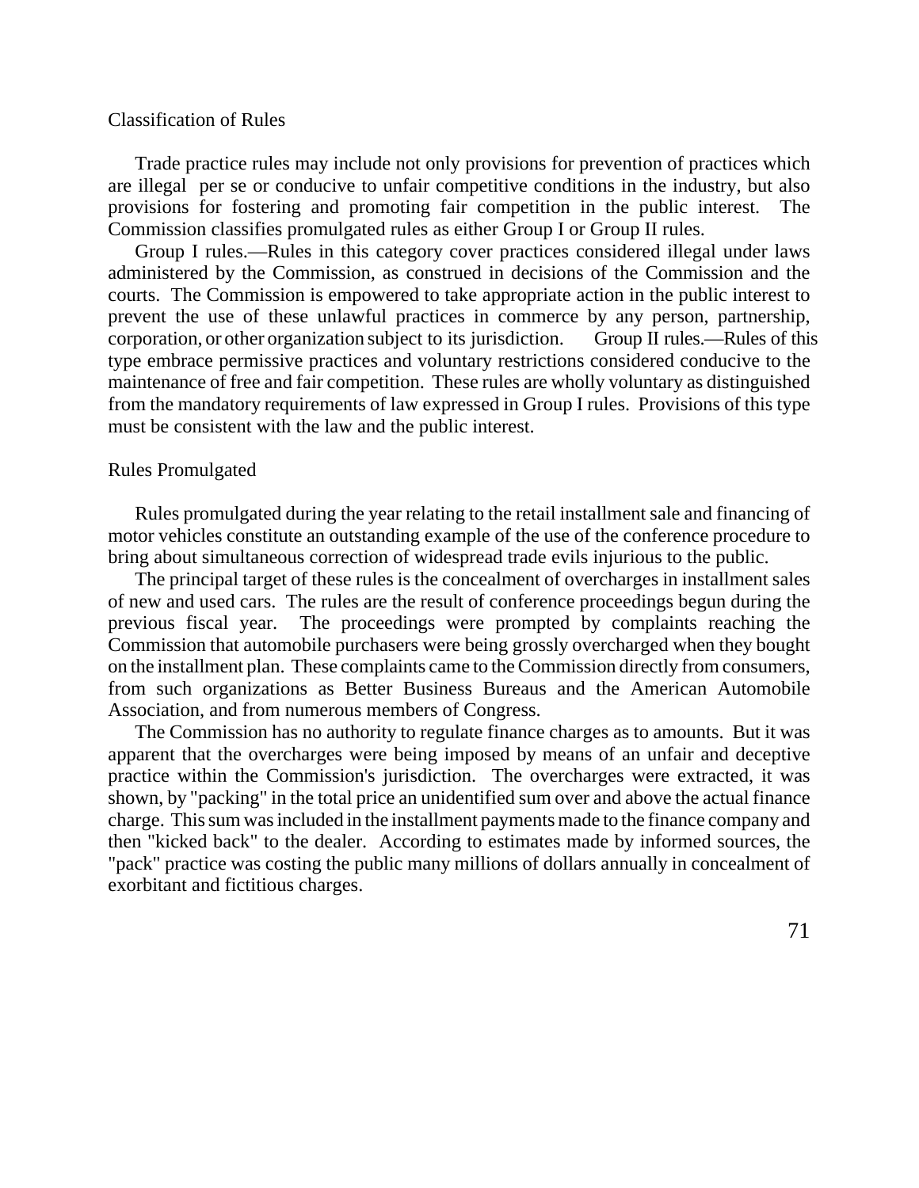## Classification of Rules

Trade practice rules may include not only provisions for prevention of practices which are illegal per se or conducive to unfair competitive conditions in the industry, but also provisions for fostering and promoting fair competition in the public interest. The Commission classifies promulgated rules as either Group I or Group II rules.

Group I rules.—Rules in this category cover practices considered illegal under laws administered by the Commission, as construed in decisions of the Commission and the courts. The Commission is empowered to take appropriate action in the public interest to prevent the use of these unlawful practices in commerce by any person, partnership, corporation, or other organization subject to its jurisdiction. Group II rules.—Rules of this type embrace permissive practices and voluntary restrictions considered conducive to the maintenance of free and fair competition. These rules are wholly voluntary as distinguished from the mandatory requirements of law expressed in Group I rules. Provisions of this type must be consistent with the law and the public interest.

## Rules Promulgated

Rules promulgated during the year relating to the retail installment sale and financing of motor vehicles constitute an outstanding example of the use of the conference procedure to bring about simultaneous correction of widespread trade evils injurious to the public.

The principal target of these rules is the concealment of overcharges in installment sales of new and used cars. The rules are the result of conference proceedings begun during the previous fiscal year. The proceedings were prompted by complaints reaching the Commission that automobile purchasers were being grossly overcharged when they bought on the installment plan. These complaints came to the Commission directly from consumers, from such organizations as Better Business Bureaus and the American Automobile Association, and from numerous members of Congress.

The Commission has no authority to regulate finance charges as to amounts. But it was apparent that the overcharges were being imposed by means of an unfair and deceptive practice within the Commission's jurisdiction. The overcharges were extracted, it was shown, by "packing" in the total price an unidentified sum over and above the actual finance charge. This sum was included in the installment payments made to the finance company and then "kicked back" to the dealer. According to estimates made by informed sources, the "pack" practice was costing the public many millions of dollars annually in concealment of exorbitant and fictitious charges.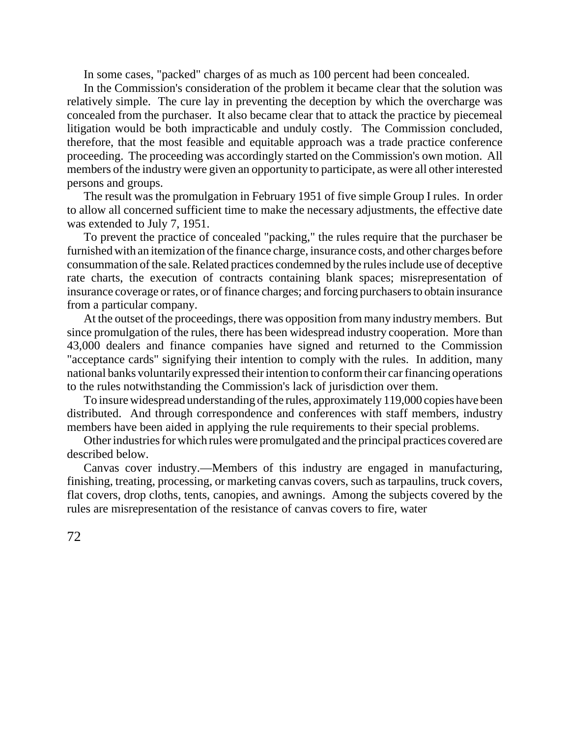In some cases, "packed" charges of as much as 100 percent had been concealed.

In the Commission's consideration of the problem it became clear that the solution was relatively simple. The cure lay in preventing the deception by which the overcharge was concealed from the purchaser. It also became clear that to attack the practice by piecemeal litigation would be both impracticable and unduly costly. The Commission concluded, therefore, that the most feasible and equitable approach was a trade practice conference proceeding. The proceeding was accordingly started on the Commission's own motion. All members of the industry were given an opportunity to participate, as were all other interested persons and groups.

The result was the promulgation in February 1951 of five simple Group I rules. In order to allow all concerned sufficient time to make the necessary adjustments, the effective date was extended to July 7, 1951.

To prevent the practice of concealed "packing," the rules require that the purchaser be furnished with an itemization of the finance charge, insurance costs, and other charges before consummation of the sale. Related practices condemned by the rules include use of deceptive rate charts, the execution of contracts containing blank spaces; misrepresentation of insurance coverage or rates, or of finance charges; and forcing purchasers to obtain insurance from a particular company.

At the outset of the proceedings, there was opposition from many industry members. But since promulgation of the rules, there has been widespread industry cooperation. More than 43,000 dealers and finance companies have signed and returned to the Commission "acceptance cards" signifying their intention to comply with the rules. In addition, many national banks voluntarily expressed their intention to conform their car financing operations to the rules notwithstanding the Commission's lack of jurisdiction over them.

To insure widespread understanding of the rules, approximately 119,000 copies have been distributed. And through correspondence and conferences with staff members, industry members have been aided in applying the rule requirements to their special problems.

Other industries for which rules were promulgated and the principal practices covered are described below.

Canvas cover industry.—Members of this industry are engaged in manufacturing, finishing, treating, processing, or marketing canvas covers, such as tarpaulins, truck covers, flat covers, drop cloths, tents, canopies, and awnings. Among the subjects covered by the rules are misrepresentation of the resistance of canvas covers to fire, water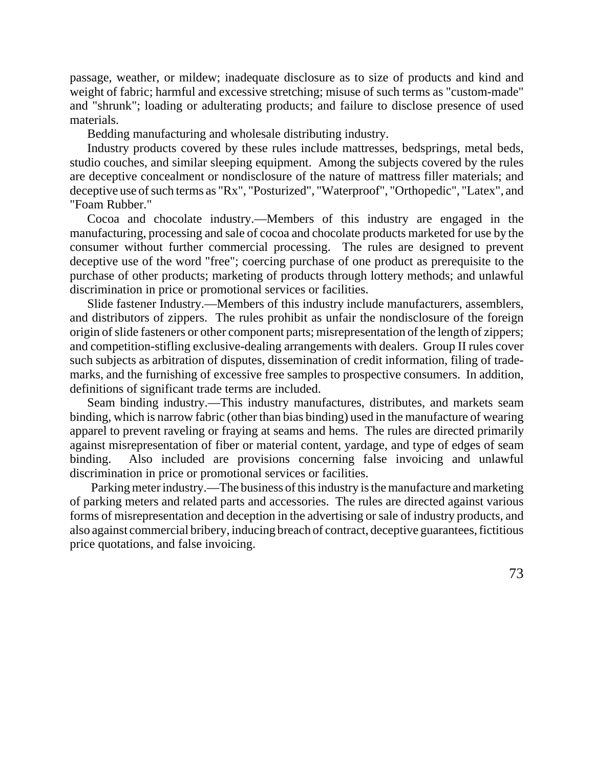passage, weather, or mildew; inadequate disclosure as to size of products and kind and weight of fabric; harmful and excessive stretching; misuse of such terms as "custom-made" and "shrunk"; loading or adulterating products; and failure to disclose presence of used materials.

Bedding manufacturing and wholesale distributing industry.

Industry products covered by these rules include mattresses, bedsprings, metal beds, studio couches, and similar sleeping equipment. Among the subjects covered by the rules are deceptive concealment or nondisclosure of the nature of mattress filler materials; and deceptive use of such terms as "Rx", "Posturized", "Waterproof", "Orthopedic", "Latex", and "Foam Rubber."

Cocoa and chocolate industry.—Members of this industry are engaged in the manufacturing, processing and sale of cocoa and chocolate products marketed for use by the consumer without further commercial processing. The rules are designed to prevent deceptive use of the word "free"; coercing purchase of one product as prerequisite to the purchase of other products; marketing of products through lottery methods; and unlawful discrimination in price or promotional services or facilities.

Slide fastener Industry.—Members of this industry include manufacturers, assemblers, and distributors of zippers. The rules prohibit as unfair the nondisclosure of the foreign origin of slide fasteners or other component parts; misrepresentation of the length of zippers; and competition-stifling exclusive-dealing arrangements with dealers. Group II rules cover such subjects as arbitration of disputes, dissemination of credit information, filing of trade-marks, and the furnishing of excessive free samples to prospective consumers. In addition, definitions of significant trade terms are included.

Seam binding industry.—This industry manufactures, distributes, and markets seam binding, which is narrow fabric (other than bias binding) used in the manufacture of wearing apparel to prevent raveling or fraying at seams and hems. The rules are directed primarily against misrepresentation of fiber or material content, yardage, and type of edges of seam binding. Also included are provisions concerning false invoicing and unlawful discrimination in price or promotional services or facilities.

Parking meter industry.—The business of this industry is the manufacture and marketing of parking meters and related parts and accessories. The rules are directed against various forms of misrepresentation and deception in the advertising or sale of industry products, and also against commercial bribery, inducing breach of contract, deceptive guarantees, fictitious price quotations, and false invoicing.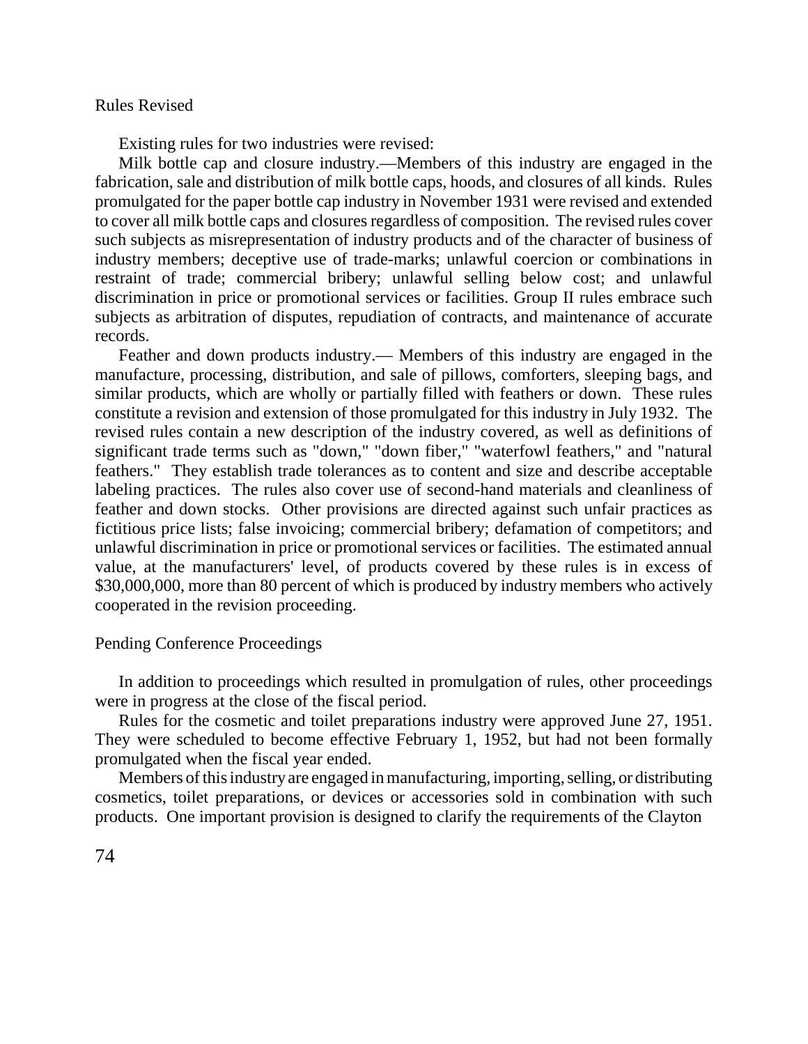### Rules Revised

Existing rules for two industries were revised:

Milk bottle cap and closure industry.—Members of this industry are engaged in the fabrication, sale and distribution of milk bottle caps, hoods, and closures of all kinds. Rules promulgated for the paper bottle cap industry in November 1931 were revised and extended to cover all milk bottle caps and closures regardless of composition. The revised rules cover such subjects as misrepresentation of industry products and of the character of business of industry members; deceptive use of trade-marks; unlawful coercion or combinations in restraint of trade; commercial bribery; unlawful selling below cost; and unlawful discrimination in price or promotional services or facilities. Group II rules embrace such subjects as arbitration of disputes, repudiation of contracts, and maintenance of accurate records.

Feather and down products industry.— Members of this industry are engaged in the manufacture, processing, distribution, and sale of pillows, comforters, sleeping bags, and similar products, which are wholly or partially filled with feathers or down. These rules constitute a revision and extension of those promulgated for this industry in July 1932. The revised rules contain a new description of the industry covered, as well as definitions of significant trade terms such as "down," "down fiber," "waterfowl feathers," and "natural feathers." They establish trade tolerances as to content and size and describe acceptable labeling practices. The rules also cover use of second-hand materials and cleanliness of feather and down stocks. Other provisions are directed against such unfair practices as fictitious price lists; false invoicing; commercial bribery; defamation of competitors; and unlawful discrimination in price or promotional services or facilities. The estimated annual value, at the manufacturers' level, of products covered by these rules is in excess of $30,000,000, more than 80 percent of which is produced by industry members who actively cooperated in the revision proceeding.

### Pending Conference Proceedings

In addition to proceedings which resulted in promulgation of rules, other proceedings were in progress at the close of the fiscal period.

Rules for the cosmetic and toilet preparations industry were approved June 27, 1951. They were scheduled to become effective February 1, 1952, but had not been formally promulgated when the fiscal year ended.

Members of this industry are engaged in manufacturing, importing, selling, or distributing cosmetics, toilet preparations, or devices or accessories sold in combination with such products. One important provision is designed to clarify the requirements of the Clayton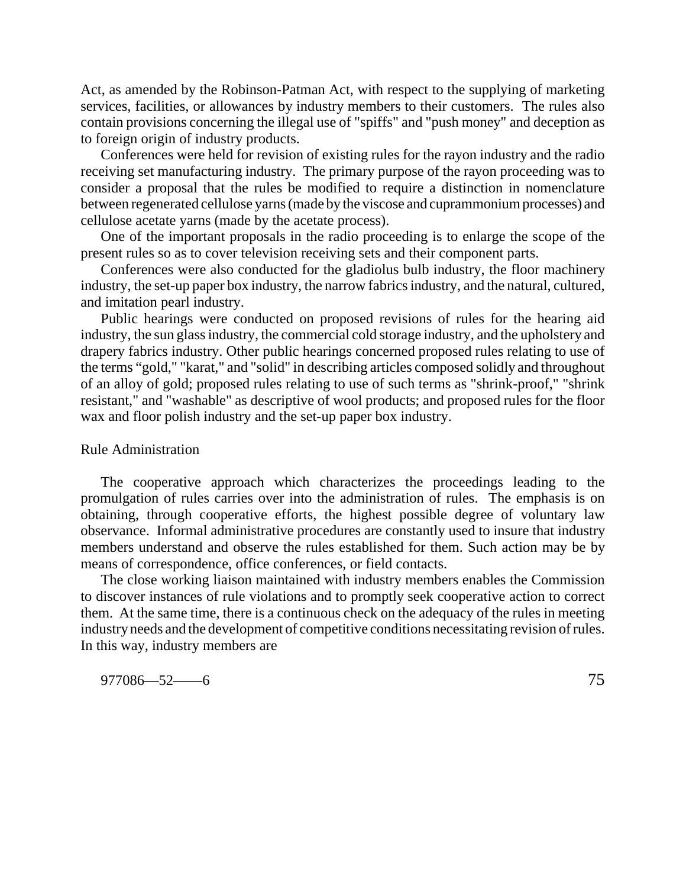Act, as amended by the Robinson-Patman Act, with respect to the supplying of marketing services, facilities, or allowances by industry members to their customers. The rules also contain provisions concerning the illegal use of "spiffs" and "push money" and deception as to foreign origin of industry products.

Conferences were held for revision of existing rules for the rayon industry and the radio receiving set manufacturing industry. The primary purpose of the rayon proceeding was to consider a proposal that the rules be modified to require a distinction in nomenclature between regenerated cellulose yarns (made by the viscose and cuprammonium processes) and cellulose acetate yarns (made by the acetate process).

One of the important proposals in the radio proceeding is to enlarge the scope of the present rules so as to cover television receiving sets and their component parts.

Conferences were also conducted for the gladiolus bulb industry, the floor machinery industry, the set-up paper box industry, the narrow fabrics industry, and the natural, cultured, and imitation pearl industry.

Public hearings were conducted on proposed revisions of rules for the hearing aid industry, the sun glass industry, the commercial cold storage industry, and the upholstery and drapery fabrics industry. Other public hearings concerned proposed rules relating to use of the terms "gold," "karat," and "solid" in describing articles composed solidly and throughout of an alloy of gold; proposed rules relating to use of such terms as "shrink-proof," "shrink resistant," and "washable" as descriptive of wool products; and proposed rules for the floor wax and floor polish industry and the set-up paper box industry.

## Rule Administration

The cooperative approach which characterizes the proceedings leading to the promulgation of rules carries over into the administration of rules. The emphasis is on obtaining, through cooperative efforts, the highest possible degree of voluntary law observance. Informal administrative procedures are constantly used to insure that industry members understand and observe the rules established for them. Such action may be by means of correspondence, office conferences, or field contacts.

The close working liaison maintained with industry members enables the Commission to discover instances of rule violations and to promptly seek cooperative action to correct them. At the same time, there is a continuous check on the adequacy of the rules in meeting industry needs and the development of competitive conditions necessitating revision of rules. In this way, industry members are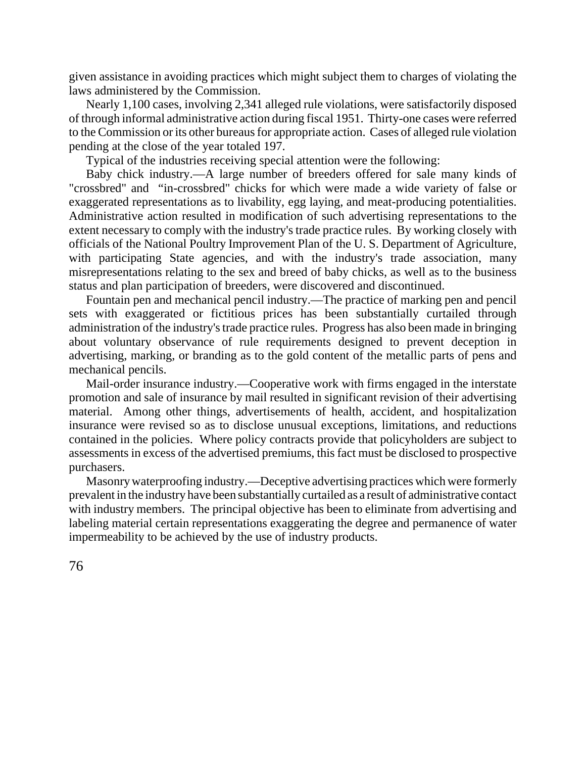given assistance in avoiding practices which might subject them to charges of violating the laws administered by the Commission.

Nearly 1,100 cases, involving 2,341 alleged rule violations, were satisfactorily disposed of through informal administrative action during fiscal 1951. Thirty-one cases were referred to the Commission or its other bureaus for appropriate action. Cases of alleged rule violation pending at the close of the year totaled 197.

Typical of the industries receiving special attention were the following:

Baby chick industry.—A large number of breeders offered for sale many kinds of "crossbred" and "in-crossbred" chicks for which were made a wide variety of false or exaggerated representations as to livability, egg laying, and meat-producing potentialities. Administrative action resulted in modification of such advertising representations to the extent necessary to comply with the industry's trade practice rules. By working closely with officials of the National Poultry Improvement Plan of the U. S. Department of Agriculture, with participating State agencies, and with the industry's trade association, many misrepresentations relating to the sex and breed of baby chicks, as well as to the business status and plan participation of breeders, were discovered and discontinued.

Fountain pen and mechanical pencil industry.—The practice of marking pen and pencil sets with exaggerated or fictitious prices has been substantially curtailed through administration of the industry's trade practice rules. Progress has also been made in bringing about voluntary observance of rule requirements designed to prevent deception in advertising, marking, or branding as to the gold content of the metallic parts of pens and mechanical pencils.

Mail-order insurance industry.—Cooperative work with firms engaged in the interstate promotion and sale of insurance by mail resulted in significant revision of their advertising material. Among other things, advertisements of health, accident, and hospitalization insurance were revised so as to disclose unusual exceptions, limitations, and reductions contained in the policies. Where policy contracts provide that policyholders are subject to assessments in excess of the advertised premiums, this fact must be disclosed to prospective purchasers.

Masonry waterproofing industry.—Deceptive advertising practices which were formerly prevalent in the industry have been substantially curtailed as a result of administrative contact with industry members. The principal objective has been to eliminate from advertising and labeling material certain representations exaggerating the degree and permanence of water impermeability to be achieved by the use of industry products.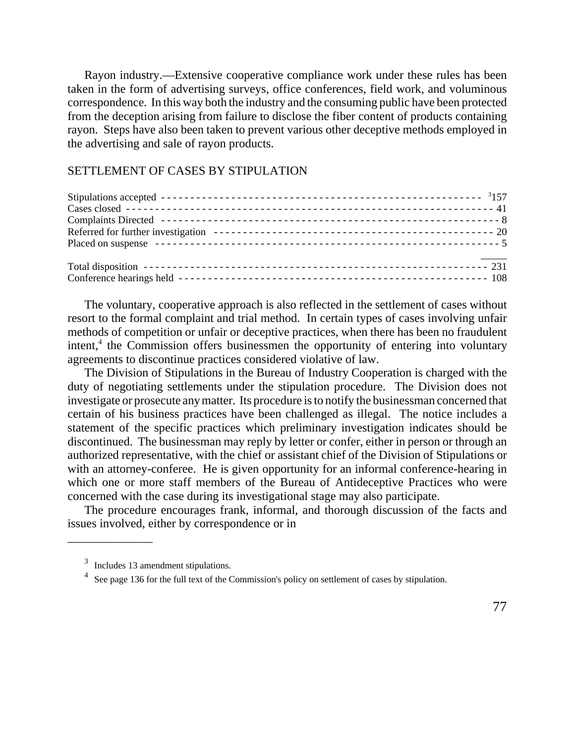Rayon industry.—Extensive cooperative compliance work under these rules has been taken in the form of advertising surveys, office conferences, field work, and voluminous correspondence. In this way both the industry and the consuming public have been protected from the deception arising from failure to disclose the fiber content of products containing rayon. Steps have also been taken to prevent various other deceptive methods employed in the advertising and sale of rayon products.

## SETTLEMENT OF CASES BY STIPULATION

| | |
|---|---|
| Stipulations accepted | [3]157 |
| Cases closed | 41 |
| Complaints Directed | 8 |
| Referred for further investigation | 20 |
| Placed on suspense | 5 |
| Total disposition | 231 |
| Conference hearings held | 108 |

The voluntary, cooperative approach is also reflected in the settlement of cases without resort to the formal complaint and trial method. In certain types of cases involving unfair methods of competition or unfair or deceptive practices, when there has been no fraudulent intent,[4] the Commission offers businessmen the opportunity of entering into voluntary agreements to discontinue practices considered violative of law.

The Division of Stipulations in the Bureau of Industry Cooperation is charged with the duty of negotiating settlements under the stipulation procedure. The Division does not investigate or prosecute any matter. Its procedure is to notify the businessman concerned that certain of his business practices have been challenged as illegal. The notice includes a statement of the specific practices which preliminary investigation indicates should be discontinued. The businessman may reply by letter or confer, either in person or through an authorized representative, with the chief or assistant chief of the Division of Stipulations or with an attorney-conferee. He is given opportunity for an informal conference-hearing in which one or more staff members of the Bureau of Antideceptive Practices who were concerned with the case during its investigational stage may also participate.

The procedure encourages frank, informal, and thorough discussion of the facts and issues involved, either by correspondence or in

---

[3] Includes 13 amendment stipulations.

[4] See page 136 for the full text of the Commission's policy on settlement of cases by stipulation.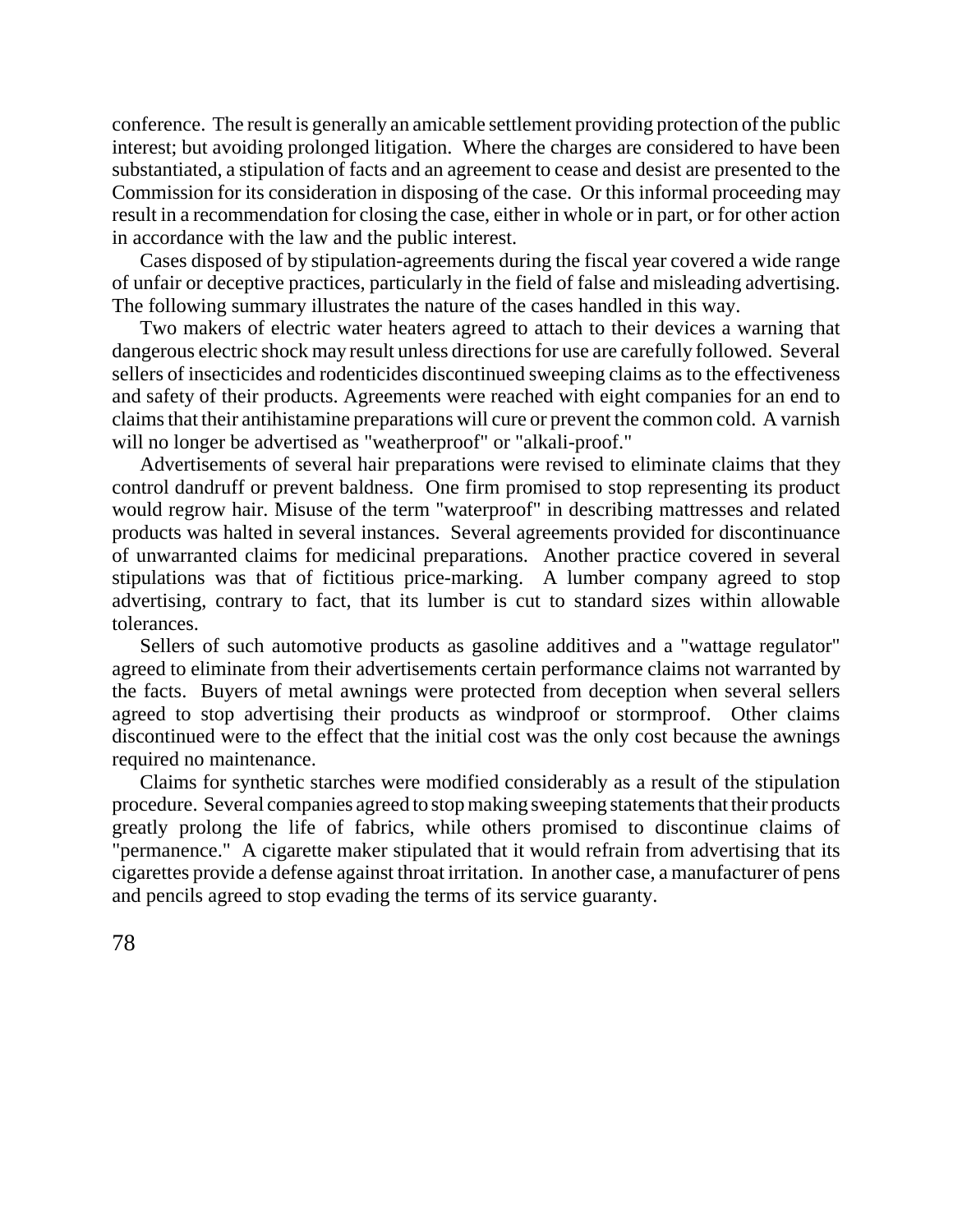conference. The result is generally an amicable settlement providing protection of the public interest; but avoiding prolonged litigation. Where the charges are considered to have been substantiated, a stipulation of facts and an agreement to cease and desist are presented to the Commission for its consideration in disposing of the case. Or this informal proceeding may result in a recommendation for closing the case, either in whole or in part, or for other action in accordance with the law and the public interest.

Cases disposed of by stipulation-agreements during the fiscal year covered a wide range of unfair or deceptive practices, particularly in the field of false and misleading advertising. The following summary illustrates the nature of the cases handled in this way.

Two makers of electric water heaters agreed to attach to their devices a warning that dangerous electric shock may result unless directions for use are carefully followed. Several sellers of insecticides and rodenticides discontinued sweeping claims as to the effectiveness and safety of their products. Agreements were reached with eight companies for an end to claims that their antihistamine preparations will cure or prevent the common cold. A varnish will no longer be advertised as "weatherproof" or "alkali-proof."

Advertisements of several hair preparations were revised to eliminate claims that they control dandruff or prevent baldness. One firm promised to stop representing its product would regrow hair. Misuse of the term "waterproof" in describing mattresses and related products was halted in several instances. Several agreements provided for discontinuance of unwarranted claims for medicinal preparations. Another practice covered in several stipulations was that of fictitious price-marking. A lumber company agreed to stop advertising, contrary to fact, that its lumber is cut to standard sizes within allowable tolerances.

Sellers of such automotive products as gasoline additives and a "wattage regulator" agreed to eliminate from their advertisements certain performance claims not warranted by the facts. Buyers of metal awnings were protected from deception when several sellers agreed to stop advertising their products as windproof or stormproof. Other claims discontinued were to the effect that the initial cost was the only cost because the awnings required no maintenance.

Claims for synthetic starches were modified considerably as a result of the stipulation procedure. Several companies agreed to stop making sweeping statements that their products greatly prolong the life of fabrics, while others promised to discontinue claims of "permanence." A cigarette maker stipulated that it would refrain from advertising that its cigarettes provide a defense against throat irritation. In another case, a manufacturer of pens and pencils agreed to stop evading the terms of its service guaranty.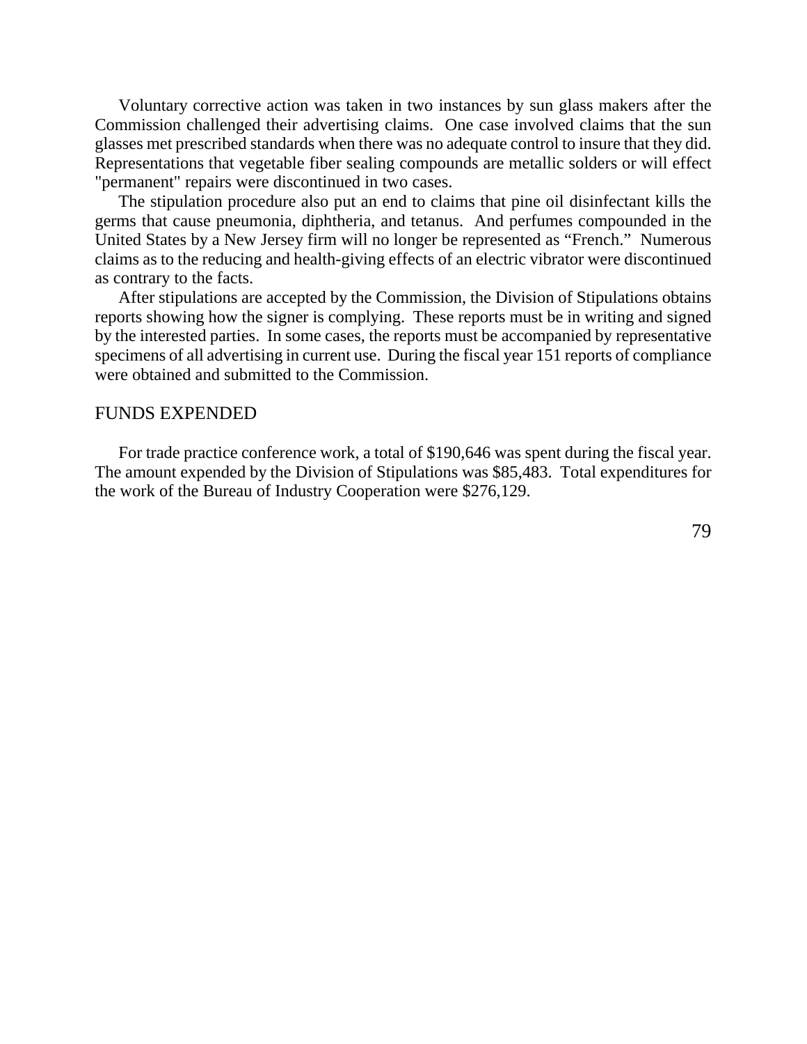Voluntary corrective action was taken in two instances by sun glass makers after the Commission challenged their advertising claims. One case involved claims that the sun glasses met prescribed standards when there was no adequate control to insure that they did. Representations that vegetable fiber sealing compounds are metallic solders or will effect "permanent" repairs were discontinued in two cases.

The stipulation procedure also put an end to claims that pine oil disinfectant kills the germs that cause pneumonia, diphtheria, and tetanus. And perfumes compounded in the United States by a New Jersey firm will no longer be represented as “French.” Numerous claims as to the reducing and health-giving effects of an electric vibrator were discontinued as contrary to the facts.

After stipulations are accepted by the Commission, the Division of Stipulations obtains reports showing how the signer is complying. These reports must be in writing and signed by the interested parties. In some cases, the reports must be accompanied by representative specimens of all advertising in current use. During the fiscal year 151 reports of compliance were obtained and submitted to the Commission.

## FUNDS EXPENDED

For trade practice conference work, a total of $190,646 was spent during the fiscal year. The amount expended by the Division of Stipulations was $85,483. Total expenditures for the work of the Bureau of Industry Cooperation were $276,129.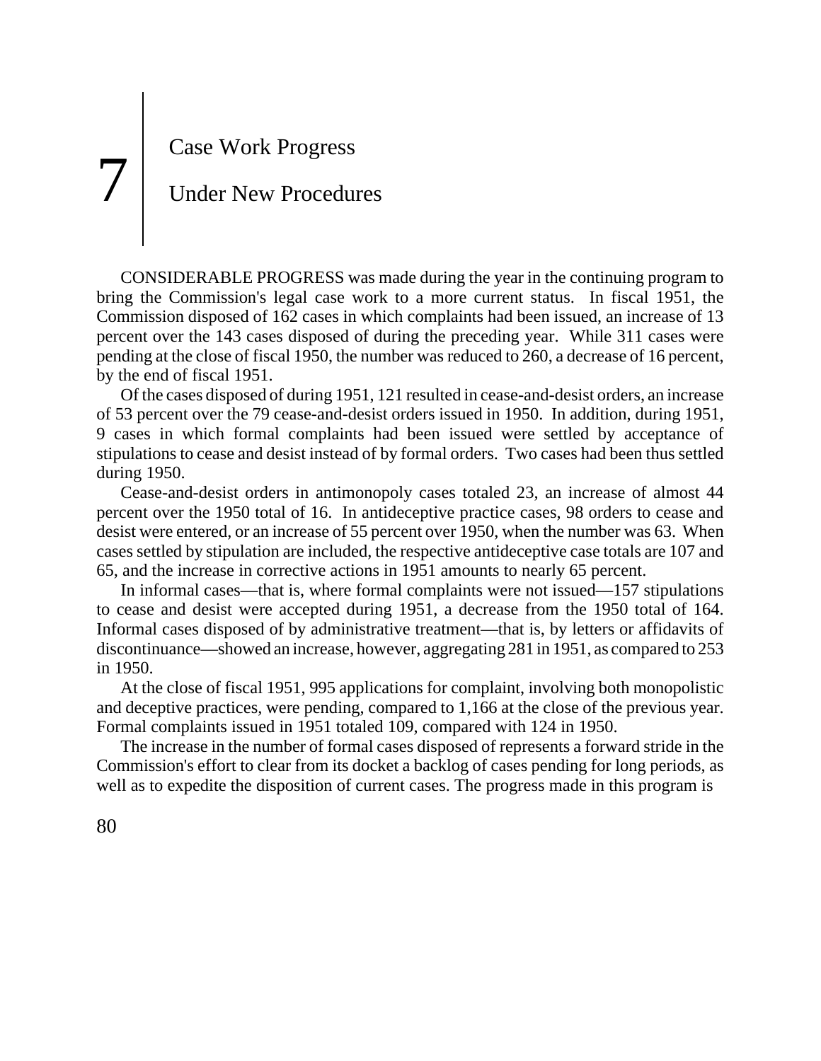# 7 Case Work Progress Under New Procedures

CONSIDERABLE PROGRESS was made during the year in the continuing program to bring the Commission's legal case work to a more current status. In fiscal 1951, the Commission disposed of 162 cases in which complaints had been issued, an increase of 13 percent over the 143 cases disposed of during the preceding year. While 311 cases were pending at the close of fiscal 1950, the number was reduced to 260, a decrease of 16 percent, by the end of fiscal 1951.

Of the cases disposed of during 1951, 121 resulted in cease-and-desist orders, an increase of 53 percent over the 79 cease-and-desist orders issued in 1950. In addition, during 1951, 9 cases in which formal complaints had been issued were settled by acceptance of stipulations to cease and desist instead of by formal orders. Two cases had been thus settled during 1950.

Cease-and-desist orders in antimonopoly cases totaled 23, an increase of almost 44 percent over the 1950 total of 16. In antideceptive practice cases, 98 orders to cease and desist were entered, or an increase of 55 percent over 1950, when the number was 63. When cases settled by stipulation are included, the respective antideceptive case totals are 107 and 65, and the increase in corrective actions in 1951 amounts to nearly 65 percent.

In informal cases—that is, where formal complaints were not issued—157 stipulations to cease and desist were accepted during 1951, a decrease from the 1950 total of 164. Informal cases disposed of by administrative treatment—that is, by letters or affidavits of discontinuance—showed an increase, however, aggregating 281 in 1951, as compared to 253 in 1950.

At the close of fiscal 1951, 995 applications for complaint, involving both monopolistic and deceptive practices, were pending, compared to 1,166 at the close of the previous year. Formal complaints issued in 1951 totaled 109, compared with 124 in 1950.

The increase in the number of formal cases disposed of represents a forward stride in the Commission's effort to clear from its docket a backlog of cases pending for long periods, as well as to expedite the disposition of current cases. The progress made in this program is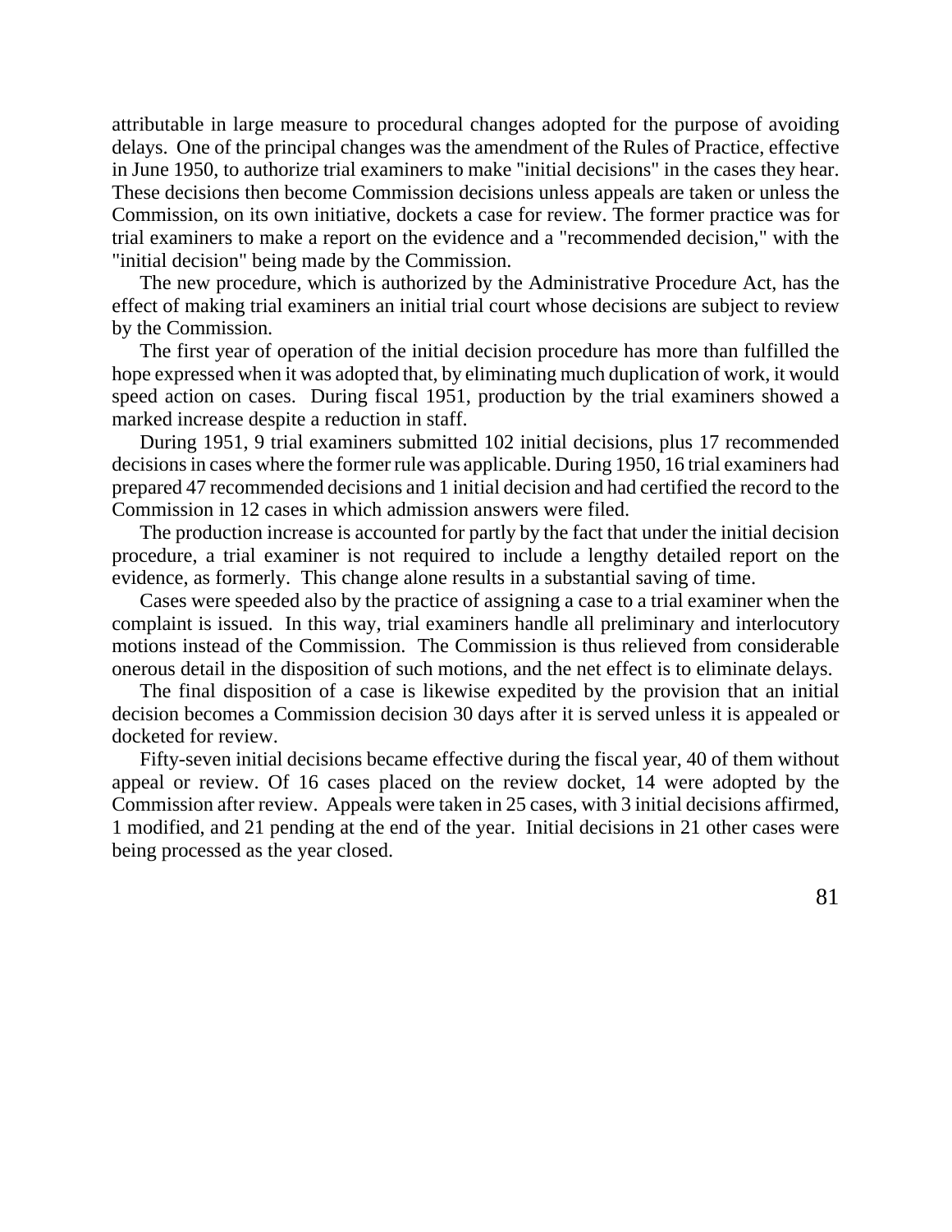attributable in large measure to procedural changes adopted for the purpose of avoiding delays. One of the principal changes was the amendment of the Rules of Practice, effective in June 1950, to authorize trial examiners to make "initial decisions" in the cases they hear. These decisions then become Commission decisions unless appeals are taken or unless the Commission, on its own initiative, dockets a case for review. The former practice was for trial examiners to make a report on the evidence and a "recommended decision," with the "initial decision" being made by the Commission.

The new procedure, which is authorized by the Administrative Procedure Act, has the effect of making trial examiners an initial trial court whose decisions are subject to review by the Commission.

The first year of operation of the initial decision procedure has more than fulfilled the hope expressed when it was adopted that, by eliminating much duplication of work, it would speed action on cases. During fiscal 1951, production by the trial examiners showed a marked increase despite a reduction in staff.

During 1951, 9 trial examiners submitted 102 initial decisions, plus 17 recommended decisions in cases where the former rule was applicable. During 1950, 16 trial examiners had prepared 47 recommended decisions and 1 initial decision and had certified the record to the Commission in 12 cases in which admission answers were filed.

The production increase is accounted for partly by the fact that under the initial decision procedure, a trial examiner is not required to include a lengthy detailed report on the evidence, as formerly. This change alone results in a substantial saving of time.

Cases were speeded also by the practice of assigning a case to a trial examiner when the complaint is issued. In this way, trial examiners handle all preliminary and interlocutory motions instead of the Commission. The Commission is thus relieved from considerable onerous detail in the disposition of such motions, and the net effect is to eliminate delays.

The final disposition of a case is likewise expedited by the provision that an initial decision becomes a Commission decision 30 days after it is served unless it is appealed or docketed for review.

Fifty-seven initial decisions became effective during the fiscal year, 40 of them without appeal or review. Of 16 cases placed on the review docket, 14 were adopted by the Commission after review. Appeals were taken in 25 cases, with 3 initial decisions affirmed, 1 modified, and 21 pending at the end of the year. Initial decisions in 21 other cases were being processed as the year closed.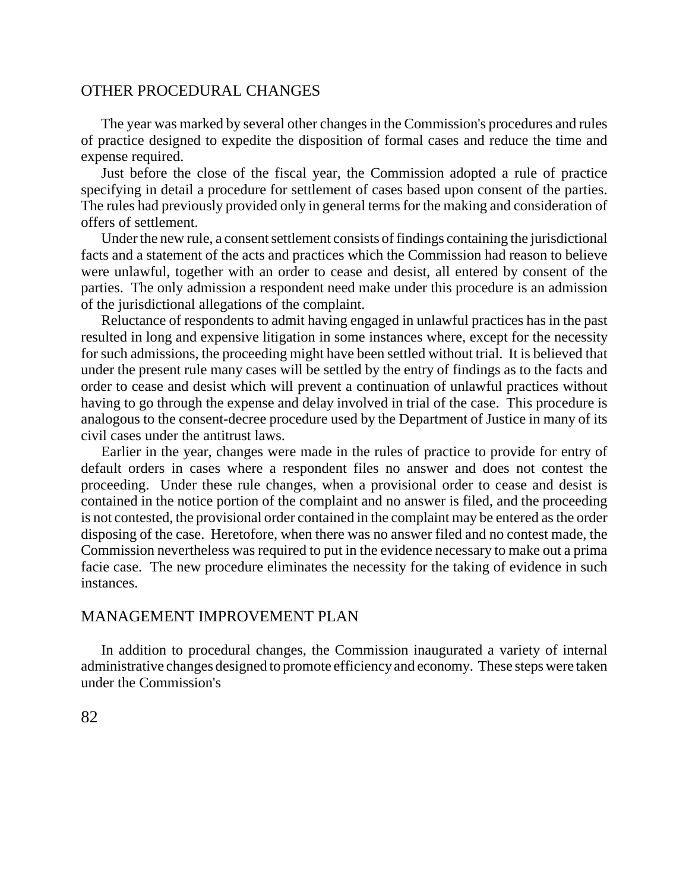## OTHER PROCEDURAL CHANGES

The year was marked by several other changes in the Commission's procedures and rules of practice designed to expedite the disposition of formal cases and reduce the time and expense required.

Just before the close of the fiscal year, the Commission adopted a rule of practice specifying in detail a procedure for settlement of cases based upon consent of the parties. The rules had previously provided only in general terms for the making and consideration of offers of settlement.

Under the new rule, a consent settlement consists of findings containing the jurisdictional facts and a statement of the acts and practices which the Commission had reason to believe were unlawful, together with an order to cease and desist, all entered by consent of the parties. The only admission a respondent need make under this procedure is an admission of the jurisdictional allegations of the complaint.

Reluctance of respondents to admit having engaged in unlawful practices has in the past resulted in long and expensive litigation in some instances where, except for the necessity for such admissions, the proceeding might have been settled without trial. It is believed that under the present rule many cases will be settled by the entry of findings as to the facts and order to cease and desist which will prevent a continuation of unlawful practices without having to go through the expense and delay involved in trial of the case. This procedure is analogous to the consent-decree procedure used by the Department of Justice in many of its civil cases under the antitrust laws.

Earlier in the year, changes were made in the rules of practice to provide for entry of default orders in cases where a respondent files no answer and does not contest the proceeding. Under these rule changes, when a provisional order to cease and desist is contained in the notice portion of the complaint and no answer is filed, and the proceeding is not contested, the provisional order contained in the complaint may be entered as the order disposing of the case. Heretofore, when there was no answer filed and no contest made, the Commission nevertheless was required to put in the evidence necessary to make out a prima facie case. The new procedure eliminates the necessity for the taking of evidence in such instances.

## MANAGEMENT IMPROVEMENT PLAN

In addition to procedural changes, the Commission inaugurated a variety of internal administrative changes designed to promote efficiency and economy. These steps were taken under the Commission's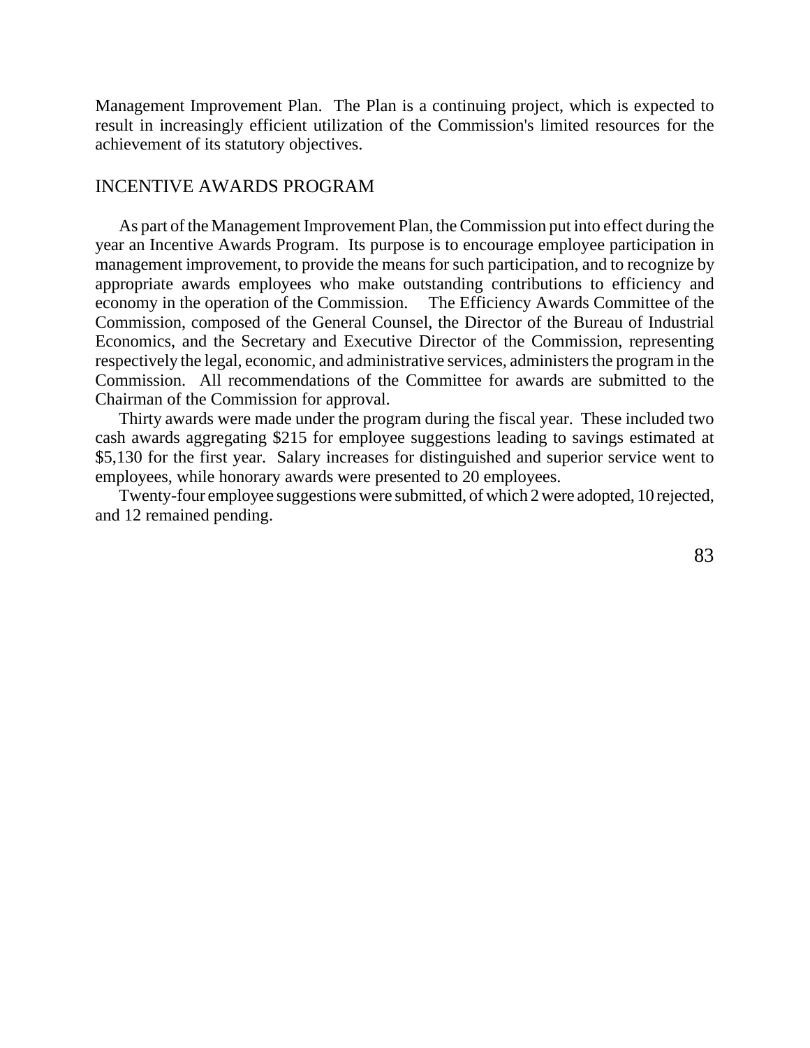Management Improvement Plan. The Plan is a continuing project, which is expected to result in increasingly efficient utilization of the Commission's limited resources for the achievement of its statutory objectives.

## INCENTIVE AWARDS PROGRAM

As part of the Management Improvement Plan, the Commission put into effect during the year an Incentive Awards Program. Its purpose is to encourage employee participation in management improvement, to provide the means for such participation, and to recognize by appropriate awards employees who make outstanding contributions to efficiency and economy in the operation of the Commission. The Efficiency Awards Committee of the Commission, composed of the General Counsel, the Director of the Bureau of Industrial Economics, and the Secretary and Executive Director of the Commission, representing respectively the legal, economic, and administrative services, administers the program in the Commission. All recommendations of the Committee for awards are submitted to the Chairman of the Commission for approval.

Thirty awards were made under the program during the fiscal year. These included two cash awards aggregating $215 for employee suggestions leading to savings estimated at $5,130 for the first year. Salary increases for distinguished and superior service went to employees, while honorary awards were presented to 20 employees.

Twenty-four employee suggestions were submitted, of which 2 were adopted, 10 rejected, and 12 remained pending.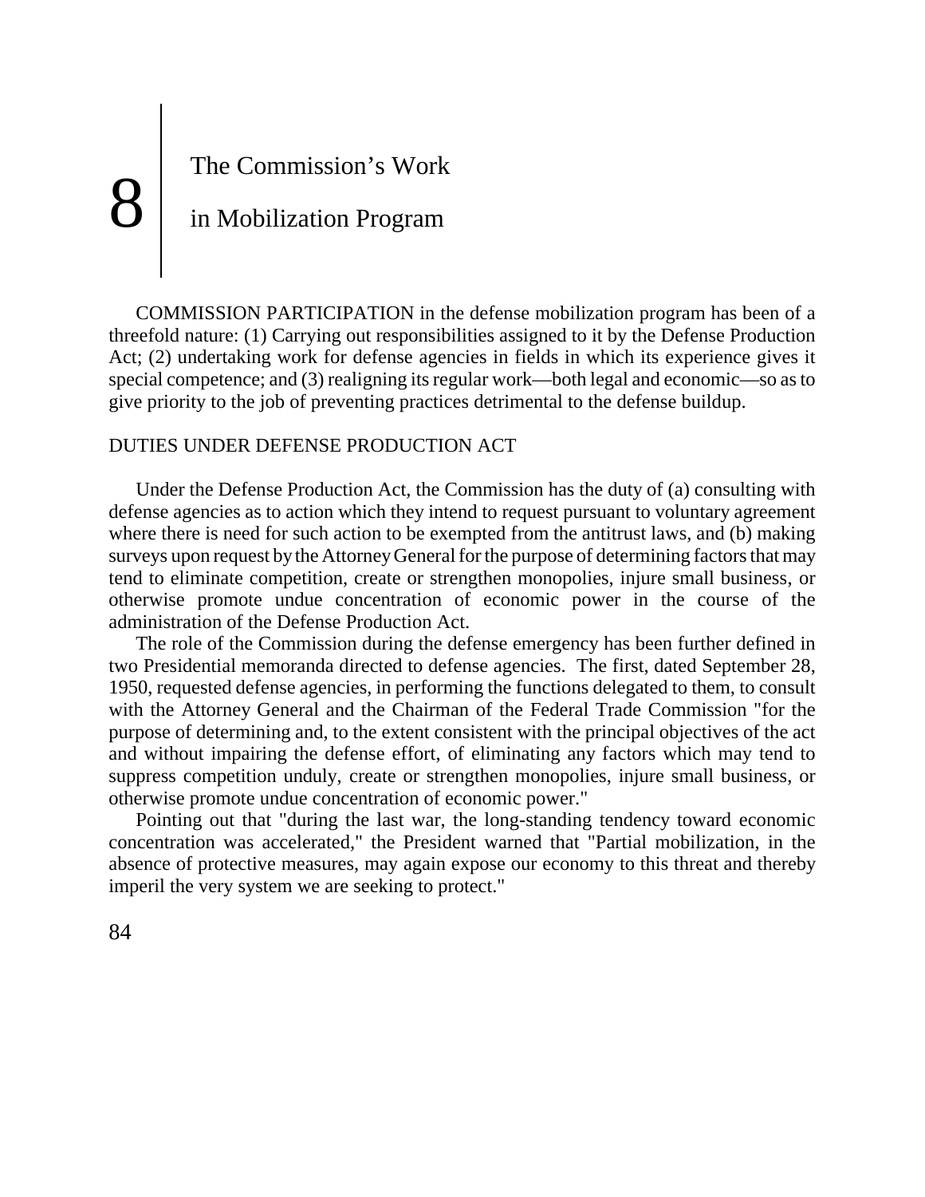# 8 The Commission's Work in Mobilization Program

COMMISSION PARTICIPATION in the defense mobilization program has been of a threefold nature: (1) Carrying out responsibilities assigned to it by the Defense Production Act; (2) undertaking work for defense agencies in fields in which its experience gives it special competence; and (3) realigning its regular work—both legal and economic—so as to give priority to the job of preventing practices detrimental to the defense buildup.

## DUTIES UNDER DEFENSE PRODUCTION ACT

Under the Defense Production Act, the Commission has the duty of (a) consulting with defense agencies as to action which they intend to request pursuant to voluntary agreement where there is need for such action to be exempted from the antitrust laws, and (b) making surveys upon request by the Attorney General for the purpose of determining factors that may tend to eliminate competition, create or strengthen monopolies, injure small business, or otherwise promote undue concentration of economic power in the course of the administration of the Defense Production Act.

The role of the Commission during the defense emergency has been further defined in two Presidential memoranda directed to defense agencies. The first, dated September 28, 1950, requested defense agencies, in performing the functions delegated to them, to consult with the Attorney General and the Chairman of the Federal Trade Commission "for the purpose of determining and, to the extent consistent with the principal objectives of the act and without impairing the defense effort, of eliminating any factors which may tend to suppress competition unduly, create or strengthen monopolies, injure small business, or otherwise promote undue concentration of economic power."

Pointing out that "during the last war, the long-standing tendency toward economic concentration was accelerated," the President warned that "Partial mobilization, in the absence of protective measures, may again expose our economy to this threat and thereby imperil the very system we are seeking to protect."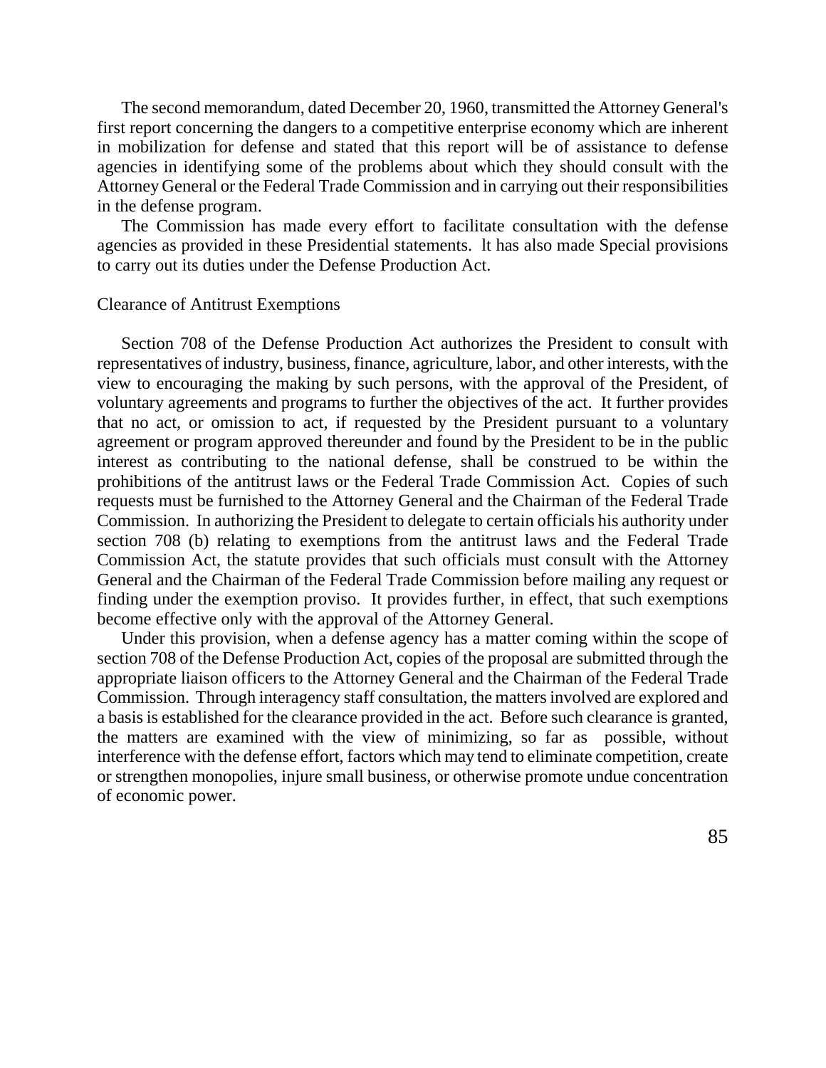The second memorandum, dated December 20, 1960, transmitted the Attorney General's first report concerning the dangers to a competitive enterprise economy which are inherent in mobilization for defense and stated that this report will be of assistance to defense agencies in identifying some of the problems about which they should consult with the Attorney General or the Federal Trade Commission and in carrying out their responsibilities in the defense program.

The Commission has made every effort to facilitate consultation with the defense agencies as provided in these Presidential statements. lt has also made Special provisions to carry out its duties under the Defense Production Act.

## Clearance of Antitrust Exemptions

Section 708 of the Defense Production Act authorizes the President to consult with representatives of industry, business, finance, agriculture, labor, and other interests, with the view to encouraging the making by such persons, with the approval of the President, of voluntary agreements and programs to further the objectives of the act. It further provides that no act, or omission to act, if requested by the President pursuant to a voluntary agreement or program approved thereunder and found by the President to be in the public interest as contributing to the national defense, shall be construed to be within the prohibitions of the antitrust laws or the Federal Trade Commission Act. Copies of such requests must be furnished to the Attorney General and the Chairman of the Federal Trade Commission. In authorizing the President to delegate to certain officials his authority under section 708 (b) relating to exemptions from the antitrust laws and the Federal Trade Commission Act, the statute provides that such officials must consult with the Attorney General and the Chairman of the Federal Trade Commission before mailing any request or finding under the exemption proviso. It provides further, in effect, that such exemptions become effective only with the approval of the Attorney General.

Under this provision, when a defense agency has a matter coming within the scope of section 708 of the Defense Production Act, copies of the proposal are submitted through the appropriate liaison officers to the Attorney General and the Chairman of the Federal Trade Commission. Through interagency staff consultation, the matters involved are explored and a basis is established for the clearance provided in the act. Before such clearance is granted, the matters are examined with the view of minimizing, so far as possible, without interference with the defense effort, factors which may tend to eliminate competition, create or strengthen monopolies, injure small business, or otherwise promote undue concentration of economic power.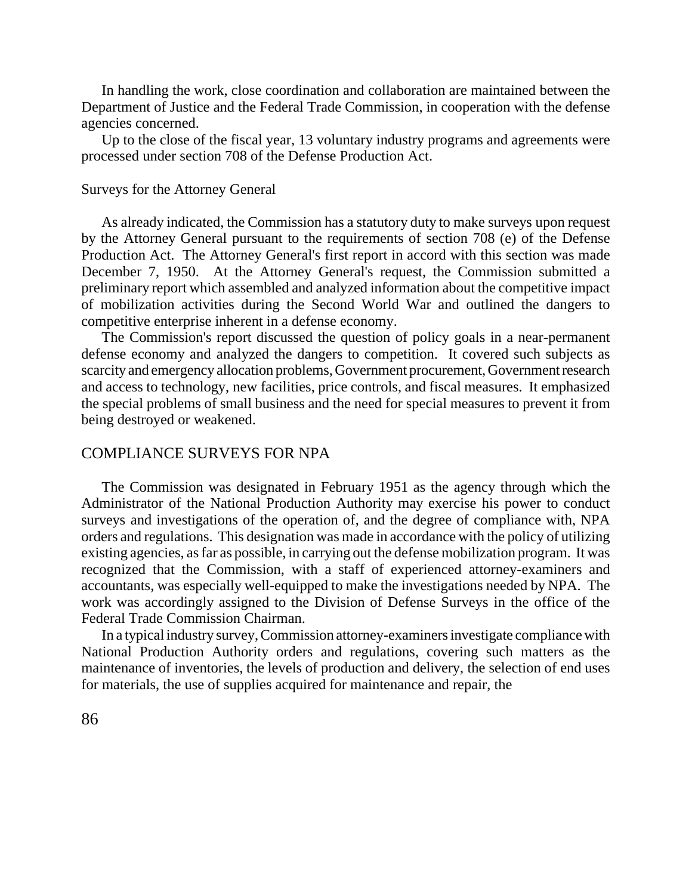In handling the work, close coordination and collaboration are maintained between the Department of Justice and the Federal Trade Commission, in cooperation with the defense agencies concerned.

Up to the close of the fiscal year, 13 voluntary industry programs and agreements were processed under section 708 of the Defense Production Act.

### Surveys for the Attorney General

As already indicated, the Commission has a statutory duty to make surveys upon request by the Attorney General pursuant to the requirements of section 708 (e) of the Defense Production Act. The Attorney General's first report in accord with this section was made December 7, 1950. At the Attorney General's request, the Commission submitted a preliminary report which assembled and analyzed information about the competitive impact of mobilization activities during the Second World War and outlined the dangers to competitive enterprise inherent in a defense economy.

The Commission's report discussed the question of policy goals in a near-permanent defense economy and analyzed the dangers to competition. It covered such subjects as scarcity and emergency allocation problems, Government procurement, Government research and access to technology, new facilities, price controls, and fiscal measures. It emphasized the special problems of small business and the need for special measures to prevent it from being destroyed or weakened.

## COMPLIANCE SURVEYS FOR NPA

The Commission was designated in February 1951 as the agency through which the Administrator of the National Production Authority may exercise his power to conduct surveys and investigations of the operation of, and the degree of compliance with, NPA orders and regulations. This designation was made in accordance with the policy of utilizing existing agencies, as far as possible, in carrying out the defense mobilization program. It was recognized that the Commission, with a staff of experienced attorney-examiners and accountants, was especially well-equipped to make the investigations needed by NPA. The work was accordingly assigned to the Division of Defense Surveys in the office of the Federal Trade Commission Chairman.

In a typical industry survey, Commission attorney-examiners investigate compliance with National Production Authority orders and regulations, covering such matters as the maintenance of inventories, the levels of production and delivery, the selection of end uses for materials, the use of supplies acquired for maintenance and repair, the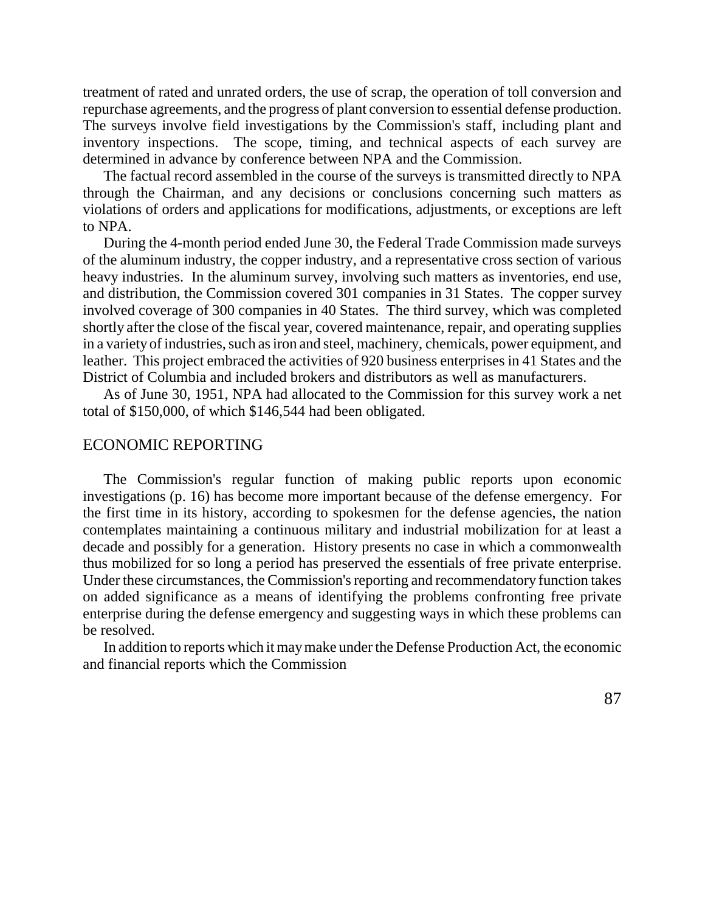treatment of rated and unrated orders, the use of scrap, the operation of toll conversion and repurchase agreements, and the progress of plant conversion to essential defense production. The surveys involve field investigations by the Commission's staff, including plant and inventory inspections. The scope, timing, and technical aspects of each survey are determined in advance by conference between NPA and the Commission.

The factual record assembled in the course of the surveys is transmitted directly to NPA through the Chairman, and any decisions or conclusions concerning such matters as violations of orders and applications for modifications, adjustments, or exceptions are left to NPA.

During the 4-month period ended June 30, the Federal Trade Commission made surveys of the aluminum industry, the copper industry, and a representative cross section of various heavy industries. In the aluminum survey, involving such matters as inventories, end use, and distribution, the Commission covered 301 companies in 31 States. The copper survey involved coverage of 300 companies in 40 States. The third survey, which was completed shortly after the close of the fiscal year, covered maintenance, repair, and operating supplies in a variety of industries, such as iron and steel, machinery, chemicals, power equipment, and leather. This project embraced the activities of 920 business enterprises in 41 States and the District of Columbia and included brokers and distributors as well as manufacturers.

As of June 30, 1951, NPA had allocated to the Commission for this survey work a net total of $150,000, of which $146,544 had been obligated.

## ECONOMIC REPORTING

The Commission's regular function of making public reports upon economic investigations (p. 16) has become more important because of the defense emergency. For the first time in its history, according to spokesmen for the defense agencies, the nation contemplates maintaining a continuous military and industrial mobilization for at least a decade and possibly for a generation. History presents no case in which a commonwealth thus mobilized for so long a period has preserved the essentials of free private enterprise. Under these circumstances, the Commission's reporting and recommendatory function takes on added significance as a means of identifying the problems confronting free private enterprise during the defense emergency and suggesting ways in which these problems can be resolved.

In addition to reports which it may make under the Defense Production Act, the economic and financial reports which the Commission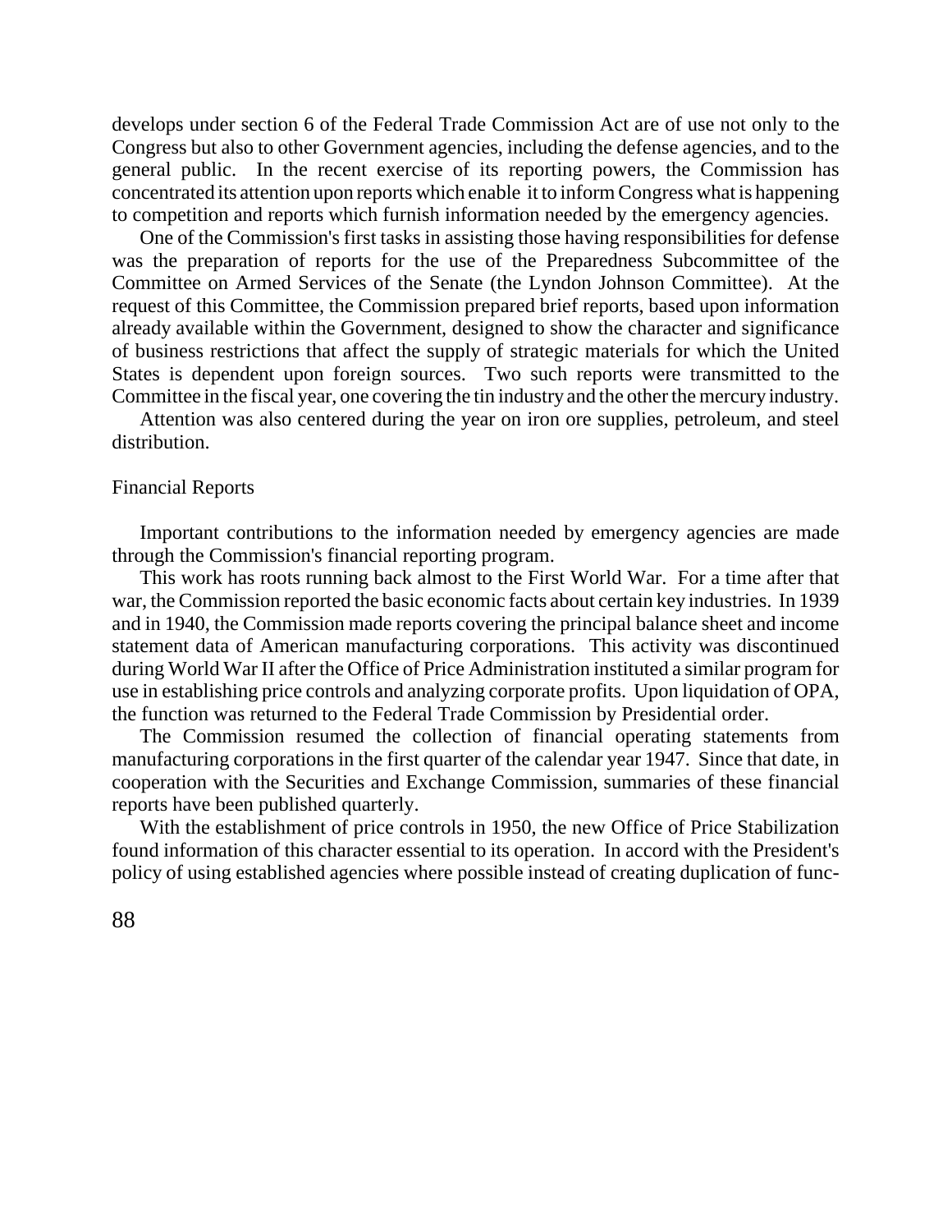develops under section 6 of the Federal Trade Commission Act are of use not only to the Congress but also to other Government agencies, including the defense agencies, and to the general public. In the recent exercise of its reporting powers, the Commission has concentrated its attention upon reports which enable it to inform Congress what is happening to competition and reports which furnish information needed by the emergency agencies.

One of the Commission's first tasks in assisting those having responsibilities for defense was the preparation of reports for the use of the Preparedness Subcommittee of the Committee on Armed Services of the Senate (the Lyndon Johnson Committee). At the request of this Committee, the Commission prepared brief reports, based upon information already available within the Government, designed to show the character and significance of business restrictions that affect the supply of strategic materials for which the United States is dependent upon foreign sources. Two such reports were transmitted to the Committee in the fiscal year, one covering the tin industry and the other the mercury industry.

Attention was also centered during the year on iron ore supplies, petroleum, and steel distribution.

## Financial Reports

Important contributions to the information needed by emergency agencies are made through the Commission's financial reporting program.

This work has roots running back almost to the First World War. For a time after that war, the Commission reported the basic economic facts about certain key industries. In 1939 and in 1940, the Commission made reports covering the principal balance sheet and income statement data of American manufacturing corporations. This activity was discontinued during World War II after the Office of Price Administration instituted a similar program for use in establishing price controls and analyzing corporate profits. Upon liquidation of OPA, the function was returned to the Federal Trade Commission by Presidential order.

The Commission resumed the collection of financial operating statements from manufacturing corporations in the first quarter of the calendar year 1947. Since that date, in cooperation with the Securities and Exchange Commission, summaries of these financial reports have been published quarterly.

With the establishment of price controls in 1950, the new Office of Price Stabilization found information of this character essential to its operation. In accord with the President's policy of using established agencies where possible instead of creating duplication of func-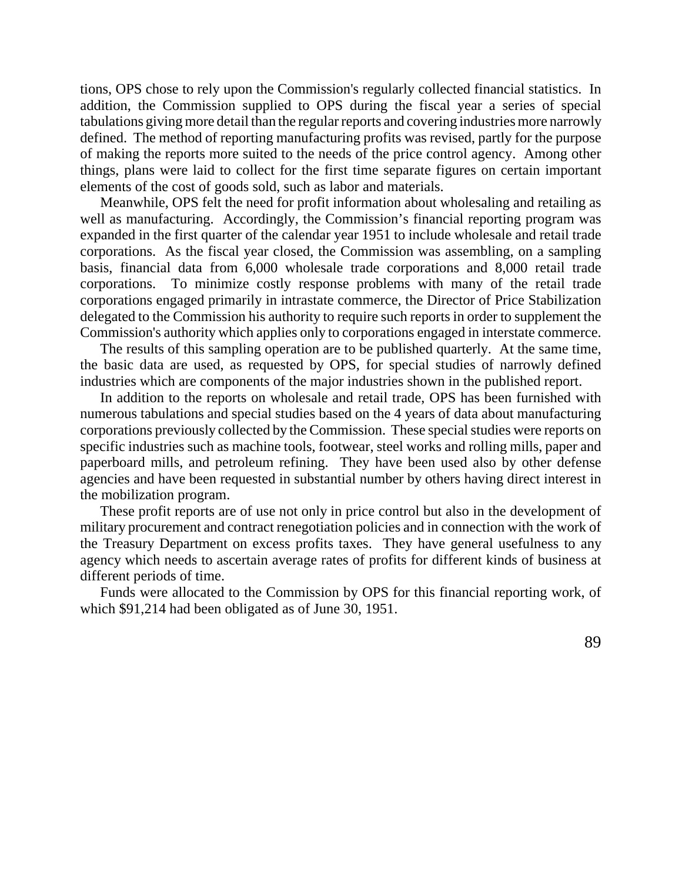tions, OPS chose to rely upon the Commission's regularly collected financial statistics. In addition, the Commission supplied to OPS during the fiscal year a series of special tabulations giving more detail than the regular reports and covering industries more narrowly defined. The method of reporting manufacturing profits was revised, partly for the purpose of making the reports more suited to the needs of the price control agency. Among other things, plans were laid to collect for the first time separate figures on certain important elements of the cost of goods sold, such as labor and materials.

Meanwhile, OPS felt the need for profit information about wholesaling and retailing as well as manufacturing. Accordingly, the Commission's financial reporting program was expanded in the first quarter of the calendar year 1951 to include wholesale and retail trade corporations. As the fiscal year closed, the Commission was assembling, on a sampling basis, financial data from 6,000 wholesale trade corporations and 8,000 retail trade corporations. To minimize costly response problems with many of the retail trade corporations engaged primarily in intrastate commerce, the Director of Price Stabilization delegated to the Commission his authority to require such reports in order to supplement the Commission's authority which applies only to corporations engaged in interstate commerce.

The results of this sampling operation are to be published quarterly. At the same time, the basic data are used, as requested by OPS, for special studies of narrowly defined industries which are components of the major industries shown in the published report.

In addition to the reports on wholesale and retail trade, OPS has been furnished with numerous tabulations and special studies based on the 4 years of data about manufacturing corporations previously collected by the Commission. These special studies were reports on specific industries such as machine tools, footwear, steel works and rolling mills, paper and paperboard mills, and petroleum refining. They have been used also by other defense agencies and have been requested in substantial number by others having direct interest in the mobilization program.

These profit reports are of use not only in price control but also in the development of military procurement and contract renegotiation policies and in connection with the work of the Treasury Department on excess profits taxes. They have general usefulness to any agency which needs to ascertain average rates of profits for different kinds of business at different periods of time.

Funds were allocated to the Commission by OPS for this financial reporting work, of which $91,214 had been obligated as of June 30, 1951.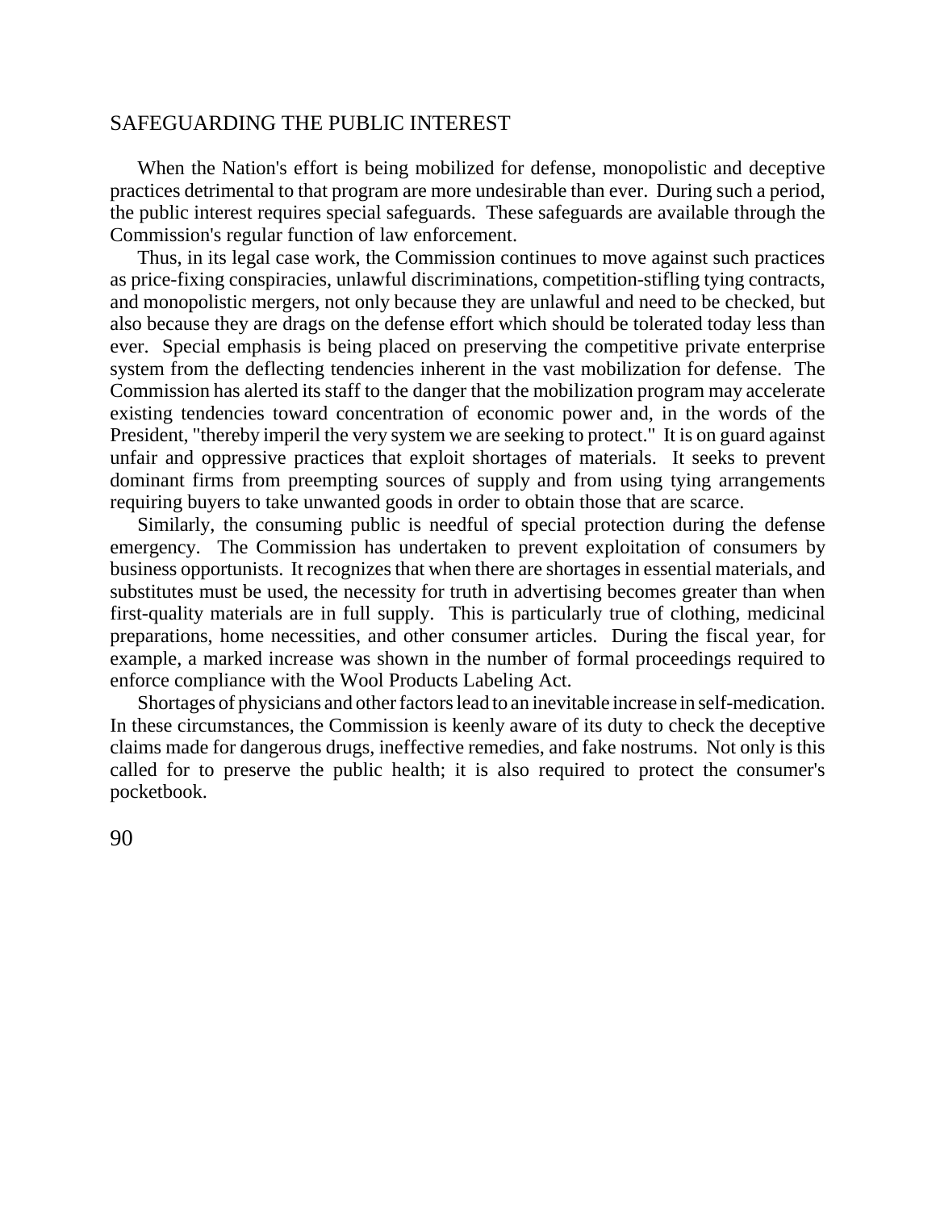## SAFEGUARDING THE PUBLIC INTEREST

When the Nation's effort is being mobilized for defense, monopolistic and deceptive practices detrimental to that program are more undesirable than ever. During such a period, the public interest requires special safeguards. These safeguards are available through the Commission's regular function of law enforcement.

Thus, in its legal case work, the Commission continues to move against such practices as price-fixing conspiracies, unlawful discriminations, competition-stifling tying contracts, and monopolistic mergers, not only because they are unlawful and need to be checked, but also because they are drags on the defense effort which should be tolerated today less than ever. Special emphasis is being placed on preserving the competitive private enterprise system from the deflecting tendencies inherent in the vast mobilization for defense. The Commission has alerted its staff to the danger that the mobilization program may accelerate existing tendencies toward concentration of economic power and, in the words of the President, "thereby imperil the very system we are seeking to protect." It is on guard against unfair and oppressive practices that exploit shortages of materials. It seeks to prevent dominant firms from preempting sources of supply and from using tying arrangements requiring buyers to take unwanted goods in order to obtain those that are scarce.

Similarly, the consuming public is needful of special protection during the defense emergency. The Commission has undertaken to prevent exploitation of consumers by business opportunists. It recognizes that when there are shortages in essential materials, and substitutes must be used, the necessity for truth in advertising becomes greater than when first-quality materials are in full supply. This is particularly true of clothing, medicinal preparations, home necessities, and other consumer articles. During the fiscal year, for example, a marked increase was shown in the number of formal proceedings required to enforce compliance with the Wool Products Labeling Act.

Shortages of physicians and other factors lead to an inevitable increase in self-medication. In these circumstances, the Commission is keenly aware of its duty to check the deceptive claims made for dangerous drugs, ineffective remedies, and fake nostrums. Not only is this called for to preserve the public health; it is also required to protect the consumer's pocketbook.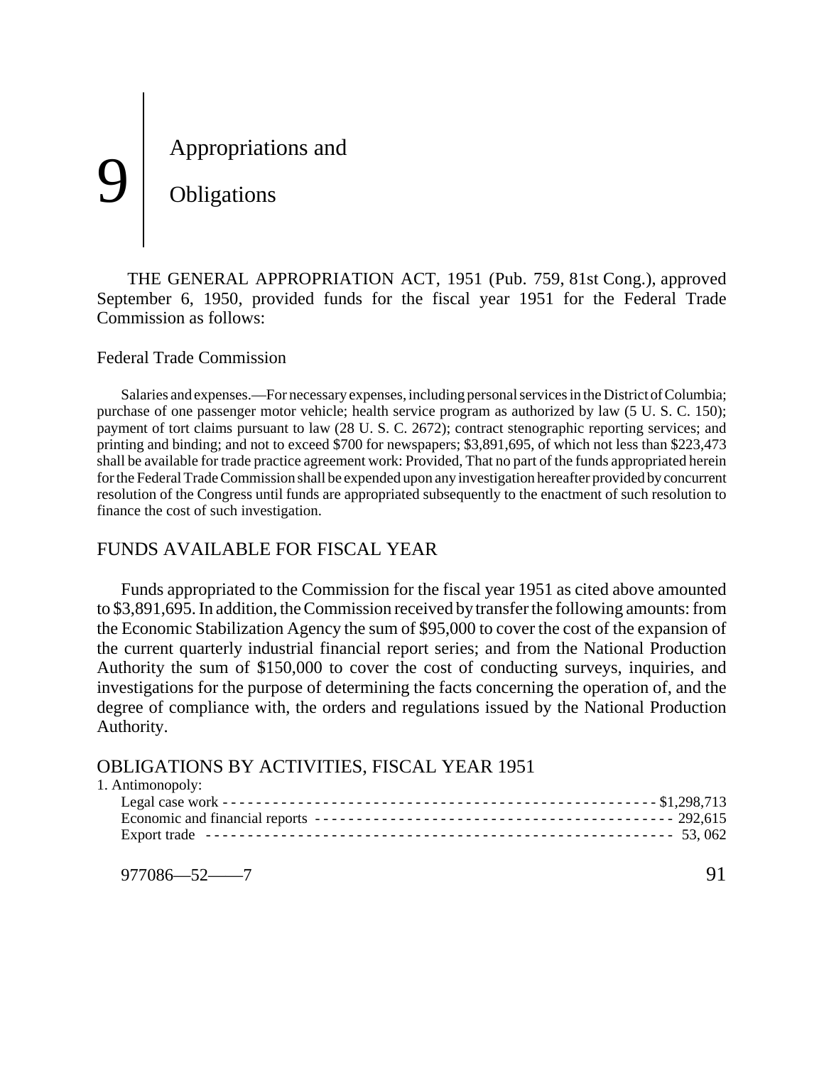# 9 Appropriations and Obligations

THE GENERAL APPROPRIATION ACT, 1951 (Pub. 759, 81st Cong.), approved September 6, 1950, provided funds for the fiscal year 1951 for the Federal Trade Commission as follows:

Federal Trade Commission

Salaries and expenses.—For necessary expenses, including personal services in the District of Columbia; purchase of one passenger motor vehicle; health service program as authorized by law (5 U. S. C. 150); payment of tort claims pursuant to law (28 U. S. C. 2672); contract stenographic reporting services; and printing and binding; and not to exceed $700 for newspapers; $3,891,695, of which not less than $223,473 shall be available for trade practice agreement work: Provided, That no part of the funds appropriated herein for the Federal Trade Commission shall be expended upon any investigation hereafter provided by concurrent resolution of the Congress until funds are appropriated subsequently to the enactment of such resolution to finance the cost of such investigation.

## FUNDS AVAILABLE FOR FISCAL YEAR

Funds appropriated to the Commission for the fiscal year 1951 as cited above amounted to $3,891,695. In addition, the Commission received by transfer the following amounts: from the Economic Stabilization Agency the sum of $95,000 to cover the cost of the expansion of the current quarterly industrial financial report series; and from the National Production Authority the sum of $150,000 to cover the cost of conducting surveys, inquiries, and investigations for the purpose of determining the facts concerning the operation of, and the degree of compliance with, the orders and regulations issued by the National Production Authority.

## OBLIGATIONS BY ACTIVITIES, FISCAL YEAR 1951

| | |
|---|---|
| 1. Antimonopoly: | |
| Legal case work | $1,298,713 |
| Economic and financial reports | 292,615 |
| Export trade | 53, 062 |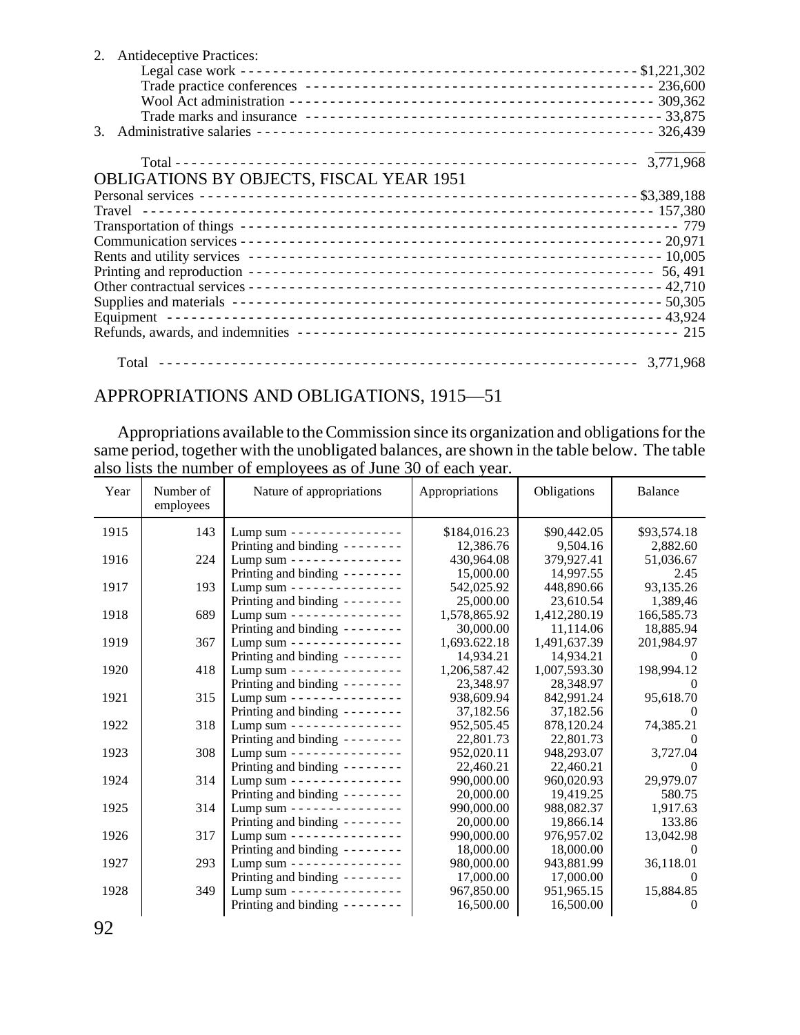2. Antideceptive Practices:
   - Legal case work ---------- $1,221,302
   - Trade practice conferences ---------- 236,600
   - Wool Act administration ---------- 309,362
   - Trade marks and insurance ---------- 33,875
3. Administrative salaries ---------- 326,439

Total ---------- 3,771,968

## OBLIGATIONS BY OBJECTS, FISCAL YEAR 1951

| | |
|---|---|
| Personal services | $3,389,188 |
| Travel | 157,380 |
| Transportation of things | 779 |
| Communication services | 20,971 |
| Rents and utility services | 10,005 |
| Printing and reproduction | 56, 491 |
| Other contractual services | 42,710 |
| Supplies and materials | 50,305 |
| Equipment | 43,924 |
| Refunds, awards, and indemnities | 215 |
| Total | 3,771,968 |

## APPROPRIATIONS AND OBLIGATIONS, 1915—51

Appropriations available to the Commission since its organization and obligations for the same period, together with the unobligated balances, are shown in the table below. The table also lists the number of employees as of June 30 of each year.

| Year | Number of employees | Nature of appropriations | Appropriations | Obligations | Balance |
|---|---|---|---|---|---|
| 1915 | 143 | Lump sum | $184,016.23 | $90,442.05 | $93,574.18 |
| | | Printing and binding | 12,386.76 | 9,504.16 | 2,882.60 |
| 1916 | 224 | Lump sum | 430,964.08 | 379,927.41 | 51,036.67 |
| | | Printing and binding | 15,000.00 | 14,997.55 | 2.45 |
| 1917 | 193 | Lump sum | 542,025.92 | 448,890.66 | 93,135.26 |
| | | Printing and binding | 25,000.00 | 23,610.54 | 1,389,46 |
| 1918 | 689 | Lump sum | 1,578,865.92 | 1,412,280.19 | 166,585.73 |
| | | Printing and binding | 30,000.00 | 11,114.06 | 18,885.94 |
| 1919 | 367 | Lump sum | 1,693.622.18 | 1,491,637.39 | 201,984.97 |
| | | Printing and binding | 14,934.21 | 14,934.21 | 0 |
| 1920 | 418 | Lump sum | 1,206,587.42 | 1,007,593.30 | 198,994.12 |
| | | Printing and binding | 23,348.97 | 28,348.97 | 0 |
| 1921 | 315 | Lump sum | 938,609.94 | 842,991.24 | 95,618.70 |
| | | Printing and binding | 37,182.56 | 37,182.56 | 0 |
| 1922 | 318 | Lump sum | 952,505.45 | 878,120.24 | 74,385.21 |
| | | Printing and binding | 22,801.73 | 22,801.73 | 0 |
| 1923 | 308 | Lump sum | 952,020.11 | 948,293.07 | 3,727.04 |
| | | Printing and binding | 22,460.21 | 22,460.21 | 0 |
| 1924 | 314 | Lump sum | 990,000.00 | 960,020.93 | 29,979.07 |
| | | Printing and binding | 20,000.00 | 19,419.25 | 580.75 |
| 1925 | 314 | Lump sum | 990,000.00 | 988,082.37 | 1,917.63 |
| | | Printing and binding | 20,000.00 | 19,866.14 | 133.86 |
| 1926 | 317 | Lump sum | 990,000.00 | 976,957.02 | 13,042.98 |
| | | Printing and binding | 18,000.00 | 18,000.00 | 0 |
| 1927 | 293 | Lump sum | 980,000.00 | 943,881.99 | 36,118.01 |
| | | Printing and binding | 17,000.00 | 17,000.00 | 0 |
| 1928 | 349 | Lump sum | 967,850.00 | 951,965.15 | 15,884.85 |
| | | Printing and binding | 16,500.00 | 16,500.00 | 0 |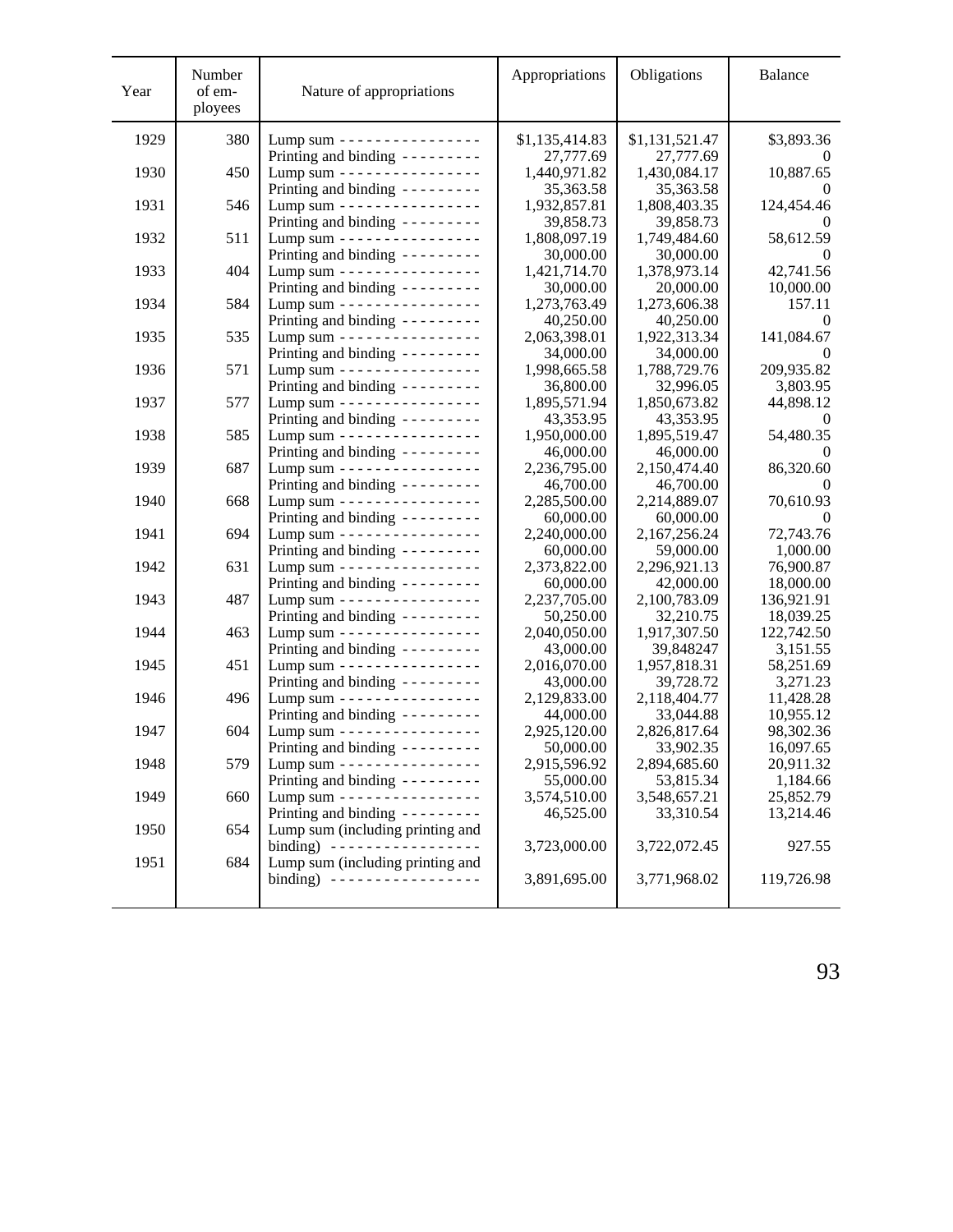| Year | Number of employees | Nature of appropriations | Appropriations | Obligations | Balance |
|---|---|---|---|---|---|
| 1929 | 380 | Lump sum | $1,135,414.83 | $1,131,521.47 | $3,893.36 |
| | | Printing and binding | 27,777.69 | 27,777.69 | 0 |
| 1930 | 450 | Lump sum | 1,440,971.82 | 1,430,084.17 | 10,887.65 |
| | | Printing and binding | 35,363.58 | 35,363.58 | 0 |
| 1931 | 546 | Lump sum | 1,932,857.81 | 1,808,403.35 | 124,454.46 |
| | | Printing and binding | 39,858.73 | 39,858.73 | 0 |
| 1932 | 511 | Lump sum | 1,808,097.19 | 1,749,484.60 | 58,612.59 |
| | | Printing and binding | 30,000.00 | 30,000.00 | 0 |
| 1933 | 404 | Lump sum | 1,421,714.70 | 1,378,973.14 | 42,741.56 |
| | | Printing and binding | 30,000.00 | 20,000.00 | 10,000.00 |
| 1934 | 584 | Lump sum | 1,273,763.49 | 1,273,606.38 | 157.11 |
| | | Printing and binding | 40,250.00 | 40,250.00 | 0 |
| 1935 | 535 | Lump sum | 2,063,398.01 | 1,922,313.34 | 141,084.67 |
| | | Printing and binding | 34,000.00 | 34,000.00 | 0 |
| 1936 | 571 | Lump sum | 1,998,665.58 | 1,788,729.76 | 209,935.82 |
| | | Printing and binding | 36,800.00 | 32,996.05 | 3,803.95 |
| 1937 | 577 | Lump sum | 1,895,571.94 | 1,850,673.82 | 44,898.12 |
| | | Printing and binding | 43,353.95 | 43,353.95 | 0 |
| 1938 | 585 | Lump sum | 1,950,000.00 | 1,895,519.47 | 54,480.35 |
| | | Printing and binding | 46,000.00 | 46,000.00 | 0 |
| 1939 | 687 | Lump sum | 2,236,795.00 | 2,150,474.40 | 86,320.60 |
| | | Printing and binding | 46,700.00 | 46,700.00 | 0 |
| 1940 | 668 | Lump sum | 2,285,500.00 | 2,214,889.07 | 70,610.93 |
| | | Printing and binding | 60,000.00 | 60,000.00 | 0 |
| 1941 | 694 | Lump sum | 2,240,000.00 | 2,167,256.24 | 72,743.76 |
| | | Printing and binding | 60,000.00 | 59,000.00 | 1,000.00 |
| 1942 | 631 | Lump sum | 2,373,822.00 | 2,296,921.13 | 76,900.87 |
| | | Printing and binding | 60,000.00 | 42,000.00 | 18,000.00 |
| 1943 | 487 | Lump sum | 2,237,705.00 | 2,100,783.09 | 136,921.91 |
| | | Printing and binding | 50,250.00 | 32,210.75 | 18,039.25 |
| 1944 | 463 | Lump sum | 2,040,050.00 | 1,917,307.50 | 122,742.50 |
| | | Printing and binding | 43,000.00 | 39,848247 | 3,151.55 |
| 1945 | 451 | Lump sum | 2,016,070.00 | 1,957,818.31 | 58,251.69 |
| | | Printing and binding | 43,000.00 | 39,728.72 | 3,271.23 |
| 1946 | 496 | Lump sum | 2,129,833.00 | 2,118,404.77 | 11,428.28 |
| | | Printing and binding | 44,000.00 | 33,044.88 | 10,955.12 |
| 1947 | 604 | Lump sum | 2,925,120.00 | 2,826,817.64 | 98,302.36 |
| | | Printing and binding | 50,000.00 | 33,902.35 | 16,097.65 |
| 1948 | 579 | Lump sum | 2,915,596.92 | 2,894,685.60 | 20,911.32 |
| | | Printing and binding | 55,000.00 | 53,815.34 | 1,184.66 |
| 1949 | 660 | Lump sum | 3,574,510.00 | 3,548,657.21 | 25,852.79 |
| | | Printing and binding | 46,525.00 | 33,310.54 | 13,214.46 |
| 1950 | 654 | Lump sum (including printing and binding) | 3,723,000.00 | 3,722,072.45 | 927.55 |
| 1951 | 684 | Lump sum (including printing and binding) | 3,891,695.00 | 3,771,968.02 | 119,726.98 |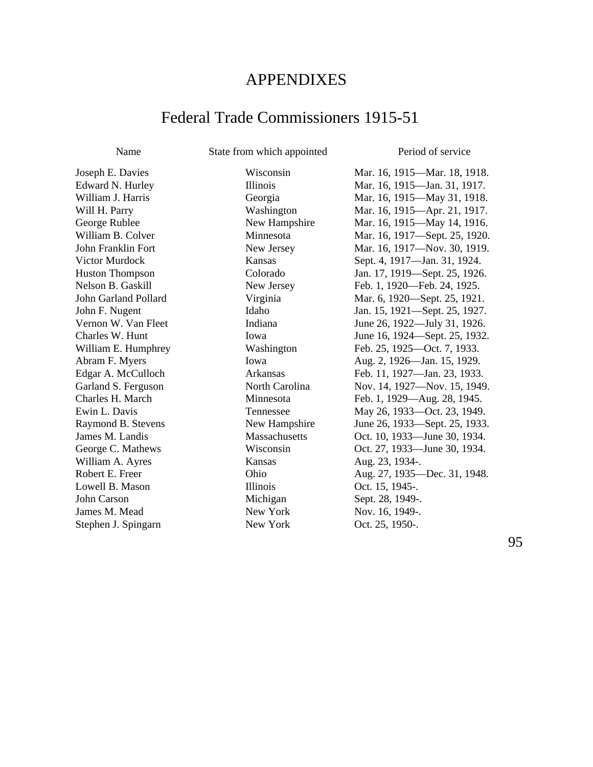# APPENDIXES

## Federal Trade Commissioners 1915-51

| Name | State from which appointed | Period of service |
|---|---|---|
| Joseph E. Davies | Wisconsin | Mar. 16, 1915—Mar. 18, 1918. |
| Edward N. Hurley | Illinois | Mar. 16, 1915—Jan. 31, 1917. |
| William J. Harris | Georgia | Mar. 16, 1915—May 31, 1918. |
| Will H. Parry | Washington | Mar. 16, 1915—Apr. 21, 1917. |
| George Rublee | New Hampshire | Mar. 16, 1915—May 14, 1916. |
| William B. Colver | Minnesota | Mar. 16, 1917—Sept. 25, 1920. |
| John Franklin Fort | New Jersey | Mar. 16, 1917—Nov. 30, 1919. |
| Victor Murdock | Kansas | Sept. 4, 1917—Jan. 31, 1924. |
| Huston Thompson | Colorado | Jan. 17, 1919—Sept. 25, 1926. |
| Nelson B. Gaskill | New Jersey | Feb. 1, 1920—Feb. 24, 1925. |
| John Garland Pollard | Virginia | Mar. 6, 1920—Sept. 25, 1921. |
| John F. Nugent | Idaho | Jan. 15, 1921—Sept. 25, 1927. |
| Vernon W. Van Fleet | Indiana | June 26, 1922—July 31, 1926. |
| Charles W. Hunt | Iowa | June 16, 1924—Sept. 25, 1932. |
| William E. Humphrey | Washington | Feb. 25, 1925—Oct. 7, 1933. |
| Abram F. Myers | Iowa | Aug. 2, 1926—Jan. 15, 1929. |
| Edgar A. McCulloch | Arkansas | Feb. 11, 1927—Jan. 23, 1933. |
| Garland S. Ferguson | North Carolina | Nov. 14, 1927—Nov. 15, 1949. |
| Charles H. March | Minnesota | Feb. 1, 1929—Aug. 28, 1945. |
| Ewin L. Davis | Tennessee | May 26, 1933—Oct. 23, 1949. |
| Raymond B. Stevens | New Hampshire | June 26, 1933—Sept. 25, 1933. |
| James M. Landis | Massachusetts | Oct. 10, 1933—June 30, 1934. |
| George C. Mathews | Wisconsin | Oct. 27, 1933—June 30, 1934. |
| William A. Ayres | Kansas | Aug. 23, 1934-. |
| Robert E. Freer | Ohio | Aug. 27, 1935—Dec. 31, 1948. |
| Lowell B. Mason | Illinois | Oct. 15, 1945-. |
| John Carson | Michigan | Sept. 28, 1949-. |
| James M. Mead | New York | Nov. 16, 1949-. |
| Stephen J. Spingarn | New York | Oct. 25, 1950-. |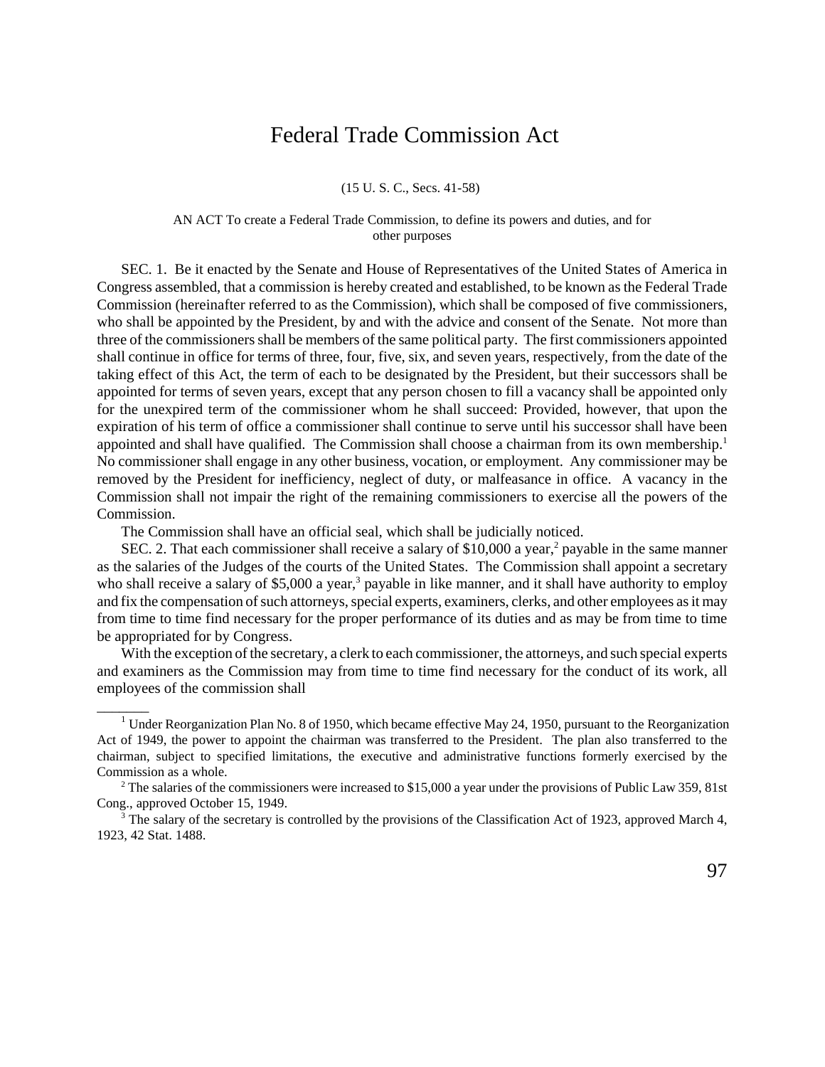# Federal Trade Commission Act

(15 U. S. C., Secs. 41-58)

AN ACT To create a Federal Trade Commission, to define its powers and duties, and for other purposes

SEC. 1. Be it enacted by the Senate and House of Representatives of the United States of America in Congress assembled, that a commission is hereby created and established, to be known as the Federal Trade Commission (hereinafter referred to as the Commission), which shall be composed of five commissioners, who shall be appointed by the President, by and with the advice and consent of the Senate. Not more than three of the commissioners shall be members of the same political party. The first commissioners appointed shall continue in office for terms of three, four, five, six, and seven years, respectively, from the date of the taking effect of this Act, the term of each to be designated by the President, but their successors shall be appointed for terms of seven years, except that any person chosen to fill a vacancy shall be appointed only for the unexpired term of the commissioner whom he shall succeed: Provided, however, that upon the expiration of his term of office a commissioner shall continue to serve until his successor shall have been appointed and shall have qualified. The Commission shall choose a chairman from its own membership.[1] No commissioner shall engage in any other business, vocation, or employment. Any commissioner may be removed by the President for inefficiency, neglect of duty, or malfeasance in office. A vacancy in the Commission shall not impair the right of the remaining commissioners to exercise all the powers of the Commission.

The Commission shall have an official seal, which shall be judicially noticed.

SEC. 2. That each commissioner shall receive a salary of $10,000 a year,[2] payable in the same manner as the salaries of the Judges of the courts of the United States. The Commission shall appoint a secretary who shall receive a salary of $5,000 a year,[3] payable in like manner, and it shall have authority to employ and fix the compensation of such attorneys, special experts, examiners, clerks, and other employees as it may from time to time find necessary for the proper performance of its duties and as may be from time to time be appropriated for by Congress.

With the exception of the secretary, a clerk to each commissioner, the attorneys, and such special experts and examiners as the Commission may from time to time find necessary for the conduct of its work, all employees of the commission shall

---

[1] Under Reorganization Plan No. 8 of 1950, which became effective May 24, 1950, pursuant to the Reorganization Act of 1949, the power to appoint the chairman was transferred to the President. The plan also transferred to the chairman, subject to specified limitations, the executive and administrative functions formerly exercised by the Commission as a whole.

[2] The salaries of the commissioners were increased to $15,000 a year under the provisions of Public Law 359, 81st Cong., approved October 15, 1949.

[3] The salary of the secretary is controlled by the provisions of the Classification Act of 1923, approved March 4, 1923, 42 Stat. 1488.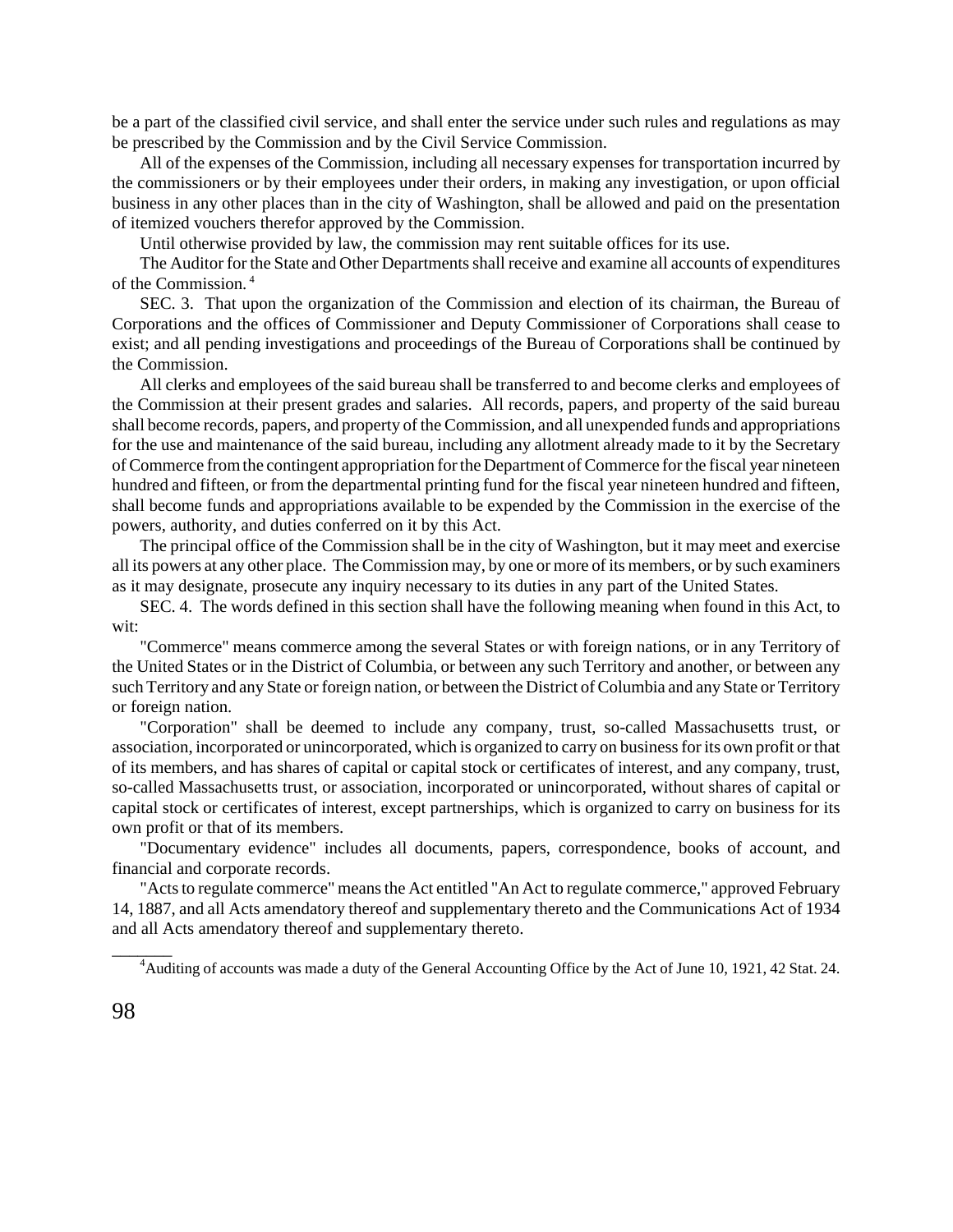be a part of the classified civil service, and shall enter the service under such rules and regulations as may be prescribed by the Commission and by the Civil Service Commission.

All of the expenses of the Commission, including all necessary expenses for transportation incurred by the commissioners or by their employees under their orders, in making any investigation, or upon official business in any other places than in the city of Washington, shall be allowed and paid on the presentation of itemized vouchers therefor approved by the Commission.

Until otherwise provided by law, the commission may rent suitable offices for its use.

The Auditor for the State and Other Departments shall receive and examine all accounts of expenditures of the Commission.[4]

SEC. 3. That upon the organization of the Commission and election of its chairman, the Bureau of Corporations and the offices of Commissioner and Deputy Commissioner of Corporations shall cease to exist; and all pending investigations and proceedings of the Bureau of Corporations shall be continued by the Commission.

All clerks and employees of the said bureau shall be transferred to and become clerks and employees of the Commission at their present grades and salaries. All records, papers, and property of the said bureau shall become records, papers, and property of the Commission, and all unexpended funds and appropriations for the use and maintenance of the said bureau, including any allotment already made to it by the Secretary of Commerce from the contingent appropriation for the Department of Commerce for the fiscal year nineteen hundred and fifteen, or from the departmental printing fund for the fiscal year nineteen hundred and fifteen, shall become funds and appropriations available to be expended by the Commission in the exercise of the powers, authority, and duties conferred on it by this Act.

The principal office of the Commission shall be in the city of Washington, but it may meet and exercise all its powers at any other place. The Commission may, by one or more of its members, or by such examiners as it may designate, prosecute any inquiry necessary to its duties in any part of the United States.

SEC. 4. The words defined in this section shall have the following meaning when found in this Act, to wit:

"Commerce" means commerce among the several States or with foreign nations, or in any Territory of the United States or in the District of Columbia, or between any such Territory and another, or between any such Territory and any State or foreign nation, or between the District of Columbia and any State or Territory or foreign nation.

"Corporation" shall be deemed to include any company, trust, so-called Massachusetts trust, or association, incorporated or unincorporated, which is organized to carry on business for its own profit or that of its members, and has shares of capital or capital stock or certificates of interest, and any company, trust, so-called Massachusetts trust, or association, incorporated or unincorporated, without shares of capital or capital stock or certificates of interest, except partnerships, which is organized to carry on business for its own profit or that of its members.

"Documentary evidence" includes all documents, papers, correspondence, books of account, and financial and corporate records.

"Acts to regulate commerce" means the Act entitled "An Act to regulate commerce," approved February 14, 1887, and all Acts amendatory thereof and supplementary thereto and the Communications Act of 1934 and all Acts amendatory thereof and supplementary thereto.

---

[4] Auditing of accounts was made a duty of the General Accounting Office by the Act of June 10, 1921, 42 Stat. 24.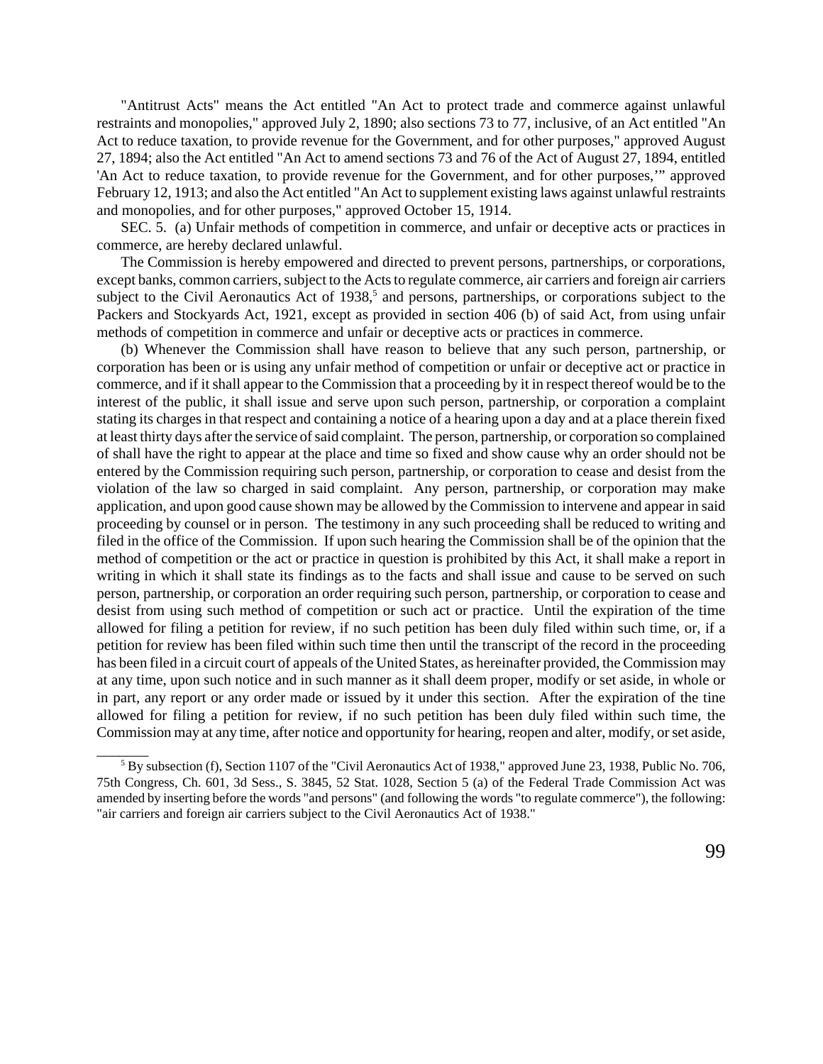"Antitrust Acts" means the Act entitled "An Act to protect trade and commerce against unlawful restraints and monopolies," approved July 2, 1890; also sections 73 to 77, inclusive, of an Act entitled "An Act to reduce taxation, to provide revenue for the Government, and for other purposes," approved August 27, 1894; also the Act entitled "An Act to amend sections 73 and 76 of the Act of August 27, 1894, entitled 'An Act to reduce taxation, to provide revenue for the Government, and for other purposes,'" approved February 12, 1913; and also the Act entitled "An Act to supplement existing laws against unlawful restraints and monopolies, and for other purposes," approved October 15, 1914.

SEC. 5. (a) Unfair methods of competition in commerce, and unfair or deceptive acts or practices in commerce, are hereby declared unlawful.

The Commission is hereby empowered and directed to prevent persons, partnerships, or corporations, except banks, common carriers, subject to the Acts to regulate commerce, air carriers and foreign air carriers subject to the Civil Aeronautics Act of 1938,[5] and persons, partnerships, or corporations subject to the Packers and Stockyards Act, 1921, except as provided in section 406 (b) of said Act, from using unfair methods of competition in commerce and unfair or deceptive acts or practices in commerce.

(b) Whenever the Commission shall have reason to believe that any such person, partnership, or corporation has been or is using any unfair method of competition or unfair or deceptive act or practice in commerce, and if it shall appear to the Commission that a proceeding by it in respect thereof would be to the interest of the public, it shall issue and serve upon such person, partnership, or corporation a complaint stating its charges in that respect and containing a notice of a hearing upon a day and at a place therein fixed at least thirty days after the service of said complaint. The person, partnership, or corporation so complained of shall have the right to appear at the place and time so fixed and show cause why an order should not be entered by the Commission requiring such person, partnership, or corporation to cease and desist from the violation of the law so charged in said complaint. Any person, partnership, or corporation may make application, and upon good cause shown may be allowed by the Commission to intervene and appear in said proceeding by counsel or in person. The testimony in any such proceeding shall be reduced to writing and filed in the office of the Commission. If upon such hearing the Commission shall be of the opinion that the method of competition or the act or practice in question is prohibited by this Act, it shall make a report in writing in which it shall state its findings as to the facts and shall issue and cause to be served on such person, partnership, or corporation an order requiring such person, partnership, or corporation to cease and desist from using such method of competition or such act or practice. Until the expiration of the time allowed for filing a petition for review, if no such petition has been duly filed within such time, or, if a petition for review has been filed within such time then until the transcript of the record in the proceeding has been filed in a circuit court of appeals of the United States, as hereinafter provided, the Commission may at any time, upon such notice and in such manner as it shall deem proper, modify or set aside, in whole or in part, any report or any order made or issued by it under this section. After the expiration of the tine allowed for filing a petition for review, if no such petition has been duly filed within such time, the Commission may at any time, after notice and opportunity for hearing, reopen and alter, modify, or set aside,

[5] By subsection (f), Section 1107 of the "Civil Aeronautics Act of 1938," approved June 23, 1938, Public No. 706, 75th Congress, Ch. 601, 3d Sess., S. 3845, 52 Stat. 1028, Section 5 (a) of the Federal Trade Commission Act was amended by inserting before the words "and persons" (and following the words "to regulate commerce"), the following: "air carriers and foreign air carriers subject to the Civil Aeronautics Act of 1938."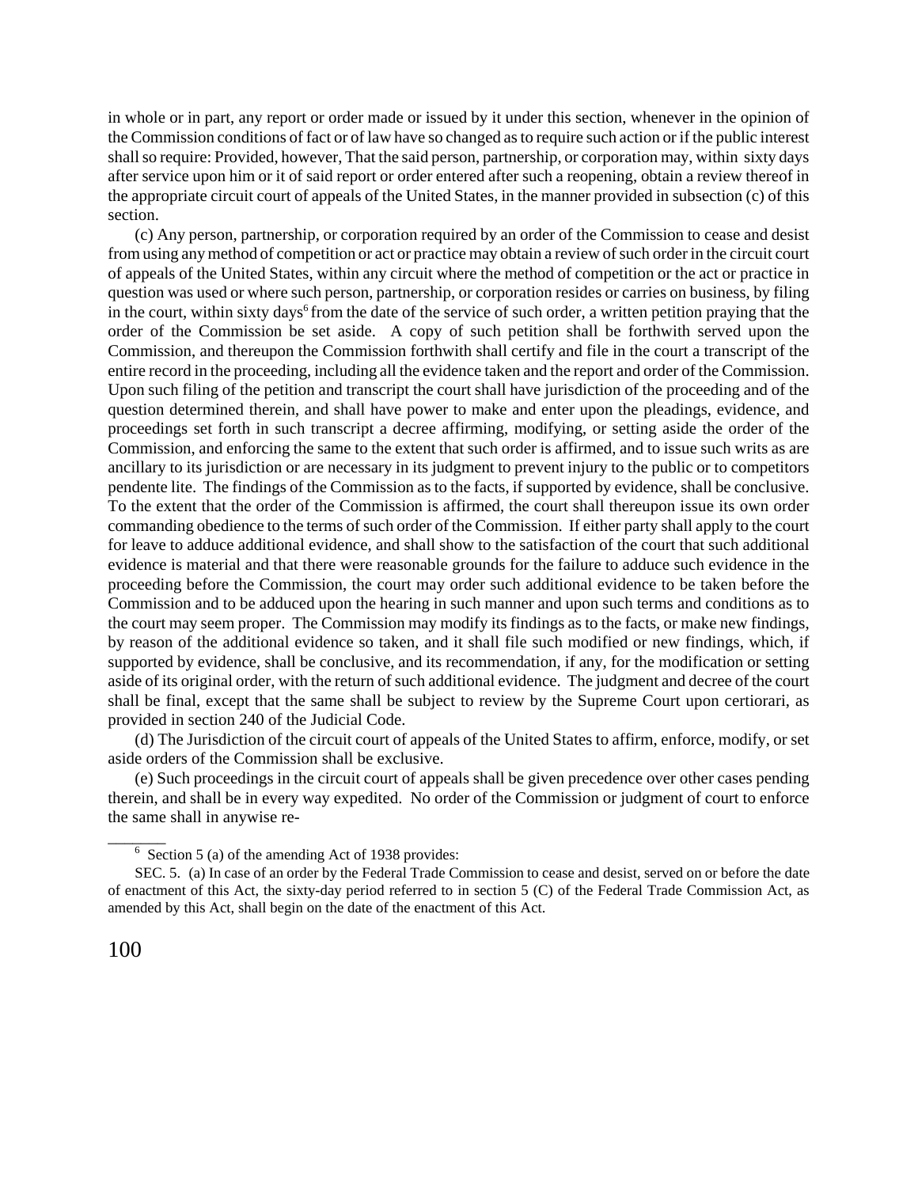in whole or in part, any report or order made or issued by it under this section, whenever in the opinion of the Commission conditions of fact or of law have so changed as to require such action or if the public interest shall so require: Provided, however, That the said person, partnership, or corporation may, within sixty days after service upon him or it of said report or order entered after such a reopening, obtain a review thereof in the appropriate circuit court of appeals of the United States, in the manner provided in subsection (c) of this section.

(c) Any person, partnership, or corporation required by an order of the Commission to cease and desist from using any method of competition or act or practice may obtain a review of such order in the circuit court of appeals of the United States, within any circuit where the method of competition or the act or practice in question was used or where such person, partnership, or corporation resides or carries on business, by filing in the court, within sixty days[6] from the date of the service of such order, a written petition praying that the order of the Commission be set aside. A copy of such petition shall be forthwith served upon the Commission, and thereupon the Commission forthwith shall certify and file in the court a transcript of the entire record in the proceeding, including all the evidence taken and the report and order of the Commission. Upon such filing of the petition and transcript the court shall have jurisdiction of the proceeding and of the question determined therein, and shall have power to make and enter upon the pleadings, evidence, and proceedings set forth in such transcript a decree affirming, modifying, or setting aside the order of the Commission, and enforcing the same to the extent that such order is affirmed, and to issue such writs as are ancillary to its jurisdiction or are necessary in its judgment to prevent injury to the public or to competitors pendente lite. The findings of the Commission as to the facts, if supported by evidence, shall be conclusive. To the extent that the order of the Commission is affirmed, the court shall thereupon issue its own order commanding obedience to the terms of such order of the Commission. If either party shall apply to the court for leave to adduce additional evidence, and shall show to the satisfaction of the court that such additional evidence is material and that there were reasonable grounds for the failure to adduce such evidence in the proceeding before the Commission, the court may order such additional evidence to be taken before the Commission and to be adduced upon the hearing in such manner and upon such terms and conditions as to the court may seem proper. The Commission may modify its findings as to the facts, or make new findings, by reason of the additional evidence so taken, and it shall file such modified or new findings, which, if supported by evidence, shall be conclusive, and its recommendation, if any, for the modification or setting aside of its original order, with the return of such additional evidence. The judgment and decree of the court shall be final, except that the same shall be subject to review by the Supreme Court upon certiorari, as provided in section 240 of the Judicial Code.

(d) The Jurisdiction of the circuit court of appeals of the United States to affirm, enforce, modify, or set aside orders of the Commission shall be exclusive.

(e) Such proceedings in the circuit court of appeals shall be given precedence over other cases pending therein, and shall be in every way expedited. No order of the Commission or judgment of court to enforce the same shall in anywise re-

---

[6] Section 5 (a) of the amending Act of 1938 provides:

SEC. 5. (a) In case of an order by the Federal Trade Commission to cease and desist, served on or before the date of enactment of this Act, the sixty-day period referred to in section 5 (C) of the Federal Trade Commission Act, as amended by this Act, shall begin on the date of the enactment of this Act.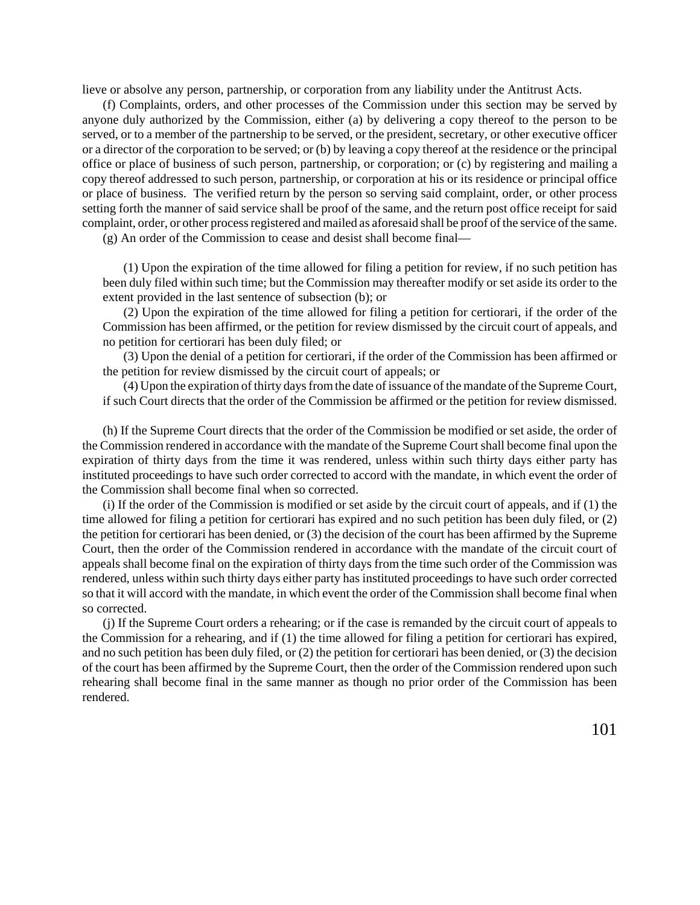lieve or absolve any person, partnership, or corporation from any liability under the Antitrust Acts.

(f) Complaints, orders, and other processes of the Commission under this section may be served by anyone duly authorized by the Commission, either (a) by delivering a copy thereof to the person to be served, or to a member of the partnership to be served, or the president, secretary, or other executive officer or a director of the corporation to be served; or (b) by leaving a copy thereof at the residence or the principal office or place of business of such person, partnership, or corporation; or (c) by registering and mailing a copy thereof addressed to such person, partnership, or corporation at his or its residence or principal office or place of business. The verified return by the person so serving said complaint, order, or other process setting forth the manner of said service shall be proof of the same, and the return post office receipt for said complaint, order, or other process registered and mailed as aforesaid shall be proof of the service of the same.

(g) An order of the Commission to cease and desist shall become final—

(1) Upon the expiration of the time allowed for filing a petition for review, if no such petition has been duly filed within such time; but the Commission may thereafter modify or set aside its order to the extent provided in the last sentence of subsection (b); or

(2) Upon the expiration of the time allowed for filing a petition for certiorari, if the order of the Commission has been affirmed, or the petition for review dismissed by the circuit court of appeals, and no petition for certiorari has been duly filed; or

(3) Upon the denial of a petition for certiorari, if the order of the Commission has been affirmed or the petition for review dismissed by the circuit court of appeals; or

(4) Upon the expiration of thirty days from the date of issuance of the mandate of the Supreme Court, if such Court directs that the order of the Commission be affirmed or the petition for review dismissed.

(h) If the Supreme Court directs that the order of the Commission be modified or set aside, the order of the Commission rendered in accordance with the mandate of the Supreme Court shall become final upon the expiration of thirty days from the time it was rendered, unless within such thirty days either party has instituted proceedings to have such order corrected to accord with the mandate, in which event the order of the Commission shall become final when so corrected.

(i) If the order of the Commission is modified or set aside by the circuit court of appeals, and if (1) the time allowed for filing a petition for certiorari has expired and no such petition has been duly filed, or (2) the petition for certiorari has been denied, or (3) the decision of the court has been affirmed by the Supreme Court, then the order of the Commission rendered in accordance with the mandate of the circuit court of appeals shall become final on the expiration of thirty days from the time such order of the Commission was rendered, unless within such thirty days either party has instituted proceedings to have such order corrected so that it will accord with the mandate, in which event the order of the Commission shall become final when so corrected.

(j) If the Supreme Court orders a rehearing; or if the case is remanded by the circuit court of appeals to the Commission for a rehearing, and if (1) the time allowed for filing a petition for certiorari has expired, and no such petition has been duly filed, or (2) the petition for certiorari has been denied, or (3) the decision of the court has been affirmed by the Supreme Court, then the order of the Commission rendered upon such rehearing shall become final in the same manner as though no prior order of the Commission has been rendered.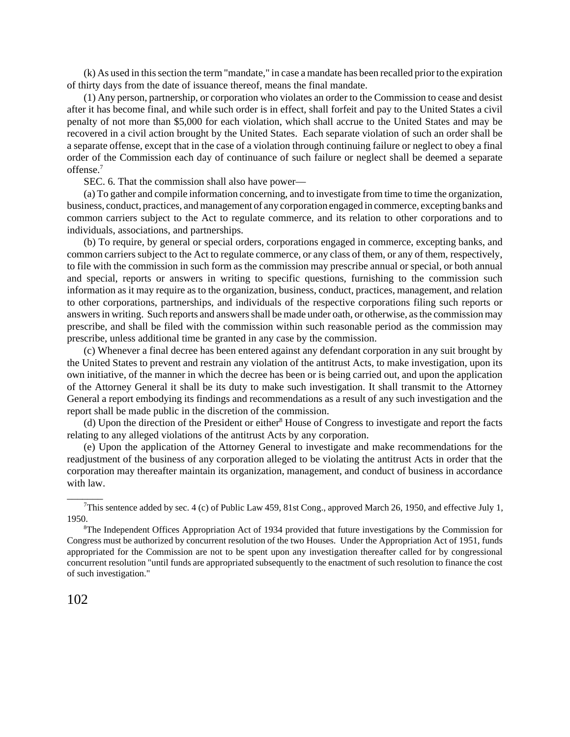(k) As used in this section the term "mandate," in case a mandate has been recalled prior to the expiration of thirty days from the date of issuance thereof, means the final mandate.

(l) Any person, partnership, or corporation who violates an order to the Commission to cease and desist after it has become final, and while such order is in effect, shall forfeit and pay to the United States a civil penalty of not more than $5,000 for each violation, which shall accrue to the United States and may be recovered in a civil action brought by the United States. Each separate violation of such an order shall be a separate offense, except that in the case of a violation through continuing failure or neglect to obey a final order of the Commission each day of continuance of such failure or neglect shall be deemed a separate offense.[7]

SEC. 6. That the commission shall also have power—

(a) To gather and compile information concerning, and to investigate from time to time the organization, business, conduct, practices, and management of any corporation engaged in commerce, excepting banks and common carriers subject to the Act to regulate commerce, and its relation to other corporations and to individuals, associations, and partnerships.

(b) To require, by general or special orders, corporations engaged in commerce, excepting banks, and common carriers subject to the Act to regulate commerce, or any class of them, or any of them, respectively, to file with the commission in such form as the commission may prescribe annual or special, or both annual and special, reports or answers in writing to specific questions, furnishing to the commission such information as it may require as to the organization, business, conduct, practices, management, and relation to other corporations, partnerships, and individuals of the respective corporations filing such reports or answers in writing. Such reports and answers shall be made under oath, or otherwise, as the commission may prescribe, and shall be filed with the commission within such reasonable period as the commission may prescribe, unless additional time be granted in any case by the commission.

(c) Whenever a final decree has been entered against any defendant corporation in any suit brought by the United States to prevent and restrain any violation of the antitrust Acts, to make investigation, upon its own initiative, of the manner in which the decree has been or is being carried out, and upon the application of the Attorney General it shall be its duty to make such investigation. It shall transmit to the Attorney General a report embodying its findings and recommendations as a result of any such investigation and the report shall be made public in the discretion of the commission.

(d) Upon the direction of the President or either[8] House of Congress to investigate and report the facts relating to any alleged violations of the antitrust Acts by any corporation.

(e) Upon the application of the Attorney General to investigate and make recommendations for the readjustment of the business of any corporation alleged to be violating the antitrust Acts in order that the corporation may thereafter maintain its organization, management, and conduct of business in accordance with law.

---

[7] This sentence added by sec. 4 (c) of Public Law 459, 81st Cong., approved March 26, 1950, and effective July 1, 1950.

[8] The Independent Offices Appropriation Act of 1934 provided that future investigations by the Commission for Congress must be authorized by concurrent resolution of the two Houses. Under the Appropriation Act of 1951, funds appropriated for the Commission are not to be spent upon any investigation thereafter called for by congressional concurrent resolution "until funds are appropriated subsequently to the enactment of such resolution to finance the cost of such investigation."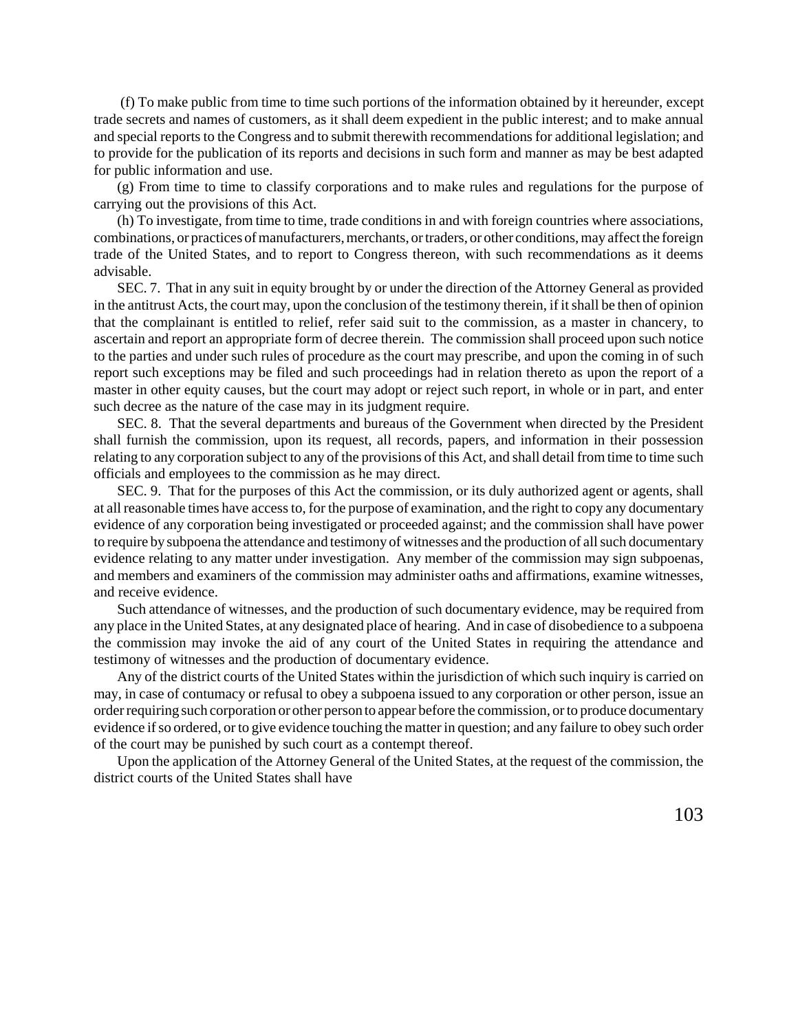(f) To make public from time to time such portions of the information obtained by it hereunder, except trade secrets and names of customers, as it shall deem expedient in the public interest; and to make annual and special reports to the Congress and to submit therewith recommendations for additional legislation; and to provide for the publication of its reports and decisions in such form and manner as may be best adapted for public information and use.

(g) From time to time to classify corporations and to make rules and regulations for the purpose of carrying out the provisions of this Act.

(h) To investigate, from time to time, trade conditions in and with foreign countries where associations, combinations, or practices of manufacturers, merchants, or traders, or other conditions, may affect the foreign trade of the United States, and to report to Congress thereon, with such recommendations as it deems advisable.

SEC. 7. That in any suit in equity brought by or under the direction of the Attorney General as provided in the antitrust Acts, the court may, upon the conclusion of the testimony therein, if it shall be then of opinion that the complainant is entitled to relief, refer said suit to the commission, as a master in chancery, to ascertain and report an appropriate form of decree therein. The commission shall proceed upon such notice to the parties and under such rules of procedure as the court may prescribe, and upon the coming in of such report such exceptions may be filed and such proceedings had in relation thereto as upon the report of a master in other equity causes, but the court may adopt or reject such report, in whole or in part, and enter such decree as the nature of the case may in its judgment require.

SEC. 8. That the several departments and bureaus of the Government when directed by the President shall furnish the commission, upon its request, all records, papers, and information in their possession relating to any corporation subject to any of the provisions of this Act, and shall detail from time to time such officials and employees to the commission as he may direct.

SEC. 9. That for the purposes of this Act the commission, or its duly authorized agent or agents, shall at all reasonable times have access to, for the purpose of examination, and the right to copy any documentary evidence of any corporation being investigated or proceeded against; and the commission shall have power to require by subpoena the attendance and testimony of witnesses and the production of all such documentary evidence relating to any matter under investigation. Any member of the commission may sign subpoenas, and members and examiners of the commission may administer oaths and affirmations, examine witnesses, and receive evidence.

Such attendance of witnesses, and the production of such documentary evidence, may be required from any place in the United States, at any designated place of hearing. And in case of disobedience to a subpoena the commission may invoke the aid of any court of the United States in requiring the attendance and testimony of witnesses and the production of documentary evidence.

Any of the district courts of the United States within the jurisdiction of which such inquiry is carried on may, in case of contumacy or refusal to obey a subpoena issued to any corporation or other person, issue an order requiring such corporation or other person to appear before the commission, or to produce documentary evidence if so ordered, or to give evidence touching the matter in question; and any failure to obey such order of the court may be punished by such court as a contempt thereof.

Upon the application of the Attorney General of the United States, at the request of the commission, the district courts of the United States shall have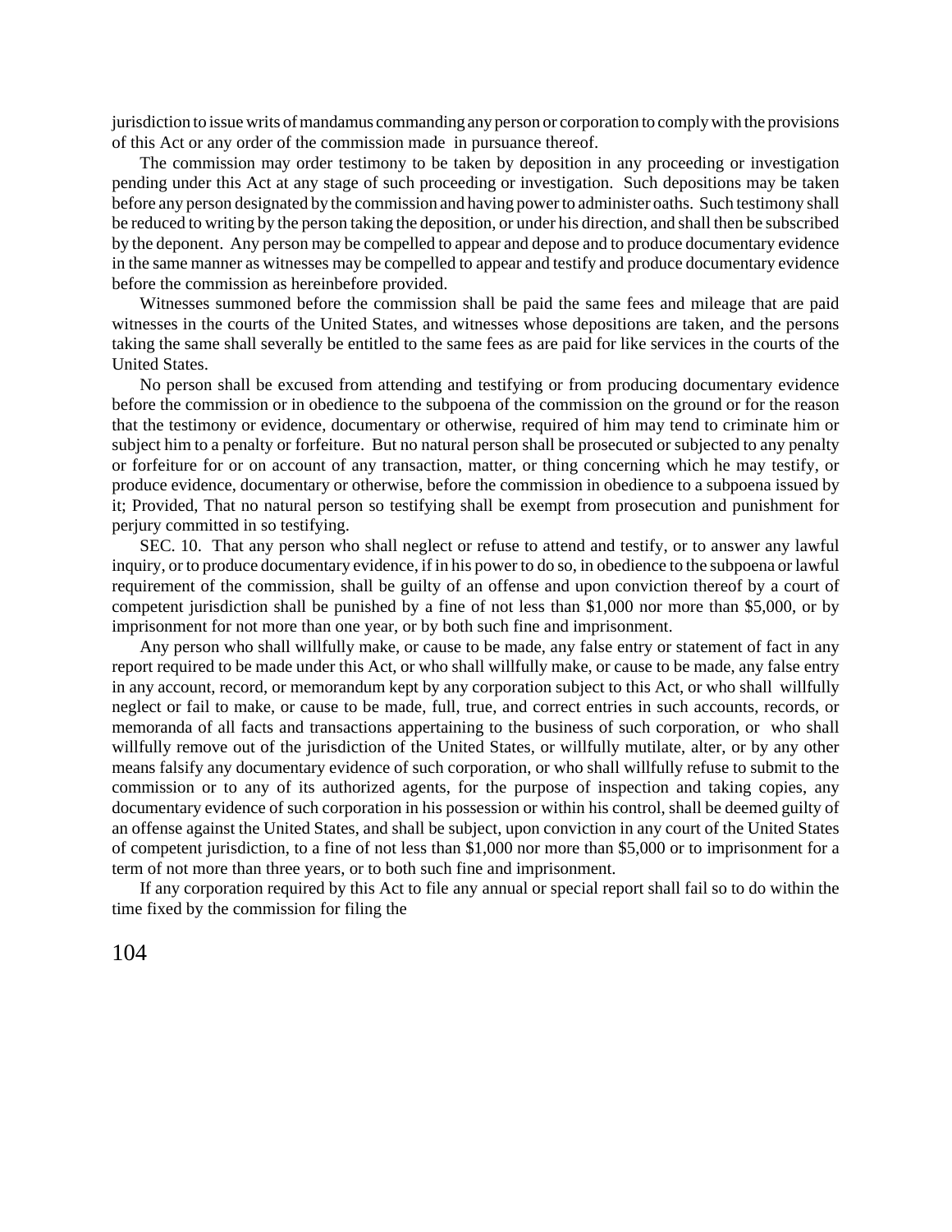jurisdiction to issue writs of mandamus commanding any person or corporation to comply with the provisions of this Act or any order of the commission made in pursuance thereof.

The commission may order testimony to be taken by deposition in any proceeding or investigation pending under this Act at any stage of such proceeding or investigation. Such depositions may be taken before any person designated by the commission and having power to administer oaths. Such testimony shall be reduced to writing by the person taking the deposition, or under his direction, and shall then be subscribed by the deponent. Any person may be compelled to appear and depose and to produce documentary evidence in the same manner as witnesses may be compelled to appear and testify and produce documentary evidence before the commission as hereinbefore provided.

Witnesses summoned before the commission shall be paid the same fees and mileage that are paid witnesses in the courts of the United States, and witnesses whose depositions are taken, and the persons taking the same shall severally be entitled to the same fees as are paid for like services in the courts of the United States.

No person shall be excused from attending and testifying or from producing documentary evidence before the commission or in obedience to the subpoena of the commission on the ground or for the reason that the testimony or evidence, documentary or otherwise, required of him may tend to criminate him or subject him to a penalty or forfeiture. But no natural person shall be prosecuted or subjected to any penalty or forfeiture for or on account of any transaction, matter, or thing concerning which he may testify, or produce evidence, documentary or otherwise, before the commission in obedience to a subpoena issued by it; Provided, That no natural person so testifying shall be exempt from prosecution and punishment for perjury committed in so testifying.

SEC. 10. That any person who shall neglect or refuse to attend and testify, or to answer any lawful inquiry, or to produce documentary evidence, if in his power to do so, in obedience to the subpoena or lawful requirement of the commission, shall be guilty of an offense and upon conviction thereof by a court of competent jurisdiction shall be punished by a fine of not less than $1,000 nor more than $5,000, or by imprisonment for not more than one year, or by both such fine and imprisonment.

Any person who shall willfully make, or cause to be made, any false entry or statement of fact in any report required to be made under this Act, or who shall willfully make, or cause to be made, any false entry in any account, record, or memorandum kept by any corporation subject to this Act, or who shall willfully neglect or fail to make, or cause to be made, full, true, and correct entries in such accounts, records, or memoranda of all facts and transactions appertaining to the business of such corporation, or who shall willfully remove out of the jurisdiction of the United States, or willfully mutilate, alter, or by any other means falsify any documentary evidence of such corporation, or who shall willfully refuse to submit to the commission or to any of its authorized agents, for the purpose of inspection and taking copies, any documentary evidence of such corporation in his possession or within his control, shall be deemed guilty of an offense against the United States, and shall be subject, upon conviction in any court of the United States of competent jurisdiction, to a fine of not less than $1,000 nor more than $5,000 or to imprisonment for a term of not more than three years, or to both such fine and imprisonment.

If any corporation required by this Act to file any annual or special report shall fail so to do within the time fixed by the commission for filing the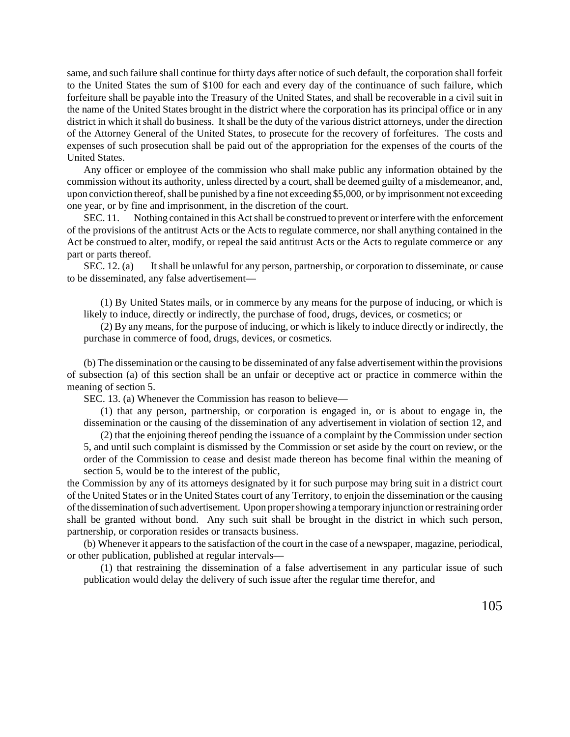same, and such failure shall continue for thirty days after notice of such default, the corporation shall forfeit to the United States the sum of $100 for each and every day of the continuance of such failure, which forfeiture shall be payable into the Treasury of the United States, and shall be recoverable in a civil suit in the name of the United States brought in the district where the corporation has its principal office or in any district in which it shall do business. It shall be the duty of the various district attorneys, under the direction of the Attorney General of the United States, to prosecute for the recovery of forfeitures. The costs and expenses of such prosecution shall be paid out of the appropriation for the expenses of the courts of the United States.

Any officer or employee of the commission who shall make public any information obtained by the commission without its authority, unless directed by a court, shall be deemed guilty of a misdemeanor, and, upon conviction thereof, shall be punished by a fine not exceeding $5,000, or by imprisonment not exceeding one year, or by fine and imprisonment, in the discretion of the court.

SEC. 11. Nothing contained in this Act shall be construed to prevent or interfere with the enforcement of the provisions of the antitrust Acts or the Acts to regulate commerce, nor shall anything contained in the Act be construed to alter, modify, or repeal the said antitrust Acts or the Acts to regulate commerce or any part or parts thereof.

SEC. 12. (a) It shall be unlawful for any person, partnership, or corporation to disseminate, or cause to be disseminated, any false advertisement—

(1) By United States mails, or in commerce by any means for the purpose of inducing, or which is likely to induce, directly or indirectly, the purchase of food, drugs, devices, or cosmetics; or

(2) By any means, for the purpose of inducing, or which is likely to induce directly or indirectly, the purchase in commerce of food, drugs, devices, or cosmetics.

(b) The dissemination or the causing to be disseminated of any false advertisement within the provisions of subsection (a) of this section shall be an unfair or deceptive act or practice in commerce within the meaning of section 5.

SEC. 13. (a) Whenever the Commission has reason to believe—

(1) that any person, partnership, or corporation is engaged in, or is about to engage in, the dissemination or the causing of the dissemination of any advertisement in violation of section 12, and

(2) that the enjoining thereof pending the issuance of a complaint by the Commission under section 5, and until such complaint is dismissed by the Commission or set aside by the court on review, or the order of the Commission to cease and desist made thereon has become final within the meaning of section 5, would be to the interest of the public,

the Commission by any of its attorneys designated by it for such purpose may bring suit in a district court of the United States or in the United States court of any Territory, to enjoin the dissemination or the causing of the dissemination of such advertisement. Upon proper showing a temporary injunction or restraining order shall be granted without bond. Any such suit shall be brought in the district in which such person, partnership, or corporation resides or transacts business.

(b) Whenever it appears to the satisfaction of the court in the case of a newspaper, magazine, periodical, or other publication, published at regular intervals—

(1) that restraining the dissemination of a false advertisement in any particular issue of such publication would delay the delivery of such issue after the regular time therefor, and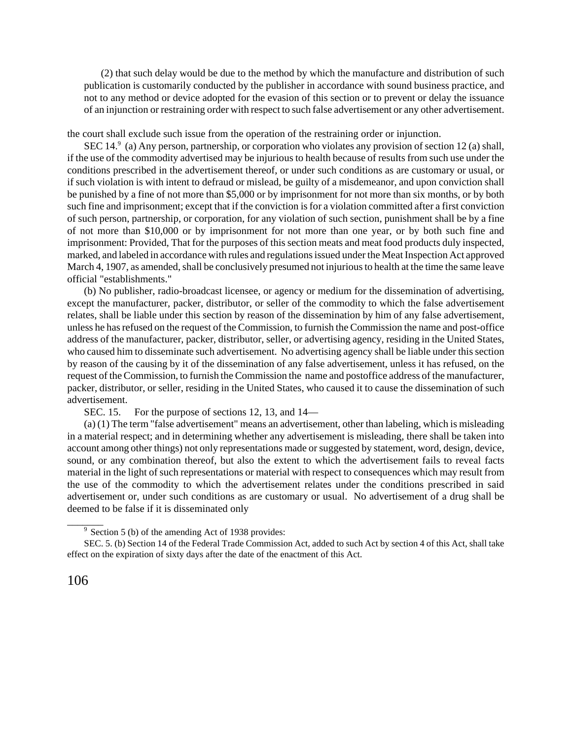(2) that such delay would be due to the method by which the manufacture and distribution of such publication is customarily conducted by the publisher in accordance with sound business practice, and not to any method or device adopted for the evasion of this section or to prevent or delay the issuance of an injunction or restraining order with respect to such false advertisement or any other advertisement.

the court shall exclude such issue from the operation of the restraining order or injunction.

SEC 14.[9] (a) Any person, partnership, or corporation who violates any provision of section 12 (a) shall, if the use of the commodity advertised may be injurious to health because of results from such use under the conditions prescribed in the advertisement thereof, or under such conditions as are customary or usual, or if such violation is with intent to defraud or mislead, be guilty of a misdemeanor, and upon conviction shall be punished by a fine of not more than $5,000 or by imprisonment for not more than six months, or by both such fine and imprisonment; except that if the conviction is for a violation committed after a first conviction of such person, partnership, or corporation, for any violation of such section, punishment shall be by a fine of not more than $10,000 or by imprisonment for not more than one year, or by both such fine and imprisonment: Provided, That for the purposes of this section meats and meat food products duly inspected, marked, and labeled in accordance with rules and regulations issued under the Meat Inspection Act approved March 4, 1907, as amended, shall be conclusively presumed not injurious to health at the time the same leave official "establishments."

(b) No publisher, radio-broadcast licensee, or agency or medium for the dissemination of advertising, except the manufacturer, packer, distributor, or seller of the commodity to which the false advertisement relates, shall be liable under this section by reason of the dissemination by him of any false advertisement, unless he has refused on the request of the Commission, to furnish the Commission the name and post-office address of the manufacturer, packer, distributor, seller, or advertising agency, residing in the United States, who caused him to disseminate such advertisement. No advertising agency shall be liable under this section by reason of the causing by it of the dissemination of any false advertisement, unless it has refused, on the request of the Commission, to furnish the Commission the name and postoffice address of the manufacturer, packer, distributor, or seller, residing in the United States, who caused it to cause the dissemination of such advertisement.

SEC. 15. For the purpose of sections 12, 13, and 14—

(a) (1) The term "false advertisement" means an advertisement, other than labeling, which is misleading in a material respect; and in determining whether any advertisement is misleading, there shall be taken into account among other things) not only representations made or suggested by statement, word, design, device, sound, or any combination thereof, but also the extent to which the advertisement fails to reveal facts material in the light of such representations or material with respect to consequences which may result from the use of the commodity to which the advertisement relates under the conditions prescribed in said advertisement or, under such conditions as are customary or usual. No advertisement of a drug shall be deemed to be false if it is disseminated only

---

[9] Section 5 (b) of the amending Act of 1938 provides:

SEC. 5. (b) Section 14 of the Federal Trade Commission Act, added to such Act by section 4 of this Act, shall take effect on the expiration of sixty days after the date of the enactment of this Act.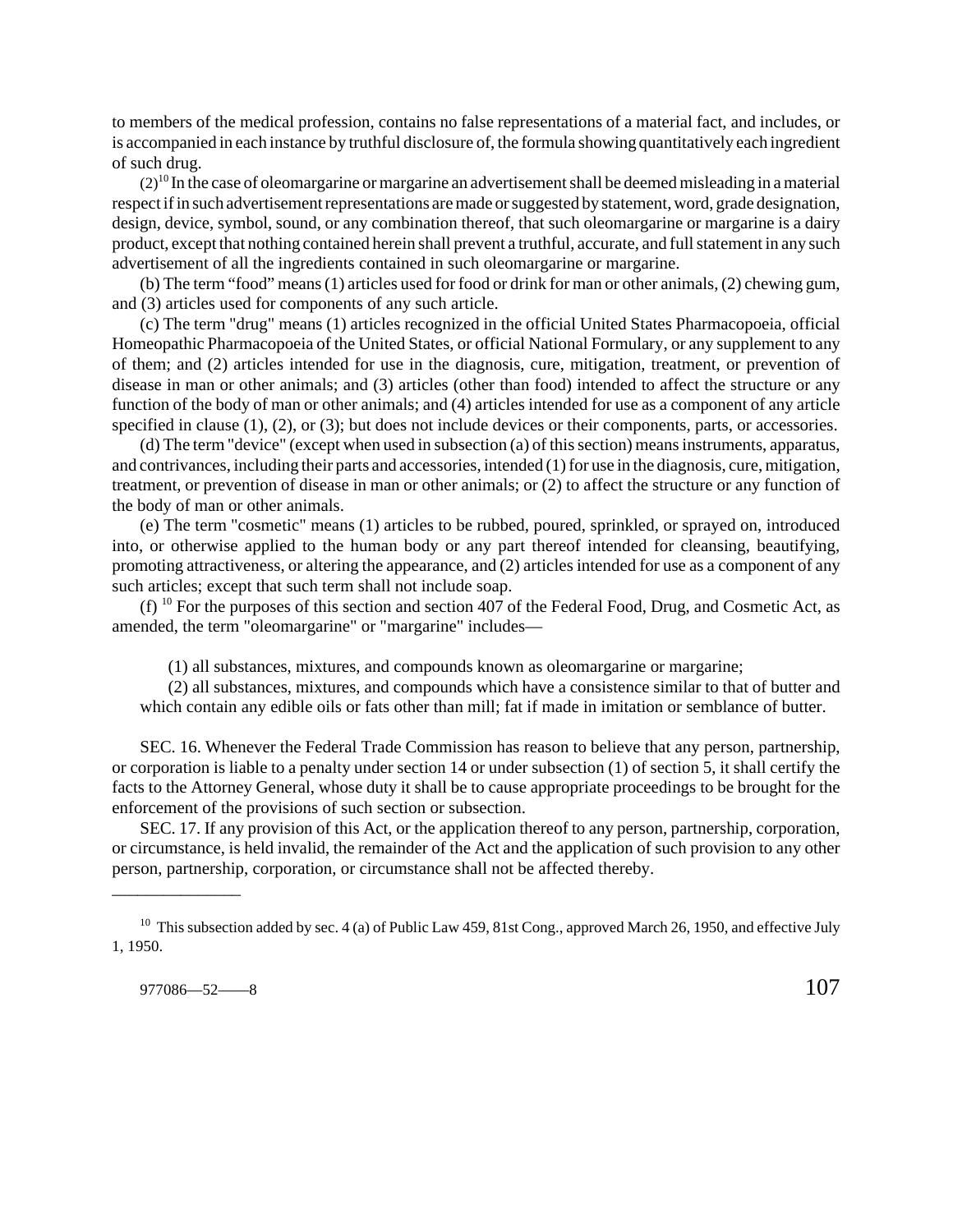to members of the medical profession, contains no false representations of a material fact, and includes, or is accompanied in each instance by truthful disclosure of, the formula showing quantitatively each ingredient of such drug.

(2)[10] In the case of oleomargarine or margarine an advertisement shall be deemed misleading in a material respect if in such advertisement representations are made or suggested by statement, word, grade designation, design, device, symbol, sound, or any combination thereof, that such oleomargarine or margarine is a dairy product, except that nothing contained herein shall prevent a truthful, accurate, and full statement in any such advertisement of all the ingredients contained in such oleomargarine or margarine.

(b) The term "food" means (1) articles used for food or drink for man or other animals, (2) chewing gum, and (3) articles used for components of any such article.

(c) The term "drug" means (1) articles recognized in the official United States Pharmacopoeia, official Homeopathic Pharmacopoeia of the United States, or official National Formulary, or any supplement to any of them; and (2) articles intended for use in the diagnosis, cure, mitigation, treatment, or prevention of disease in man or other animals; and (3) articles (other than food) intended to affect the structure or any function of the body of man or other animals; and (4) articles intended for use as a component of any article specified in clause (1), (2), or (3); but does not include devices or their components, parts, or accessories.

(d) The term "device" (except when used in subsection (a) of this section) means instruments, apparatus, and contrivances, including their parts and accessories, intended (1) for use in the diagnosis, cure, mitigation, treatment, or prevention of disease in man or other animals; or (2) to affect the structure or any function of the body of man or other animals.

(e) The term "cosmetic" means (1) articles to be rubbed, poured, sprinkled, or sprayed on, introduced into, or otherwise applied to the human body or any part thereof intended for cleansing, beautifying, promoting attractiveness, or altering the appearance, and (2) articles intended for use as a component of any such articles; except that such term shall not include soap.

(f) [10] For the purposes of this section and section 407 of the Federal Food, Drug, and Cosmetic Act, as amended, the term "oleomargarine" or "margarine" includes—

> (1) all substances, mixtures, and compounds known as oleomargarine or margarine;
>
> (2) all substances, mixtures, and compounds which have a consistence similar to that of butter and which contain any edible oils or fats other than mill; fat if made in imitation or semblance of butter.

SEC. 16. Whenever the Federal Trade Commission has reason to believe that any person, partnership, or corporation is liable to a penalty under section 14 or under subsection (1) of section 5, it shall certify the facts to the Attorney General, whose duty it shall be to cause appropriate proceedings to be brought for the enforcement of the provisions of such section or subsection.

SEC. 17. If any provision of this Act, or the application thereof to any person, partnership, corporation, or circumstance, is held invalid, the remainder of the Act and the application of such provision to any other person, partnership, corporation, or circumstance shall not be affected thereby.

---

[10] This subsection added by sec. 4 (a) of Public Law 459, 81st Cong., approved March 26, 1950, and effective July 1, 1950.

977086—52——8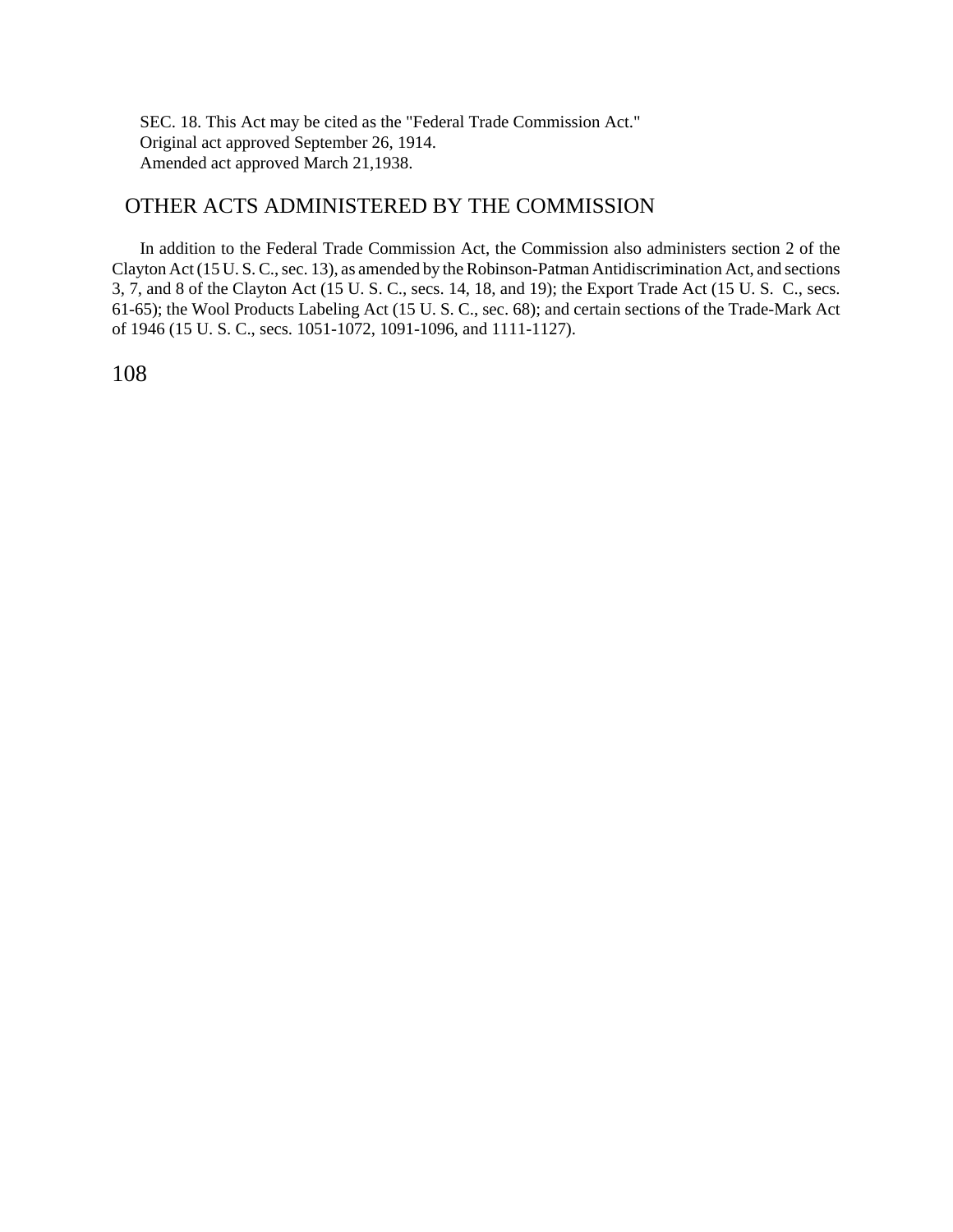SEC. 18. This Act may be cited as the "Federal Trade Commission Act."
Original act approved September 26, 1914.
Amended act approved March 21,1938.

## OTHER ACTS ADMINISTERED BY THE COMMISSION

In addition to the Federal Trade Commission Act, the Commission also administers section 2 of the Clayton Act (15 U. S. C., sec. 13), as amended by the Robinson-Patman Antidiscrimination Act, and sections 3, 7, and 8 of the Clayton Act (15 U. S. C., secs. 14, 18, and 19); the Export Trade Act (15 U. S. C., secs. 61-65); the Wool Products Labeling Act (15 U. S. C., sec. 68); and certain sections of the Trade-Mark Act of 1946 (15 U. S. C., secs. 1051-1072, 1091-1096, and 1111-1127).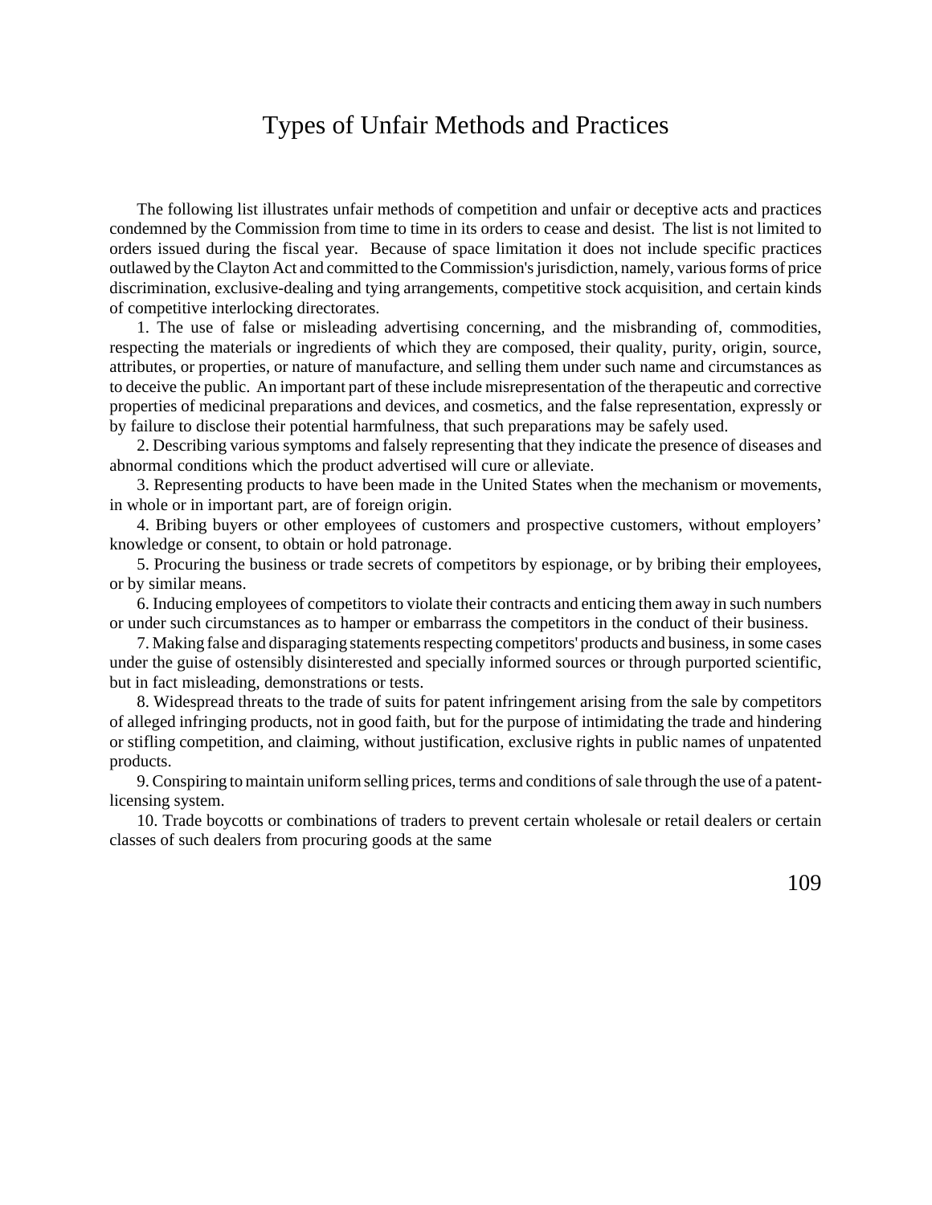# Types of Unfair Methods and Practices

The following list illustrates unfair methods of competition and unfair or deceptive acts and practices condemned by the Commission from time to time in its orders to cease and desist. The list is not limited to orders issued during the fiscal year. Because of space limitation it does not include specific practices outlawed by the Clayton Act and committed to the Commission's jurisdiction, namely, various forms of price discrimination, exclusive-dealing and tying arrangements, competitive stock acquisition, and certain kinds of competitive interlocking directorates.

1. The use of false or misleading advertising concerning, and the misbranding of, commodities, respecting the materials or ingredients of which they are composed, their quality, purity, origin, source, attributes, or properties, or nature of manufacture, and selling them under such name and circumstances as to deceive the public. An important part of these include misrepresentation of the therapeutic and corrective properties of medicinal preparations and devices, and cosmetics, and the false representation, expressly or by failure to disclose their potential harmfulness, that such preparations may be safely used.

2. Describing various symptoms and falsely representing that they indicate the presence of diseases and abnormal conditions which the product advertised will cure or alleviate.

3. Representing products to have been made in the United States when the mechanism or movements, in whole or in important part, are of foreign origin.

4. Bribing buyers or other employees of customers and prospective customers, without employers' knowledge or consent, to obtain or hold patronage.

5. Procuring the business or trade secrets of competitors by espionage, or by bribing their employees, or by similar means.

6. Inducing employees of competitors to violate their contracts and enticing them away in such numbers or under such circumstances as to hamper or embarrass the competitors in the conduct of their business.

7. Making false and disparaging statements respecting competitors' products and business, in some cases under the guise of ostensibly disinterested and specially informed sources or through purported scientific, but in fact misleading, demonstrations or tests.

8. Widespread threats to the trade of suits for patent infringement arising from the sale by competitors of alleged infringing products, not in good faith, but for the purpose of intimidating the trade and hindering or stifling competition, and claiming, without justification, exclusive rights in public names of unpatented products.

9. Conspiring to maintain uniform selling prices, terms and conditions of sale through the use of a patent-licensing system.

10. Trade boycotts or combinations of traders to prevent certain wholesale or retail dealers or certain classes of such dealers from procuring goods at the same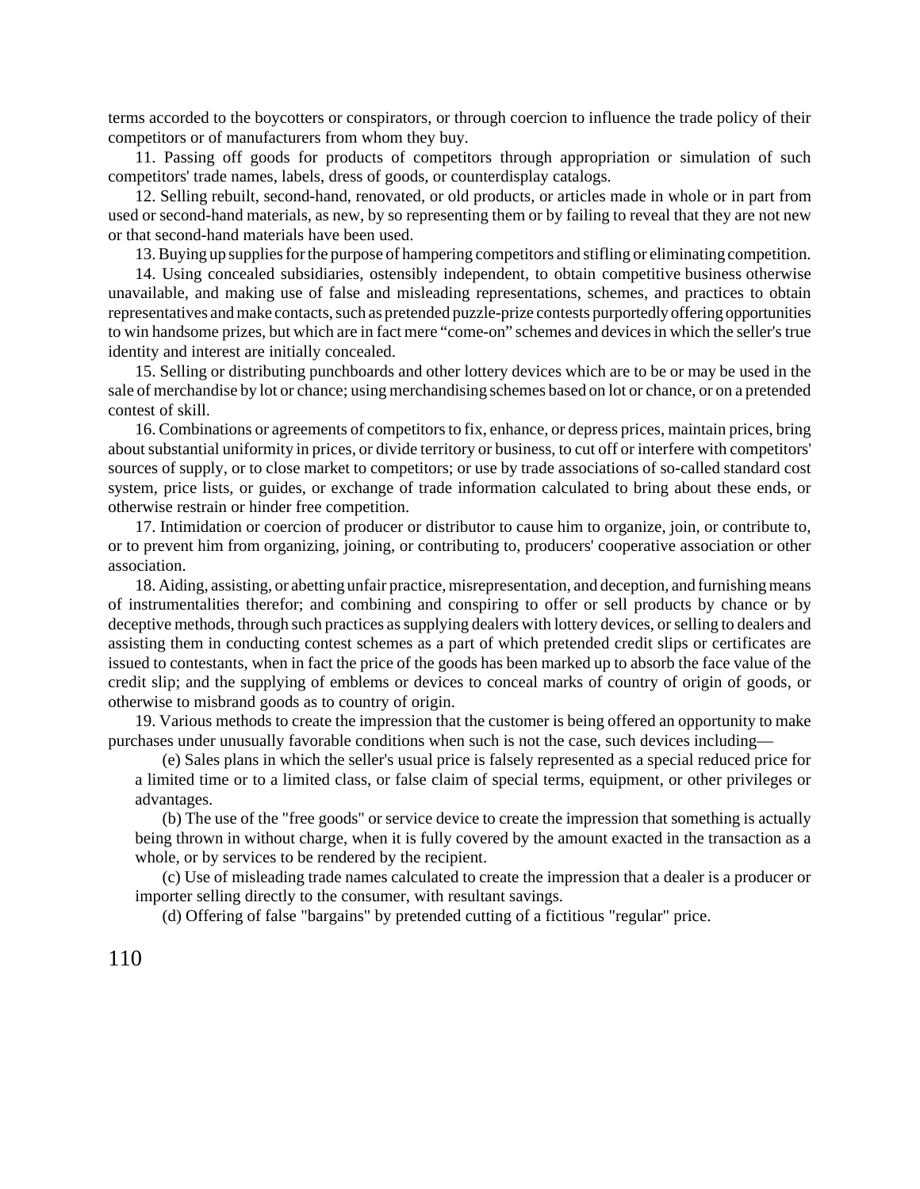terms accorded to the boycotters or conspirators, or through coercion to influence the trade policy of their competitors or of manufacturers from whom they buy.

11. Passing off goods for products of competitors through appropriation or simulation of such competitors' trade names, labels, dress of goods, or counterdisplay catalogs.

12. Selling rebuilt, second-hand, renovated, or old products, or articles made in whole or in part from used or second-hand materials, as new, by so representing them or by failing to reveal that they are not new or that second-hand materials have been used.

13. Buying up supplies for the purpose of hampering competitors and stifling or eliminating competition.

14. Using concealed subsidiaries, ostensibly independent, to obtain competitive business otherwise unavailable, and making use of false and misleading representations, schemes, and practices to obtain representatives and make contacts, such as pretended puzzle-prize contests purportedly offering opportunities to win handsome prizes, but which are in fact mere "come-on" schemes and devices in which the seller's true identity and interest are initially concealed.

15. Selling or distributing punchboards and other lottery devices which are to be or may be used in the sale of merchandise by lot or chance; using merchandising schemes based on lot or chance, or on a pretended contest of skill.

16. Combinations or agreements of competitors to fix, enhance, or depress prices, maintain prices, bring about substantial uniformity in prices, or divide territory or business, to cut off or interfere with competitors' sources of supply, or to close market to competitors; or use by trade associations of so-called standard cost system, price lists, or guides, or exchange of trade information calculated to bring about these ends, or otherwise restrain or hinder free competition.

17. Intimidation or coercion of producer or distributor to cause him to organize, join, or contribute to, or to prevent him from organizing, joining, or contributing to, producers' cooperative association or other association.

18. Aiding, assisting, or abetting unfair practice, misrepresentation, and deception, and furnishing means of instrumentalities therefor; and combining and conspiring to offer or sell products by chance or by deceptive methods, through such practices as supplying dealers with lottery devices, or selling to dealers and assisting them in conducting contest schemes as a part of which pretended credit slips or certificates are issued to contestants, when in fact the price of the goods has been marked up to absorb the face value of the credit slip; and the supplying of emblems or devices to conceal marks of country of origin of goods, or otherwise to misbrand goods as to country of origin.

19. Various methods to create the impression that the customer is being offered an opportunity to make purchases under unusually favorable conditions when such is not the case, such devices including—

(e) Sales plans in which the seller's usual price is falsely represented as a special reduced price for a limited time or to a limited class, or false claim of special terms, equipment, or other privileges or advantages.

(b) The use of the "free goods" or service device to create the impression that something is actually being thrown in without charge, when it is fully covered by the amount exacted in the transaction as a whole, or by services to be rendered by the recipient.

(c) Use of misleading trade names calculated to create the impression that a dealer is a producer or importer selling directly to the consumer, with resultant savings.

(d) Offering of false "bargains" by pretended cutting of a fictitious "regular" price.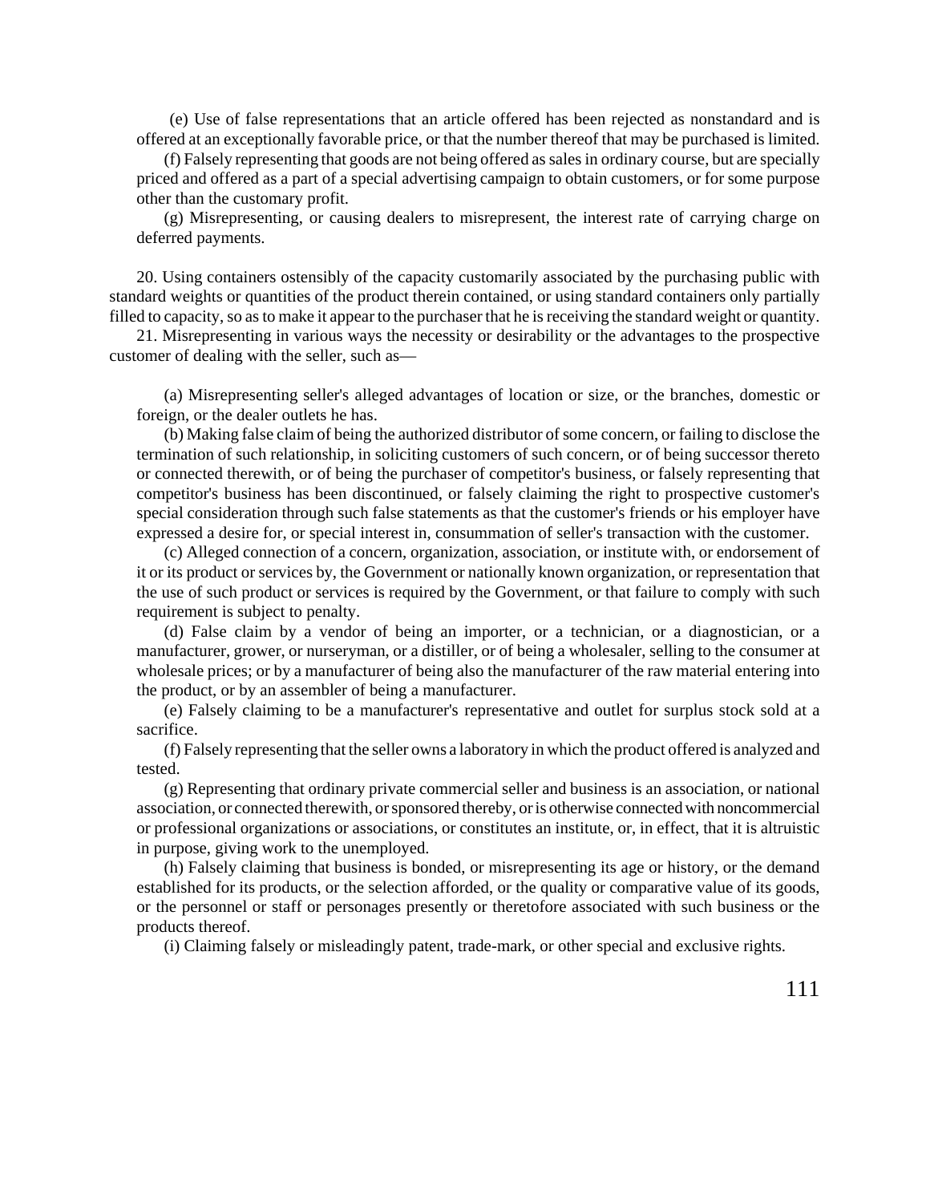(e) Use of false representations that an article offered has been rejected as nonstandard and is offered at an exceptionally favorable price, or that the number thereof that may be purchased is limited.

(f) Falsely representing that goods are not being offered as sales in ordinary course, but are specially priced and offered as a part of a special advertising campaign to obtain customers, or for some purpose other than the customary profit.

(g) Misrepresenting, or causing dealers to misrepresent, the interest rate of carrying charge on deferred payments.

20. Using containers ostensibly of the capacity customarily associated by the purchasing public with standard weights or quantities of the product therein contained, or using standard containers only partially filled to capacity, so as to make it appear to the purchaser that he is receiving the standard weight or quantity.

21. Misrepresenting in various ways the necessity or desirability or the advantages to the prospective customer of dealing with the seller, such as—

(a) Misrepresenting seller's alleged advantages of location or size, or the branches, domestic or foreign, or the dealer outlets he has.

(b) Making false claim of being the authorized distributor of some concern, or failing to disclose the termination of such relationship, in soliciting customers of such concern, or of being successor thereto or connected therewith, or of being the purchaser of competitor's business, or falsely representing that competitor's business has been discontinued, or falsely claiming the right to prospective customer's special consideration through such false statements as that the customer's friends or his employer have expressed a desire for, or special interest in, consummation of seller's transaction with the customer.

(c) Alleged connection of a concern, organization, association, or institute with, or endorsement of it or its product or services by, the Government or nationally known organization, or representation that the use of such product or services is required by the Government, or that failure to comply with such requirement is subject to penalty.

(d) False claim by a vendor of being an importer, or a technician, or a diagnostician, or a manufacturer, grower, or nurseryman, or a distiller, or of being a wholesaler, selling to the consumer at wholesale prices; or by a manufacturer of being also the manufacturer of the raw material entering into the product, or by an assembler of being a manufacturer.

(e) Falsely claiming to be a manufacturer's representative and outlet for surplus stock sold at a sacrifice.

(f) Falsely representing that the seller owns a laboratory in which the product offered is analyzed and tested.

(g) Representing that ordinary private commercial seller and business is an association, or national association, or connected therewith, or sponsored thereby, or is otherwise connected with noncommercial or professional organizations or associations, or constitutes an institute, or, in effect, that it is altruistic in purpose, giving work to the unemployed.

(h) Falsely claiming that business is bonded, or misrepresenting its age or history, or the demand established for its products, or the selection afforded, or the quality or comparative value of its goods, or the personnel or staff or personages presently or theretofore associated with such business or the products thereof.

(i) Claiming falsely or misleadingly patent, trade-mark, or other special and exclusive rights.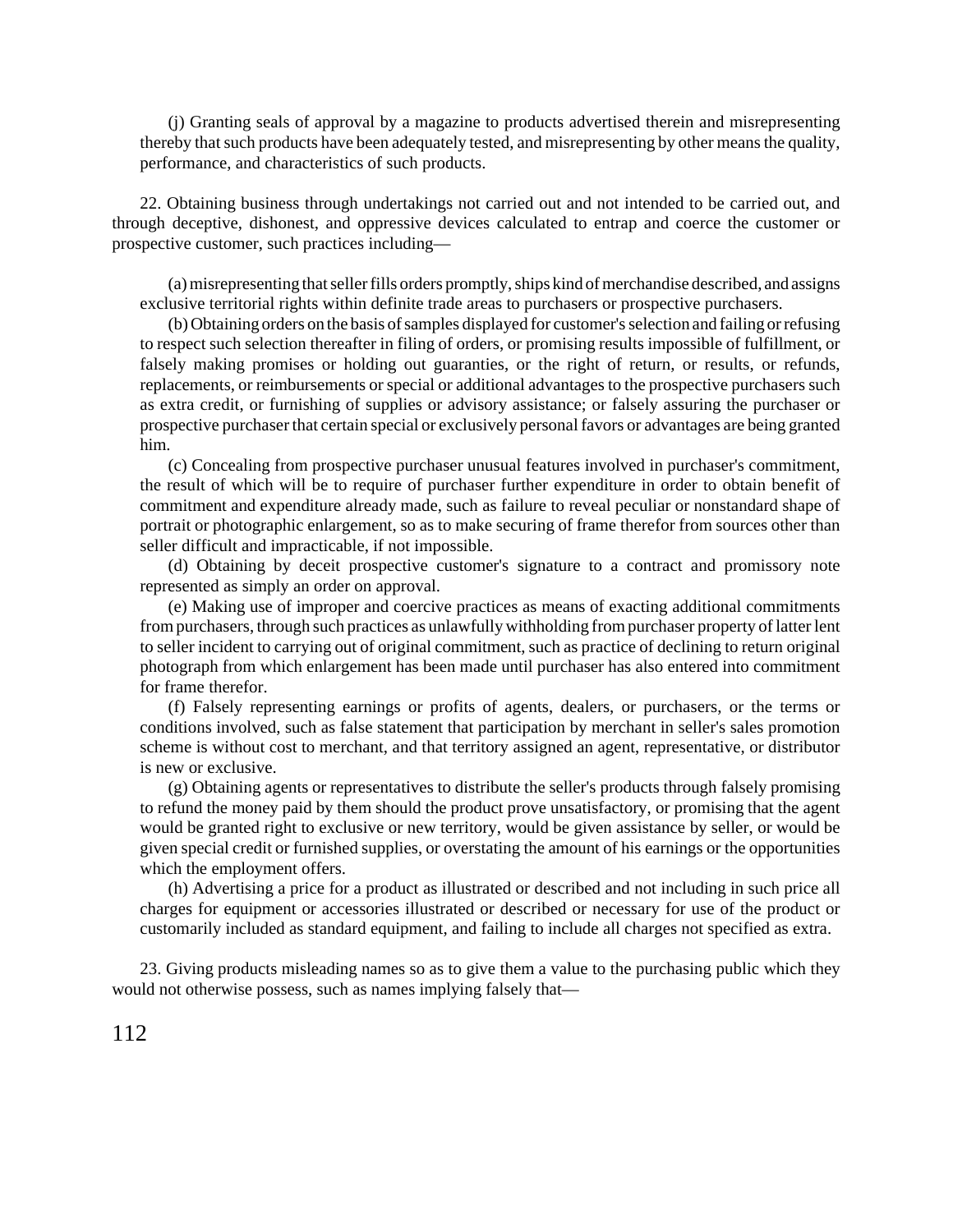(j) Granting seals of approval by a magazine to products advertised therein and misrepresenting thereby that such products have been adequately tested, and misrepresenting by other means the quality, performance, and characteristics of such products.

22. Obtaining business through undertakings not carried out and not intended to be carried out, and through deceptive, dishonest, and oppressive devices calculated to entrap and coerce the customer or prospective customer, such practices including—

(a) misrepresenting that seller fills orders promptly, ships kind of merchandise described, and assigns exclusive territorial rights within definite trade areas to purchasers or prospective purchasers.

(b) Obtaining orders on the basis of samples displayed for customer's selection and failing or refusing to respect such selection thereafter in filing of orders, or promising results impossible of fulfillment, or falsely making promises or holding out guaranties, or the right of return, or results, or refunds, replacements, or reimbursements or special or additional advantages to the prospective purchasers such as extra credit, or furnishing of supplies or advisory assistance; or falsely assuring the purchaser or prospective purchaser that certain special or exclusively personal favors or advantages are being granted him.

(c) Concealing from prospective purchaser unusual features involved in purchaser's commitment, the result of which will be to require of purchaser further expenditure in order to obtain benefit of commitment and expenditure already made, such as failure to reveal peculiar or nonstandard shape of portrait or photographic enlargement, so as to make securing of frame therefor from sources other than seller difficult and impracticable, if not impossible.

(d) Obtaining by deceit prospective customer's signature to a contract and promissory note represented as simply an order on approval.

(e) Making use of improper and coercive practices as means of exacting additional commitments from purchasers, through such practices as unlawfully withholding from purchaser property of latter lent to seller incident to carrying out of original commitment, such as practice of declining to return original photograph from which enlargement has been made until purchaser has also entered into commitment for frame therefor.

(f) Falsely representing earnings or profits of agents, dealers, or purchasers, or the terms or conditions involved, such as false statement that participation by merchant in seller's sales promotion scheme is without cost to merchant, and that territory assigned an agent, representative, or distributor is new or exclusive.

(g) Obtaining agents or representatives to distribute the seller's products through falsely promising to refund the money paid by them should the product prove unsatisfactory, or promising that the agent would be granted right to exclusive or new territory, would be given assistance by seller, or would be given special credit or furnished supplies, or overstating the amount of his earnings or the opportunities which the employment offers.

(h) Advertising a price for a product as illustrated or described and not including in such price all charges for equipment or accessories illustrated or described or necessary for use of the product or customarily included as standard equipment, and failing to include all charges not specified as extra.

23. Giving products misleading names so as to give them a value to the purchasing public which they would not otherwise possess, such as names implying falsely that—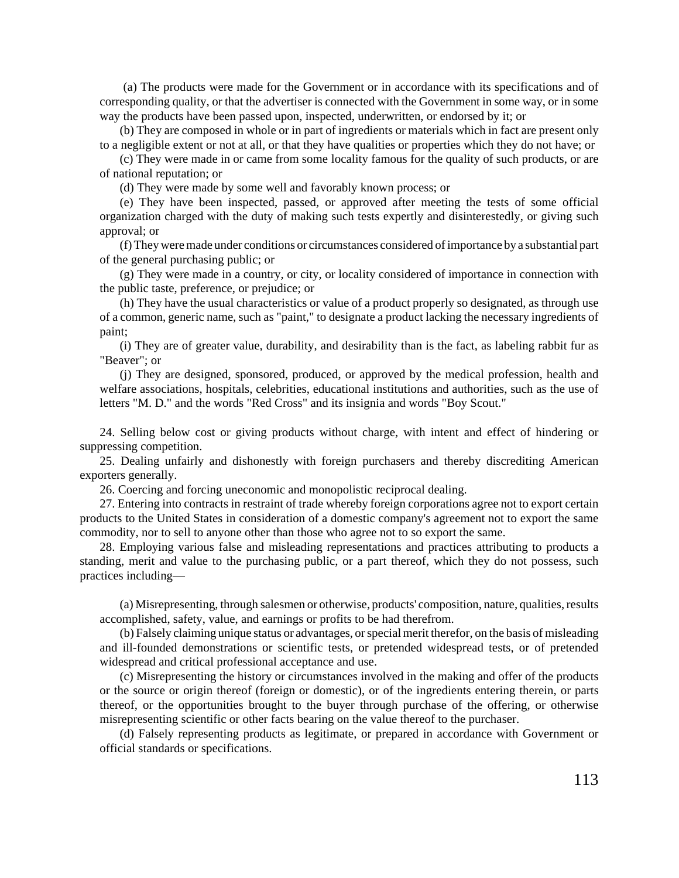(a) The products were made for the Government or in accordance with its specifications and of corresponding quality, or that the advertiser is connected with the Government in some way, or in some way the products have been passed upon, inspected, underwritten, or endorsed by it; or

(b) They are composed in whole or in part of ingredients or materials which in fact are present only to a negligible extent or not at all, or that they have qualities or properties which they do not have; or

(c) They were made in or came from some locality famous for the quality of such products, or are of national reputation; or

(d) They were made by some well and favorably known process; or

(e) They have been inspected, passed, or approved after meeting the tests of some official organization charged with the duty of making such tests expertly and disinterestedly, or giving such approval; or

(f) They were made under conditions or circumstances considered of importance by a substantial part of the general purchasing public; or

(g) They were made in a country, or city, or locality considered of importance in connection with the public taste, preference, or prejudice; or

(h) They have the usual characteristics or value of a product properly so designated, as through use of a common, generic name, such as "paint," to designate a product lacking the necessary ingredients of paint;

(i) They are of greater value, durability, and desirability than is the fact, as labeling rabbit fur as "Beaver"; or

(j) They are designed, sponsored, produced, or approved by the medical profession, health and welfare associations, hospitals, celebrities, educational institutions and authorities, such as the use of letters "M. D." and the words "Red Cross" and its insignia and words "Boy Scout."

24. Selling below cost or giving products without charge, with intent and effect of hindering or suppressing competition.

25. Dealing unfairly and dishonestly with foreign purchasers and thereby discrediting American exporters generally.

26. Coercing and forcing uneconomic and monopolistic reciprocal dealing.

27. Entering into contracts in restraint of trade whereby foreign corporations agree not to export certain products to the United States in consideration of a domestic company's agreement not to export the same commodity, nor to sell to anyone other than those who agree not to so export the same.

28. Employing various false and misleading representations and practices attributing to products a standing, merit and value to the purchasing public, or a part thereof, which they do not possess, such practices including—

(a) Misrepresenting, through salesmen or otherwise, products' composition, nature, qualities, results accomplished, safety, value, and earnings or profits to be had therefrom.

(b) Falsely claiming unique status or advantages, or special merit therefor, on the basis of misleading and ill-founded demonstrations or scientific tests, or pretended widespread tests, or of pretended widespread and critical professional acceptance and use.

(c) Misrepresenting the history or circumstances involved in the making and offer of the products or the source or origin thereof (foreign or domestic), or of the ingredients entering therein, or parts thereof, or the opportunities brought to the buyer through purchase of the offering, or otherwise misrepresenting scientific or other facts bearing on the value thereof to the purchaser.

(d) Falsely representing products as legitimate, or prepared in accordance with Government or official standards or specifications.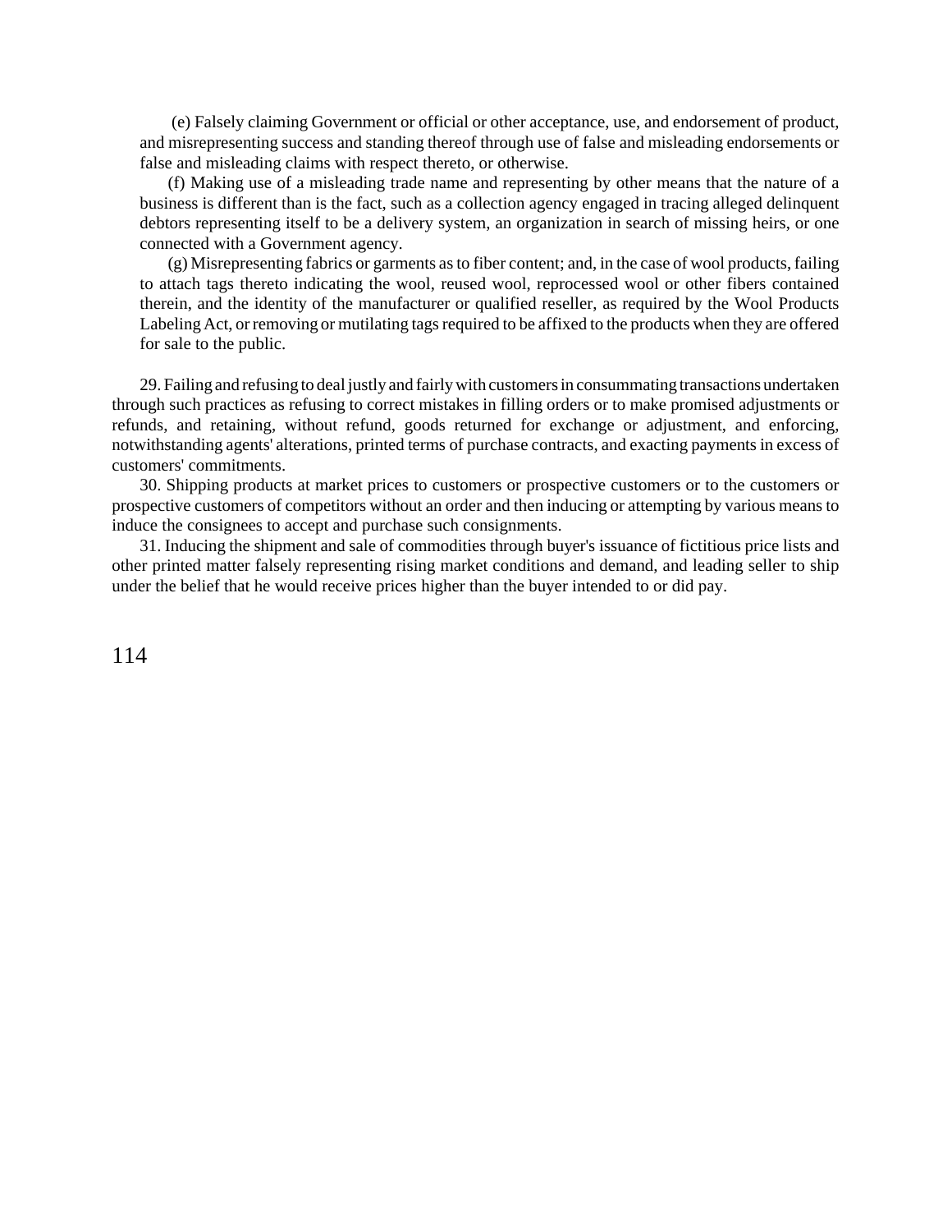(e) Falsely claiming Government or official or other acceptance, use, and endorsement of product, and misrepresenting success and standing thereof through use of false and misleading endorsements or false and misleading claims with respect thereto, or otherwise.

(f) Making use of a misleading trade name and representing by other means that the nature of a business is different than is the fact, such as a collection agency engaged in tracing alleged delinquent debtors representing itself to be a delivery system, an organization in search of missing heirs, or one connected with a Government agency.

(g) Misrepresenting fabrics or garments as to fiber content; and, in the case of wool products, failing to attach tags thereto indicating the wool, reused wool, reprocessed wool or other fibers contained therein, and the identity of the manufacturer or qualified reseller, as required by the Wool Products Labeling Act, or removing or mutilating tags required to be affixed to the products when they are offered for sale to the public.

29. Failing and refusing to deal justly and fairly with customers in consummating transactions undertaken through such practices as refusing to correct mistakes in filling orders or to make promised adjustments or refunds, and retaining, without refund, goods returned for exchange or adjustment, and enforcing, notwithstanding agents' alterations, printed terms of purchase contracts, and exacting payments in excess of customers' commitments.

30. Shipping products at market prices to customers or prospective customers or to the customers or prospective customers of competitors without an order and then inducing or attempting by various means to induce the consignees to accept and purchase such consignments.

31. Inducing the shipment and sale of commodities through buyer's issuance of fictitious price lists and other printed matter falsely representing rising market conditions and demand, and leading seller to ship under the belief that he would receive prices higher than the buyer intended to or did pay.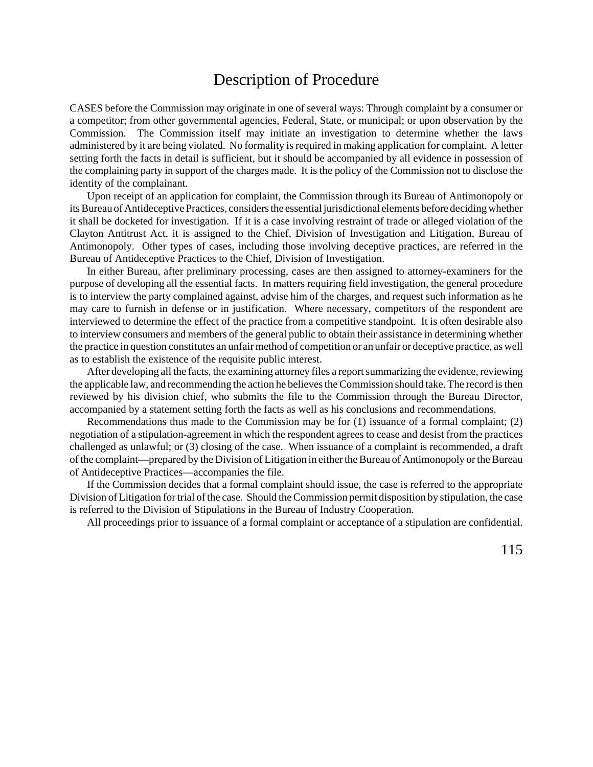# Description of Procedure

CASES before the Commission may originate in one of several ways: Through complaint by a consumer or a competitor; from other governmental agencies, Federal, State, or municipal; or upon observation by the Commission. The Commission itself may initiate an investigation to determine whether the laws administered by it are being violated. No formality is required in making application for complaint. A letter setting forth the facts in detail is sufficient, but it should be accompanied by all evidence in possession of the complaining party in support of the charges made. It is the policy of the Commission not to disclose the identity of the complainant.

Upon receipt of an application for complaint, the Commission through its Bureau of Antimonopoly or its Bureau of Antideceptive Practices, considers the essential jurisdictional elements before deciding whether it shall be docketed for investigation. If it is a case involving restraint of trade or alleged violation of the Clayton Antitrust Act, it is assigned to the Chief, Division of Investigation and Litigation, Bureau of Antimonopoly. Other types of cases, including those involving deceptive practices, are referred in the Bureau of Antideceptive Practices to the Chief, Division of Investigation.

In either Bureau, after preliminary processing, cases are then assigned to attorney-examiners for the purpose of developing all the essential facts. In matters requiring field investigation, the general procedure is to interview the party complained against, advise him of the charges, and request such information as he may care to furnish in defense or in justification. Where necessary, competitors of the respondent are interviewed to determine the effect of the practice from a competitive standpoint. It is often desirable also to interview consumers and members of the general public to obtain their assistance in determining whether the practice in question constitutes an unfair method of competition or an unfair or deceptive practice, as well as to establish the existence of the requisite public interest.

After developing all the facts, the examining attorney files a report summarizing the evidence, reviewing the applicable law, and recommending the action he believes the Commission should take. The record is then reviewed by his division chief, who submits the file to the Commission through the Bureau Director, accompanied by a statement setting forth the facts as well as his conclusions and recommendations.

Recommendations thus made to the Commission may be for (1) issuance of a formal complaint; (2) negotiation of a stipulation-agreement in which the respondent agrees to cease and desist from the practices challenged as unlawful; or (3) closing of the case. When issuance of a complaint is recommended, a draft of the complaint—prepared by the Division of Litigation in either the Bureau of Antimonopoly or the Bureau of Antideceptive Practices—accompanies the file.

If the Commission decides that a formal complaint should issue, the case is referred to the appropriate Division of Litigation for trial of the case. Should the Commission permit disposition by stipulation, the case is referred to the Division of Stipulations in the Bureau of Industry Cooperation.

All proceedings prior to issuance of a formal complaint or acceptance of a stipulation are confidential.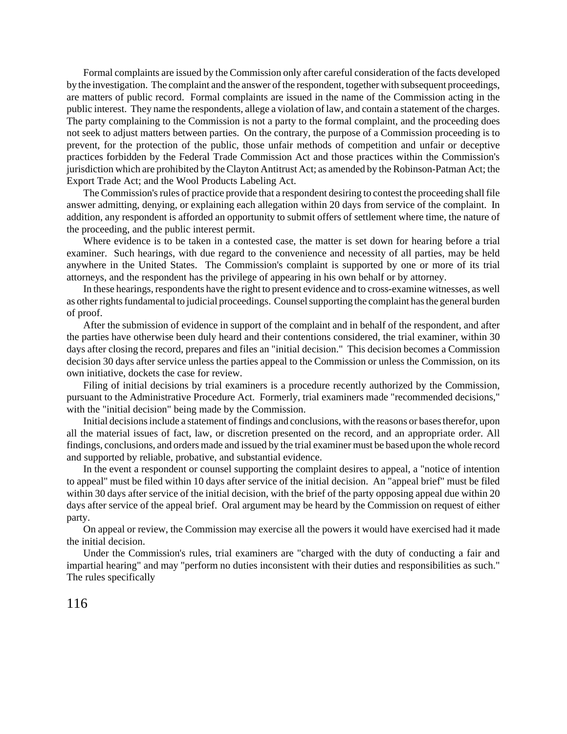Formal complaints are issued by the Commission only after careful consideration of the facts developed by the investigation. The complaint and the answer of the respondent, together with subsequent proceedings, are matters of public record. Formal complaints are issued in the name of the Commission acting in the public interest. They name the respondents, allege a violation of law, and contain a statement of the charges. The party complaining to the Commission is not a party to the formal complaint, and the proceeding does not seek to adjust matters between parties. On the contrary, the purpose of a Commission proceeding is to prevent, for the protection of the public, those unfair methods of competition and unfair or deceptive practices forbidden by the Federal Trade Commission Act and those practices within the Commission's jurisdiction which are prohibited by the Clayton Antitrust Act; as amended by the Robinson-Patman Act; the Export Trade Act; and the Wool Products Labeling Act.

The Commission's rules of practice provide that a respondent desiring to contest the proceeding shall file answer admitting, denying, or explaining each allegation within 20 days from service of the complaint. In addition, any respondent is afforded an opportunity to submit offers of settlement where time, the nature of the proceeding, and the public interest permit.

Where evidence is to be taken in a contested case, the matter is set down for hearing before a trial examiner. Such hearings, with due regard to the convenience and necessity of all parties, may be held anywhere in the United States. The Commission's complaint is supported by one or more of its trial attorneys, and the respondent has the privilege of appearing in his own behalf or by attorney.

In these hearings, respondents have the right to present evidence and to cross-examine witnesses, as well as other rights fundamental to judicial proceedings. Counsel supporting the complaint has the general burden of proof.

After the submission of evidence in support of the complaint and in behalf of the respondent, and after the parties have otherwise been duly heard and their contentions considered, the trial examiner, within 30 days after closing the record, prepares and files an "initial decision." This decision becomes a Commission decision 30 days after service unless the parties appeal to the Commission or unless the Commission, on its own initiative, dockets the case for review.

Filing of initial decisions by trial examiners is a procedure recently authorized by the Commission, pursuant to the Administrative Procedure Act. Formerly, trial examiners made "recommended decisions," with the "initial decision" being made by the Commission.

Initial decisions include a statement of findings and conclusions, with the reasons or bases therefor, upon all the material issues of fact, law, or discretion presented on the record, and an appropriate order. All findings, conclusions, and orders made and issued by the trial examiner must be based upon the whole record and supported by reliable, probative, and substantial evidence.

In the event a respondent or counsel supporting the complaint desires to appeal, a "notice of intention to appeal" must be filed within 10 days after service of the initial decision. An "appeal brief" must be filed within 30 days after service of the initial decision, with the brief of the party opposing appeal due within 20 days after service of the appeal brief. Oral argument may be heard by the Commission on request of either party.

On appeal or review, the Commission may exercise all the powers it would have exercised had it made the initial decision.

Under the Commission's rules, trial examiners are "charged with the duty of conducting a fair and impartial hearing" and may "perform no duties inconsistent with their duties and responsibilities as such." The rules specifically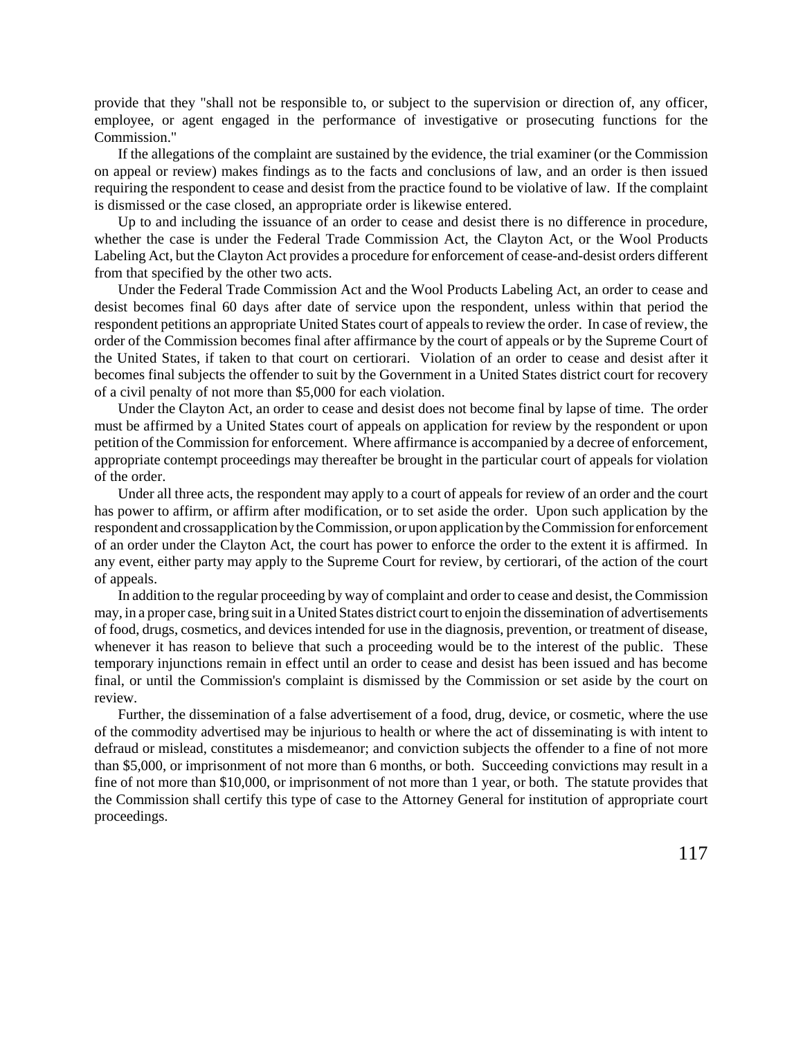provide that they "shall not be responsible to, or subject to the supervision or direction of, any officer, employee, or agent engaged in the performance of investigative or prosecuting functions for the Commission."

If the allegations of the complaint are sustained by the evidence, the trial examiner (or the Commission on appeal or review) makes findings as to the facts and conclusions of law, and an order is then issued requiring the respondent to cease and desist from the practice found to be violative of law. If the complaint is dismissed or the case closed, an appropriate order is likewise entered.

Up to and including the issuance of an order to cease and desist there is no difference in procedure, whether the case is under the Federal Trade Commission Act, the Clayton Act, or the Wool Products Labeling Act, but the Clayton Act provides a procedure for enforcement of cease-and-desist orders different from that specified by the other two acts.

Under the Federal Trade Commission Act and the Wool Products Labeling Act, an order to cease and desist becomes final 60 days after date of service upon the respondent, unless within that period the respondent petitions an appropriate United States court of appeals to review the order. In case of review, the order of the Commission becomes final after affirmance by the court of appeals or by the Supreme Court of the United States, if taken to that court on certiorari. Violation of an order to cease and desist after it becomes final subjects the offender to suit by the Government in a United States district court for recovery of a civil penalty of not more than $5,000 for each violation.

Under the Clayton Act, an order to cease and desist does not become final by lapse of time. The order must be affirmed by a United States court of appeals on application for review by the respondent or upon petition of the Commission for enforcement. Where affirmance is accompanied by a decree of enforcement, appropriate contempt proceedings may thereafter be brought in the particular court of appeals for violation of the order.

Under all three acts, the respondent may apply to a court of appeals for review of an order and the court has power to affirm, or affirm after modification, or to set aside the order. Upon such application by the respondent and crossapplication by the Commission, or upon application by the Commission for enforcement of an order under the Clayton Act, the court has power to enforce the order to the extent it is affirmed. In any event, either party may apply to the Supreme Court for review, by certiorari, of the action of the court of appeals.

In addition to the regular proceeding by way of complaint and order to cease and desist, the Commission may, in a proper case, bring suit in a United States district court to enjoin the dissemination of advertisements of food, drugs, cosmetics, and devices intended for use in the diagnosis, prevention, or treatment of disease, whenever it has reason to believe that such a proceeding would be to the interest of the public. These temporary injunctions remain in effect until an order to cease and desist has been issued and has become final, or until the Commission's complaint is dismissed by the Commission or set aside by the court on review.

Further, the dissemination of a false advertisement of a food, drug, device, or cosmetic, where the use of the commodity advertised may be injurious to health or where the act of disseminating is with intent to defraud or mislead, constitutes a misdemeanor; and conviction subjects the offender to a fine of not more than $5,000, or imprisonment of not more than 6 months, or both. Succeeding convictions may result in a fine of not more than $10,000, or imprisonment of not more than 1 year, or both. The statute provides that the Commission shall certify this type of case to the Attorney General for institution of appropriate court proceedings.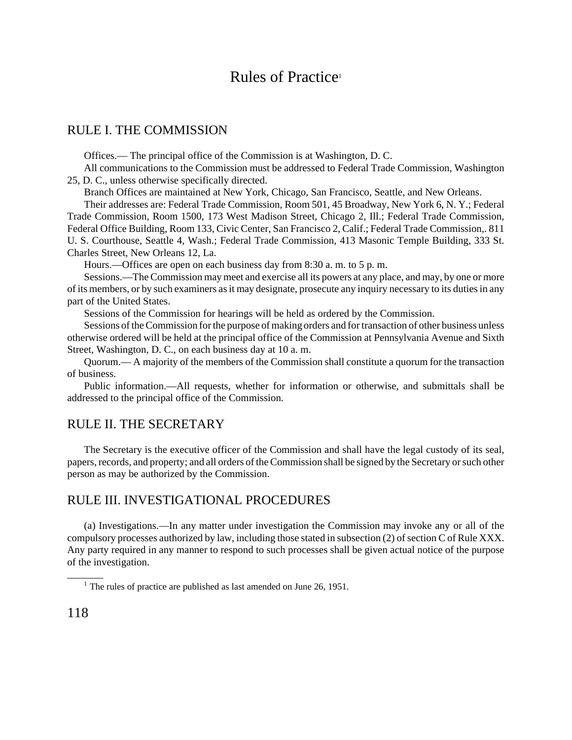# Rules of Practice[1]

## RULE I. THE COMMISSION

Offices.— The principal office of the Commission is at Washington, D. C.

All communications to the Commission must be addressed to Federal Trade Commission, Washington 25, D. C., unless otherwise specifically directed.

Branch Offices are maintained at New York, Chicago, San Francisco, Seattle, and New Orleans.

Their addresses are: Federal Trade Commission, Room 501, 45 Broadway, New York 6, N. Y.; Federal Trade Commission, Room 1500, 173 West Madison Street, Chicago 2, Ill.; Federal Trade Commission, Federal Office Building, Room 133, Civic Center, San Francisco 2, Calif.; Federal Trade Commission,. 811 U. S. Courthouse, Seattle 4, Wash.; Federal Trade Commission, 413 Masonic Temple Building, 333 St. Charles Street, New Orleans 12, La.

Hours.—Offices are open on each business day from 8:30 a. m. to 5 p. m.

Sessions.—The Commission may meet and exercise all its powers at any place, and may, by one or more of its members, or by such examiners as it may designate, prosecute any inquiry necessary to its duties in any part of the United States.

Sessions of the Commission for hearings will be held as ordered by the Commission.

Sessions of the Commission for the purpose of making orders and for transaction of other business unless otherwise ordered will be held at the principal office of the Commission at Pennsylvania Avenue and Sixth Street, Washington, D. C., on each business day at 10 a. m.

Quorum.— A majority of the members of the Commission shall constitute a quorum for the transaction of business.

Public information.—All requests, whether for information or otherwise, and submittals shall be addressed to the principal office of the Commission.

## RULE II. THE SECRETARY

The Secretary is the executive officer of the Commission and shall have the legal custody of its seal, papers, records, and property; and all orders of the Commission shall be signed by the Secretary or such other person as may be authorized by the Commission.

## RULE III. INVESTIGATIONAL PROCEDURES

(a) Investigations.—In any matter under investigation the Commission may invoke any or all of the compulsory processes authorized by law, including those stated in subsection (2) of section C of Rule XXX. Any party required in any manner to respond to such processes shall be given actual notice of the purpose of the investigation.

---

[1] The rules of practice are published as last amended on June 26, 1951.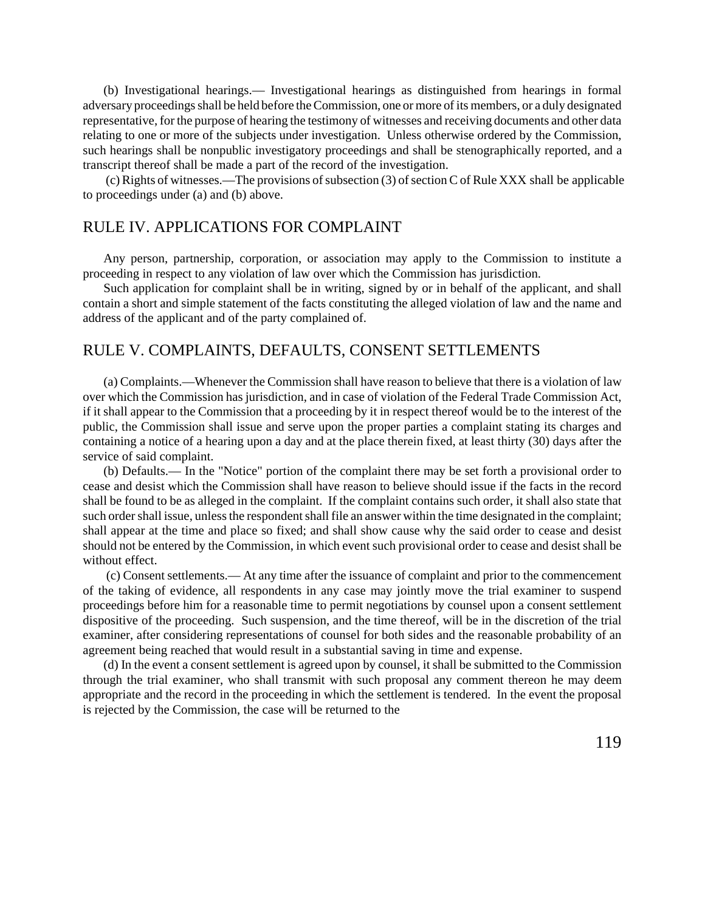(b) Investigational hearings.— Investigational hearings as distinguished from hearings in formal adversary proceedings shall be held before the Commission, one or more of its members, or a duly designated representative, for the purpose of hearing the testimony of witnesses and receiving documents and other data relating to one or more of the subjects under investigation. Unless otherwise ordered by the Commission, such hearings shall be nonpublic investigatory proceedings and shall be stenographically reported, and a transcript thereof shall be made a part of the record of the investigation.

(c) Rights of witnesses.—The provisions of subsection (3) of section C of Rule XXX shall be applicable to proceedings under (a) and (b) above.

## RULE IV. APPLICATIONS FOR COMPLAINT

Any person, partnership, corporation, or association may apply to the Commission to institute a proceeding in respect to any violation of law over which the Commission has jurisdiction.

Such application for complaint shall be in writing, signed by or in behalf of the applicant, and shall contain a short and simple statement of the facts constituting the alleged violation of law and the name and address of the applicant and of the party complained of.

## RULE V. COMPLAINTS, DEFAULTS, CONSENT SETTLEMENTS

(a) Complaints.—Whenever the Commission shall have reason to believe that there is a violation of law over which the Commission has jurisdiction, and in case of violation of the Federal Trade Commission Act, if it shall appear to the Commission that a proceeding by it in respect thereof would be to the interest of the public, the Commission shall issue and serve upon the proper parties a complaint stating its charges and containing a notice of a hearing upon a day and at the place therein fixed, at least thirty (30) days after the service of said complaint.

(b) Defaults.— In the "Notice" portion of the complaint there may be set forth a provisional order to cease and desist which the Commission shall have reason to believe should issue if the facts in the record shall be found to be as alleged in the complaint. If the complaint contains such order, it shall also state that such order shall issue, unless the respondent shall file an answer within the time designated in the complaint; shall appear at the time and place so fixed; and shall show cause why the said order to cease and desist should not be entered by the Commission, in which event such provisional order to cease and desist shall be without effect.

(c) Consent settlements.— At any time after the issuance of complaint and prior to the commencement of the taking of evidence, all respondents in any case may jointly move the trial examiner to suspend proceedings before him for a reasonable time to permit negotiations by counsel upon a consent settlement dispositive of the proceeding. Such suspension, and the time thereof, will be in the discretion of the trial examiner, after considering representations of counsel for both sides and the reasonable probability of an agreement being reached that would result in a substantial saving in time and expense.

(d) In the event a consent settlement is agreed upon by counsel, it shall be submitted to the Commission through the trial examiner, who shall transmit with such proposal any comment thereon he may deem appropriate and the record in the proceeding in which the settlement is tendered. In the event the proposal is rejected by the Commission, the case will be returned to the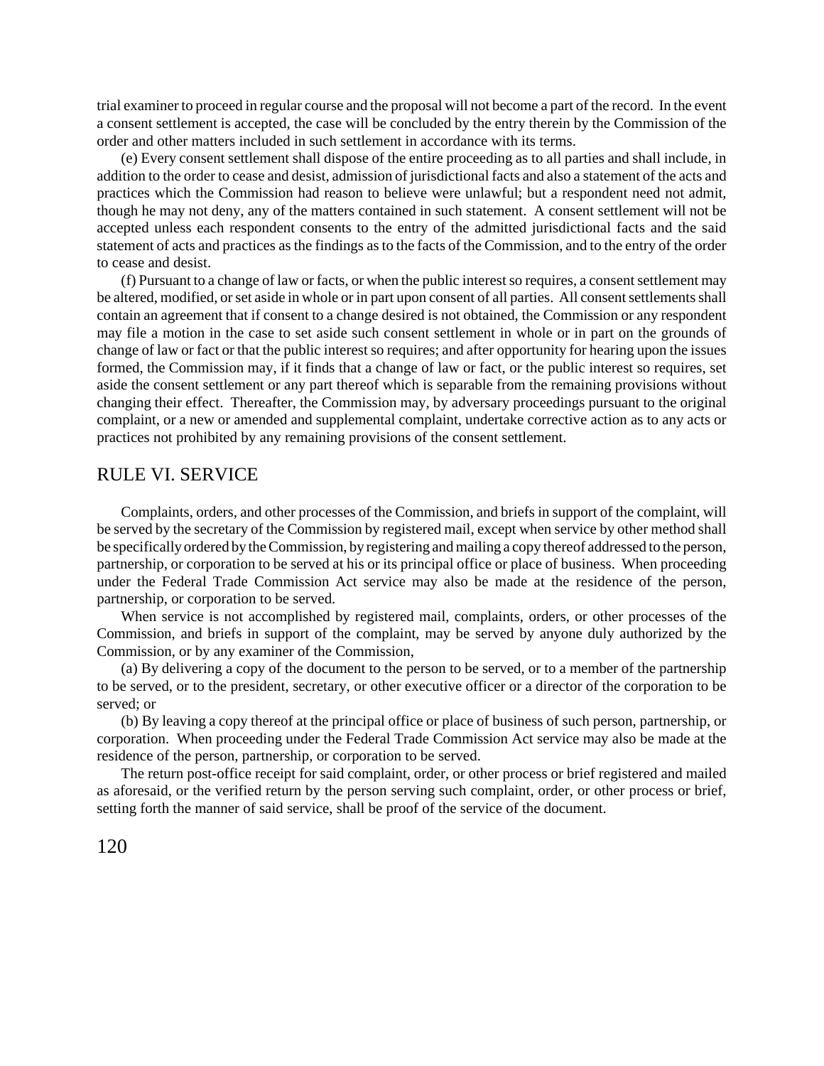trial examiner to proceed in regular course and the proposal will not become a part of the record. In the event a consent settlement is accepted, the case will be concluded by the entry therein by the Commission of the order and other matters included in such settlement in accordance with its terms.

(e) Every consent settlement shall dispose of the entire proceeding as to all parties and shall include, in addition to the order to cease and desist, admission of jurisdictional facts and also a statement of the acts and practices which the Commission had reason to believe were unlawful; but a respondent need not admit, though he may not deny, any of the matters contained in such statement. A consent settlement will not be accepted unless each respondent consents to the entry of the admitted jurisdictional facts and the said statement of acts and practices as the findings as to the facts of the Commission, and to the entry of the order to cease and desist.

(f) Pursuant to a change of law or facts, or when the public interest so requires, a consent settlement may be altered, modified, or set aside in whole or in part upon consent of all parties. All consent settlements shall contain an agreement that if consent to a change desired is not obtained, the Commission or any respondent may file a motion in the case to set aside such consent settlement in whole or in part on the grounds of change of law or fact or that the public interest so requires; and after opportunity for hearing upon the issues formed, the Commission may, if it finds that a change of law or fact, or the public interest so requires, set aside the consent settlement or any part thereof which is separable from the remaining provisions without changing their effect. Thereafter, the Commission may, by adversary proceedings pursuant to the original complaint, or a new or amended and supplemental complaint, undertake corrective action as to any acts or practices not prohibited by any remaining provisions of the consent settlement.

## RULE VI. SERVICE

Complaints, orders, and other processes of the Commission, and briefs in support of the complaint, will be served by the secretary of the Commission by registered mail, except when service by other method shall be specifically ordered by the Commission, by registering and mailing a copy thereof addressed to the person, partnership, or corporation to be served at his or its principal office or place of business. When proceeding under the Federal Trade Commission Act service may also be made at the residence of the person, partnership, or corporation to be served.

When service is not accomplished by registered mail, complaints, orders, or other processes of the Commission, and briefs in support of the complaint, may be served by anyone duly authorized by the Commission, or by any examiner of the Commission,

(a) By delivering a copy of the document to the person to be served, or to a member of the partnership to be served, or to the president, secretary, or other executive officer or a director of the corporation to be served; or

(b) By leaving a copy thereof at the principal office or place of business of such person, partnership, or corporation. When proceeding under the Federal Trade Commission Act service may also be made at the residence of the person, partnership, or corporation to be served.

The return post-office receipt for said complaint, order, or other process or brief registered and mailed as aforesaid, or the verified return by the person serving such complaint, order, or other process or brief, setting forth the manner of said service, shall be proof of the service of the document.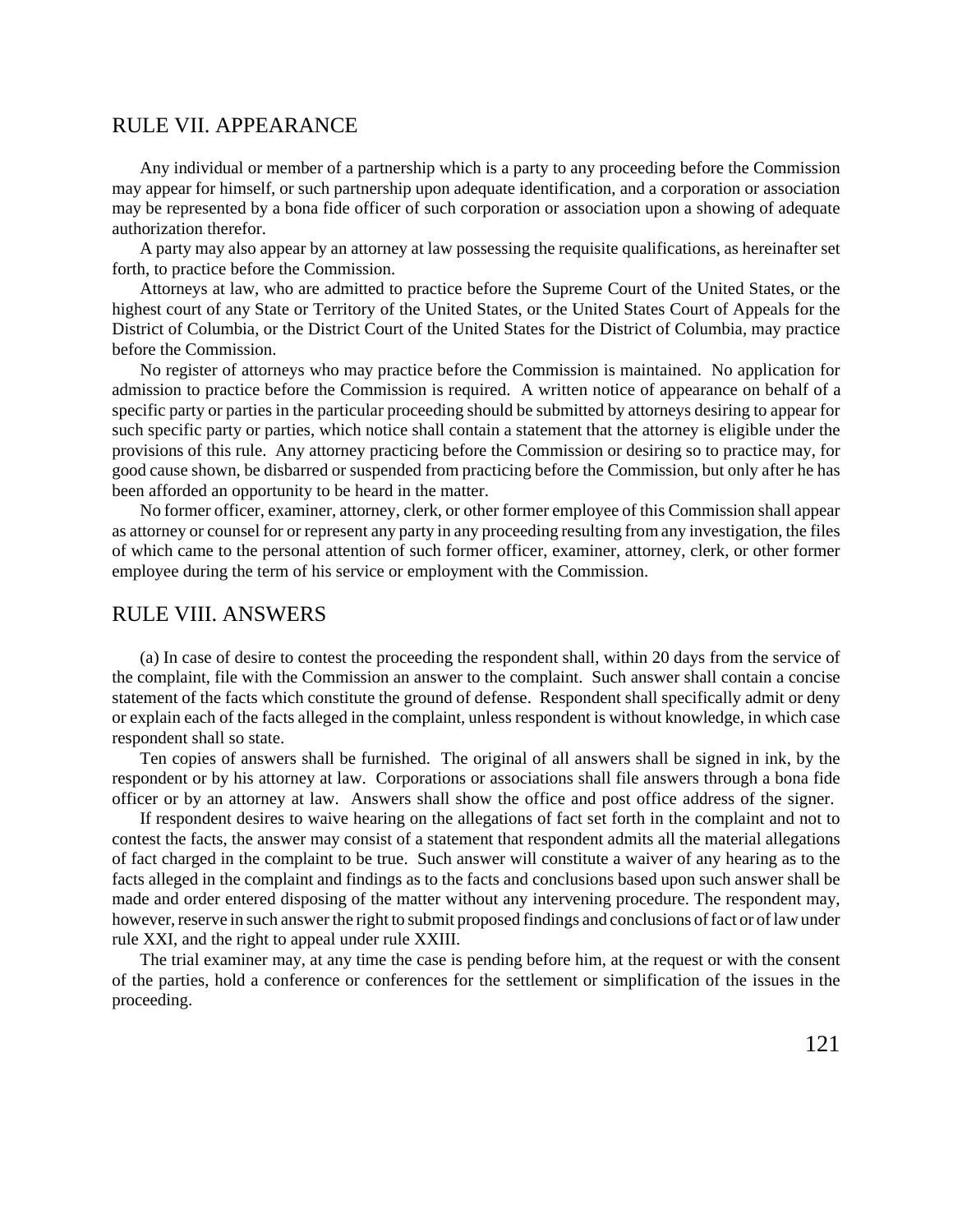## RULE VII. APPEARANCE

Any individual or member of a partnership which is a party to any proceeding before the Commission may appear for himself, or such partnership upon adequate identification, and a corporation or association may be represented by a bona fide officer of such corporation or association upon a showing of adequate authorization therefor.

A party may also appear by an attorney at law possessing the requisite qualifications, as hereinafter set forth, to practice before the Commission.

Attorneys at law, who are admitted to practice before the Supreme Court of the United States, or the highest court of any State or Territory of the United States, or the United States Court of Appeals for the District of Columbia, or the District Court of the United States for the District of Columbia, may practice before the Commission.

No register of attorneys who may practice before the Commission is maintained. No application for admission to practice before the Commission is required. A written notice of appearance on behalf of a specific party or parties in the particular proceeding should be submitted by attorneys desiring to appear for such specific party or parties, which notice shall contain a statement that the attorney is eligible under the provisions of this rule. Any attorney practicing before the Commission or desiring so to practice may, for good cause shown, be disbarred or suspended from practicing before the Commission, but only after he has been afforded an opportunity to be heard in the matter.

No former officer, examiner, attorney, clerk, or other former employee of this Commission shall appear as attorney or counsel for or represent any party in any proceeding resulting from any investigation, the files of which came to the personal attention of such former officer, examiner, attorney, clerk, or other former employee during the term of his service or employment with the Commission.

## RULE VIII. ANSWERS

(a) In case of desire to contest the proceeding the respondent shall, within 20 days from the service of the complaint, file with the Commission an answer to the complaint. Such answer shall contain a concise statement of the facts which constitute the ground of defense. Respondent shall specifically admit or deny or explain each of the facts alleged in the complaint, unless respondent is without knowledge, in which case respondent shall so state.

Ten copies of answers shall be furnished. The original of all answers shall be signed in ink, by the respondent or by his attorney at law. Corporations or associations shall file answers through a bona fide officer or by an attorney at law. Answers shall show the office and post office address of the signer.

If respondent desires to waive hearing on the allegations of fact set forth in the complaint and not to contest the facts, the answer may consist of a statement that respondent admits all the material allegations of fact charged in the complaint to be true. Such answer will constitute a waiver of any hearing as to the facts alleged in the complaint and findings as to the facts and conclusions based upon such answer shall be made and order entered disposing of the matter without any intervening procedure. The respondent may, however, reserve in such answer the right to submit proposed findings and conclusions of fact or of law under rule XXI, and the right to appeal under rule XXIII.

The trial examiner may, at any time the case is pending before him, at the request or with the consent of the parties, hold a conference or conferences for the settlement or simplification of the issues in the proceeding.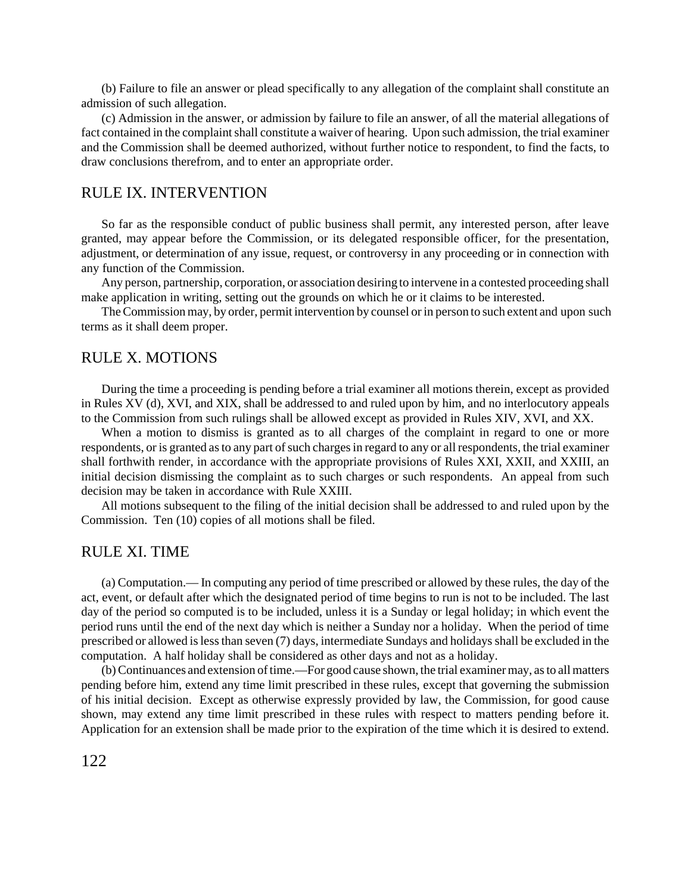(b) Failure to file an answer or plead specifically to any allegation of the complaint shall constitute an admission of such allegation.

(c) Admission in the answer, or admission by failure to file an answer, of all the material allegations of fact contained in the complaint shall constitute a waiver of hearing. Upon such admission, the trial examiner and the Commission shall be deemed authorized, without further notice to respondent, to find the facts, to draw conclusions therefrom, and to enter an appropriate order.

## RULE IX. INTERVENTION

So far as the responsible conduct of public business shall permit, any interested person, after leave granted, may appear before the Commission, or its delegated responsible officer, for the presentation, adjustment, or determination of any issue, request, or controversy in any proceeding or in connection with any function of the Commission.

Any person, partnership, corporation, or association desiring to intervene in a contested proceeding shall make application in writing, setting out the grounds on which he or it claims to be interested.

The Commission may, by order, permit intervention by counsel or in person to such extent and upon such terms as it shall deem proper.

## RULE X. MOTIONS

During the time a proceeding is pending before a trial examiner all motions therein, except as provided in Rules XV (d), XVI, and XIX, shall be addressed to and ruled upon by him, and no interlocutory appeals to the Commission from such rulings shall be allowed except as provided in Rules XIV, XVI, and XX.

When a motion to dismiss is granted as to all charges of the complaint in regard to one or more respondents, or is granted as to any part of such charges in regard to any or all respondents, the trial examiner shall forthwith render, in accordance with the appropriate provisions of Rules XXI, XXII, and XXIII, an initial decision dismissing the complaint as to such charges or such respondents. An appeal from such decision may be taken in accordance with Rule XXIII.

All motions subsequent to the filing of the initial decision shall be addressed to and ruled upon by the Commission. Ten (10) copies of all motions shall be filed.

## RULE XI. TIME

(a) Computation.— In computing any period of time prescribed or allowed by these rules, the day of the act, event, or default after which the designated period of time begins to run is not to be included. The last day of the period so computed is to be included, unless it is a Sunday or legal holiday; in which event the period runs until the end of the next day which is neither a Sunday nor a holiday. When the period of time prescribed or allowed is less than seven (7) days, intermediate Sundays and holidays shall be excluded in the computation. A half holiday shall be considered as other days and not as a holiday.

(b) Continuances and extension of time.—For good cause shown, the trial examiner may, as to all matters pending before him, extend any time limit prescribed in these rules, except that governing the submission of his initial decision. Except as otherwise expressly provided by law, the Commission, for good cause shown, may extend any time limit prescribed in these rules with respect to matters pending before it. Application for an extension shall be made prior to the expiration of the time which it is desired to extend.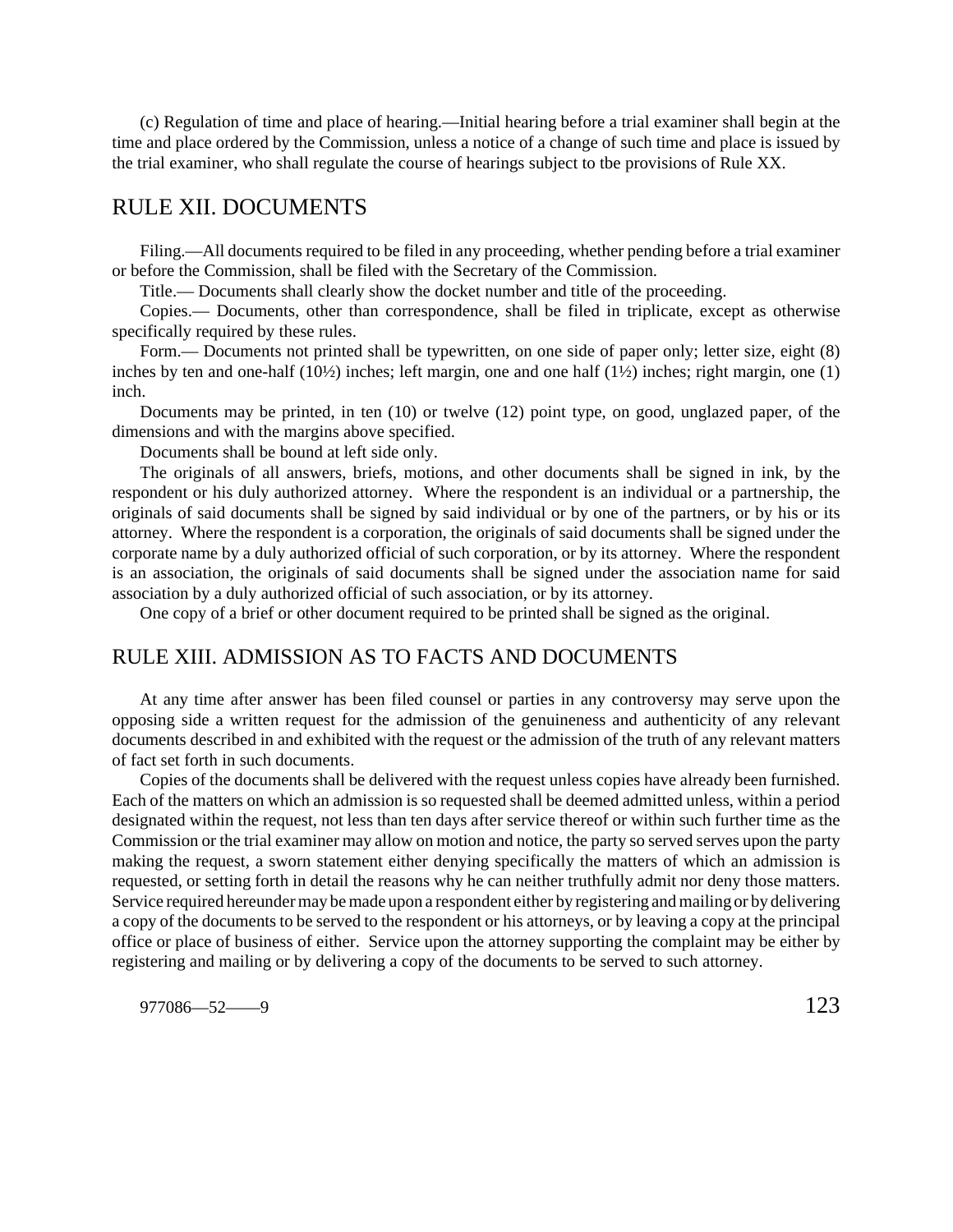(c) Regulation of time and place of hearing.—Initial hearing before a trial examiner shall begin at the time and place ordered by the Commission, unless a notice of a change of such time and place is issued by the trial examiner, who shall regulate the course of hearings subject to tbe provisions of Rule XX.

## RULE XII. DOCUMENTS

Filing.—All documents required to be filed in any proceeding, whether pending before a trial examiner or before the Commission, shall be filed with the Secretary of the Commission.

Title.— Documents shall clearly show the docket number and title of the proceeding.

Copies.— Documents, other than correspondence, shall be filed in triplicate, except as otherwise specifically required by these rules.

Form.— Documents not printed shall be typewritten, on one side of paper only; letter size, eight (8) inches by ten and one-half (10½) inches; left margin, one and one half (1½) inches; right margin, one (1) inch.

Documents may be printed, in ten (10) or twelve (12) point type, on good, unglazed paper, of the dimensions and with the margins above specified.

Documents shall be bound at left side only.

The originals of all answers, briefs, motions, and other documents shall be signed in ink, by the respondent or his duly authorized attorney. Where the respondent is an individual or a partnership, the originals of said documents shall be signed by said individual or by one of the partners, or by his or its attorney. Where the respondent is a corporation, the originals of said documents shall be signed under the corporate name by a duly authorized official of such corporation, or by its attorney. Where the respondent is an association, the originals of said documents shall be signed under the association name for said association by a duly authorized official of such association, or by its attorney.

One copy of a brief or other document required to be printed shall be signed as the original.

## RULE XIII. ADMISSION AS TO FACTS AND DOCUMENTS

At any time after answer has been filed counsel or parties in any controversy may serve upon the opposing side a written request for the admission of the genuineness and authenticity of any relevant documents described in and exhibited with the request or the admission of the truth of any relevant matters of fact set forth in such documents.

Copies of the documents shall be delivered with the request unless copies have already been furnished. Each of the matters on which an admission is so requested shall be deemed admitted unless, within a period designated within the request, not less than ten days after service thereof or within such further time as the Commission or the trial examiner may allow on motion and notice, the party so served serves upon the party making the request, a sworn statement either denying specifically the matters of which an admission is requested, or setting forth in detail the reasons why he can neither truthfully admit nor deny those matters. Service required hereunder may be made upon a respondent either by registering and mailing or by delivering a copy of the documents to be served to the respondent or his attorneys, or by leaving a copy at the principal office or place of business of either. Service upon the attorney supporting the complaint may be either by registering and mailing or by delivering a copy of the documents to be served to such attorney.

977086—52——9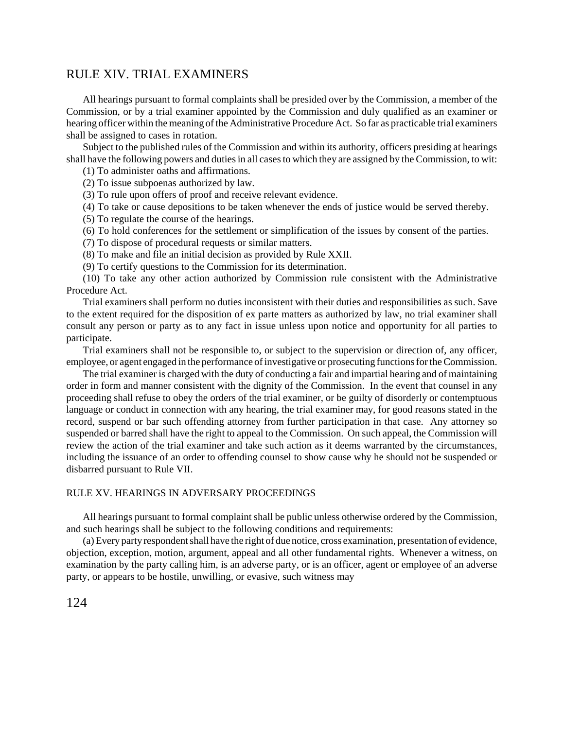## RULE XIV. TRIAL EXAMINERS

All hearings pursuant to formal complaints shall be presided over by the Commission, a member of the Commission, or by a trial examiner appointed by the Commission and duly qualified as an examiner or hearing officer within the meaning of the Administrative Procedure Act. So far as practicable trial examiners shall be assigned to cases in rotation.

Subject to the published rules of the Commission and within its authority, officers presiding at hearings shall have the following powers and duties in all cases to which they are assigned by the Commission, to wit:

(1) To administer oaths and affirmations.

(2) To issue subpoenas authorized by law.

(3) To rule upon offers of proof and receive relevant evidence.

(4) To take or cause depositions to be taken whenever the ends of justice would be served thereby.

(5) To regulate the course of the hearings.

(6) To hold conferences for the settlement or simplification of the issues by consent of the parties.

(7) To dispose of procedural requests or similar matters.

(8) To make and file an initial decision as provided by Rule XXII.

(9) To certify questions to the Commission for its determination.

(10) To take any other action authorized by Commission rule consistent with the Administrative Procedure Act.

Trial examiners shall perform no duties inconsistent with their duties and responsibilities as such. Save to the extent required for the disposition of ex parte matters as authorized by law, no trial examiner shall consult any person or party as to any fact in issue unless upon notice and opportunity for all parties to participate.

Trial examiners shall not be responsible to, or subject to the supervision or direction of, any officer, employee, or agent engaged in the performance of investigative or prosecuting functions for the Commission.

The trial examiner is charged with the duty of conducting a fair and impartial hearing and of maintaining order in form and manner consistent with the dignity of the Commission. In the event that counsel in any proceeding shall refuse to obey the orders of the trial examiner, or be guilty of disorderly or contemptuous language or conduct in connection with any hearing, the trial examiner may, for good reasons stated in the record, suspend or bar such offending attorney from further participation in that case. Any attorney so suspended or barred shall have the right to appeal to the Commission. On such appeal, the Commission will review the action of the trial examiner and take such action as it deems warranted by the circumstances, including the issuance of an order to offending counsel to show cause why he should not be suspended or disbarred pursuant to Rule VII.

### RULE XV. HEARINGS IN ADVERSARY PROCEEDINGS

All hearings pursuant to formal complaint shall be public unless otherwise ordered by the Commission, and such hearings shall be subject to the following conditions and requirements:

(a) Every party respondent shall have the right of due notice, cross examination, presentation of evidence, objection, exception, motion, argument, appeal and all other fundamental rights. Whenever a witness, on examination by the party calling him, is an adverse party, or is an officer, agent or employee of an adverse party, or appears to be hostile, unwilling, or evasive, such witness may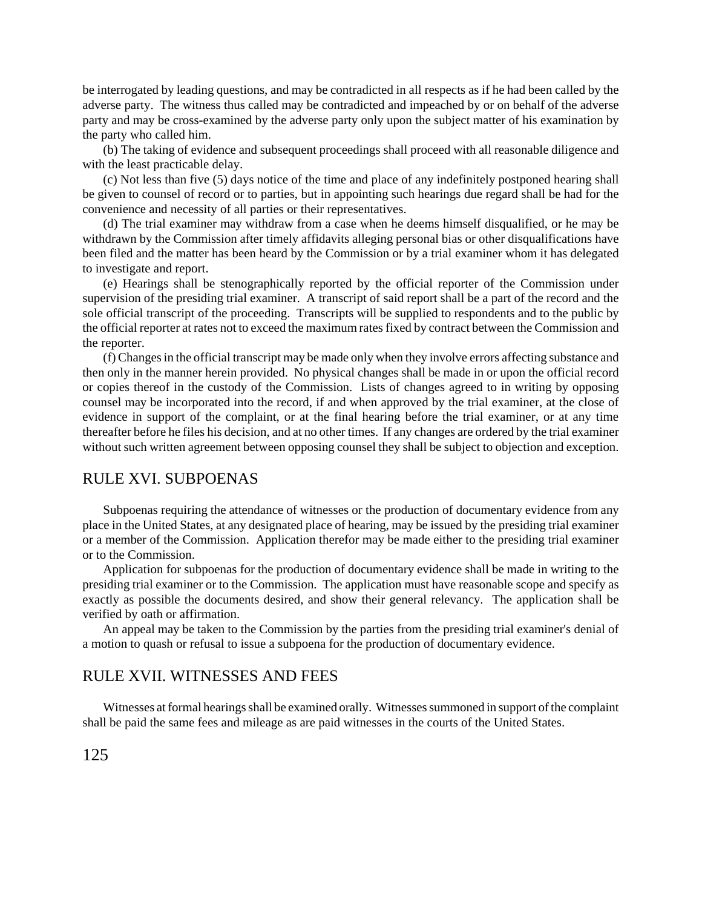be interrogated by leading questions, and may be contradicted in all respects as if he had been called by the adverse party. The witness thus called may be contradicted and impeached by or on behalf of the adverse party and may be cross-examined by the adverse party only upon the subject matter of his examination by the party who called him.

(b) The taking of evidence and subsequent proceedings shall proceed with all reasonable diligence and with the least practicable delay.

(c) Not less than five (5) days notice of the time and place of any indefinitely postponed hearing shall be given to counsel of record or to parties, but in appointing such hearings due regard shall be had for the convenience and necessity of all parties or their representatives.

(d) The trial examiner may withdraw from a case when he deems himself disqualified, or he may be withdrawn by the Commission after timely affidavits alleging personal bias or other disqualifications have been filed and the matter has been heard by the Commission or by a trial examiner whom it has delegated to investigate and report.

(e) Hearings shall be stenographically reported by the official reporter of the Commission under supervision of the presiding trial examiner. A transcript of said report shall be a part of the record and the sole official transcript of the proceeding. Transcripts will be supplied to respondents and to the public by the official reporter at rates not to exceed the maximum rates fixed by contract between the Commission and the reporter.

(f) Changes in the official transcript may be made only when they involve errors affecting substance and then only in the manner herein provided. No physical changes shall be made in or upon the official record or copies thereof in the custody of the Commission. Lists of changes agreed to in writing by opposing counsel may be incorporated into the record, if and when approved by the trial examiner, at the close of evidence in support of the complaint, or at the final hearing before the trial examiner, or at any time thereafter before he files his decision, and at no other times. If any changes are ordered by the trial examiner without such written agreement between opposing counsel they shall be subject to objection and exception.

## RULE XVI. SUBPOENAS

Subpoenas requiring the attendance of witnesses or the production of documentary evidence from any place in the United States, at any designated place of hearing, may be issued by the presiding trial examiner or a member of the Commission. Application therefor may be made either to the presiding trial examiner or to the Commission.

Application for subpoenas for the production of documentary evidence shall be made in writing to the presiding trial examiner or to the Commission. The application must have reasonable scope and specify as exactly as possible the documents desired, and show their general relevancy. The application shall be verified by oath or affirmation.

An appeal may be taken to the Commission by the parties from the presiding trial examiner's denial of a motion to quash or refusal to issue a subpoena for the production of documentary evidence.

## RULE XVII. WITNESSES AND FEES

Witnesses at formal hearings shall be examined orally. Witnesses summoned in support of the complaint shall be paid the same fees and mileage as are paid witnesses in the courts of the United States.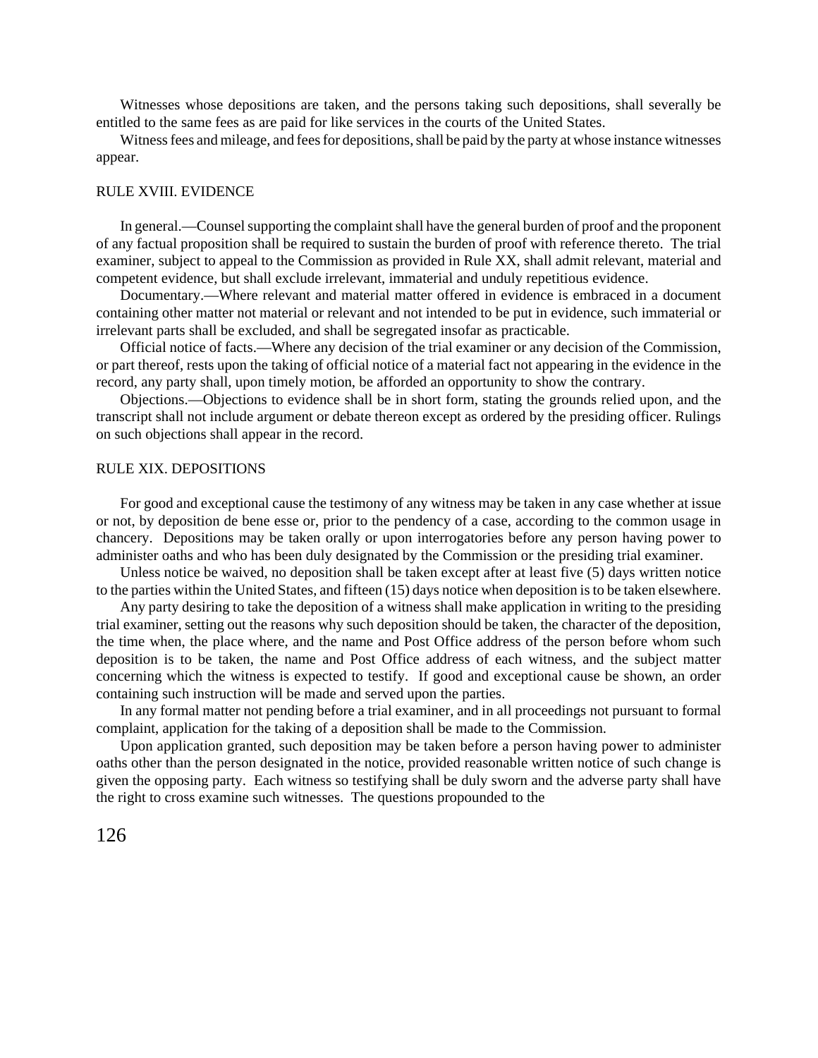Witnesses whose depositions are taken, and the persons taking such depositions, shall severally be entitled to the same fees as are paid for like services in the courts of the United States.

Witness fees and mileage, and fees for depositions, shall be paid by the party at whose instance witnesses appear.

## RULE XVIII. EVIDENCE

In general.—Counsel supporting the complaint shall have the general burden of proof and the proponent of any factual proposition shall be required to sustain the burden of proof with reference thereto. The trial examiner, subject to appeal to the Commission as provided in Rule XX, shall admit relevant, material and competent evidence, but shall exclude irrelevant, immaterial and unduly repetitious evidence.

Documentary.—Where relevant and material matter offered in evidence is embraced in a document containing other matter not material or relevant and not intended to be put in evidence, such immaterial or irrelevant parts shall be excluded, and shall be segregated insofar as practicable.

Official notice of facts.—Where any decision of the trial examiner or any decision of the Commission, or part thereof, rests upon the taking of official notice of a material fact not appearing in the evidence in the record, any party shall, upon timely motion, be afforded an opportunity to show the contrary.

Objections.—Objections to evidence shall be in short form, stating the grounds relied upon, and the transcript shall not include argument or debate thereon except as ordered by the presiding officer. Rulings on such objections shall appear in the record.

## RULE XIX. DEPOSITIONS

For good and exceptional cause the testimony of any witness may be taken in any case whether at issue or not, by deposition de bene esse or, prior to the pendency of a case, according to the common usage in chancery. Depositions may be taken orally or upon interrogatories before any person having power to administer oaths and who has been duly designated by the Commission or the presiding trial examiner.

Unless notice be waived, no deposition shall be taken except after at least five (5) days written notice to the parties within the United States, and fifteen (15) days notice when deposition is to be taken elsewhere.

Any party desiring to take the deposition of a witness shall make application in writing to the presiding trial examiner, setting out the reasons why such deposition should be taken, the character of the deposition, the time when, the place where, and the name and Post Office address of the person before whom such deposition is to be taken, the name and Post Office address of each witness, and the subject matter concerning which the witness is expected to testify. If good and exceptional cause be shown, an order containing such instruction will be made and served upon the parties.

In any formal matter not pending before a trial examiner, and in all proceedings not pursuant to formal complaint, application for the taking of a deposition shall be made to the Commission.

Upon application granted, such deposition may be taken before a person having power to administer oaths other than the person designated in the notice, provided reasonable written notice of such change is given the opposing party. Each witness so testifying shall be duly sworn and the adverse party shall have the right to cross examine such witnesses. The questions propounded to the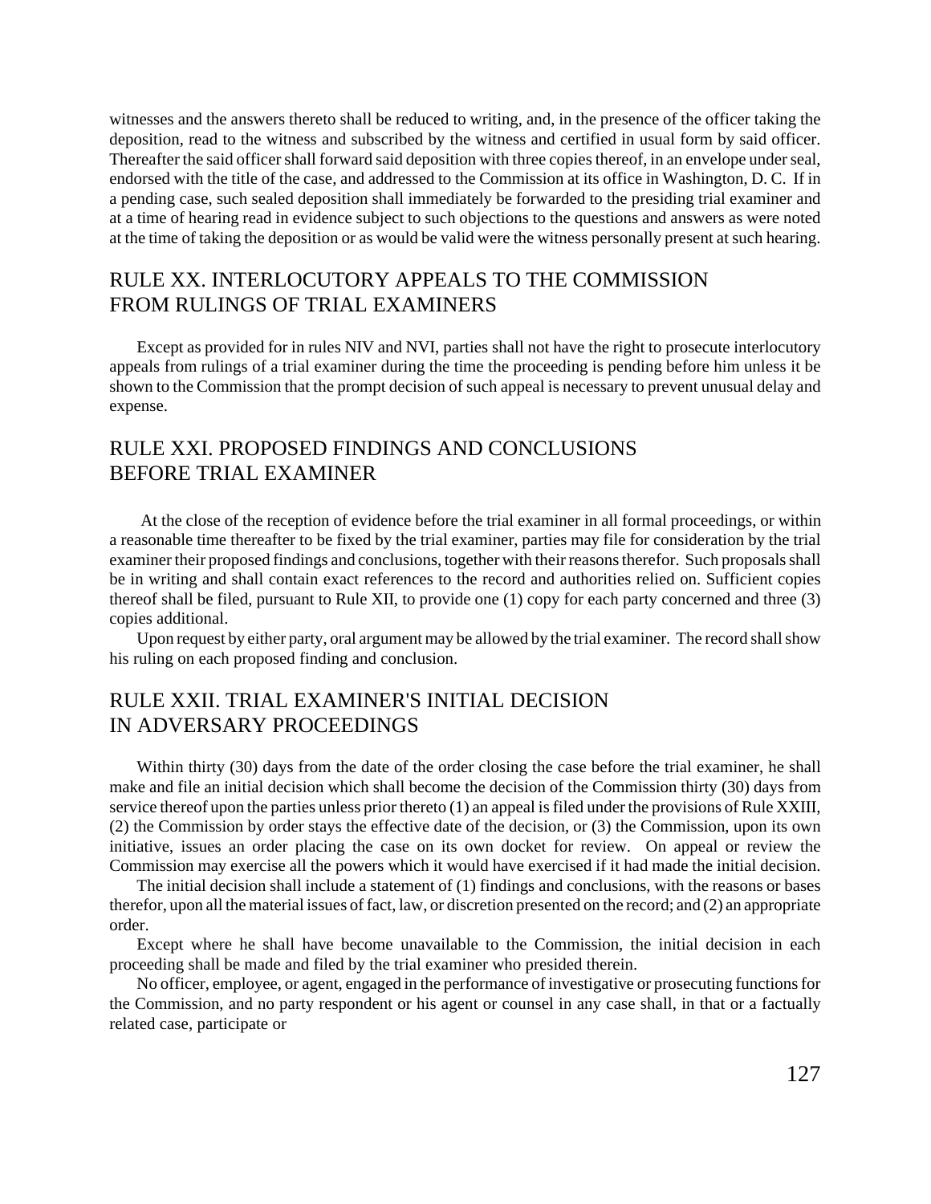witnesses and the answers thereto shall be reduced to writing, and, in the presence of the officer taking the deposition, read to the witness and subscribed by the witness and certified in usual form by said officer. Thereafter the said officer shall forward said deposition with three copies thereof, in an envelope under seal, endorsed with the title of the case, and addressed to the Commission at its office in Washington, D. C. If in a pending case, such sealed deposition shall immediately be forwarded to the presiding trial examiner and at a time of hearing read in evidence subject to such objections to the questions and answers as were noted at the time of taking the deposition or as would be valid were the witness personally present at such hearing.

## RULE XX. INTERLOCUTORY APPEALS TO THE COMMISSION FROM RULINGS OF TRIAL EXAMINERS

Except as provided for in rules NIV and NVI, parties shall not have the right to prosecute interlocutory appeals from rulings of a trial examiner during the time the proceeding is pending before him unless it be shown to the Commission that the prompt decision of such appeal is necessary to prevent unusual delay and expense.

## RULE XXI. PROPOSED FINDINGS AND CONCLUSIONS BEFORE TRIAL EXAMINER

At the close of the reception of evidence before the trial examiner in all formal proceedings, or within a reasonable time thereafter to be fixed by the trial examiner, parties may file for consideration by the trial examiner their proposed findings and conclusions, together with their reasons therefor. Such proposals shall be in writing and shall contain exact references to the record and authorities relied on. Sufficient copies thereof shall be filed, pursuant to Rule XII, to provide one (1) copy for each party concerned and three (3) copies additional.

Upon request by either party, oral argument may be allowed by the trial examiner. The record shall show his ruling on each proposed finding and conclusion.

## RULE XXII. TRIAL EXAMINER'S INITIAL DECISION IN ADVERSARY PROCEEDINGS

Within thirty (30) days from the date of the order closing the case before the trial examiner, he shall make and file an initial decision which shall become the decision of the Commission thirty (30) days from service thereof upon the parties unless prior thereto (1) an appeal is filed under the provisions of Rule XXIII, (2) the Commission by order stays the effective date of the decision, or (3) the Commission, upon its own initiative, issues an order placing the case on its own docket for review. On appeal or review the Commission may exercise all the powers which it would have exercised if it had made the initial decision.

The initial decision shall include a statement of (1) findings and conclusions, with the reasons or bases therefor, upon all the material issues of fact, law, or discretion presented on the record; and (2) an appropriate order.

Except where he shall have become unavailable to the Commission, the initial decision in each proceeding shall be made and filed by the trial examiner who presided therein.

No officer, employee, or agent, engaged in the performance of investigative or prosecuting functions for the Commission, and no party respondent or his agent or counsel in any case shall, in that or a factually related case, participate or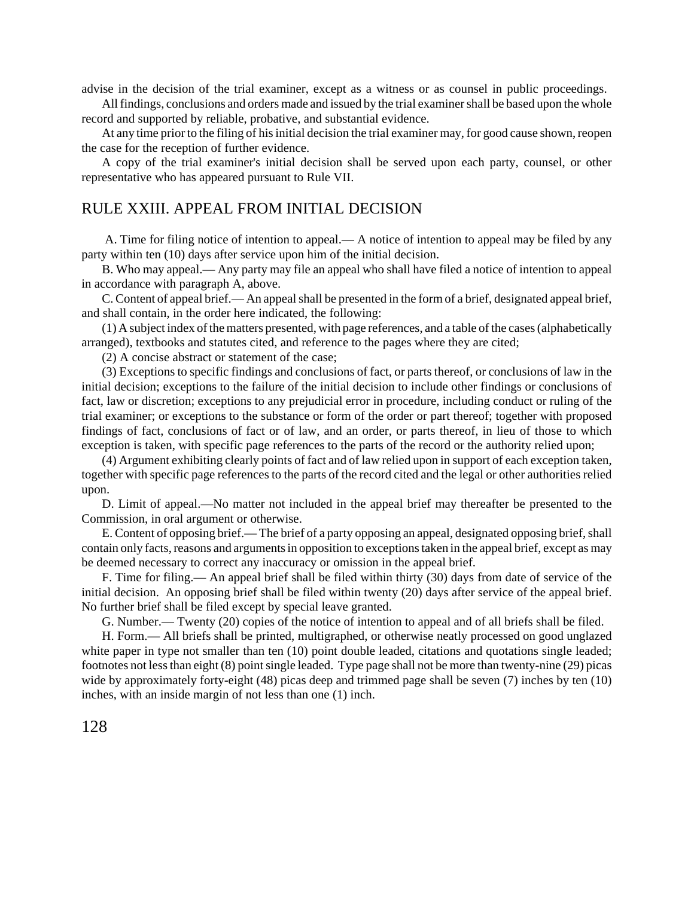advise in the decision of the trial examiner, except as a witness or as counsel in public proceedings.

All findings, conclusions and orders made and issued by the trial examiner shall be based upon the whole record and supported by reliable, probative, and substantial evidence.

At any time prior to the filing of his initial decision the trial examiner may, for good cause shown, reopen the case for the reception of further evidence.

A copy of the trial examiner's initial decision shall be served upon each party, counsel, or other representative who has appeared pursuant to Rule VII.

## RULE XXIII. APPEAL FROM INITIAL DECISION

A. Time for filing notice of intention to appeal.— A notice of intention to appeal may be filed by any party within ten (10) days after service upon him of the initial decision.

B. Who may appeal.— Any party may file an appeal who shall have filed a notice of intention to appeal in accordance with paragraph A, above.

C. Content of appeal brief.— An appeal shall be presented in the form of a brief, designated appeal brief, and shall contain, in the order here indicated, the following:

(1) A subject index of the matters presented, with page references, and a table of the cases (alphabetically arranged), textbooks and statutes cited, and reference to the pages where they are cited;

(2) A concise abstract or statement of the case;

(3) Exceptions to specific findings and conclusions of fact, or parts thereof, or conclusions of law in the initial decision; exceptions to the failure of the initial decision to include other findings or conclusions of fact, law or discretion; exceptions to any prejudicial error in procedure, including conduct or ruling of the trial examiner; or exceptions to the substance or form of the order or part thereof; together with proposed findings of fact, conclusions of fact or of law, and an order, or parts thereof, in lieu of those to which exception is taken, with specific page references to the parts of the record or the authority relied upon;

(4) Argument exhibiting clearly points of fact and of law relied upon in support of each exception taken, together with specific page references to the parts of the record cited and the legal or other authorities relied upon.

D. Limit of appeal.—No matter not included in the appeal brief may thereafter be presented to the Commission, in oral argument or otherwise.

E. Content of opposing brief.— The brief of a party opposing an appeal, designated opposing brief, shall contain only facts, reasons and arguments in opposition to exceptions taken in the appeal brief, except as may be deemed necessary to correct any inaccuracy or omission in the appeal brief.

F. Time for filing.— An appeal brief shall be filed within thirty (30) days from date of service of the initial decision. An opposing brief shall be filed within twenty (20) days after service of the appeal brief. No further brief shall be filed except by special leave granted.

G. Number.— Twenty (20) copies of the notice of intention to appeal and of all briefs shall be filed.

H. Form.— All briefs shall be printed, multigraphed, or otherwise neatly processed on good unglazed white paper in type not smaller than ten (10) point double leaded, citations and quotations single leaded; footnotes not less than eight (8) point single leaded. Type page shall not be more than twenty-nine (29) picas wide by approximately forty-eight (48) picas deep and trimmed page shall be seven (7) inches by ten (10) inches, with an inside margin of not less than one (1) inch.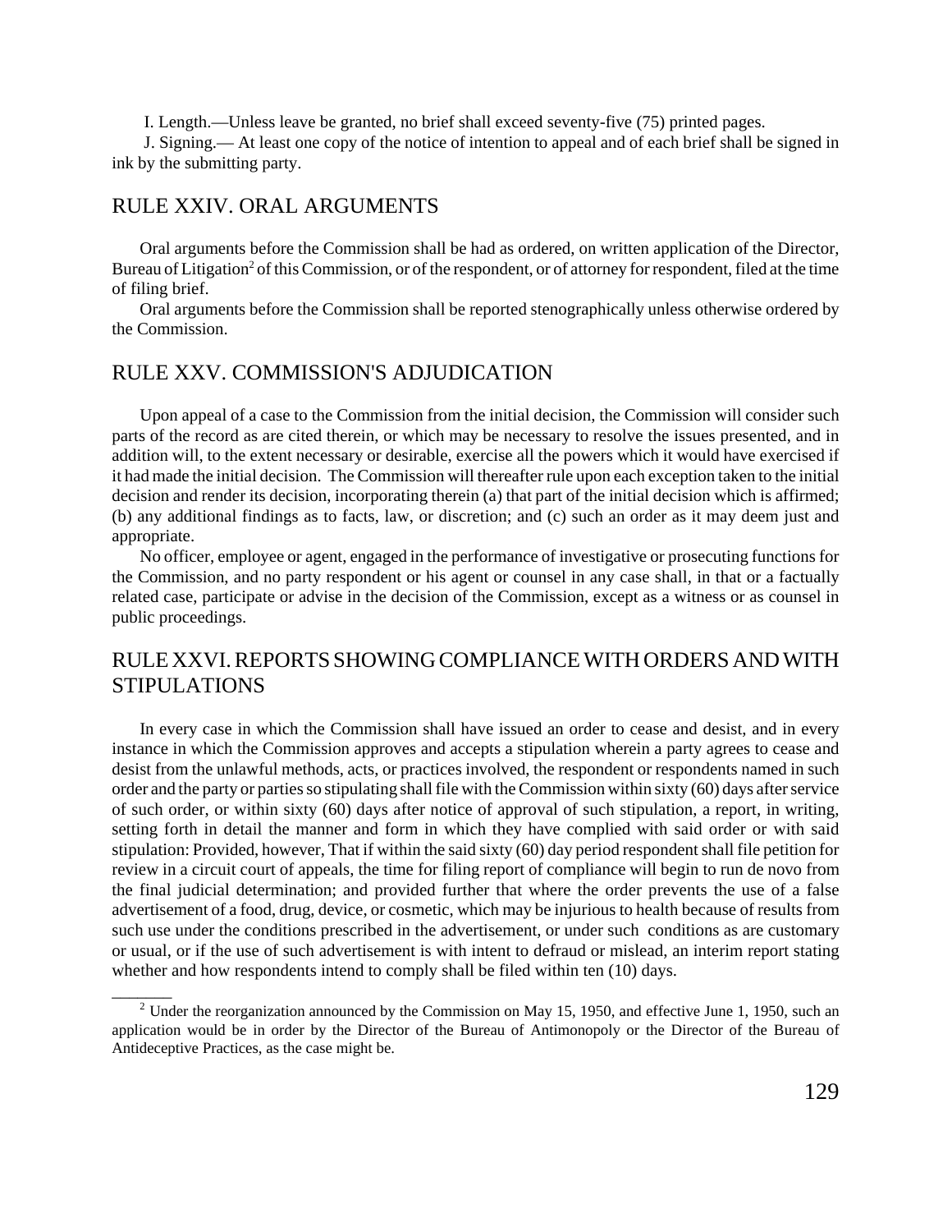I. Length.—Unless leave be granted, no brief shall exceed seventy-five (75) printed pages.

J. Signing.— At least one copy of the notice of intention to appeal and of each brief shall be signed in ink by the submitting party.

## RULE XXIV. ORAL ARGUMENTS

Oral arguments before the Commission shall be had as ordered, on written application of the Director, Bureau of Litigation[2] of this Commission, or of the respondent, or of attorney for respondent, filed at the time of filing brief.

Oral arguments before the Commission shall be reported stenographically unless otherwise ordered by the Commission.

## RULE XXV. COMMISSION'S ADJUDICATION

Upon appeal of a case to the Commission from the initial decision, the Commission will consider such parts of the record as are cited therein, or which may be necessary to resolve the issues presented, and in addition will, to the extent necessary or desirable, exercise all the powers which it would have exercised if it had made the initial decision. The Commission will thereafter rule upon each exception taken to the initial decision and render its decision, incorporating therein (a) that part of the initial decision which is affirmed; (b) any additional findings as to facts, law, or discretion; and (c) such an order as it may deem just and appropriate.

No officer, employee or agent, engaged in the performance of investigative or prosecuting functions for the Commission, and no party respondent or his agent or counsel in any case shall, in that or a factually related case, participate or advise in the decision of the Commission, except as a witness or as counsel in public proceedings.

## RULE XXVI. REPORTS SHOWING COMPLIANCE WITH ORDERS AND WITH STIPULATIONS

In every case in which the Commission shall have issued an order to cease and desist, and in every instance in which the Commission approves and accepts a stipulation wherein a party agrees to cease and desist from the unlawful methods, acts, or practices involved, the respondent or respondents named in such order and the party or parties so stipulating shall file with the Commission within sixty (60) days after service of such order, or within sixty (60) days after notice of approval of such stipulation, a report, in writing, setting forth in detail the manner and form in which they have complied with said order or with said stipulation: Provided, however, That if within the said sixty (60) day period respondent shall file petition for review in a circuit court of appeals, the time for filing report of compliance will begin to run de novo from the final judicial determination; and provided further that where the order prevents the use of a false advertisement of a food, drug, device, or cosmetic, which may be injurious to health because of results from such use under the conditions prescribed in the advertisement, or under such conditions as are customary or usual, or if the use of such advertisement is with intent to defraud or mislead, an interim report stating whether and how respondents intend to comply shall be filed within ten (10) days.

---

[2] Under the reorganization announced by the Commission on May 15, 1950, and effective June 1, 1950, such an application would be in order by the Director of the Bureau of Antimonopoly or the Director of the Bureau of Antideceptive Practices, as the case might be.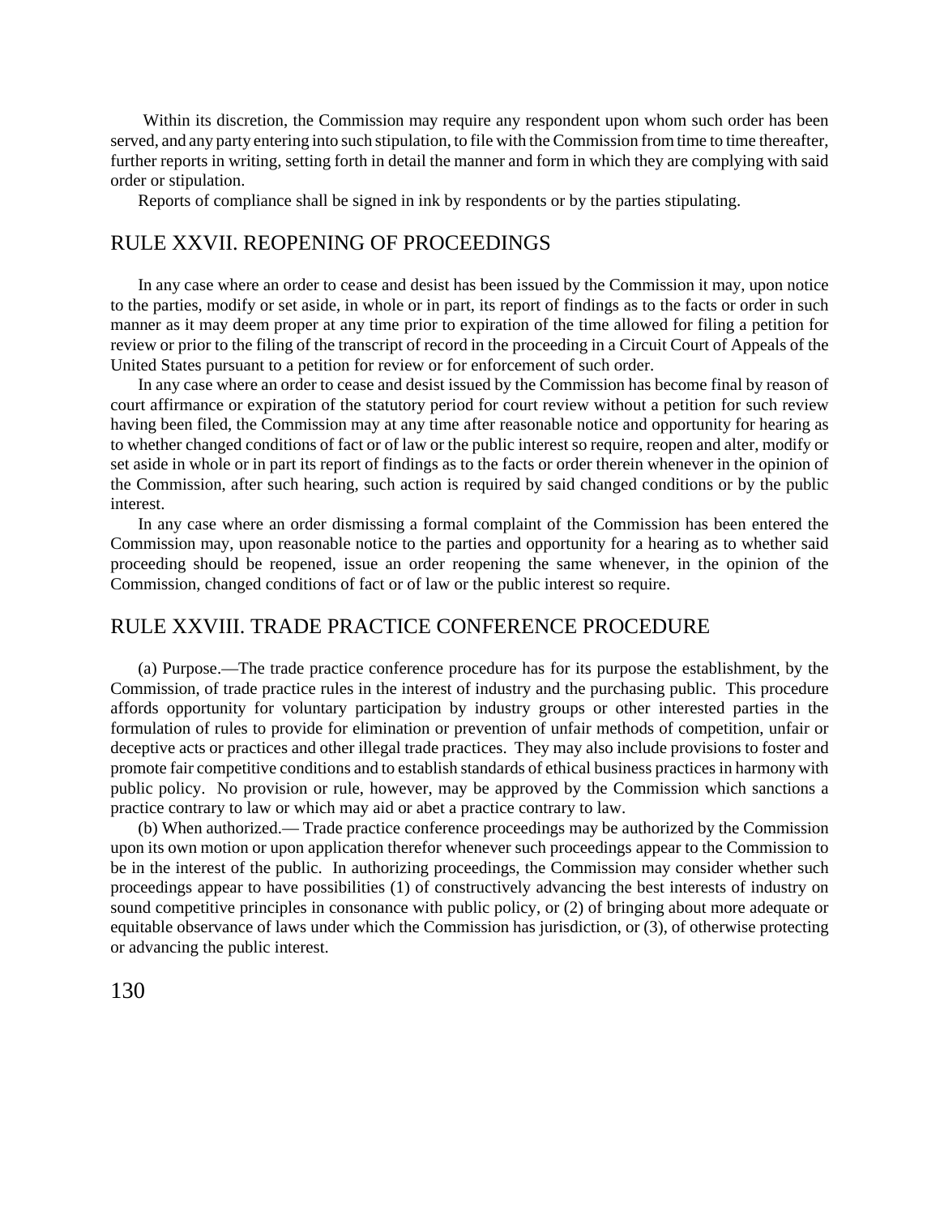Within its discretion, the Commission may require any respondent upon whom such order has been served, and any party entering into such stipulation, to file with the Commission from time to time thereafter, further reports in writing, setting forth in detail the manner and form in which they are complying with said order or stipulation.

Reports of compliance shall be signed in ink by respondents or by the parties stipulating.

## RULE XXVII. REOPENING OF PROCEEDINGS

In any case where an order to cease and desist has been issued by the Commission it may, upon notice to the parties, modify or set aside, in whole or in part, its report of findings as to the facts or order in such manner as it may deem proper at any time prior to expiration of the time allowed for filing a petition for review or prior to the filing of the transcript of record in the proceeding in a Circuit Court of Appeals of the United States pursuant to a petition for review or for enforcement of such order.

In any case where an order to cease and desist issued by the Commission has become final by reason of court affirmance or expiration of the statutory period for court review without a petition for such review having been filed, the Commission may at any time after reasonable notice and opportunity for hearing as to whether changed conditions of fact or of law or the public interest so require, reopen and alter, modify or set aside in whole or in part its report of findings as to the facts or order therein whenever in the opinion of the Commission, after such hearing, such action is required by said changed conditions or by the public interest.

In any case where an order dismissing a formal complaint of the Commission has been entered the Commission may, upon reasonable notice to the parties and opportunity for a hearing as to whether said proceeding should be reopened, issue an order reopening the same whenever, in the opinion of the Commission, changed conditions of fact or of law or the public interest so require.

## RULE XXVIII. TRADE PRACTICE CONFERENCE PROCEDURE

(a) Purpose.—The trade practice conference procedure has for its purpose the establishment, by the Commission, of trade practice rules in the interest of industry and the purchasing public. This procedure affords opportunity for voluntary participation by industry groups or other interested parties in the formulation of rules to provide for elimination or prevention of unfair methods of competition, unfair or deceptive acts or practices and other illegal trade practices. They may also include provisions to foster and promote fair competitive conditions and to establish standards of ethical business practices in harmony with public policy. No provision or rule, however, may be approved by the Commission which sanctions a practice contrary to law or which may aid or abet a practice contrary to law.

(b) When authorized.— Trade practice conference proceedings may be authorized by the Commission upon its own motion or upon application therefor whenever such proceedings appear to the Commission to be in the interest of the public. In authorizing proceedings, the Commission may consider whether such proceedings appear to have possibilities (1) of constructively advancing the best interests of industry on sound competitive principles in consonance with public policy, or (2) of bringing about more adequate or equitable observance of laws under which the Commission has jurisdiction, or (3), of otherwise protecting or advancing the public interest.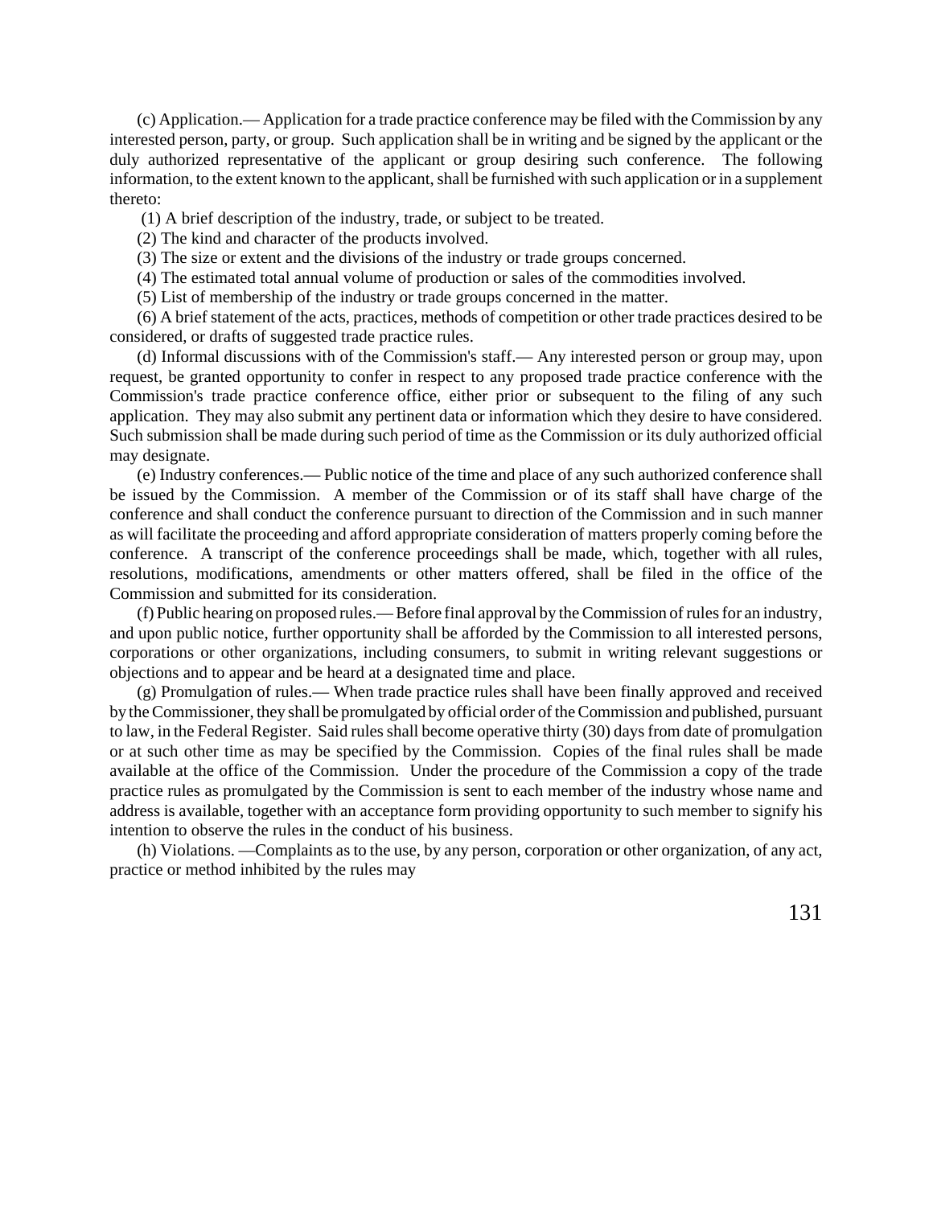(c) Application.— Application for a trade practice conference may be filed with the Commission by any interested person, party, or group. Such application shall be in writing and be signed by the applicant or the duly authorized representative of the applicant or group desiring such conference. The following information, to the extent known to the applicant, shall be furnished with such application or in a supplement thereto:

(1) A brief description of the industry, trade, or subject to be treated.

(2) The kind and character of the products involved.

(3) The size or extent and the divisions of the industry or trade groups concerned.

(4) The estimated total annual volume of production or sales of the commodities involved.

(5) List of membership of the industry or trade groups concerned in the matter.

(6) A brief statement of the acts, practices, methods of competition or other trade practices desired to be considered, or drafts of suggested trade practice rules.

(d) Informal discussions with of the Commission's staff.— Any interested person or group may, upon request, be granted opportunity to confer in respect to any proposed trade practice conference with the Commission's trade practice conference office, either prior or subsequent to the filing of any such application. They may also submit any pertinent data or information which they desire to have considered. Such submission shall be made during such period of time as the Commission or its duly authorized official may designate.

(e) Industry conferences.— Public notice of the time and place of any such authorized conference shall be issued by the Commission. A member of the Commission or of its staff shall have charge of the conference and shall conduct the conference pursuant to direction of the Commission and in such manner as will facilitate the proceeding and afford appropriate consideration of matters properly coming before the conference. A transcript of the conference proceedings shall be made, which, together with all rules, resolutions, modifications, amendments or other matters offered, shall be filed in the office of the Commission and submitted for its consideration.

(f) Public hearing on proposed rules.— Before final approval by the Commission of rules for an industry, and upon public notice, further opportunity shall be afforded by the Commission to all interested persons, corporations or other organizations, including consumers, to submit in writing relevant suggestions or objections and to appear and be heard at a designated time and place.

(g) Promulgation of rules.— When trade practice rules shall have been finally approved and received by the Commissioner, they shall be promulgated by official order of the Commission and published, pursuant to law, in the Federal Register. Said rules shall become operative thirty (30) days from date of promulgation or at such other time as may be specified by the Commission. Copies of the final rules shall be made available at the office of the Commission. Under the procedure of the Commission a copy of the trade practice rules as promulgated by the Commission is sent to each member of the industry whose name and address is available, together with an acceptance form providing opportunity to such member to signify his intention to observe the rules in the conduct of his business.

(h) Violations. —Complaints as to the use, by any person, corporation or other organization, of any act, practice or method inhibited by the rules may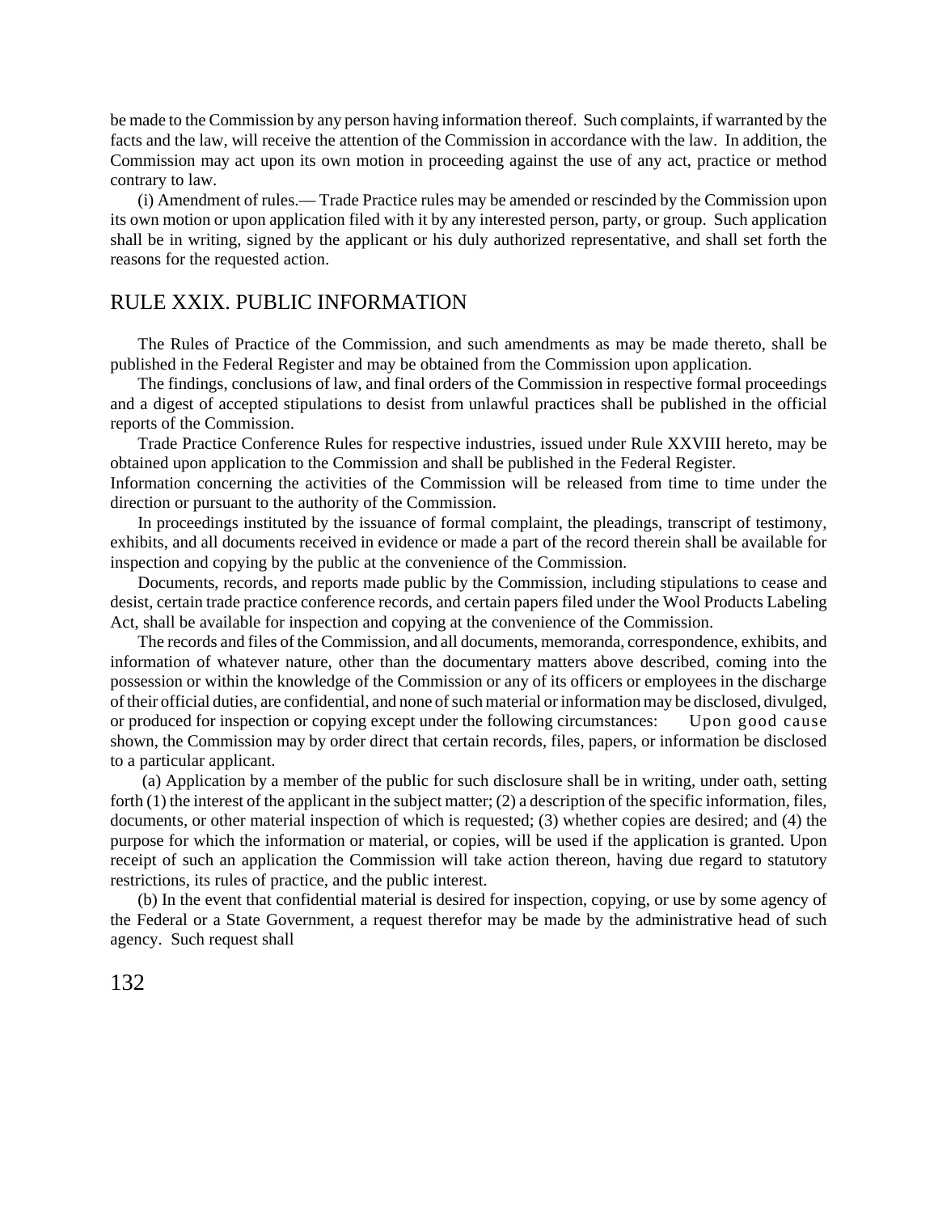be made to the Commission by any person having information thereof. Such complaints, if warranted by the facts and the law, will receive the attention of the Commission in accordance with the law. In addition, the Commission may act upon its own motion in proceeding against the use of any act, practice or method contrary to law.

(i) Amendment of rules.— Trade Practice rules may be amended or rescinded by the Commission upon its own motion or upon application filed with it by any interested person, party, or group. Such application shall be in writing, signed by the applicant or his duly authorized representative, and shall set forth the reasons for the requested action.

## RULE XXIX. PUBLIC INFORMATION

The Rules of Practice of the Commission, and such amendments as may be made thereto, shall be published in the Federal Register and may be obtained from the Commission upon application.

The findings, conclusions of law, and final orders of the Commission in respective formal proceedings and a digest of accepted stipulations to desist from unlawful practices shall be published in the official reports of the Commission.

Trade Practice Conference Rules for respective industries, issued under Rule XXVIII hereto, may be obtained upon application to the Commission and shall be published in the Federal Register.

Information concerning the activities of the Commission will be released from time to time under the direction or pursuant to the authority of the Commission.

In proceedings instituted by the issuance of formal complaint, the pleadings, transcript of testimony, exhibits, and all documents received in evidence or made a part of the record therein shall be available for inspection and copying by the public at the convenience of the Commission.

Documents, records, and reports made public by the Commission, including stipulations to cease and desist, certain trade practice conference records, and certain papers filed under the Wool Products Labeling Act, shall be available for inspection and copying at the convenience of the Commission.

The records and files of the Commission, and all documents, memoranda, correspondence, exhibits, and information of whatever nature, other than the documentary matters above described, coming into the possession or within the knowledge of the Commission or any of its officers or employees in the discharge of their official duties, are confidential, and none of such material or information may be disclosed, divulged, or produced for inspection or copying except under the following circumstances: Upon good cause shown, the Commission may by order direct that certain records, files, papers, or information be disclosed to a particular applicant.

(a) Application by a member of the public for such disclosure shall be in writing, under oath, setting forth (1) the interest of the applicant in the subject matter; (2) a description of the specific information, files, documents, or other material inspection of which is requested; (3) whether copies are desired; and (4) the purpose for which the information or material, or copies, will be used if the application is granted. Upon receipt of such an application the Commission will take action thereon, having due regard to statutory restrictions, its rules of practice, and the public interest.

(b) In the event that confidential material is desired for inspection, copying, or use by some agency of the Federal or a State Government, a request therefor may be made by the administrative head of such agency. Such request shall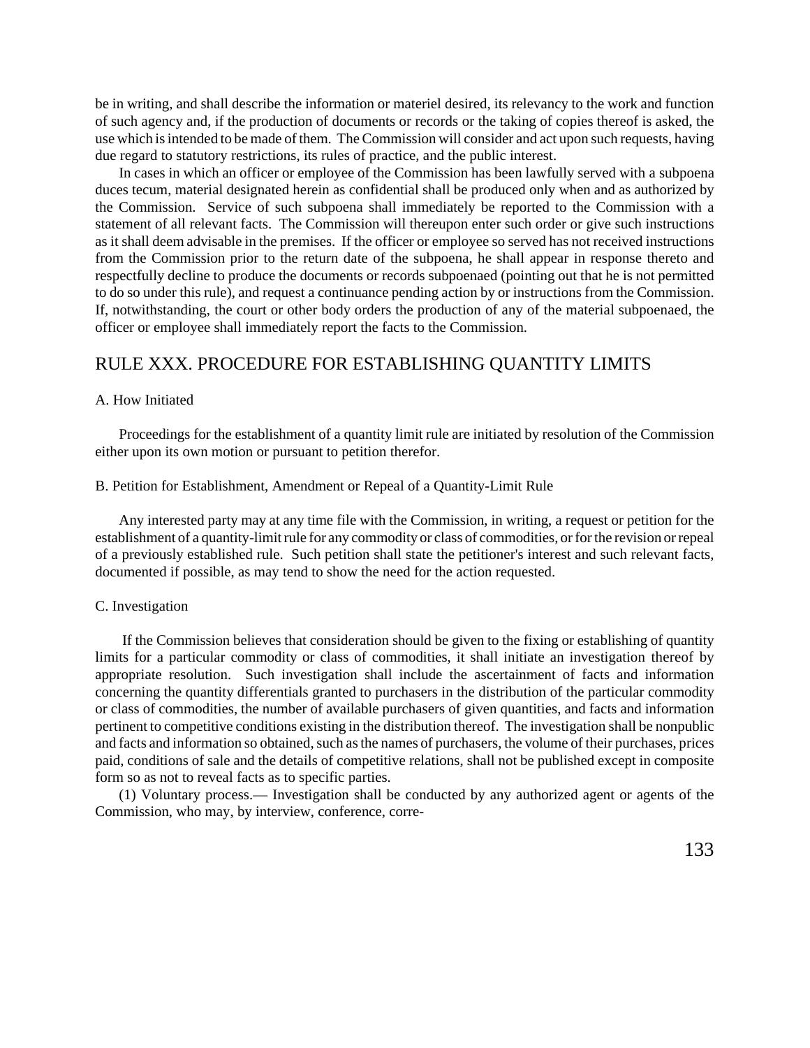be in writing, and shall describe the information or materiel desired, its relevancy to the work and function of such agency and, if the production of documents or records or the taking of copies thereof is asked, the use which is intended to be made of them. The Commission will consider and act upon such requests, having due regard to statutory restrictions, its rules of practice, and the public interest.

In cases in which an officer or employee of the Commission has been lawfully served with a subpoena duces tecum, material designated herein as confidential shall be produced only when and as authorized by the Commission. Service of such subpoena shall immediately be reported to the Commission with a statement of all relevant facts. The Commission will thereupon enter such order or give such instructions as it shall deem advisable in the premises. If the officer or employee so served has not received instructions from the Commission prior to the return date of the subpoena, he shall appear in response thereto and respectfully decline to produce the documents or records subpoenaed (pointing out that he is not permitted to do so under this rule), and request a continuance pending action by or instructions from the Commission. If, notwithstanding, the court or other body orders the production of any of the material subpoenaed, the officer or employee shall immediately report the facts to the Commission.

## RULE XXX. PROCEDURE FOR ESTABLISHING QUANTITY LIMITS

A. How Initiated

Proceedings for the establishment of a quantity limit rule are initiated by resolution of the Commission either upon its own motion or pursuant to petition therefor.

B. Petition for Establishment, Amendment or Repeal of a Quantity-Limit Rule

Any interested party may at any time file with the Commission, in writing, a request or petition for the establishment of a quantity-limit rule for any commodity or class of commodities, or for the revision or repeal of a previously established rule. Such petition shall state the petitioner's interest and such relevant facts, documented if possible, as may tend to show the need for the action requested.

C. Investigation

If the Commission believes that consideration should be given to the fixing or establishing of quantity limits for a particular commodity or class of commodities, it shall initiate an investigation thereof by appropriate resolution. Such investigation shall include the ascertainment of facts and information concerning the quantity differentials granted to purchasers in the distribution of the particular commodity or class of commodities, the number of available purchasers of given quantities, and facts and information pertinent to competitive conditions existing in the distribution thereof. The investigation shall be nonpublic and facts and information so obtained, such as the names of purchasers, the volume of their purchases, prices paid, conditions of sale and the details of competitive relations, shall not be published except in composite form so as not to reveal facts as to specific parties.

(1) Voluntary process.— Investigation shall be conducted by any authorized agent or agents of the Commission, who may, by interview, conference, corre-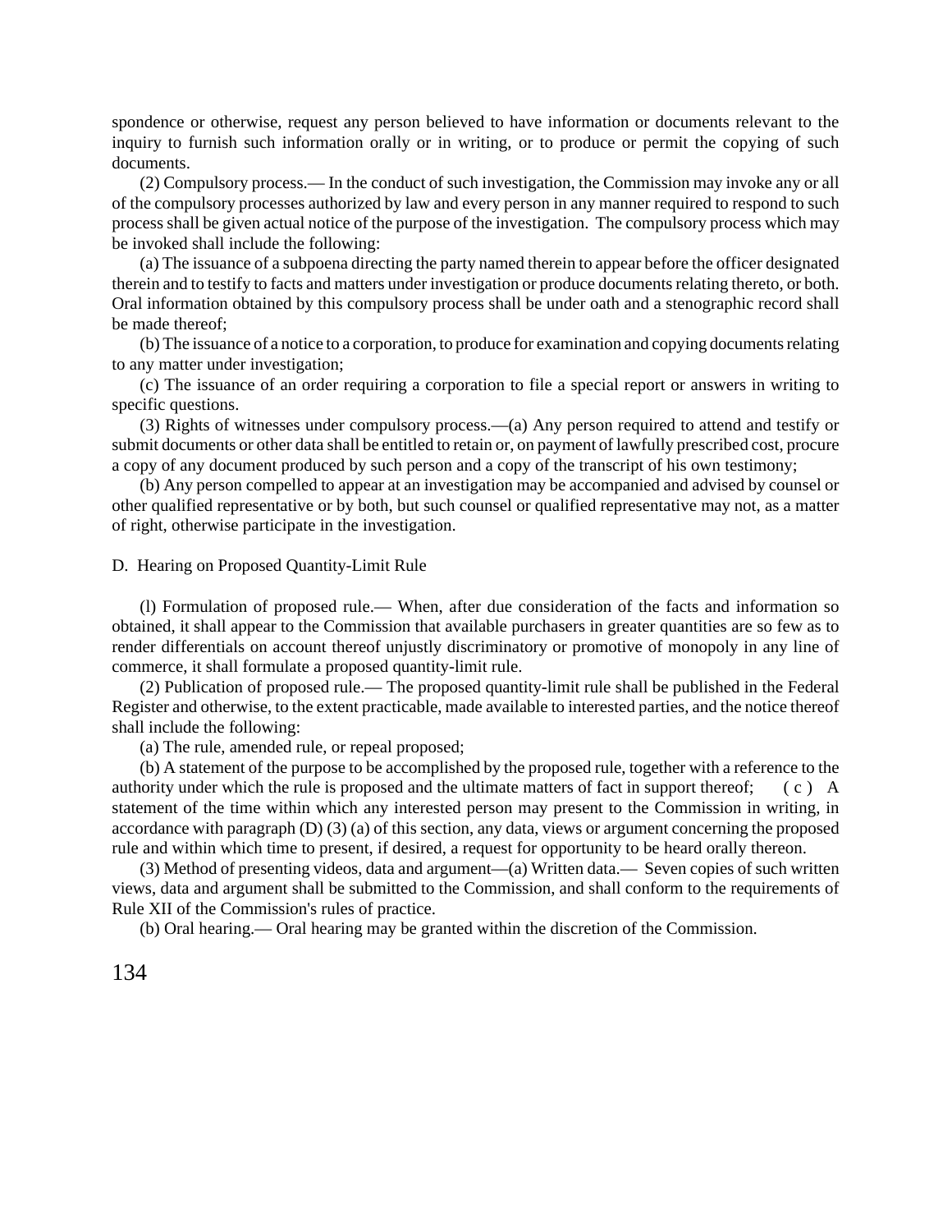spondence or otherwise, request any person believed to have information or documents relevant to the inquiry to furnish such information orally or in writing, or to produce or permit the copying of such documents.

(2) Compulsory process.— In the conduct of such investigation, the Commission may invoke any or all of the compulsory processes authorized by law and every person in any manner required to respond to such process shall be given actual notice of the purpose of the investigation. The compulsory process which may be invoked shall include the following:

(a) The issuance of a subpoena directing the party named therein to appear before the officer designated therein and to testify to facts and matters under investigation or produce documents relating thereto, or both. Oral information obtained by this compulsory process shall be under oath and a stenographic record shall be made thereof;

(b) The issuance of a notice to a corporation, to produce for examination and copying documents relating to any matter under investigation;

(c) The issuance of an order requiring a corporation to file a special report or answers in writing to specific questions.

(3) Rights of witnesses under compulsory process.—(a) Any person required to attend and testify or submit documents or other data shall be entitled to retain or, on payment of lawfully prescribed cost, procure a copy of any document produced by such person and a copy of the transcript of his own testimony;

(b) Any person compelled to appear at an investigation may be accompanied and advised by counsel or other qualified representative or by both, but such counsel or qualified representative may not, as a matter of right, otherwise participate in the investigation.

D. Hearing on Proposed Quantity-Limit Rule

(l) Formulation of proposed rule.— When, after due consideration of the facts and information so obtained, it shall appear to the Commission that available purchasers in greater quantities are so few as to render differentials on account thereof unjustly discriminatory or promotive of monopoly in any line of commerce, it shall formulate a proposed quantity-limit rule.

(2) Publication of proposed rule.— The proposed quantity-limit rule shall be published in the Federal Register and otherwise, to the extent practicable, made available to interested parties, and the notice thereof shall include the following:

(a) The rule, amended rule, or repeal proposed;

(b) A statement of the purpose to be accomplished by the proposed rule, together with a reference to the authority under which the rule is proposed and the ultimate matters of fact in support thereof; (c) A statement of the time within which any interested person may present to the Commission in writing, in accordance with paragraph (D) (3) (a) of this section, any data, views or argument concerning the proposed rule and within which time to present, if desired, a request for opportunity to be heard orally thereon.

(3) Method of presenting videos, data and argument—(a) Written data.— Seven copies of such written views, data and argument shall be submitted to the Commission, and shall conform to the requirements of Rule XII of the Commission's rules of practice.

(b) Oral hearing.— Oral hearing may be granted within the discretion of the Commission.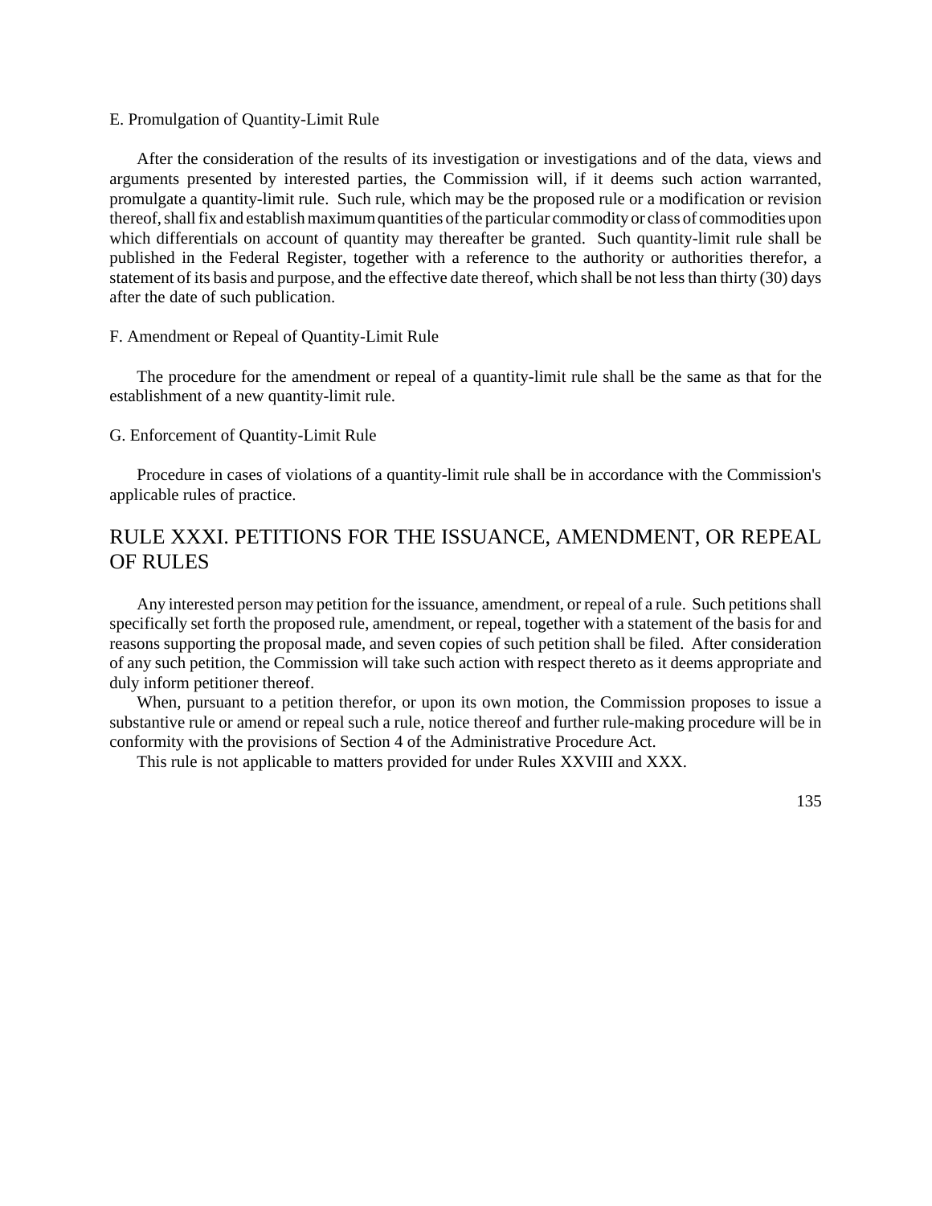### E. Promulgation of Quantity-Limit Rule

After the consideration of the results of its investigation or investigations and of the data, views and arguments presented by interested parties, the Commission will, if it deems such action warranted, promulgate a quantity-limit rule. Such rule, which may be the proposed rule or a modification or revision thereof, shall fix and establish maximum quantities of the particular commodity or class of commodities upon which differentials on account of quantity may thereafter be granted. Such quantity-limit rule shall be published in the Federal Register, together with a reference to the authority or authorities therefor, a statement of its basis and purpose, and the effective date thereof, which shall be not less than thirty (30) days after the date of such publication.

### F. Amendment or Repeal of Quantity-Limit Rule

The procedure for the amendment or repeal of a quantity-limit rule shall be the same as that for the establishment of a new quantity-limit rule.

### G. Enforcement of Quantity-Limit Rule

Procedure in cases of violations of a quantity-limit rule shall be in accordance with the Commission's applicable rules of practice.

## RULE XXXI. PETITIONS FOR THE ISSUANCE, AMENDMENT, OR REPEAL OF RULES

Any interested person may petition for the issuance, amendment, or repeal of a rule. Such petitions shall specifically set forth the proposed rule, amendment, or repeal, together with a statement of the basis for and reasons supporting the proposal made, and seven copies of such petition shall be filed. After consideration of any such petition, the Commission will take such action with respect thereto as it deems appropriate and duly inform petitioner thereof.

When, pursuant to a petition therefor, or upon its own motion, the Commission proposes to issue a substantive rule or amend or repeal such a rule, notice thereof and further rule-making procedure will be in conformity with the provisions of Section 4 of the Administrative Procedure Act.

This rule is not applicable to matters provided for under Rules XXVIII and XXX.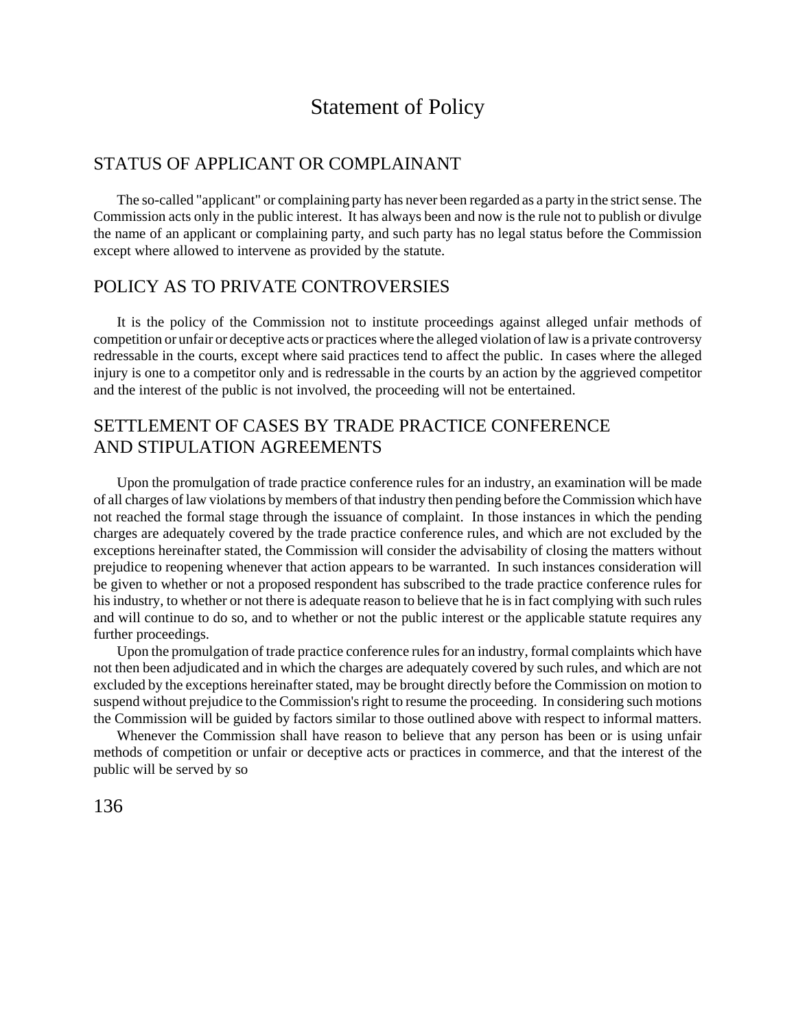# Statement of Policy

## STATUS OF APPLICANT OR COMPLAINANT

The so-called "applicant" or complaining party has never been regarded as a party in the strict sense. The Commission acts only in the public interest. It has always been and now is the rule not to publish or divulge the name of an applicant or complaining party, and such party has no legal status before the Commission except where allowed to intervene as provided by the statute.

## POLICY AS TO PRIVATE CONTROVERSIES

It is the policy of the Commission not to institute proceedings against alleged unfair methods of competition or unfair or deceptive acts or practices where the alleged violation of law is a private controversy redressable in the courts, except where said practices tend to affect the public. In cases where the alleged injury is one to a competitor only and is redressable in the courts by an action by the aggrieved competitor and the interest of the public is not involved, the proceeding will not be entertained.

## SETTLEMENT OF CASES BY TRADE PRACTICE CONFERENCE AND STIPULATION AGREEMENTS

Upon the promulgation of trade practice conference rules for an industry, an examination will be made of all charges of law violations by members of that industry then pending before the Commission which have not reached the formal stage through the issuance of complaint. In those instances in which the pending charges are adequately covered by the trade practice conference rules, and which are not excluded by the exceptions hereinafter stated, the Commission will consider the advisability of closing the matters without prejudice to reopening whenever that action appears to be warranted. In such instances consideration will be given to whether or not a proposed respondent has subscribed to the trade practice conference rules for his industry, to whether or not there is adequate reason to believe that he is in fact complying with such rules and will continue to do so, and to whether or not the public interest or the applicable statute requires any further proceedings.

Upon the promulgation of trade practice conference rules for an industry, formal complaints which have not then been adjudicated and in which the charges are adequately covered by such rules, and which are not excluded by the exceptions hereinafter stated, may be brought directly before the Commission on motion to suspend without prejudice to the Commission's right to resume the proceeding. In considering such motions the Commission will be guided by factors similar to those outlined above with respect to informal matters.

Whenever the Commission shall have reason to believe that any person has been or is using unfair methods of competition or unfair or deceptive acts or practices in commerce, and that the interest of the public will be served by so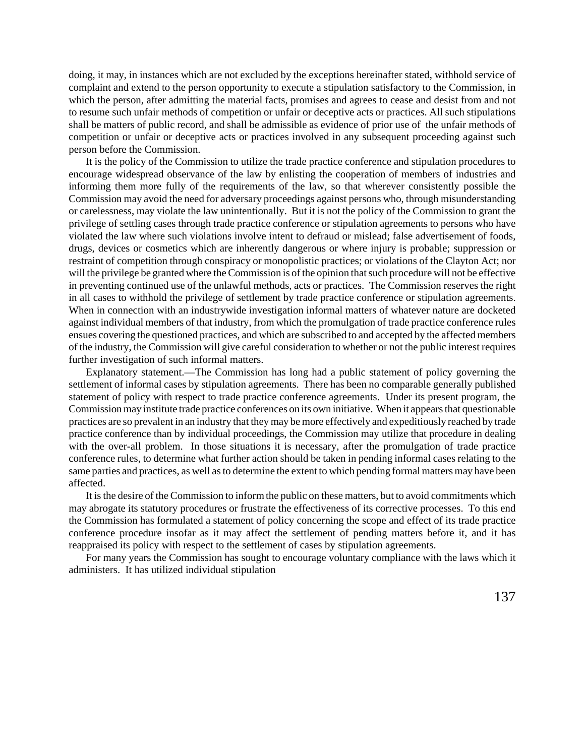doing, it may, in instances which are not excluded by the exceptions hereinafter stated, withhold service of complaint and extend to the person opportunity to execute a stipulation satisfactory to the Commission, in which the person, after admitting the material facts, promises and agrees to cease and desist from and not to resume such unfair methods of competition or unfair or deceptive acts or practices. All such stipulations shall be matters of public record, and shall be admissible as evidence of prior use of the unfair methods of competition or unfair or deceptive acts or practices involved in any subsequent proceeding against such person before the Commission.

It is the policy of the Commission to utilize the trade practice conference and stipulation procedures to encourage widespread observance of the law by enlisting the cooperation of members of industries and informing them more fully of the requirements of the law, so that wherever consistently possible the Commission may avoid the need for adversary proceedings against persons who, through misunderstanding or carelessness, may violate the law unintentionally. But it is not the policy of the Commission to grant the privilege of settling cases through trade practice conference or stipulation agreements to persons who have violated the law where such violations involve intent to defraud or mislead; false advertisement of foods, drugs, devices or cosmetics which are inherently dangerous or where injury is probable; suppression or restraint of competition through conspiracy or monopolistic practices; or violations of the Clayton Act; nor will the privilege be granted where the Commission is of the opinion that such procedure will not be effective in preventing continued use of the unlawful methods, acts or practices. The Commission reserves the right in all cases to withhold the privilege of settlement by trade practice conference or stipulation agreements. When in connection with an industrywide investigation informal matters of whatever nature are docketed against individual members of that industry, from which the promulgation of trade practice conference rules ensues covering the questioned practices, and which are subscribed to and accepted by the affected members of the industry, the Commission will give careful consideration to whether or not the public interest requires further investigation of such informal matters.

Explanatory statement.—The Commission has long had a public statement of policy governing the settlement of informal cases by stipulation agreements. There has been no comparable generally published statement of policy with respect to trade practice conference agreements. Under its present program, the Commission may institute trade practice conferences on its own initiative. When it appears that questionable practices are so prevalent in an industry that they may be more effectively and expeditiously reached by trade practice conference than by individual proceedings, the Commission may utilize that procedure in dealing with the over-all problem. In those situations it is necessary, after the promulgation of trade practice conference rules, to determine what further action should be taken in pending informal cases relating to the same parties and practices, as well as to determine the extent to which pending formal matters may have been affected.

It is the desire of the Commission to inform the public on these matters, but to avoid commitments which may abrogate its statutory procedures or frustrate the effectiveness of its corrective processes. To this end the Commission has formulated a statement of policy concerning the scope and effect of its trade practice conference procedure insofar as it may affect the settlement of pending matters before it, and it has reappraised its policy with respect to the settlement of cases by stipulation agreements.

For many years the Commission has sought to encourage voluntary compliance with the laws which it administers. It has utilized individual stipulation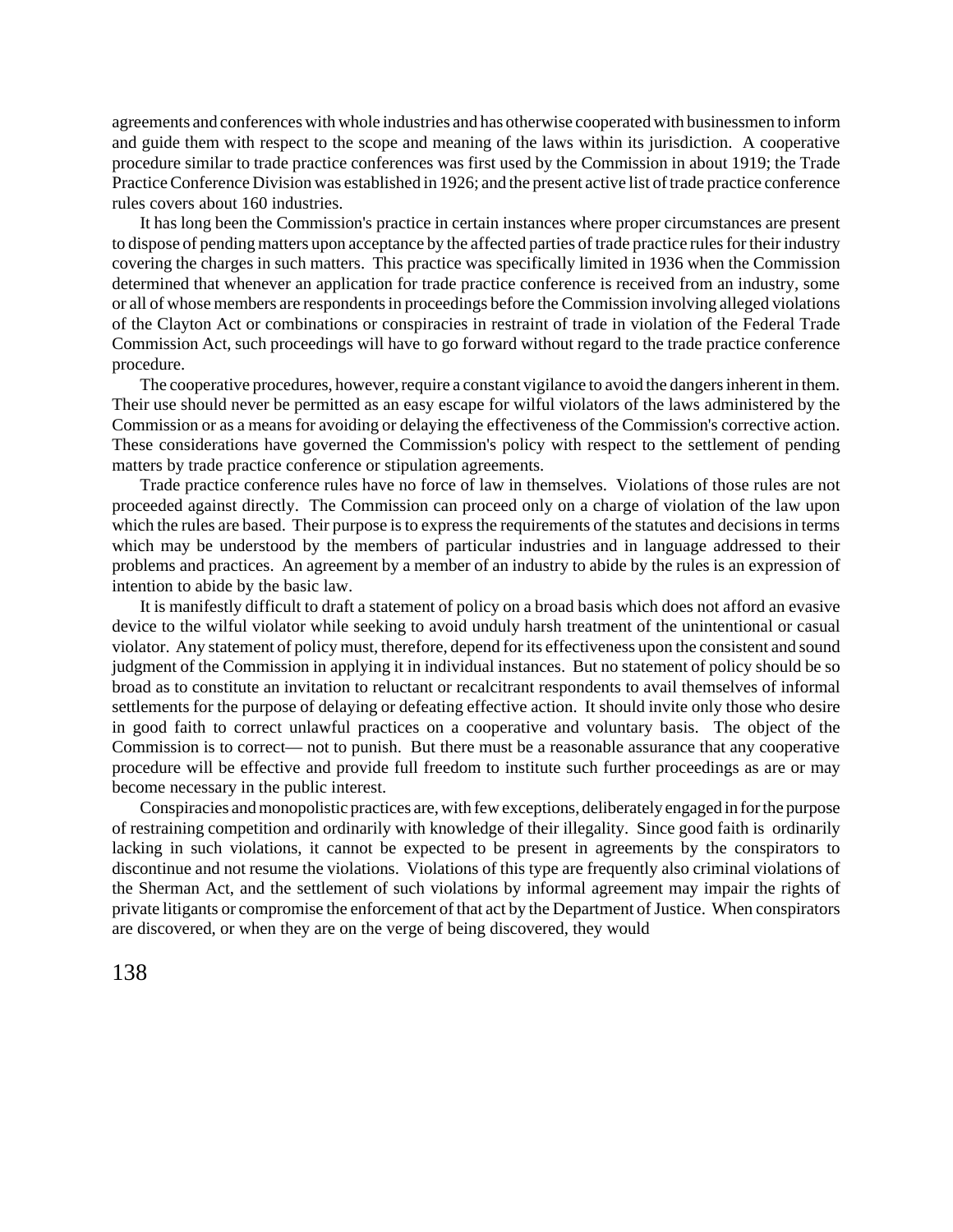agreements and conferences with whole industries and has otherwise cooperated with businessmen to inform and guide them with respect to the scope and meaning of the laws within its jurisdiction. A cooperative procedure similar to trade practice conferences was first used by the Commission in about 1919; the Trade Practice Conference Division was established in 1926; and the present active list of trade practice conference rules covers about 160 industries.

It has long been the Commission's practice in certain instances where proper circumstances are present to dispose of pending matters upon acceptance by the affected parties of trade practice rules for their industry covering the charges in such matters. This practice was specifically limited in 1936 when the Commission determined that whenever an application for trade practice conference is received from an industry, some or all of whose members are respondents in proceedings before the Commission involving alleged violations of the Clayton Act or combinations or conspiracies in restraint of trade in violation of the Federal Trade Commission Act, such proceedings will have to go forward without regard to the trade practice conference procedure.

The cooperative procedures, however, require a constant vigilance to avoid the dangers inherent in them. Their use should never be permitted as an easy escape for wilful violators of the laws administered by the Commission or as a means for avoiding or delaying the effectiveness of the Commission's corrective action. These considerations have governed the Commission's policy with respect to the settlement of pending matters by trade practice conference or stipulation agreements.

Trade practice conference rules have no force of law in themselves. Violations of those rules are not proceeded against directly. The Commission can proceed only on a charge of violation of the law upon which the rules are based. Their purpose is to express the requirements of the statutes and decisions in terms which may be understood by the members of particular industries and in language addressed to their problems and practices. An agreement by a member of an industry to abide by the rules is an expression of intention to abide by the basic law.

It is manifestly difficult to draft a statement of policy on a broad basis which does not afford an evasive device to the wilful violator while seeking to avoid unduly harsh treatment of the unintentional or casual violator. Any statement of policy must, therefore, depend for its effectiveness upon the consistent and sound judgment of the Commission in applying it in individual instances. But no statement of policy should be so broad as to constitute an invitation to reluctant or recalcitrant respondents to avail themselves of informal settlements for the purpose of delaying or defeating effective action. It should invite only those who desire in good faith to correct unlawful practices on a cooperative and voluntary basis. The object of the Commission is to correct— not to punish. But there must be a reasonable assurance that any cooperative procedure will be effective and provide full freedom to institute such further proceedings as are or may become necessary in the public interest.

Conspiracies and monopolistic practices are, with few exceptions, deliberately engaged in for the purpose of restraining competition and ordinarily with knowledge of their illegality. Since good faith is ordinarily lacking in such violations, it cannot be expected to be present in agreements by the conspirators to discontinue and not resume the violations. Violations of this type are frequently also criminal violations of the Sherman Act, and the settlement of such violations by informal agreement may impair the rights of private litigants or compromise the enforcement of that act by the Department of Justice. When conspirators are discovered, or when they are on the verge of being discovered, they would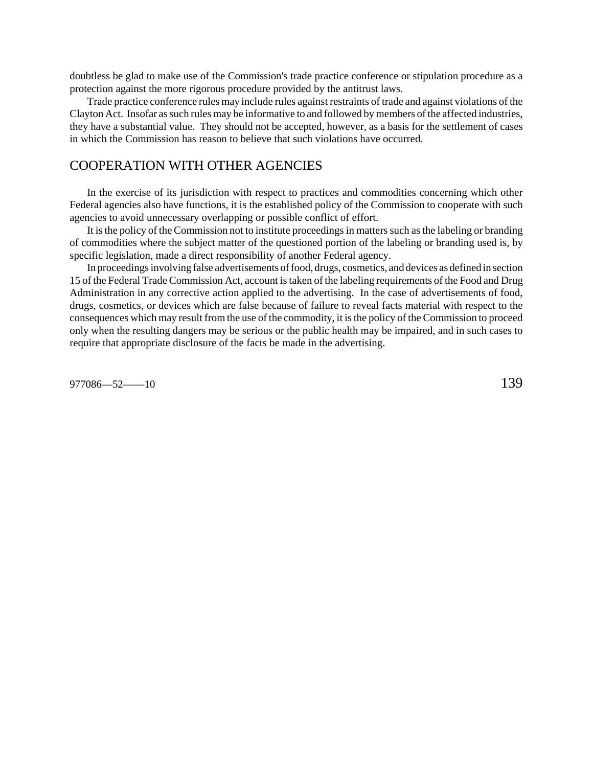doubtless be glad to make use of the Commission's trade practice conference or stipulation procedure as a protection against the more rigorous procedure provided by the antitrust laws.

Trade practice conference rules may include rules against restraints of trade and against violations of the Clayton Act. Insofar as such rules may be informative to and followed by members of the affected industries, they have a substantial value. They should not be accepted, however, as a basis for the settlement of cases in which the Commission has reason to believe that such violations have occurred.

## COOPERATION WITH OTHER AGENCIES

In the exercise of its jurisdiction with respect to practices and commodities concerning which other Federal agencies also have functions, it is the established policy of the Commission to cooperate with such agencies to avoid unnecessary overlapping or possible conflict of effort.

It is the policy of the Commission not to institute proceedings in matters such as the labeling or branding of commodities where the subject matter of the questioned portion of the labeling or branding used is, by specific legislation, made a direct responsibility of another Federal agency.

In proceedings involving false advertisements of food, drugs, cosmetics, and devices as defined in section 15 of the Federal Trade Commission Act, account is taken of the labeling requirements of the Food and Drug Administration in any corrective action applied to the advertising. In the case of advertisements of food, drugs, cosmetics, or devices which are false because of failure to reveal facts material with respect to the consequences which may result from the use of the commodity, it is the policy of the Commission to proceed only when the resulting dangers may be serious or the public health may be impaired, and in such cases to require that appropriate disclosure of the facts be made in the advertising.

977086—52——10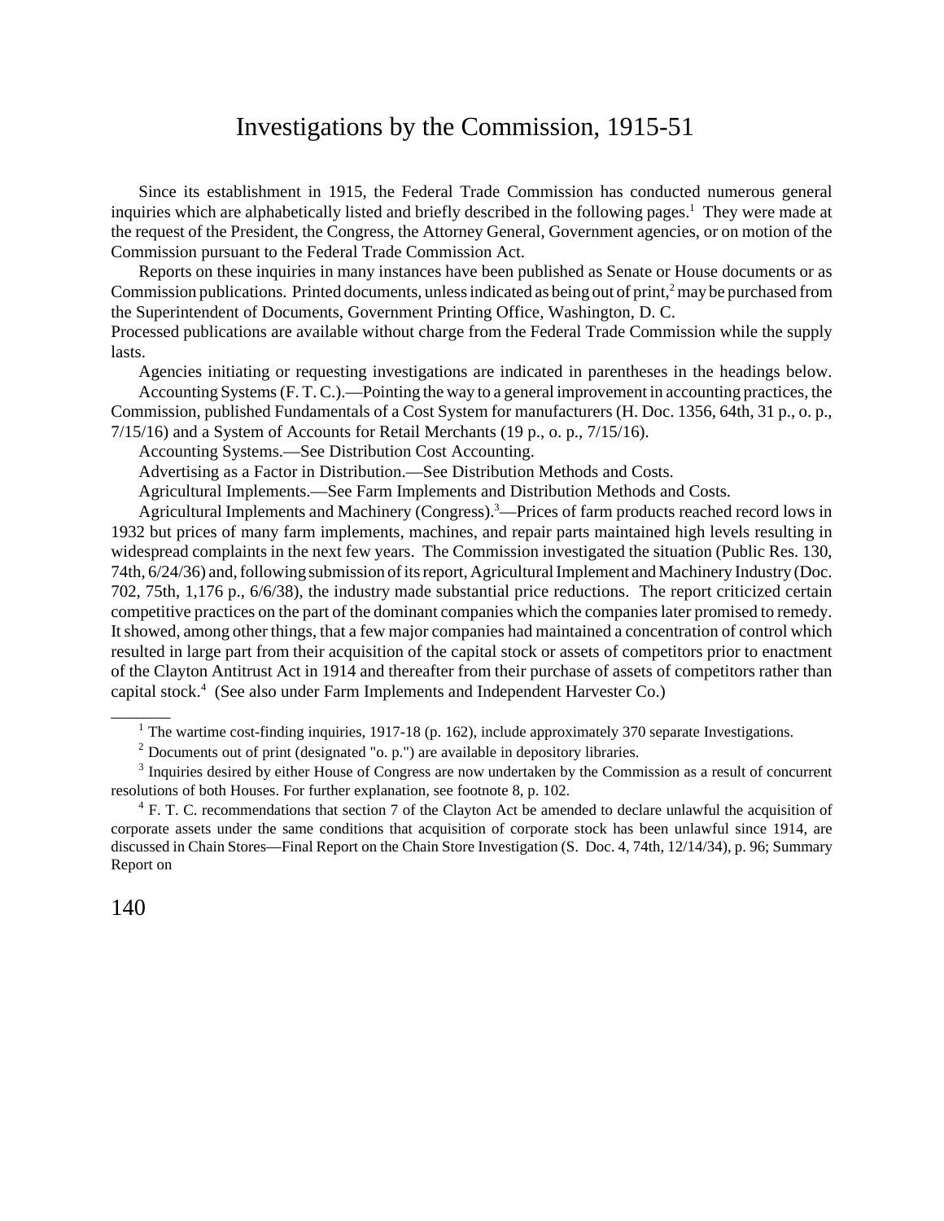# Investigations by the Commission, 1915-51

Since its establishment in 1915, the Federal Trade Commission has conducted numerous general inquiries which are alphabetically listed and briefly described in the following pages.[1] They were made at the request of the President, the Congress, the Attorney General, Government agencies, or on motion of the Commission pursuant to the Federal Trade Commission Act.

Reports on these inquiries in many instances have been published as Senate or House documents or as Commission publications. Printed documents, unless indicated as being out of print,[2] may be purchased from the Superintendent of Documents, Government Printing Office, Washington, D. C.
Processed publications are available without charge from the Federal Trade Commission while the supply lasts.

Agencies initiating or requesting investigations are indicated in parentheses in the headings below.

Accounting Systems (F. T. C.).—Pointing the way to a general improvement in accounting practices, the Commission, published Fundamentals of a Cost System for manufacturers (H. Doc. 1356, 64th, 31 p., o. p., 7/15/16) and a System of Accounts for Retail Merchants (19 p., o. p., 7/15/16).

Accounting Systems.—See Distribution Cost Accounting.

Advertising as a Factor in Distribution.—See Distribution Methods and Costs.

Agricultural Implements.—See Farm Implements and Distribution Methods and Costs.

Agricultural Implements and Machinery (Congress).[3]—Prices of farm products reached record lows in 1932 but prices of many farm implements, machines, and repair parts maintained high levels resulting in widespread complaints in the next few years. The Commission investigated the situation (Public Res. 130, 74th, 6/24/36) and, following submission of its report, Agricultural Implement and Machinery Industry (Doc. 702, 75th, 1,176 p., 6/6/38), the industry made substantial price reductions. The report criticized certain competitive practices on the part of the dominant companies which the companies later promised to remedy. It showed, among other things, that a few major companies had maintained a concentration of control which resulted in large part from their acquisition of the capital stock or assets of competitors prior to enactment of the Clayton Antitrust Act in 1914 and thereafter from their purchase of assets of competitors rather than capital stock.[4] (See also under Farm Implements and Independent Harvester Co.)

---

[1] The wartime cost-finding inquiries, 1917-18 (p. 162), include approximately 370 separate Investigations.

[2] Documents out of print (designated "o. p.") are available in depository libraries.

[3] Inquiries desired by either House of Congress are now undertaken by the Commission as a result of concurrent resolutions of both Houses. For further explanation, see footnote 8, p. 102.

[4] F. T. C. recommendations that section 7 of the Clayton Act be amended to declare unlawful the acquisition of corporate assets under the same conditions that acquisition of corporate stock has been unlawful since 1914, are discussed in Chain Stores—Final Report on the Chain Store Investigation (S. Doc. 4, 74th, 12/14/34), p. 96; Summary Report on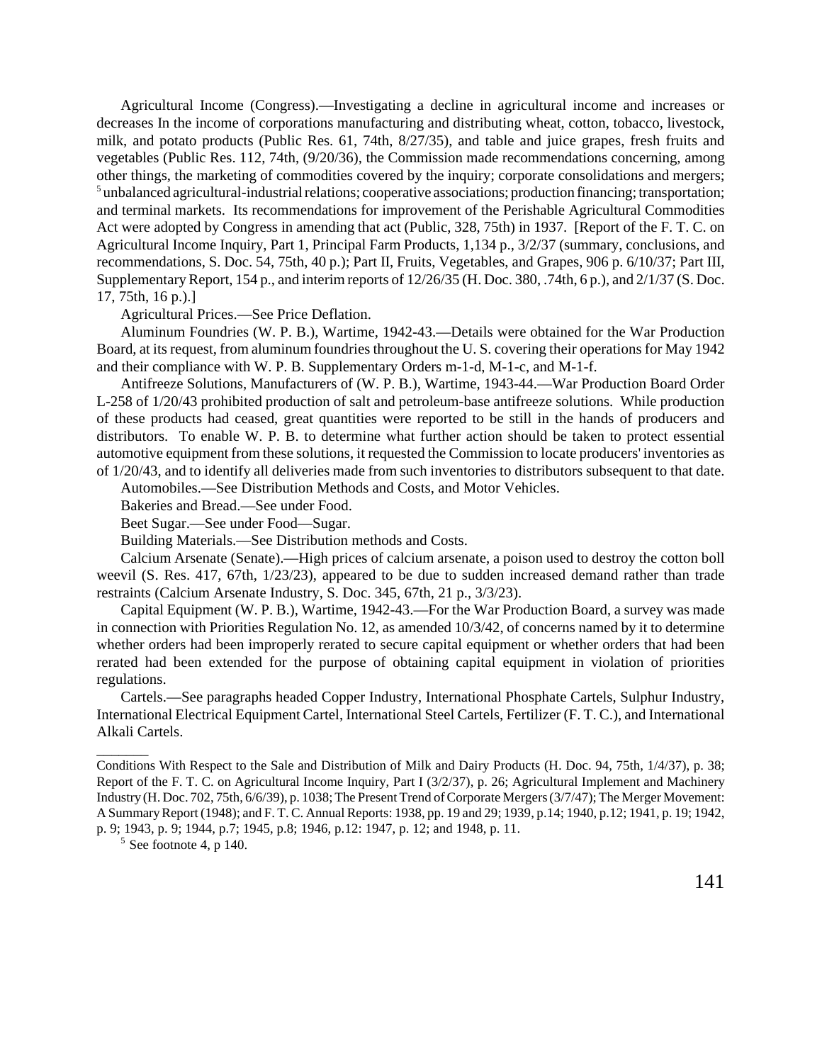Agricultural Income (Congress).—Investigating a decline in agricultural income and increases or decreases In the income of corporations manufacturing and distributing wheat, cotton, tobacco, livestock, milk, and potato products (Public Res. 61, 74th, 8/27/35), and table and juice grapes, fresh fruits and vegetables (Public Res. 112, 74th, (9/20/36), the Commission made recommendations concerning, among other things, the marketing of commodities covered by the inquiry; corporate consolidations and mergers; [5] unbalanced agricultural-industrial relations; cooperative associations; production financing; transportation; and terminal markets. Its recommendations for improvement of the Perishable Agricultural Commodities Act were adopted by Congress in amending that act (Public, 328, 75th) in 1937. [Report of the F. T. C. on Agricultural Income Inquiry, Part 1, Principal Farm Products, 1,134 p., 3/2/37 (summary, conclusions, and recommendations, S. Doc. 54, 75th, 40 p.); Part II, Fruits, Vegetables, and Grapes, 906 p. 6/10/37; Part III, Supplementary Report, 154 p., and interim reports of 12/26/35 (H. Doc. 380, .74th, 6 p.), and 2/1/37 (S. Doc. 17, 75th, 16 p.).]

Agricultural Prices.—See Price Deflation.

Aluminum Foundries (W. P. B.), Wartime, 1942-43.—Details were obtained for the War Production Board, at its request, from aluminum foundries throughout the U. S. covering their operations for May 1942 and their compliance with W. P. B. Supplementary Orders m-1-d, M-1-c, and M-1-f.

Antifreeze Solutions, Manufacturers of (W. P. B.), Wartime, 1943-44.—War Production Board Order L-258 of 1/20/43 prohibited production of salt and petroleum-base antifreeze solutions. While production of these products had ceased, great quantities were reported to be still in the hands of producers and distributors. To enable W. P. B. to determine what further action should be taken to protect essential automotive equipment from these solutions, it requested the Commission to locate producers' inventories as of 1/20/43, and to identify all deliveries made from such inventories to distributors subsequent to that date.

Automobiles.—See Distribution Methods and Costs, and Motor Vehicles.

Bakeries and Bread.—See under Food.

Beet Sugar.—See under Food—Sugar.

Building Materials.—See Distribution methods and Costs.

Calcium Arsenate (Senate).—High prices of calcium arsenate, a poison used to destroy the cotton boll weevil (S. Res. 417, 67th, 1/23/23), appeared to be due to sudden increased demand rather than trade restraints (Calcium Arsenate Industry, S. Doc. 345, 67th, 21 p., 3/3/23).

Capital Equipment (W. P. B.), Wartime, 1942-43.—For the War Production Board, a survey was made in connection with Priorities Regulation No. 12, as amended 10/3/42, of concerns named by it to determine whether orders had been improperly rerated to secure capital equipment or whether orders that had been rerated had been extended for the purpose of obtaining capital equipment in violation of priorities regulations.

Cartels.—See paragraphs headed Copper Industry, International Phosphate Cartels, Sulphur Industry, International Electrical Equipment Cartel, International Steel Cartels, Fertilizer (F. T. C.), and International Alkali Cartels.

_______

Conditions With Respect to the Sale and Distribution of Milk and Dairy Products (H. Doc. 94, 75th, 1/4/37), p. 38; Report of the F. T. C. on Agricultural Income Inquiry, Part I (3/2/37), p. 26; Agricultural Implement and Machinery Industry (H. Doc. 702, 75th, 6/6/39), p. 1038; The Present Trend of Corporate Mergers (3/7/47); The Merger Movement: A Summary Report (1948); and F. T. C. Annual Reports: 1938, pp. 19 and 29; 1939, p.14; 1940, p.12; 1941, p. 19; 1942, p. 9; 1943, p. 9; 1944, p.7; 1945, p.8; 1946, p.12: 1947, p. 12; and 1948, p. 11.

[5] See footnote 4, p 140.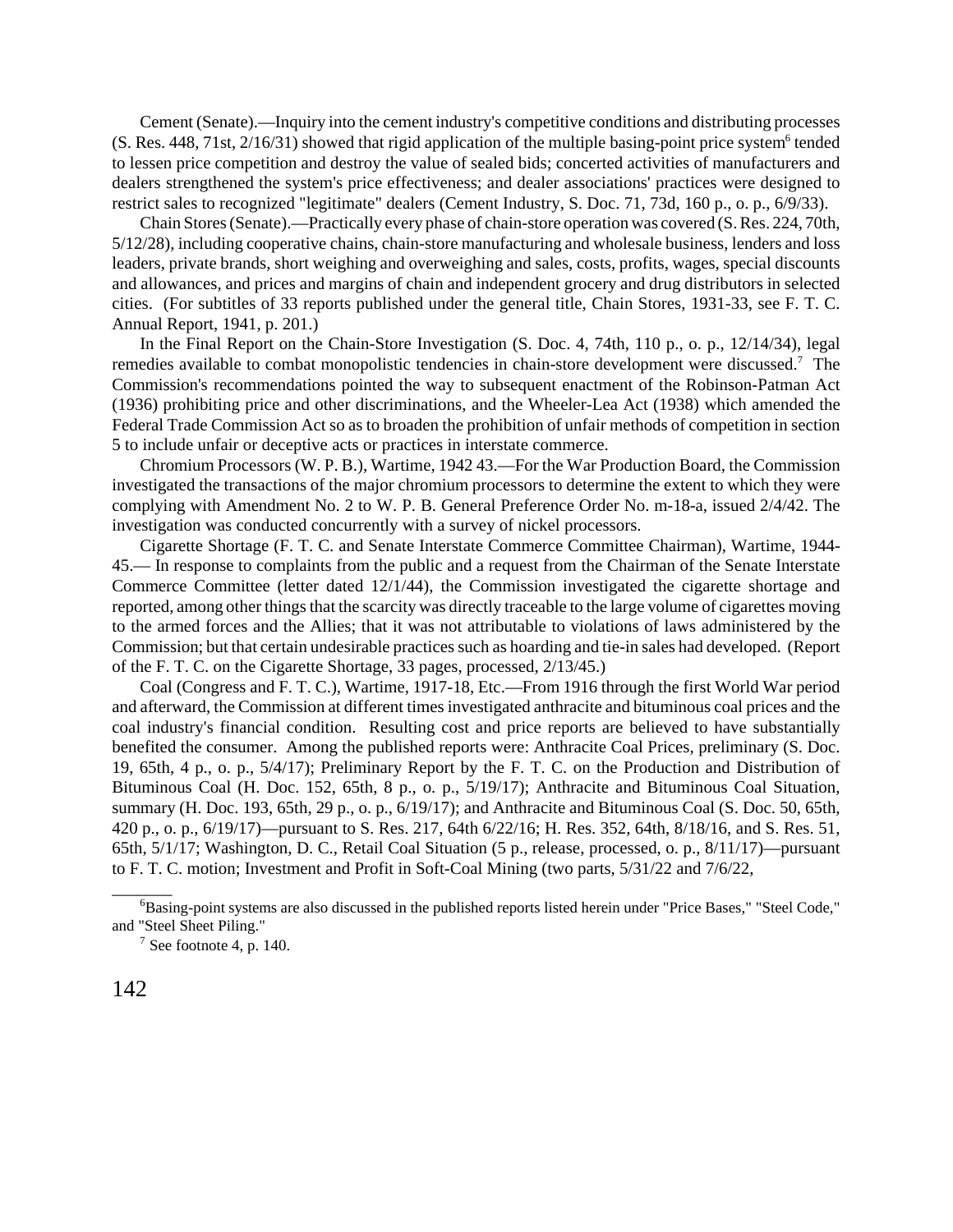Cement (Senate).—Inquiry into the cement industry's competitive conditions and distributing processes (S. Res. 448, 71st, 2/16/31) showed that rigid application of the multiple basing-point price system[6] tended to lessen price competition and destroy the value of sealed bids; concerted activities of manufacturers and dealers strengthened the system's price effectiveness; and dealer associations' practices were designed to restrict sales to recognized "legitimate" dealers (Cement Industry, S. Doc. 71, 73d, 160 p., o. p., 6/9/33).

Chain Stores (Senate).—Practically every phase of chain-store operation was covered (S. Res. 224, 70th, 5/12/28), including cooperative chains, chain-store manufacturing and wholesale business, lenders and loss leaders, private brands, short weighing and overweighing and sales, costs, profits, wages, special discounts and allowances, and prices and margins of chain and independent grocery and drug distributors in selected cities. (For subtitles of 33 reports published under the general title, Chain Stores, 1931-33, see F. T. C. Annual Report, 1941, p. 201.)

In the Final Report on the Chain-Store Investigation (S. Doc. 4, 74th, 110 p., o. p., 12/14/34), legal remedies available to combat monopolistic tendencies in chain-store development were discussed.[7] The Commission's recommendations pointed the way to subsequent enactment of the Robinson-Patman Act (1936) prohibiting price and other discriminations, and the Wheeler-Lea Act (1938) which amended the Federal Trade Commission Act so as to broaden the prohibition of unfair methods of competition in section 5 to include unfair or deceptive acts or practices in interstate commerce.

Chromium Processors (W. P. B.), Wartime, 1942 43.—For the War Production Board, the Commission investigated the transactions of the major chromium processors to determine the extent to which they were complying with Amendment No. 2 to W. P. B. General Preference Order No. m-18-a, issued 2/4/42. The investigation was conducted concurrently with a survey of nickel processors.

Cigarette Shortage (F. T. C. and Senate Interstate Commerce Committee Chairman), Wartime, 1944-45.— In response to complaints from the public and a request from the Chairman of the Senate Interstate Commerce Committee (letter dated 12/1/44), the Commission investigated the cigarette shortage and reported, among other things that the scarcity was directly traceable to the large volume of cigarettes moving to the armed forces and the Allies; that it was not attributable to violations of laws administered by the Commission; but that certain undesirable practices such as hoarding and tie-in sales had developed. (Report of the F. T. C. on the Cigarette Shortage, 33 pages, processed, 2/13/45.)

Coal (Congress and F. T. C.), Wartime, 1917-18, Etc.—From 1916 through the first World War period and afterward, the Commission at different times investigated anthracite and bituminous coal prices and the coal industry's financial condition. Resulting cost and price reports are believed to have substantially benefited the consumer. Among the published reports were: Anthracite Coal Prices, preliminary (S. Doc. 19, 65th, 4 p., o. p., 5/4/17); Preliminary Report by the F. T. C. on the Production and Distribution of Bituminous Coal (H. Doc. 152, 65th, 8 p., o. p., 5/19/17); Anthracite and Bituminous Coal Situation, summary (H. Doc. 193, 65th, 29 p., o. p., 6/19/17); and Anthracite and Bituminous Coal (S. Doc. 50, 65th, 420 p., o. p., 6/19/17)—pursuant to S. Res. 217, 64th 6/22/16; H. Res. 352, 64th, 8/18/16, and S. Res. 51, 65th, 5/1/17; Washington, D. C., Retail Coal Situation (5 p., release, processed, o. p., 8/11/17)—pursuant to F. T. C. motion; Investment and Profit in Soft-Coal Mining (two parts, 5/31/22 and 7/6/22,

---

[6] Basing-point systems are also discussed in the published reports listed herein under "Price Bases," "Steel Code," and "Steel Sheet Piling."

[7] See footnote 4, p. 140.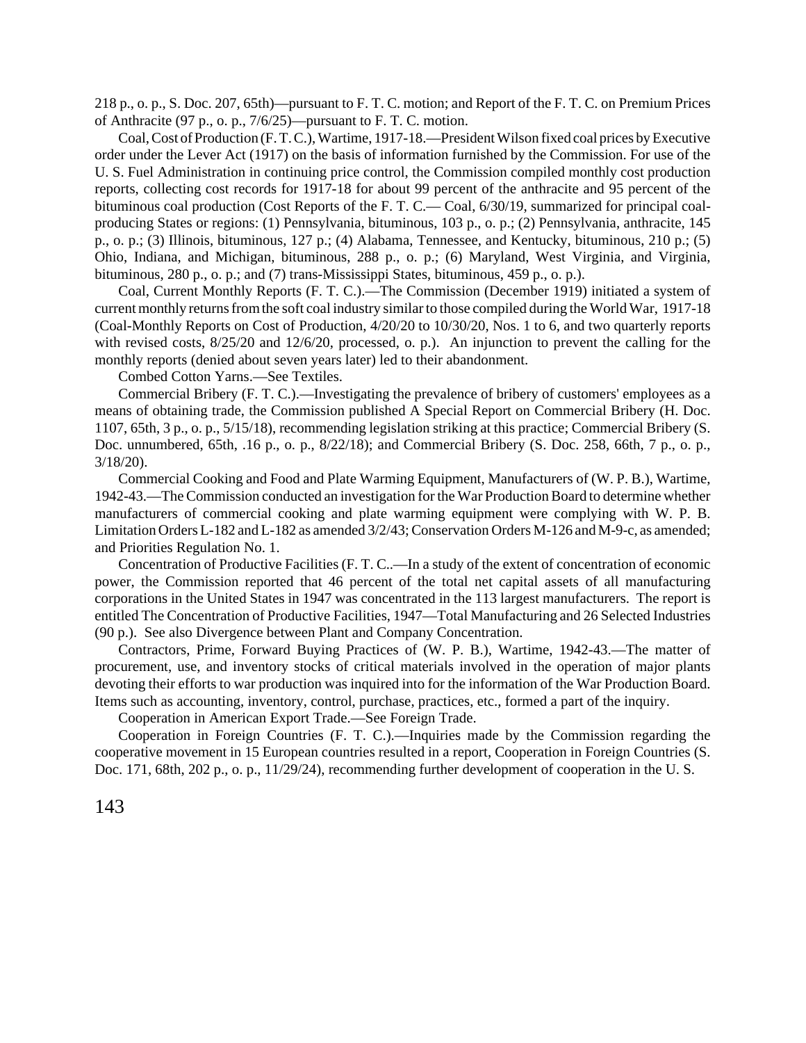218 p., o. p., S. Doc. 207, 65th)—pursuant to F. T. C. motion; and Report of the F. T. C. on Premium Prices of Anthracite (97 p., o. p., 7/6/25)—pursuant to F. T. C. motion.

Coal, Cost of Production (F. T. C.), Wartime, 1917-18.—President Wilson fixed coal prices by Executive order under the Lever Act (1917) on the basis of information furnished by the Commission. For use of the U. S. Fuel Administration in continuing price control, the Commission compiled monthly cost production reports, collecting cost records for 1917-18 for about 99 percent of the anthracite and 95 percent of the bituminous coal production (Cost Reports of the F. T. C.— Coal, 6/30/19, summarized for principal coal-producing States or regions: (1) Pennsylvania, bituminous, 103 p., o. p.; (2) Pennsylvania, anthracite, 145 p., o. p.; (3) Illinois, bituminous, 127 p.; (4) Alabama, Tennessee, and Kentucky, bituminous, 210 p.; (5) Ohio, Indiana, and Michigan, bituminous, 288 p., o. p.; (6) Maryland, West Virginia, and Virginia, bituminous, 280 p., o. p.; and (7) trans-Mississippi States, bituminous, 459 p., o. p.).

Coal, Current Monthly Reports (F. T. C.).—The Commission (December 1919) initiated a system of current monthly returns from the soft coal industry similar to those compiled during the World War, 1917-18 (Coal-Monthly Reports on Cost of Production, 4/20/20 to 10/30/20, Nos. 1 to 6, and two quarterly reports with revised costs, 8/25/20 and 12/6/20, processed, o. p.). An injunction to prevent the calling for the monthly reports (denied about seven years later) led to their abandonment.

Combed Cotton Yarns.—See Textiles.

Commercial Bribery (F. T. C.).—Investigating the prevalence of bribery of customers' employees as a means of obtaining trade, the Commission published A Special Report on Commercial Bribery (H. Doc. 1107, 65th, 3 p., o. p., 5/15/18), recommending legislation striking at this practice; Commercial Bribery (S. Doc. unnumbered, 65th, .16 p., o. p., 8/22/18); and Commercial Bribery (S. Doc. 258, 66th, 7 p., o. p., 3/18/20).

Commercial Cooking and Food and Plate Warming Equipment, Manufacturers of (W. P. B.), Wartime, 1942-43.—The Commission conducted an investigation for the War Production Board to determine whether manufacturers of commercial cooking and plate warming equipment were complying with W. P. B. Limitation Orders L-182 and L-182 as amended 3/2/43; Conservation Orders M-126 and M-9-c, as amended; and Priorities Regulation No. 1.

Concentration of Productive Facilities (F. T. C..—In a study of the extent of concentration of economic power, the Commission reported that 46 percent of the total net capital assets of all manufacturing corporations in the United States in 1947 was concentrated in the 113 largest manufacturers. The report is entitled The Concentration of Productive Facilities, 1947—Total Manufacturing and 26 Selected Industries (90 p.). See also Divergence between Plant and Company Concentration.

Contractors, Prime, Forward Buying Practices of (W. P. B.), Wartime, 1942-43.—The matter of procurement, use, and inventory stocks of critical materials involved in the operation of major plants devoting their efforts to war production was inquired into for the information of the War Production Board. Items such as accounting, inventory, control, purchase, practices, etc., formed a part of the inquiry.

Cooperation in American Export Trade.—See Foreign Trade.

Cooperation in Foreign Countries (F. T. C.).—Inquiries made by the Commission regarding the cooperative movement in 15 European countries resulted in a report, Cooperation in Foreign Countries (S. Doc. 171, 68th, 202 p., o. p., 11/29/24), recommending further development of cooperation in the U. S.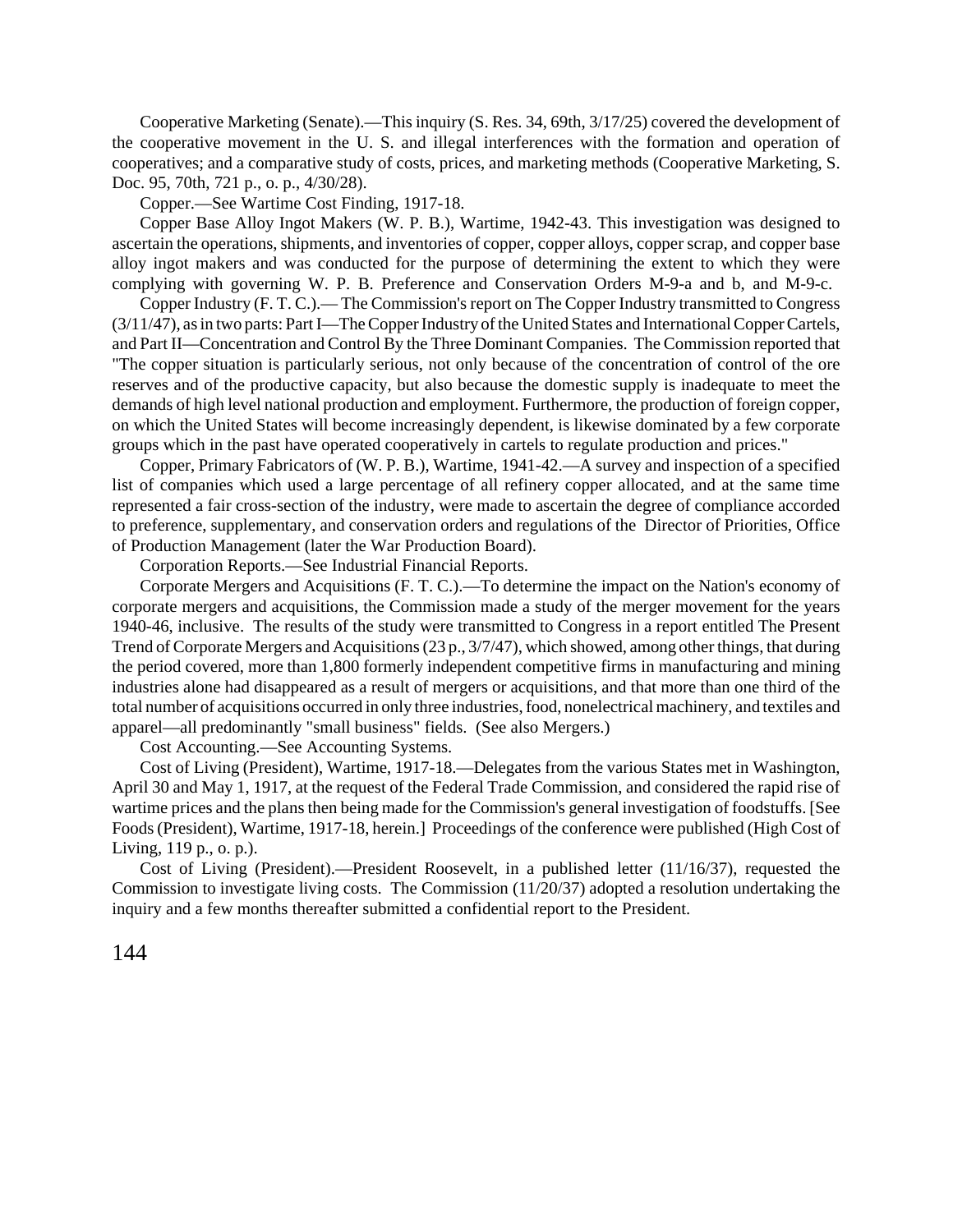Cooperative Marketing (Senate).—This inquiry (S. Res. 34, 69th, 3/17/25) covered the development of the cooperative movement in the U. S. and illegal interferences with the formation and operation of cooperatives; and a comparative study of costs, prices, and marketing methods (Cooperative Marketing, S. Doc. 95, 70th, 721 p., o. p., 4/30/28).

Copper.—See Wartime Cost Finding, 1917-18.

Copper Base Alloy Ingot Makers (W. P. B.), Wartime, 1942-43. This investigation was designed to ascertain the operations, shipments, and inventories of copper, copper alloys, copper scrap, and copper base alloy ingot makers and was conducted for the purpose of determining the extent to which they were complying with governing W. P. B. Preference and Conservation Orders M-9-a and b, and M-9-c.

Copper Industry (F. T. C.).— The Commission's report on The Copper Industry transmitted to Congress (3/11/47), as in two parts: Part I—The Copper Industry of the United States and International Copper Cartels, and Part II—Concentration and Control By the Three Dominant Companies. The Commission reported that "The copper situation is particularly serious, not only because of the concentration of control of the ore reserves and of the productive capacity, but also because the domestic supply is inadequate to meet the demands of high level national production and employment. Furthermore, the production of foreign copper, on which the United States will become increasingly dependent, is likewise dominated by a few corporate groups which in the past have operated cooperatively in cartels to regulate production and prices."

Copper, Primary Fabricators of (W. P. B.), Wartime, 1941-42.—A survey and inspection of a specified list of companies which used a large percentage of all refinery copper allocated, and at the same time represented a fair cross-section of the industry, were made to ascertain the degree of compliance accorded to preference, supplementary, and conservation orders and regulations of the Director of Priorities, Office of Production Management (later the War Production Board).

Corporation Reports.—See Industrial Financial Reports.

Corporate Mergers and Acquisitions (F. T. C.).—To determine the impact on the Nation's economy of corporate mergers and acquisitions, the Commission made a study of the merger movement for the years 1940-46, inclusive. The results of the study were transmitted to Congress in a report entitled The Present Trend of Corporate Mergers and Acquisitions (23 p., 3/7/47), which showed, among other things, that during the period covered, more than 1,800 formerly independent competitive firms in manufacturing and mining industries alone had disappeared as a result of mergers or acquisitions, and that more than one third of the total number of acquisitions occurred in only three industries, food, nonelectrical machinery, and textiles and apparel—all predominantly "small business" fields. (See also Mergers.)

Cost Accounting.—See Accounting Systems.

Cost of Living (President), Wartime, 1917-18.—Delegates from the various States met in Washington, April 30 and May 1, 1917, at the request of the Federal Trade Commission, and considered the rapid rise of wartime prices and the plans then being made for the Commission's general investigation of foodstuffs. [See Foods (President), Wartime, 1917-18, herein.] Proceedings of the conference were published (High Cost of Living, 119 p., o. p.).

Cost of Living (President).—President Roosevelt, in a published letter (11/16/37), requested the Commission to investigate living costs. The Commission (11/20/37) adopted a resolution undertaking the inquiry and a few months thereafter submitted a confidential report to the President.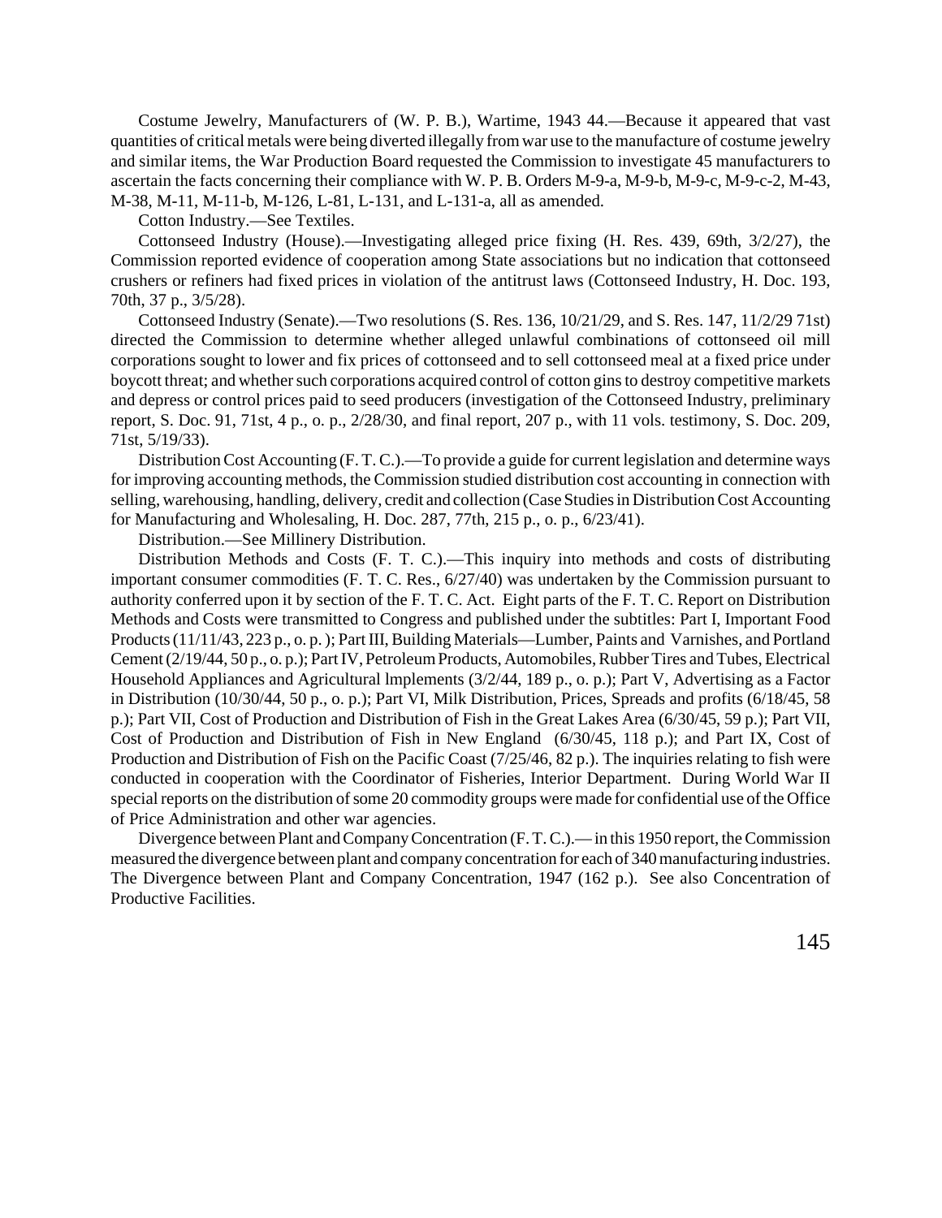Costume Jewelry, Manufacturers of (W. P. B.), Wartime, 1943 44.—Because it appeared that vast quantities of critical metals were being diverted illegally from war use to the manufacture of costume jewelry and similar items, the War Production Board requested the Commission to investigate 45 manufacturers to ascertain the facts concerning their compliance with W. P. B. Orders M-9-a, M-9-b, M-9-c, M-9-c-2, M-43, M-38, M-11, M-11-b, M-126, L-81, L-131, and L-131-a, all as amended.

Cotton Industry.—See Textiles.

Cottonseed Industry (House).—Investigating alleged price fixing (H. Res. 439, 69th, 3/2/27), the Commission reported evidence of cooperation among State associations but no indication that cottonseed crushers or refiners had fixed prices in violation of the antitrust laws (Cottonseed Industry, H. Doc. 193, 70th, 37 p., 3/5/28).

Cottonseed Industry (Senate).—Two resolutions (S. Res. 136, 10/21/29, and S. Res. 147, 11/2/29 71st) directed the Commission to determine whether alleged unlawful combinations of cottonseed oil mill corporations sought to lower and fix prices of cottonseed and to sell cottonseed meal at a fixed price under boycott threat; and whether such corporations acquired control of cotton gins to destroy competitive markets and depress or control prices paid to seed producers (investigation of the Cottonseed Industry, preliminary report, S. Doc. 91, 71st, 4 p., o. p., 2/28/30, and final report, 207 p., with 11 vols. testimony, S. Doc. 209, 71st, 5/19/33).

Distribution Cost Accounting (F. T. C.).—To provide a guide for current legislation and determine ways for improving accounting methods, the Commission studied distribution cost accounting in connection with selling, warehousing, handling, delivery, credit and collection (Case Studies in Distribution Cost Accounting for Manufacturing and Wholesaling, H. Doc. 287, 77th, 215 p., o. p., 6/23/41).

Distribution.—See Millinery Distribution.

Distribution Methods and Costs (F. T. C.).—This inquiry into methods and costs of distributing important consumer commodities (F. T. C. Res., 6/27/40) was undertaken by the Commission pursuant to authority conferred upon it by section of the F. T. C. Act. Eight parts of the F. T. C. Report on Distribution Methods and Costs were transmitted to Congress and published under the subtitles: Part I, Important Food Products (11/11/43, 223 p., o. p. ); Part III, Building Materials—Lumber, Paints and Varnishes, and Portland Cement (2/19/44, 50 p., o. p.); Part IV, Petroleum Products, Automobiles, Rubber Tires and Tubes, Electrical Household Appliances and Agricultural lmplements (3/2/44, 189 p., o. p.); Part V, Advertising as a Factor in Distribution (10/30/44, 50 p., o. p.); Part VI, Milk Distribution, Prices, Spreads and profits (6/18/45, 58 p.); Part VII, Cost of Production and Distribution of Fish in the Great Lakes Area (6/30/45, 59 p.); Part VII, Cost of Production and Distribution of Fish in New England (6/30/45, 118 p.); and Part IX, Cost of Production and Distribution of Fish on the Pacific Coast (7/25/46, 82 p.). The inquiries relating to fish were conducted in cooperation with the Coordinator of Fisheries, Interior Department. During World War II special reports on the distribution of some 20 commodity groups were made for confidential use of the Office of Price Administration and other war agencies.

Divergence between Plant and Company Concentration (F. T. C.).— in this 1950 report, the Commission measured the divergence between plant and company concentration for each of 340 manufacturing industries. The Divergence between Plant and Company Concentration, 1947 (162 p.). See also Concentration of Productive Facilities.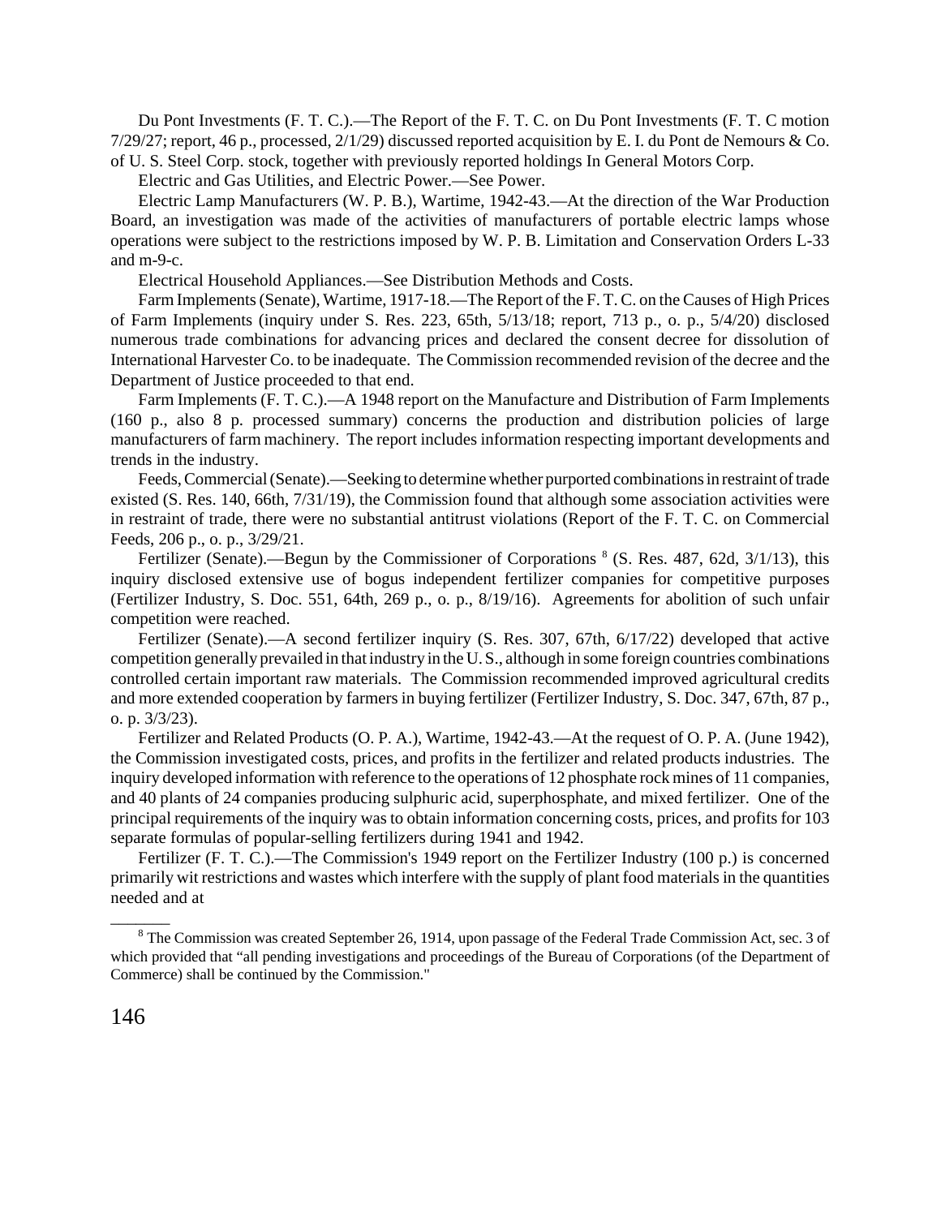Du Pont Investments (F. T. C.).—The Report of the F. T. C. on Du Pont Investments (F. T. C motion 7/29/27; report, 46 p., processed, 2/1/29) discussed reported acquisition by E. I. du Pont de Nemours & Co. of U. S. Steel Corp. stock, together with previously reported holdings In General Motors Corp.

Electric and Gas Utilities, and Electric Power.—See Power.

Electric Lamp Manufacturers (W. P. B.), Wartime, 1942-43.—At the direction of the War Production Board, an investigation was made of the activities of manufacturers of portable electric lamps whose operations were subject to the restrictions imposed by W. P. B. Limitation and Conservation Orders L-33 and m-9-c.

Electrical Household Appliances.—See Distribution Methods and Costs.

Farm Implements (Senate), Wartime, 1917-18.—The Report of the F. T. C. on the Causes of High Prices of Farm Implements (inquiry under S. Res. 223, 65th, 5/13/18; report, 713 p., o. p., 5/4/20) disclosed numerous trade combinations for advancing prices and declared the consent decree for dissolution of International Harvester Co. to be inadequate. The Commission recommended revision of the decree and the Department of Justice proceeded to that end.

Farm Implements (F. T. C.).—A 1948 report on the Manufacture and Distribution of Farm Implements (160 p., also 8 p. processed summary) concerns the production and distribution policies of large manufacturers of farm machinery. The report includes information respecting important developments and trends in the industry.

Feeds, Commercial (Senate).—Seeking to determine whether purported combinations in restraint of trade existed (S. Res. 140, 66th, 7/31/19), the Commission found that although some association activities were in restraint of trade, there were no substantial antitrust violations (Report of the F. T. C. on Commercial Feeds, 206 p., o. p., 3/29/21.

Fertilizer (Senate).—Begun by the Commissioner of Corporations [8] (S. Res. 487, 62d, 3/1/13), this inquiry disclosed extensive use of bogus independent fertilizer companies for competitive purposes (Fertilizer Industry, S. Doc. 551, 64th, 269 p., o. p., 8/19/16). Agreements for abolition of such unfair competition were reached.

Fertilizer (Senate).—A second fertilizer inquiry (S. Res. 307, 67th, 6/17/22) developed that active competition generally prevailed in that industry in the U. S., although in some foreign countries combinations controlled certain important raw materials. The Commission recommended improved agricultural credits and more extended cooperation by farmers in buying fertilizer (Fertilizer Industry, S. Doc. 347, 67th, 87 p., o. p. 3/3/23).

Fertilizer and Related Products (O. P. A.), Wartime, 1942-43.—At the request of O. P. A. (June 1942), the Commission investigated costs, prices, and profits in the fertilizer and related products industries. The inquiry developed information with reference to the operations of 12 phosphate rock mines of 11 companies, and 40 plants of 24 companies producing sulphuric acid, superphosphate, and mixed fertilizer. One of the principal requirements of the inquiry was to obtain information concerning costs, prices, and profits for 103 separate formulas of popular-selling fertilizers during 1941 and 1942.

Fertilizer (F. T. C.).—The Commission's 1949 report on the Fertilizer Industry (100 p.) is concerned primarily wit restrictions and wastes which interfere with the supply of plant food materials in the quantities needed and at

---

[8] The Commission was created September 26, 1914, upon passage of the Federal Trade Commission Act, sec. 3 of which provided that "all pending investigations and proceedings of the Bureau of Corporations (of the Department of Commerce) shall be continued by the Commission."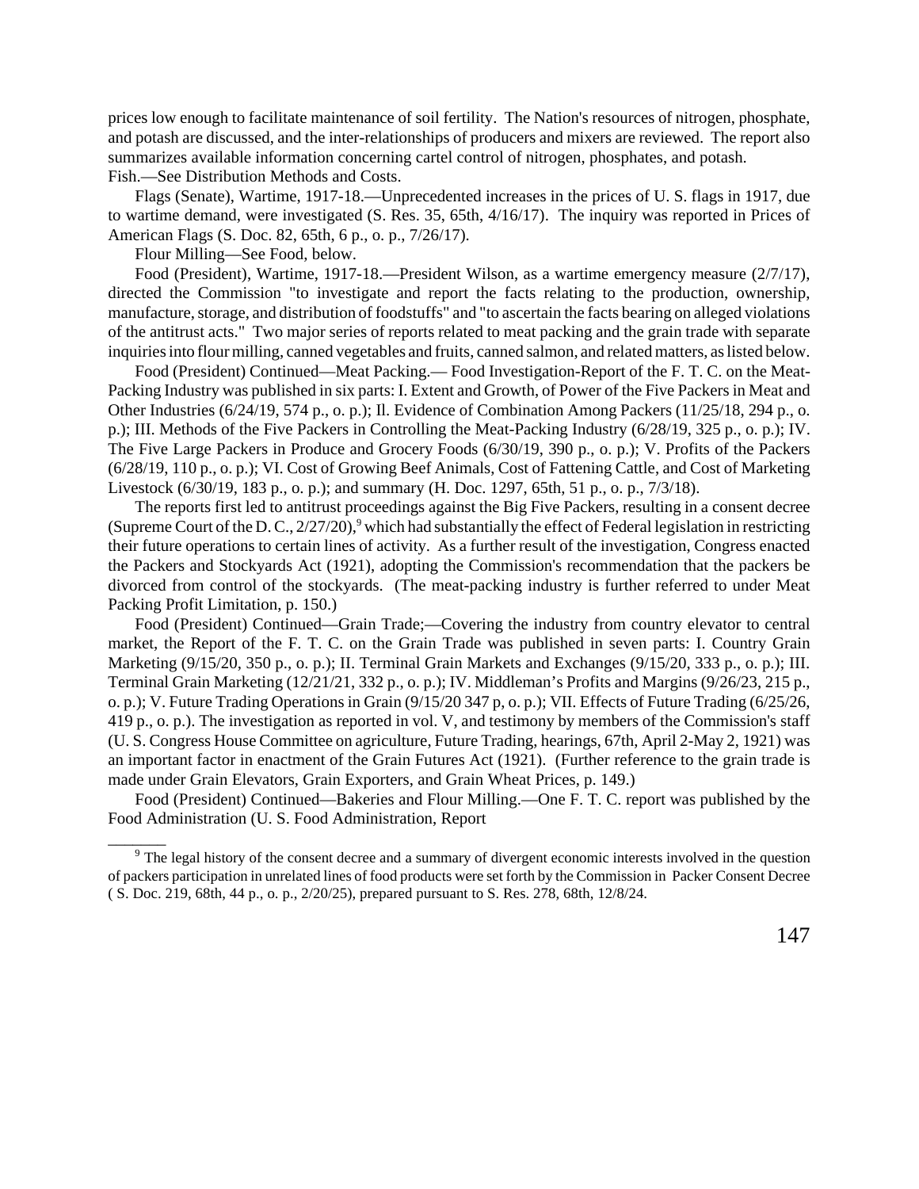prices low enough to facilitate maintenance of soil fertility. The Nation's resources of nitrogen, phosphate, and potash are discussed, and the inter-relationships of producers and mixers are reviewed. The report also summarizes available information concerning cartel control of nitrogen, phosphates, and potash.

Fish.—See Distribution Methods and Costs.

Flags (Senate), Wartime, 1917-18.—Unprecedented increases in the prices of U. S. flags in 1917, due to wartime demand, were investigated (S. Res. 35, 65th, 4/16/17). The inquiry was reported in Prices of American Flags (S. Doc. 82, 65th, 6 p., o. p., 7/26/17).

Flour Milling—See Food, below.

Food (President), Wartime, 1917-18.—President Wilson, as a wartime emergency measure (2/7/17), directed the Commission "to investigate and report the facts relating to the production, ownership, manufacture, storage, and distribution of foodstuffs" and "to ascertain the facts bearing on alleged violations of the antitrust acts." Two major series of reports related to meat packing and the grain trade with separate inquiries into flour milling, canned vegetables and fruits, canned salmon, and related matters, as listed below.

Food (President) Continued—Meat Packing.— Food Investigation-Report of the F. T. C. on the Meat-Packing Industry was published in six parts: I. Extent and Growth, of Power of the Five Packers in Meat and Other Industries (6/24/19, 574 p., o. p.); Il. Evidence of Combination Among Packers (11/25/18, 294 p., o. p.); III. Methods of the Five Packers in Controlling the Meat-Packing Industry (6/28/19, 325 p., o. p.); IV. The Five Large Packers in Produce and Grocery Foods (6/30/19, 390 p., o. p.); V. Profits of the Packers (6/28/19, 110 p., o. p.); VI. Cost of Growing Beef Animals, Cost of Fattening Cattle, and Cost of Marketing Livestock (6/30/19, 183 p., o. p.); and summary (H. Doc. 1297, 65th, 51 p., o. p., 7/3/18).

The reports first led to antitrust proceedings against the Big Five Packers, resulting in a consent decree (Supreme Court of the D. C., 2/27/20),[9] which had substantially the effect of Federal legislation in restricting their future operations to certain lines of activity. As a further result of the investigation, Congress enacted the Packers and Stockyards Act (1921), adopting the Commission's recommendation that the packers be divorced from control of the stockyards. (The meat-packing industry is further referred to under Meat Packing Profit Limitation, p. 150.)

Food (President) Continued—Grain Trade;—Covering the industry from country elevator to central market, the Report of the F. T. C. on the Grain Trade was published in seven parts: I. Country Grain Marketing (9/15/20, 350 p., o. p.); II. Terminal Grain Markets and Exchanges (9/15/20, 333 p., o. p.); III. Terminal Grain Marketing (12/21/21, 332 p., o. p.); IV. Middleman's Profits and Margins (9/26/23, 215 p., o. p.); V. Future Trading Operations in Grain (9/15/20 347 p, o. p.); VII. Effects of Future Trading (6/25/26, 419 p., o. p.). The investigation as reported in vol. V, and testimony by members of the Commission's staff (U. S. Congress House Committee on agriculture, Future Trading, hearings, 67th, April 2-May 2, 1921) was an important factor in enactment of the Grain Futures Act (1921). (Further reference to the grain trade is made under Grain Elevators, Grain Exporters, and Grain Wheat Prices, p. 149.)

Food (President) Continued—Bakeries and Flour Milling.—One F. T. C. report was published by the Food Administration (U. S. Food Administration, Report

---

[9] The legal history of the consent decree and a summary of divergent economic interests involved in the question of packers participation in unrelated lines of food products were set forth by the Commission in Packer Consent Decree ( S. Doc. 219, 68th, 44 p., o. p., 2/20/25), prepared pursuant to S. Res. 278, 68th, 12/8/24.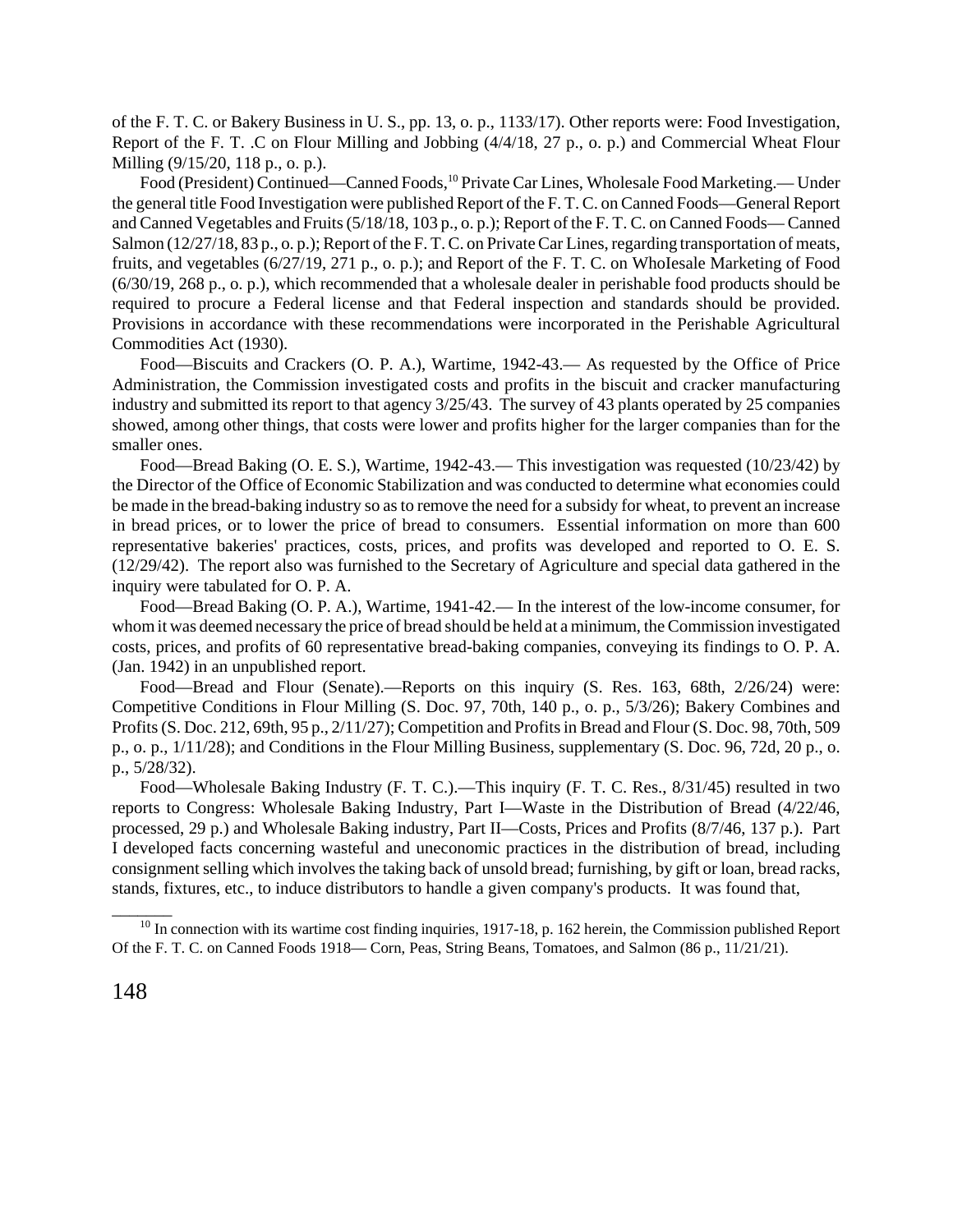of the F. T. C. or Bakery Business in U. S., pp. 13, o. p., 1133/17). Other reports were: Food Investigation, Report of the F. T. .C on Flour Milling and Jobbing (4/4/18, 27 p., o. p.) and Commercial Wheat Flour Milling (9/15/20, 118 p., o. p.).

Food (President) Continued—Canned Foods,[10] Private Car Lines, Wholesale Food Marketing.— Under the general title Food Investigation were published Report of the F. T. C. on Canned Foods—General Report and Canned Vegetables and Fruits (5/18/18, 103 p., o. p.); Report of the F. T. C. on Canned Foods— Canned Salmon (12/27/18, 83 p., o. p.); Report of the F. T. C. on Private Car Lines, regarding transportation of meats, fruits, and vegetables (6/27/19, 271 p., o. p.); and Report of the F. T. C. on WhoIesale Marketing of Food (6/30/19, 268 p., o. p.), which recommended that a wholesale dealer in perishable food products should be required to procure a Federal license and that Federal inspection and standards should be provided. Provisions in accordance with these recommendations were incorporated in the Perishable Agricultural Commodities Act (1930).

Food—Biscuits and Crackers (O. P. A.), Wartime, 1942-43.— As requested by the Office of Price Administration, the Commission investigated costs and profits in the biscuit and cracker manufacturing industry and submitted its report to that agency 3/25/43. The survey of 43 plants operated by 25 companies showed, among other things, that costs were lower and profits higher for the larger companies than for the smaller ones.

Food—Bread Baking (O. E. S.), Wartime, 1942-43.— This investigation was requested (10/23/42) by the Director of the Office of Economic Stabilization and was conducted to determine what economies could be made in the bread-baking industry so as to remove the need for a subsidy for wheat, to prevent an increase in bread prices, or to lower the price of bread to consumers. Essential information on more than 600 representative bakeries' practices, costs, prices, and profits was developed and reported to O. E. S. (12/29/42). The report also was furnished to the Secretary of Agriculture and special data gathered in the inquiry were tabulated for O. P. A.

Food—Bread Baking (O. P. A.), Wartime, 1941-42.— In the interest of the low-income consumer, for whom it was deemed necessary the price of bread should be held at a minimum, the Commission investigated costs, prices, and profits of 60 representative bread-baking companies, conveying its findings to O. P. A. (Jan. 1942) in an unpublished report.

Food—Bread and Flour (Senate).—Reports on this inquiry (S. Res. 163, 68th, 2/26/24) were: Competitive Conditions in Flour Milling (S. Doc. 97, 70th, 140 p., o. p., 5/3/26); Bakery Combines and Profits (S. Doc. 212, 69th, 95 p., 2/11/27); Competition and Profits in Bread and Flour (S. Doc. 98, 70th, 509 p., o. p., 1/11/28); and Conditions in the Flour Milling Business, supplementary (S. Doc. 96, 72d, 20 p., o. p., 5/28/32).

Food—Wholesale Baking Industry (F. T. C.).—This inquiry (F. T. C. Res., 8/31/45) resulted in two reports to Congress: Wholesale Baking Industry, Part I—Waste in the Distribution of Bread (4/22/46, processed, 29 p.) and Wholesale Baking industry, Part II—Costs, Prices and Profits (8/7/46, 137 p.). Part I developed facts concerning wasteful and uneconomic practices in the distribution of bread, including consignment selling which involves the taking back of unsold bread; furnishing, by gift or loan, bread racks, stands, fixtures, etc., to induce distributors to handle a given company's products. It was found that,

---

[10] In connection with its wartime cost finding inquiries, 1917-18, p. 162 herein, the Commission published Report Of the F. T. C. on Canned Foods 1918— Corn, Peas, String Beans, Tomatoes, and Salmon (86 p., 11/21/21).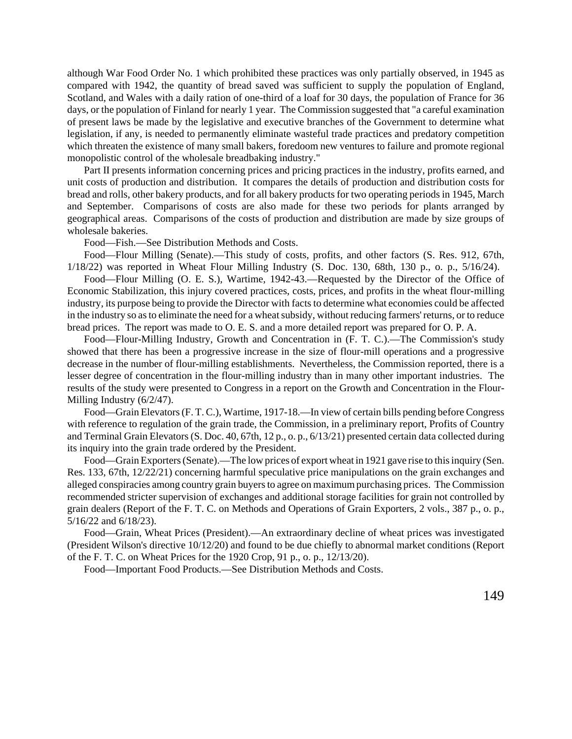although War Food Order No. 1 which prohibited these practices was only partially observed, in 1945 as compared with 1942, the quantity of bread saved was sufficient to supply the population of England, Scotland, and Wales with a daily ration of one-third of a loaf for 30 days, the population of France for 36 days, or the population of Finland for nearly 1 year. The Commission suggested that "a careful examination of present laws be made by the legislative and executive branches of the Government to determine what legislation, if any, is needed to permanently eliminate wasteful trade practices and predatory competition which threaten the existence of many small bakers, foredoom new ventures to failure and promote regional monopolistic control of the wholesale breadbaking industry."

Part II presents information concerning prices and pricing practices in the industry, profits earned, and unit costs of production and distribution. It compares the details of production and distribution costs for bread and rolls, other bakery products, and for all bakery products for two operating periods in 1945, March and September. Comparisons of costs are also made for these two periods for plants arranged by geographical areas. Comparisons of the costs of production and distribution are made by size groups of wholesale bakeries.

Food—Fish.—See Distribution Methods and Costs.

Food—Flour Milling (Senate).—This study of costs, profits, and other factors (S. Res. 912, 67th, 1/18/22) was reported in Wheat Flour Milling Industry (S. Doc. 130, 68th, 130 p., o. p., 5/16/24).

Food—Flour Milling (O. E. S.), Wartime, 1942-43.—Requested by the Director of the Office of Economic Stabilization, this injury covered practices, costs, prices, and profits in the wheat flour-milling industry, its purpose being to provide the Director with facts to determine what economies could be affected in the industry so as to eliminate the need for a wheat subsidy, without reducing farmers' returns, or to reduce bread prices. The report was made to O. E. S. and a more detailed report was prepared for O. P. A.

Food—Flour-Milling Industry, Growth and Concentration in (F. T. C.).—The Commission's study showed that there has been a progressive increase in the size of flour-mill operations and a progressive decrease in the number of flour-milling establishments. Nevertheless, the Commission reported, there is a lesser degree of concentration in the flour-milling industry than in many other important industries. The results of the study were presented to Congress in a report on the Growth and Concentration in the Flour-Milling Industry (6/2/47).

Food—Grain Elevators (F. T. C.), Wartime, 1917-18.—In view of certain bills pending before Congress with reference to regulation of the grain trade, the Commission, in a preliminary report, Profits of Country and Terminal Grain Elevators (S. Doc. 40, 67th, 12 p., o. p., 6/13/21) presented certain data collected during its inquiry into the grain trade ordered by the President.

Food—Grain Exporters (Senate).—The low prices of export wheat in 1921 gave rise to this inquiry (Sen. Res. 133, 67th, 12/22/21) concerning harmful speculative price manipulations on the grain exchanges and alleged conspiracies among country grain buyers to agree on maximum purchasing prices. The Commission recommended stricter supervision of exchanges and additional storage facilities for grain not controlled by grain dealers (Report of the F. T. C. on Methods and Operations of Grain Exporters, 2 vols., 387 p., o. p., 5/16/22 and 6/18/23).

Food—Grain, Wheat Prices (President).—An extraordinary decline of wheat prices was investigated (President Wilson's directive 10/12/20) and found to be due chiefly to abnormal market conditions (Report of the F. T. C. on Wheat Prices for the 1920 Crop, 91 p., o. p., 12/13/20).

Food—Important Food Products.—See Distribution Methods and Costs.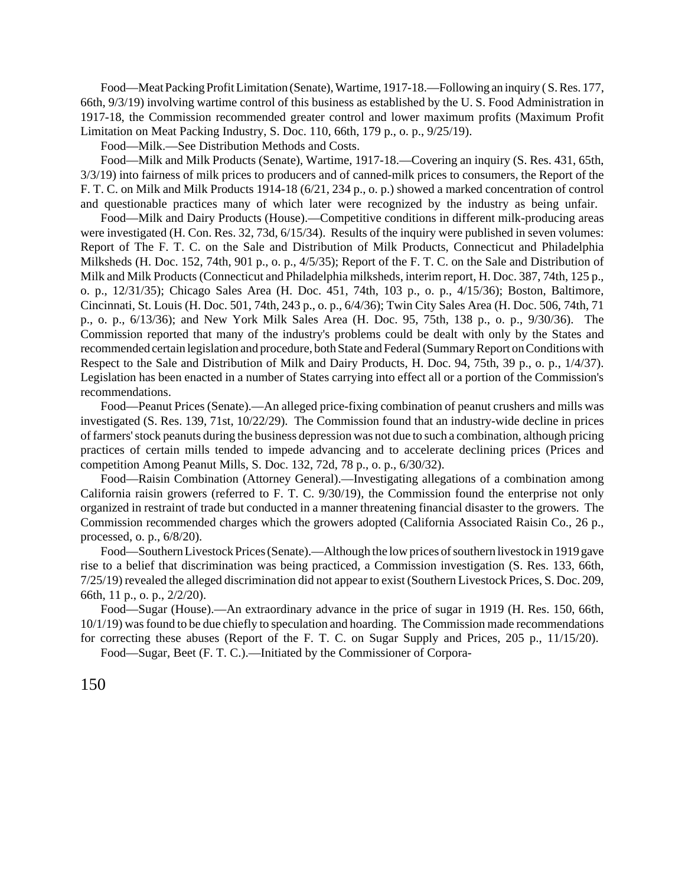Food—Meat Packing Profit Limitation (Senate), Wartime, 1917-18.—Following an inquiry ( S. Res. 177, 66th, 9/3/19) involving wartime control of this business as established by the U. S. Food Administration in 1917-18, the Commission recommended greater control and lower maximum profits (Maximum Profit Limitation on Meat Packing Industry, S. Doc. 110, 66th, 179 p., o. p., 9/25/19).

Food—Milk.—See Distribution Methods and Costs.

Food—Milk and Milk Products (Senate), Wartime, 1917-18.—Covering an inquiry (S. Res. 431, 65th, 3/3/19) into fairness of milk prices to producers and of canned-milk prices to consumers, the Report of the F. T. C. on Milk and Milk Products 1914-18 (6/21, 234 p., o. p.) showed a marked concentration of control and questionable practices many of which later were recognized by the industry as being unfair.

Food—Milk and Dairy Products (House).—Competitive conditions in different milk-producing areas were investigated (H. Con. Res. 32, 73d, 6/15/34). Results of the inquiry were published in seven volumes: Report of The F. T. C. on the Sale and Distribution of Milk Products, Connecticut and Philadelphia Milksheds (H. Doc. 152, 74th, 901 p., o. p., 4/5/35); Report of the F. T. C. on the Sale and Distribution of Milk and Milk Products (Connecticut and Philadelphia milksheds, interim report, H. Doc. 387, 74th, 125 p., o. p., 12/31/35); Chicago Sales Area (H. Doc. 451, 74th, 103 p., o. p., 4/15/36); Boston, Baltimore, Cincinnati, St. Louis (H. Doc. 501, 74th, 243 p., o. p., 6/4/36); Twin City Sales Area (H. Doc. 506, 74th, 71 p., o. p., 6/13/36); and New York Milk Sales Area (H. Doc. 95, 75th, 138 p., o. p., 9/30/36). The Commission reported that many of the industry's problems could be dealt with only by the States and recommended certain legislation and procedure, both State and Federal (Summary Report on Conditions with Respect to the Sale and Distribution of Milk and Dairy Products, H. Doc. 94, 75th, 39 p., o. p., 1/4/37). Legislation has been enacted in a number of States carrying into effect all or a portion of the Commission's recommendations.

Food—Peanut Prices (Senate).—An alleged price-fixing combination of peanut crushers and mills was investigated (S. Res. 139, 71st, 10/22/29). The Commission found that an industry-wide decline in prices of farmers' stock peanuts during the business depression was not due to such a combination, although pricing practices of certain mills tended to impede advancing and to accelerate declining prices (Prices and competition Among Peanut Mills, S. Doc. 132, 72d, 78 p., o. p., 6/30/32).

Food—Raisin Combination (Attorney General).—Investigating allegations of a combination among California raisin growers (referred to F. T. C. 9/30/19), the Commission found the enterprise not only organized in restraint of trade but conducted in a manner threatening financial disaster to the growers. The Commission recommended charges which the growers adopted (California Associated Raisin Co., 26 p., processed, o. p., 6/8/20).

Food—Southern Livestock Prices (Senate).—Although the low prices of southern livestock in 1919 gave rise to a belief that discrimination was being practiced, a Commission investigation (S. Res. 133, 66th, 7/25/19) revealed the alleged discrimination did not appear to exist (Southern Livestock Prices, S. Doc. 209, 66th, 11 p., o. p., 2/2/20).

Food—Sugar (House).—An extraordinary advance in the price of sugar in 1919 (H. Res. 150, 66th, 10/1/19) was found to be due chiefly to speculation and hoarding. The Commission made recommendations for correcting these abuses (Report of the F. T. C. on Sugar Supply and Prices, 205 p., 11/15/20).

Food—Sugar, Beet (F. T. C.).—Initiated by the Commissioner of Corpora-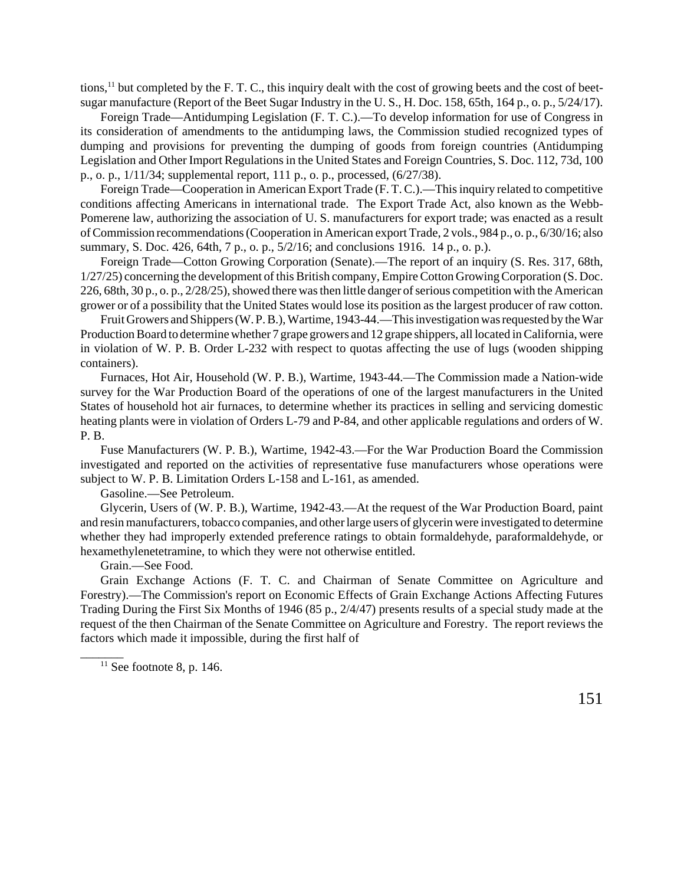tions,[11] but completed by the F. T. C., this inquiry dealt with the cost of growing beets and the cost of beet-sugar manufacture (Report of the Beet Sugar Industry in the U. S., H. Doc. 158, 65th, 164 p., o. p., 5/24/17).

Foreign Trade—Antidumping Legislation (F. T. C.).—To develop information for use of Congress in its consideration of amendments to the antidumping laws, the Commission studied recognized types of dumping and provisions for preventing the dumping of goods from foreign countries (Antidumping Legislation and Other Import Regulations in the United States and Foreign Countries, S. Doc. 112, 73d, 100 p., o. p., 1/11/34; supplemental report, 111 p., o. p., processed, (6/27/38).

Foreign Trade—Cooperation in American Export Trade (F. T. C.).—This inquiry related to competitive conditions affecting Americans in international trade. The Export Trade Act, also known as the Webb-Pomerene law, authorizing the association of U. S. manufacturers for export trade; was enacted as a result of Commission recommendations (Cooperation in American export Trade, 2 vols., 984 p., o. p., 6/30/16; also summary, S. Doc. 426, 64th, 7 p., o. p., 5/2/16; and conclusions 1916. 14 p., o. p.).

Foreign Trade—Cotton Growing Corporation (Senate).—The report of an inquiry (S. Res. 317, 68th, 1/27/25) concerning the development of this British company, Empire Cotton Growing Corporation (S. Doc. 226, 68th, 30 p., o. p., 2/28/25), showed there was then little danger of serious competition with the American grower or of a possibility that the United States would lose its position as the largest producer of raw cotton.

Fruit Growers and Shippers (W. P. B.), Wartime, 1943-44.—This investigation was requested by the War Production Board to determine whether 7 grape growers and 12 grape shippers, all located in California, were in violation of W. P. B. Order L-232 with respect to quotas affecting the use of lugs (wooden shipping containers).

Furnaces, Hot Air, Household (W. P. B.), Wartime, 1943-44.—The Commission made a Nation-wide survey for the War Production Board of the operations of one of the largest manufacturers in the United States of household hot air furnaces, to determine whether its practices in selling and servicing domestic heating plants were in violation of Orders L-79 and P-84, and other applicable regulations and orders of W. P. B.

Fuse Manufacturers (W. P. B.), Wartime, 1942-43.—For the War Production Board the Commission investigated and reported on the activities of representative fuse manufacturers whose operations were subject to W. P. B. Limitation Orders L-158 and L-161, as amended.

Gasoline.—See Petroleum.

Glycerin, Users of (W. P. B.), Wartime, 1942-43.—At the request of the War Production Board, paint and resin manufacturers, tobacco companies, and other large users of glycerin were investigated to determine whether they had improperly extended preference ratings to obtain formaldehyde, paraformaldehyde, or hexamethylenetetramine, to which they were not otherwise entitled.

Grain.—See Food.

Grain Exchange Actions (F. T. C. and Chairman of Senate Committee on Agriculture and Forestry).—The Commission's report on Economic Effects of Grain Exchange Actions Affecting Futures Trading During the First Six Months of 1946 (85 p., 2/4/47) presents results of a special study made at the request of the then Chairman of the Senate Committee on Agriculture and Forestry. The report reviews the factors which made it impossible, during the first half of

---

[11] See footnote 8, p. 146.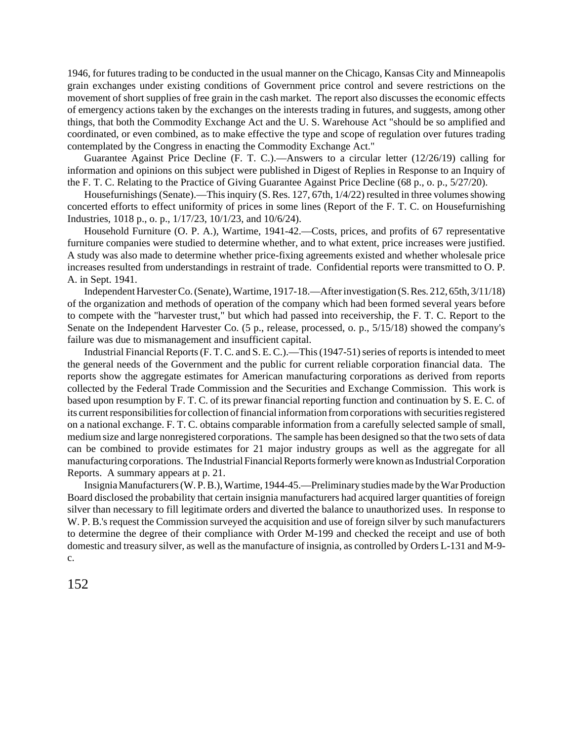1946, for futures trading to be conducted in the usual manner on the Chicago, Kansas City and Minneapolis grain exchanges under existing conditions of Government price control and severe restrictions on the movement of short supplies of free grain in the cash market. The report also discusses the economic effects of emergency actions taken by the exchanges on the interests trading in futures, and suggests, among other things, that both the Commodity Exchange Act and the U. S. Warehouse Act "should be so amplified and coordinated, or even combined, as to make effective the type and scope of regulation over futures trading contemplated by the Congress in enacting the Commodity Exchange Act."

Guarantee Against Price Decline (F. T. C.).—Answers to a circular letter (12/26/19) calling for information and opinions on this subject were published in Digest of Replies in Response to an Inquiry of the F. T. C. Relating to the Practice of Giving Guarantee Against Price Decline (68 p., o. p., 5/27/20).

Housefurnishings (Senate).—This inquiry (S. Res. 127, 67th, 1/4/22) resulted in three volumes showing concerted efforts to effect uniformity of prices in some lines (Report of the F. T. C. on Housefurnishing Industries, 1018 p., o. p., 1/17/23, 10/1/23, and 10/6/24).

Household Furniture (O. P. A.), Wartime, 1941-42.—Costs, prices, and profits of 67 representative furniture companies were studied to determine whether, and to what extent, price increases were justified. A study was also made to determine whether price-fixing agreements existed and whether wholesale price increases resulted from understandings in restraint of trade. Confidential reports were transmitted to O. P. A. in Sept. 1941.

Independent Harvester Co. (Senate), Wartime, 1917-18.—After investigation (S. Res. 212, 65th, 3/11/18) of the organization and methods of operation of the company which had been formed several years before to compete with the "harvester trust," but which had passed into receivership, the F. T. C. Report to the Senate on the Independent Harvester Co. (5 p., release, processed, o. p., 5/15/18) showed the company's failure was due to mismanagement and insufficient capital.

Industrial Financial Reports (F. T. C. and S. E. C.).—This (1947-51) series of reports is intended to meet the general needs of the Government and the public for current reliable corporation financial data. The reports show the aggregate estimates for American manufacturing corporations as derived from reports collected by the Federal Trade Commission and the Securities and Exchange Commission. This work is based upon resumption by F. T. C. of its prewar financial reporting function and continuation by S. E. C. of its current responsibilities for collection of financial information from corporations with securities registered on a national exchange. F. T. C. obtains comparable information from a carefully selected sample of small, medium size and large nonregistered corporations. The sample has been designed so that the two sets of data can be combined to provide estimates for 21 major industry groups as well as the aggregate for all manufacturing corporations. The Industrial Financial Reports formerly were known as Industrial Corporation Reports. A summary appears at p. 21.

Insignia Manufacturers (W. P. B.), Wartime, 1944-45.—Preliminary studies made by the War Production Board disclosed the probability that certain insignia manufacturers had acquired larger quantities of foreign silver than necessary to fill legitimate orders and diverted the balance to unauthorized uses. In response to W. P. B.'s request the Commission surveyed the acquisition and use of foreign silver by such manufacturers to determine the degree of their compliance with Order M-199 and checked the receipt and use of both domestic and treasury silver, as well as the manufacture of insignia, as controlled by Orders L-131 and M-9-c.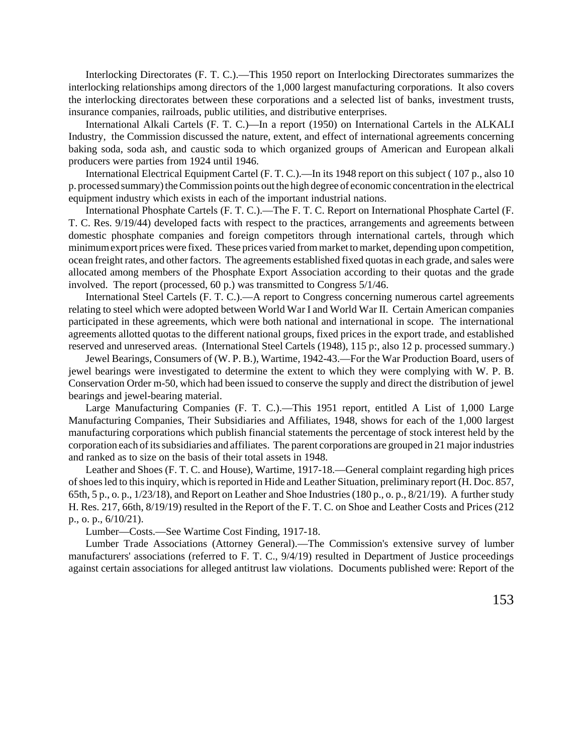Interlocking Directorates (F. T. C.).—This 1950 report on Interlocking Directorates summarizes the interlocking relationships among directors of the 1,000 largest manufacturing corporations. It also covers the interlocking directorates between these corporations and a selected list of banks, investment trusts, insurance companies, railroads, public utilities, and distributive enterprises.

International Alkali Cartels (F. T. C.)—In a report (1950) on International Cartels in the ALKALI Industry, the Commission discussed the nature, extent, and effect of international agreements concerning baking soda, soda ash, and caustic soda to which organized groups of American and European alkali producers were parties from 1924 until 1946.

International Electrical Equipment Cartel (F. T. C.).—In its 1948 report on this subject ( 107 p., also 10 p. processed summary) the Commission points out the high degree of economic concentration in the electrical equipment industry which exists in each of the important industrial nations.

International Phosphate Cartels (F. T. C.).—The F. T. C. Report on International Phosphate Cartel (F. T. C. Res. 9/19/44) developed facts with respect to the practices, arrangements and agreements between domestic phosphate companies and foreign competitors through international cartels, through which minimum export prices were fixed. These prices varied from market to market, depending upon competition, ocean freight rates, and other factors. The agreements established fixed quotas in each grade, and sales were allocated among members of the Phosphate Export Association according to their quotas and the grade involved. The report (processed, 60 p.) was transmitted to Congress 5/1/46.

International Steel Cartels (F. T. C.).—A report to Congress concerning numerous cartel agreements relating to steel which were adopted between World War I and World War II. Certain American companies participated in these agreements, which were both national and international in scope. The international agreements allotted quotas to the different national groups, fixed prices in the export trade, and established reserved and unreserved areas. (International Steel Cartels (1948), 115 p:, also 12 p. processed summary.)

Jewel Bearings, Consumers of (W. P. B.), Wartime, 1942-43.—For the War Production Board, users of jewel bearings were investigated to determine the extent to which they were complying with W. P. B. Conservation Order m-50, which had been issued to conserve the supply and direct the distribution of jewel bearings and jewel-bearing material.

Large Manufacturing Companies (F. T. C.).—This 1951 report, entitled A List of 1,000 Large Manufacturing Companies, Their Subsidiaries and Affiliates, 1948, shows for each of the 1,000 largest manufacturing corporations which publish financial statements the percentage of stock interest held by the corporation each of its subsidiaries and affiliates. The parent corporations are grouped in 21 major industries and ranked as to size on the basis of their total assets in 1948.

Leather and Shoes (F. T. C. and House), Wartime, 1917-18.—General complaint regarding high prices of shoes led to this inquiry, which is reported in Hide and Leather Situation, preliminary report (H. Doc. 857, 65th, 5 p., o. p., 1/23/18), and Report on Leather and Shoe Industries (180 p., o. p., 8/21/19). A further study H. Res. 217, 66th, 8/19/19) resulted in the Report of the F. T. C. on Shoe and Leather Costs and Prices (212 p., o. p., 6/10/21).

Lumber—Costs.—See Wartime Cost Finding, 1917-18.

Lumber Trade Associations (Attorney General).—The Commission's extensive survey of lumber manufacturers' associations (referred to F. T. C., 9/4/19) resulted in Department of Justice proceedings against certain associations for alleged antitrust law violations. Documents published were: Report of the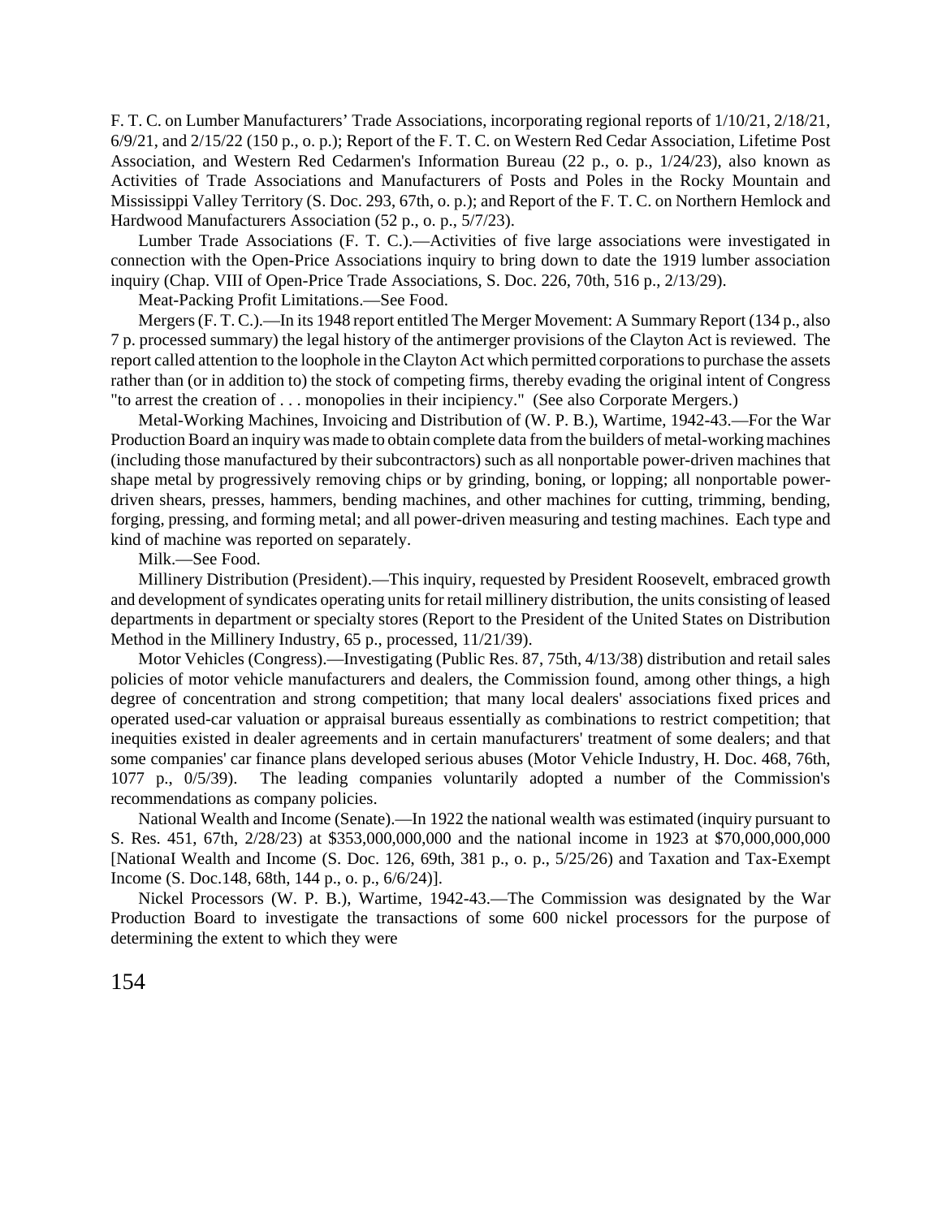F. T. C. on Lumber Manufacturers' Trade Associations, incorporating regional reports of 1/10/21, 2/18/21, 6/9/21, and 2/15/22 (150 p., o. p.); Report of the F. T. C. on Western Red Cedar Association, Lifetime Post Association, and Western Red Cedarmen's Information Bureau (22 p., o. p., 1/24/23), also known as Activities of Trade Associations and Manufacturers of Posts and Poles in the Rocky Mountain and Mississippi Valley Territory (S. Doc. 293, 67th, o. p.); and Report of the F. T. C. on Northern Hemlock and Hardwood Manufacturers Association (52 p., o. p., 5/7/23).

Lumber Trade Associations (F. T. C.).—Activities of five large associations were investigated in connection with the Open-Price Associations inquiry to bring down to date the 1919 lumber association inquiry (Chap. VIII of Open-Price Trade Associations, S. Doc. 226, 70th, 516 p., 2/13/29).

Meat-Packing Profit Limitations.—See Food.

Mergers (F. T. C.).—In its 1948 report entitled The Merger Movement: A Summary Report (134 p., also 7 p. processed summary) the legal history of the antimerger provisions of the Clayton Act is reviewed. The report called attention to the loophole in the Clayton Act which permitted corporations to purchase the assets rather than (or in addition to) the stock of competing firms, thereby evading the original intent of Congress "to arrest the creation of . . . monopolies in their incipiency." (See also Corporate Mergers.)

Metal-Working Machines, Invoicing and Distribution of (W. P. B.), Wartime, 1942-43.—For the War Production Board an inquiry was made to obtain complete data from the builders of metal-working machines (including those manufactured by their subcontractors) such as all nonportable power-driven machines that shape metal by progressively removing chips or by grinding, boning, or lopping; all nonportable power-driven shears, presses, hammers, bending machines, and other machines for cutting, trimming, bending, forging, pressing, and forming metal; and all power-driven measuring and testing machines. Each type and kind of machine was reported on separately.

Milk.—See Food.

Millinery Distribution (President).—This inquiry, requested by President Roosevelt, embraced growth and development of syndicates operating units for retail millinery distribution, the units consisting of leased departments in department or specialty stores (Report to the President of the United States on Distribution Method in the Millinery Industry, 65 p., processed, 11/21/39).

Motor Vehicles (Congress).—Investigating (Public Res. 87, 75th, 4/13/38) distribution and retail sales policies of motor vehicle manufacturers and dealers, the Commission found, among other things, a high degree of concentration and strong competition; that many local dealers' associations fixed prices and operated used-car valuation or appraisal bureaus essentially as combinations to restrict competition; that inequities existed in dealer agreements and in certain manufacturers' treatment of some dealers; and that some companies' car finance plans developed serious abuses (Motor Vehicle Industry, H. Doc. 468, 76th, 1077 p., 0/5/39). The leading companies voluntarily adopted a number of the Commission's recommendations as company policies.

National Wealth and Income (Senate).—In 1922 the national wealth was estimated (inquiry pursuant to S. Res. 451, 67th, 2/28/23) at $353,000,000,000 and the national income in 1923 at $70,000,000,000 [NationaI Wealth and Income (S. Doc. 126, 69th, 381 p., o. p., 5/25/26) and Taxation and Tax-Exempt Income (S. Doc.148, 68th, 144 p., o. p., 6/6/24)].

Nickel Processors (W. P. B.), Wartime, 1942-43.—The Commission was designated by the War Production Board to investigate the transactions of some 600 nickel processors for the purpose of determining the extent to which they were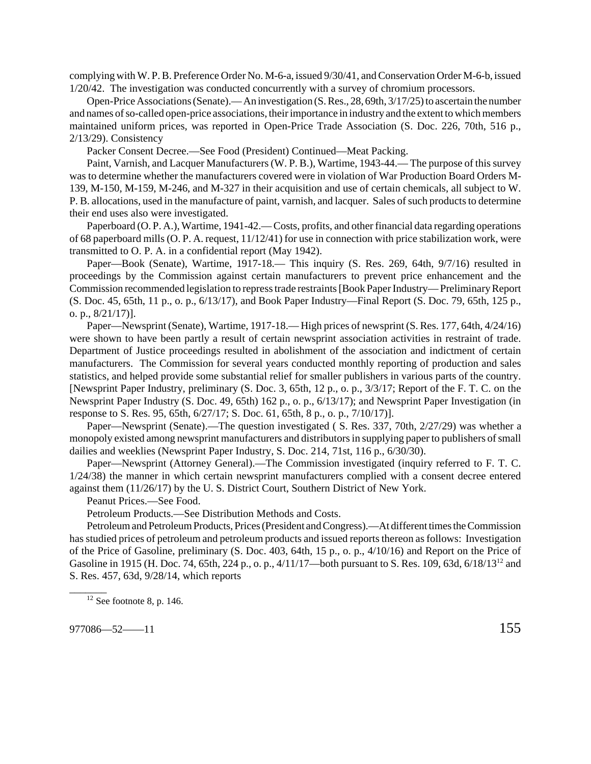complying with W. P. B. Preference Order No. M-6-a, issued 9/30/41, and Conservation Order M-6-b, issued 1/20/42. The investigation was conducted concurrently with a survey of chromium processors.

Open-Price Associations (Senate).—An investigation (S. Res., 28, 69th, 3/17/25) to ascertain the number and names of so-called open-price associations, their importance in industry and the extent to which members maintained uniform prices, was reported in Open-Price Trade Association (S. Doc. 226, 70th, 516 p., 2/13/29). Consistency

Packer Consent Decree.—See Food (President) Continued—Meat Packing.

Paint, Varnish, and Lacquer Manufacturers (W. P. B.), Wartime, 1943-44.— The purpose of this survey was to determine whether the manufacturers covered were in violation of War Production Board Orders M-139, M-150, M-159, M-246, and M-327 in their acquisition and use of certain chemicals, all subject to W. P. B. allocations, used in the manufacture of paint, varnish, and lacquer. Sales of such products to determine their end uses also were investigated.

Paperboard (O. P. A.), Wartime, 1941-42.— Costs, profits, and other financial data regarding operations of 68 paperboard mills (O. P. A. request, 11/12/41) for use in connection with price stabilization work, were transmitted to O. P. A. in a confidential report (May 1942).

Paper—Book (Senate), Wartime, 1917-18.— This inquiry (S. Res. 269, 64th, 9/7/16) resulted in proceedings by the Commission against certain manufacturers to prevent price enhancement and the Commission recommended legislation to repress trade restraints [Book Paper Industry— Preliminary Report (S. Doc. 45, 65th, 11 p., o. p., 6/13/17), and Book Paper Industry—Final Report (S. Doc. 79, 65th, 125 p., o. p., 8/21/17)].

Paper—Newsprint (Senate), Wartime, 1917-18.— High prices of newsprint (S. Res. 177, 64th, 4/24/16) were shown to have been partly a result of certain newsprint association activities in restraint of trade. Department of Justice proceedings resulted in abolishment of the association and indictment of certain manufacturers. The Commission for several years conducted monthly reporting of production and sales statistics, and helped provide some substantial relief for smaller publishers in various parts of the country. [Newsprint Paper Industry, preliminary (S. Doc. 3, 65th, 12 p., o. p., 3/3/17; Report of the F. T. C. on the Newsprint Paper Industry (S. Doc. 49, 65th) 162 p., o. p., 6/13/17); and Newsprint Paper Investigation (in response to S. Res. 95, 65th, 6/27/17; S. Doc. 61, 65th, 8 p., o. p., 7/10/17)].

Paper—Newsprint (Senate).—The question investigated ( S. Res. 337, 70th, 2/27/29) was whether a monopoly existed among newsprint manufacturers and distributors in supplying paper to publishers of small dailies and weeklies (Newsprint Paper Industry, S. Doc. 214, 71st, 116 p., 6/30/30).

Paper—Newsprint (Attorney General).—The Commission investigated (inquiry referred to F. T. C. 1/24/38) the manner in which certain newsprint manufacturers complied with a consent decree entered against them (11/26/17) by the U. S. District Court, Southern District of New York.

Peanut Prices.—See Food.

Petroleum Products.—See Distribution Methods and Costs.

Petroleum and Petroleum Products, Prices (President and Congress).—At different times the Commission has studied prices of petroleum and petroleum products and issued reports thereon as follows: Investigation of the Price of Gasoline, preliminary (S. Doc. 403, 64th, 15 p., o. p., 4/10/16) and Report on the Price of Gasoline in 1915 (H. Doc. 74, 65th, 224 p., o. p., 4/11/17—both pursuant to S. Res. 109, 63d, 6/18/13[12] and S. Res. 457, 63d, 9/28/14, which reports

[12] See footnote 8, p. 146.

977086—52——11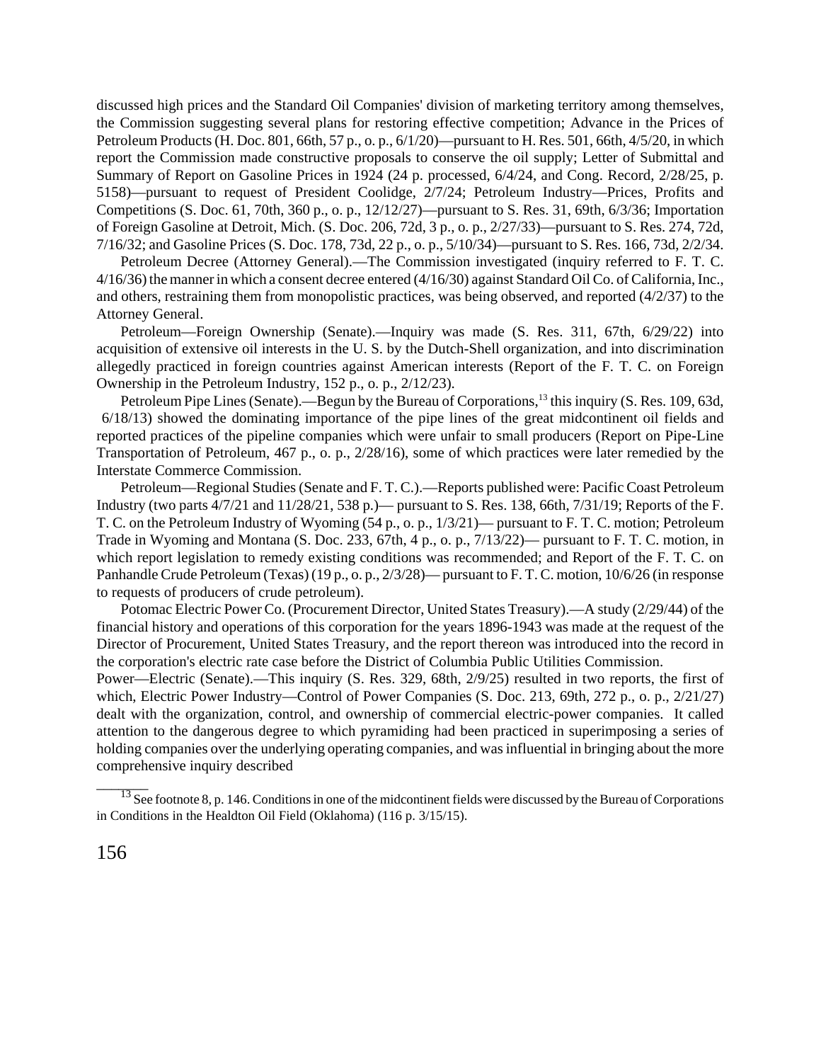discussed high prices and the Standard Oil Companies' division of marketing territory among themselves, the Commission suggesting several plans for restoring effective competition; Advance in the Prices of Petroleum Products (H. Doc. 801, 66th, 57 p., o. p., 6/1/20)—pursuant to H. Res. 501, 66th, 4/5/20, in which report the Commission made constructive proposals to conserve the oil supply; Letter of Submittal and Summary of Report on Gasoline Prices in 1924 (24 p. processed, 6/4/24, and Cong. Record, 2/28/25, p. 5158)—pursuant to request of President Coolidge, 2/7/24; Petroleum Industry—Prices, Profits and Competitions (S. Doc. 61, 70th, 360 p., o. p., 12/12/27)—pursuant to S. Res. 31, 69th, 6/3/36; Importation of Foreign Gasoline at Detroit, Mich. (S. Doc. 206, 72d, 3 p., o. p., 2/27/33)—pursuant to S. Res. 274, 72d, 7/16/32; and Gasoline Prices (S. Doc. 178, 73d, 22 p., o. p., 5/10/34)—pursuant to S. Res. 166, 73d, 2/2/34.

Petroleum Decree (Attorney General).—The Commission investigated (inquiry referred to F. T. C. 4/16/36) the manner in which a consent decree entered (4/16/30) against Standard Oil Co. of California, Inc., and others, restraining them from monopolistic practices, was being observed, and reported (4/2/37) to the Attorney General.

Petroleum—Foreign Ownership (Senate).—Inquiry was made (S. Res. 311, 67th, 6/29/22) into acquisition of extensive oil interests in the U. S. by the Dutch-Shell organization, and into discrimination allegedly practiced in foreign countries against American interests (Report of the F. T. C. on Foreign Ownership in the Petroleum Industry, 152 p., o. p., 2/12/23).

Petroleum Pipe Lines (Senate).—Begun by the Bureau of Corporations,[13] this inquiry (S. Res. 109, 63d, 6/18/13) showed the dominating importance of the pipe lines of the great midcontinent oil fields and reported practices of the pipeline companies which were unfair to small producers (Report on Pipe-Line Transportation of Petroleum, 467 p., o. p., 2/28/16), some of which practices were later remedied by the Interstate Commerce Commission.

Petroleum—Regional Studies (Senate and F. T. C.).—Reports published were: Pacific Coast Petroleum Industry (two parts 4/7/21 and 11/28/21, 538 p.)— pursuant to S. Res. 138, 66th, 7/31/19; Reports of the F. T. C. on the Petroleum Industry of Wyoming (54 p., o. p., 1/3/21)— pursuant to F. T. C. motion; Petroleum Trade in Wyoming and Montana (S. Doc. 233, 67th, 4 p., o. p., 7/13/22)— pursuant to F. T. C. motion, in which report legislation to remedy existing conditions was recommended; and Report of the F. T. C. on Panhandle Crude Petroleum (Texas) (19 p., o. p., 2/3/28)— pursuant to F. T. C. motion, 10/6/26 (in response to requests of producers of crude petroleum).

Potomac Electric Power Co. (Procurement Director, United States Treasury).—A study (2/29/44) of the financial history and operations of this corporation for the years 1896-1943 was made at the request of the Director of Procurement, United States Treasury, and the report thereon was introduced into the record in the corporation's electric rate case before the District of Columbia Public Utilities Commission.

Power—Electric (Senate).—This inquiry (S. Res. 329, 68th, 2/9/25) resulted in two reports, the first of which, Electric Power Industry—Control of Power Companies (S. Doc. 213, 69th, 272 p., o. p., 2/21/27) dealt with the organization, control, and ownership of commercial electric-power companies. It called attention to the dangerous degree to which pyramiding had been practiced in superimposing a series of holding companies over the underlying operating companies, and was influential in bringing about the more comprehensive inquiry described

---

[13] See footnote 8, p. 146. Conditions in one of the midcontinent fields were discussed by the Bureau of Corporations in Conditions in the Healdton Oil Field (Oklahoma) (116 p. 3/15/15).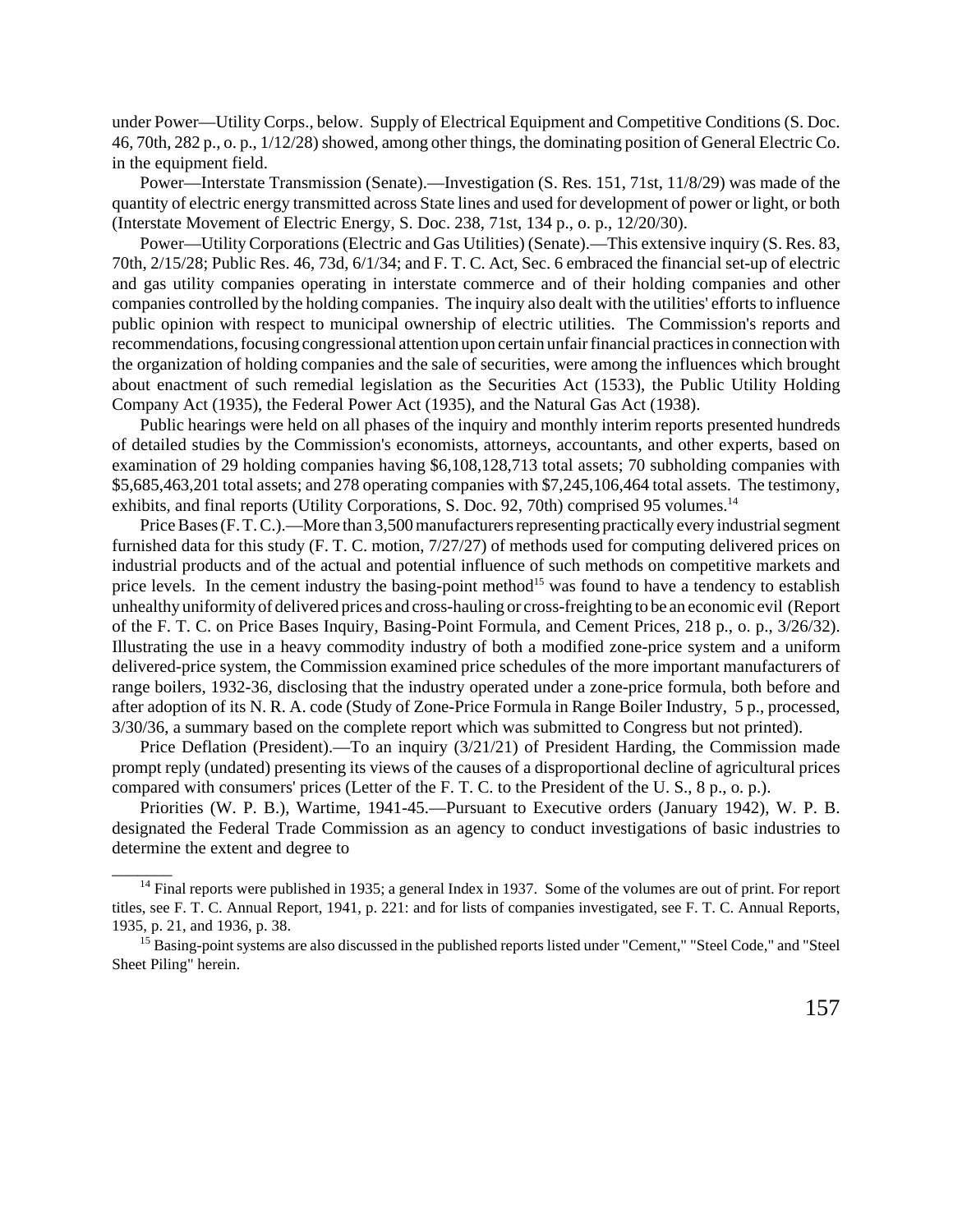under Power—Utility Corps., below. Supply of Electrical Equipment and Competitive Conditions (S. Doc. 46, 70th, 282 p., o. p., 1/12/28) showed, among other things, the dominating position of General Electric Co. in the equipment field.

Power—Interstate Transmission (Senate).—Investigation (S. Res. 151, 71st, 11/8/29) was made of the quantity of electric energy transmitted across State lines and used for development of power or light, or both (Interstate Movement of Electric Energy, S. Doc. 238, 71st, 134 p., o. p., 12/20/30).

Power—Utility Corporations (Electric and Gas Utilities) (Senate).—This extensive inquiry (S. Res. 83, 70th, 2/15/28; Public Res. 46, 73d, 6/1/34; and F. T. C. Act, Sec. 6 embraced the financial set-up of electric and gas utility companies operating in interstate commerce and of their holding companies and other companies controlled by the holding companies. The inquiry also dealt with the utilities' efforts to influence public opinion with respect to municipal ownership of electric utilities. The Commission's reports and recommendations, focusing congressional attention upon certain unfair financial practices in connection with the organization of holding companies and the sale of securities, were among the influences which brought about enactment of such remedial legislation as the Securities Act (1533), the Public Utility Holding Company Act (1935), the Federal Power Act (1935), and the Natural Gas Act (1938).

Public hearings were held on all phases of the inquiry and monthly interim reports presented hundreds of detailed studies by the Commission's economists, attorneys, accountants, and other experts, based on examination of 29 holding companies having $6,108,128,713 total assets; 70 subholding companies with $5,685,463,201 total assets; and 278 operating companies with $7,245,106,464 total assets. The testimony, exhibits, and final reports (Utility Corporations, S. Doc. 92, 70th) comprised 95 volumes.[14]

Price Bases (F. T. C.).—More than 3,500 manufacturers representing practically every industrial segment furnished data for this study (F. T. C. motion, 7/27/27) of methods used for computing delivered prices on industrial products and of the actual and potential influence of such methods on competitive markets and price levels. In the cement industry the basing-point method[15] was found to have a tendency to establish unhealthy uniformity of delivered prices and cross-hauling or cross-freighting to be an economic evil (Report of the F. T. C. on Price Bases Inquiry, Basing-Point Formula, and Cement Prices, 218 p., o. p., 3/26/32). Illustrating the use in a heavy commodity industry of both a modified zone-price system and a uniform delivered-price system, the Commission examined price schedules of the more important manufacturers of range boilers, 1932-36, disclosing that the industry operated under a zone-price formula, both before and after adoption of its N. R. A. code (Study of Zone-Price Formula in Range Boiler Industry, 5 p., processed, 3/30/36, a summary based on the complete report which was submitted to Congress but not printed).

Price Deflation (President).—To an inquiry (3/21/21) of President Harding, the Commission made prompt reply (undated) presenting its views of the causes of a disproportional decline of agricultural prices compared with consumers' prices (Letter of the F. T. C. to the President of the U. S., 8 p., o. p.).

Priorities (W. P. B.), Wartime, 1941-45.—Pursuant to Executive orders (January 1942), W. P. B. designated the Federal Trade Commission as an agency to conduct investigations of basic industries to determine the extent and degree to

---

[14] Final reports were published in 1935; a general Index in 1937. Some of the volumes are out of print. For report titles, see F. T. C. Annual Report, 1941, p. 221: and for lists of companies investigated, see F. T. C. Annual Reports, 1935, p. 21, and 1936, p. 38.

[15] Basing-point systems are also discussed in the published reports listed under "Cement," "Steel Code," and "Steel Sheet Piling" herein.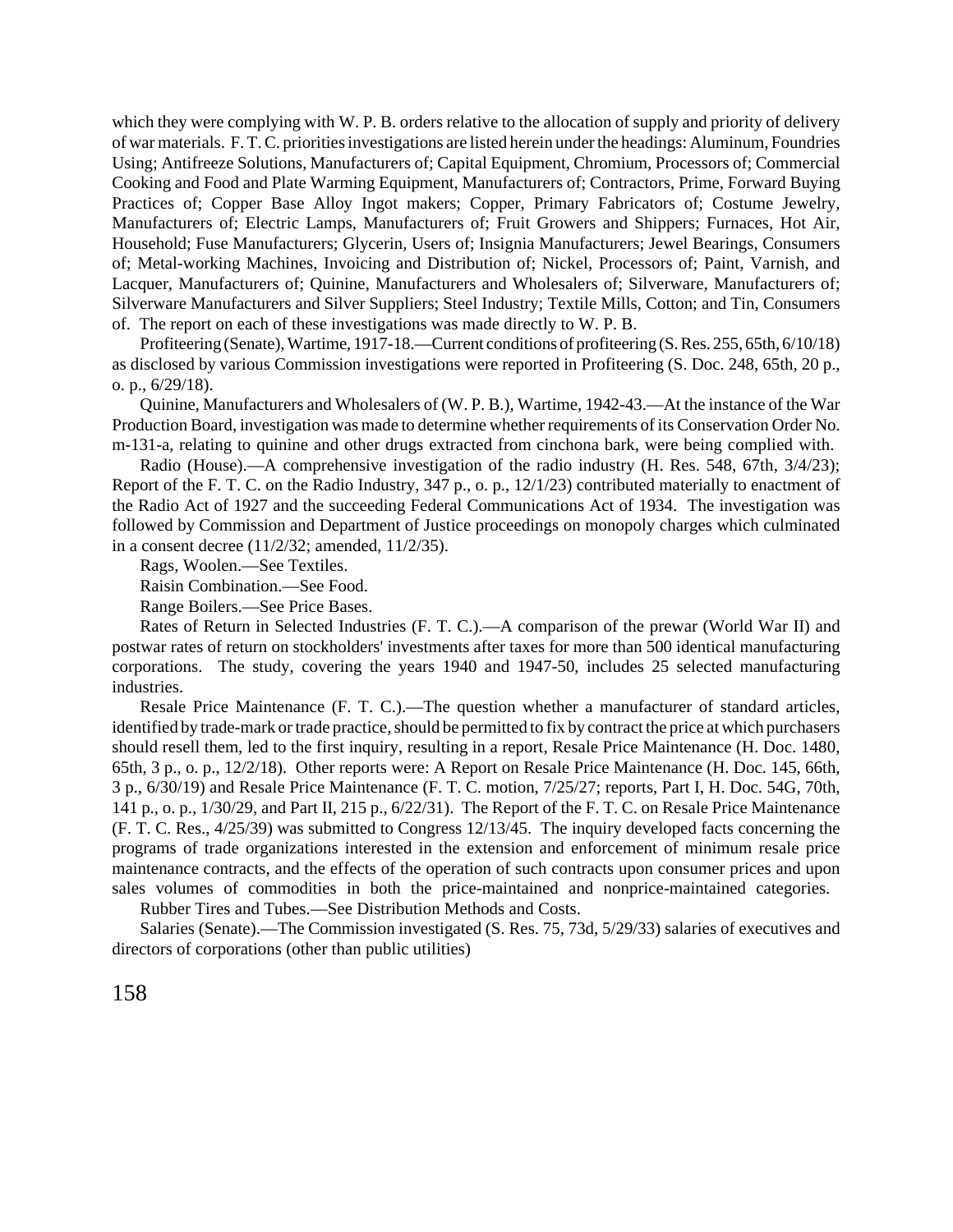which they were complying with W. P. B. orders relative to the allocation of supply and priority of delivery of war materials. F. T. C. priorities investigations are listed herein under the headings: Aluminum, Foundries Using; Antifreeze Solutions, Manufacturers of; Capital Equipment, Chromium, Processors of; Commercial Cooking and Food and Plate Warming Equipment, Manufacturers of; Contractors, Prime, Forward Buying Practices of; Copper Base Alloy Ingot makers; Copper, Primary Fabricators of; Costume Jewelry, Manufacturers of; Electric Lamps, Manufacturers of; Fruit Growers and Shippers; Furnaces, Hot Air, Household; Fuse Manufacturers; Glycerin, Users of; Insignia Manufacturers; Jewel Bearings, Consumers of; Metal-working Machines, Invoicing and Distribution of; Nickel, Processors of; Paint, Varnish, and Lacquer, Manufacturers of; Quinine, Manufacturers and Wholesalers of; Silverware, Manufacturers of; Silverware Manufacturers and Silver Suppliers; Steel Industry; Textile Mills, Cotton; and Tin, Consumers of. The report on each of these investigations was made directly to W. P. B.

Profiteering (Senate), Wartime, 1917-18.—Current conditions of profiteering (S. Res. 255, 65th, 6/10/18) as disclosed by various Commission investigations were reported in Profiteering (S. Doc. 248, 65th, 20 p., o. p., 6/29/18).

Quinine, Manufacturers and Wholesalers of (W. P. B.), Wartime, 1942-43.—At the instance of the War Production Board, investigation was made to determine whether requirements of its Conservation Order No. m-131-a, relating to quinine and other drugs extracted from cinchona bark, were being complied with.

Radio (House).—A comprehensive investigation of the radio industry (H. Res. 548, 67th, 3/4/23); Report of the F. T. C. on the Radio Industry, 347 p., o. p., 12/1/23) contributed materially to enactment of the Radio Act of 1927 and the succeeding Federal Communications Act of 1934. The investigation was followed by Commission and Department of Justice proceedings on monopoly charges which culminated in a consent decree (11/2/32; amended, 11/2/35).

Rags, Woolen.—See Textiles.

Raisin Combination.—See Food.

Range Boilers.—See Price Bases.

Rates of Return in Selected Industries (F. T. C.).—A comparison of the prewar (World War II) and postwar rates of return on stockholders' investments after taxes for more than 500 identical manufacturing corporations. The study, covering the years 1940 and 1947-50, includes 25 selected manufacturing industries.

Resale Price Maintenance (F. T. C.).—The question whether a manufacturer of standard articles, identified by trade-mark or trade practice, should be permitted to fix by contract the price at which purchasers should resell them, led to the first inquiry, resulting in a report, Resale Price Maintenance (H. Doc. 1480, 65th, 3 p., o. p., 12/2/18). Other reports were: A Report on Resale Price Maintenance (H. Doc. 145, 66th, 3 p., 6/30/19) and Resale Price Maintenance (F. T. C. motion, 7/25/27; reports, Part I, H. Doc. 54G, 70th, 141 p., o. p., 1/30/29, and Part II, 215 p., 6/22/31). The Report of the F. T. C. on Resale Price Maintenance (F. T. C. Res., 4/25/39) was submitted to Congress 12/13/45. The inquiry developed facts concerning the programs of trade organizations interested in the extension and enforcement of minimum resale price maintenance contracts, and the effects of the operation of such contracts upon consumer prices and upon sales volumes of commodities in both the price-maintained and nonprice-maintained categories.

Rubber Tires and Tubes.—See Distribution Methods and Costs.

Salaries (Senate).—The Commission investigated (S. Res. 75, 73d, 5/29/33) salaries of executives and directors of corporations (other than public utilities)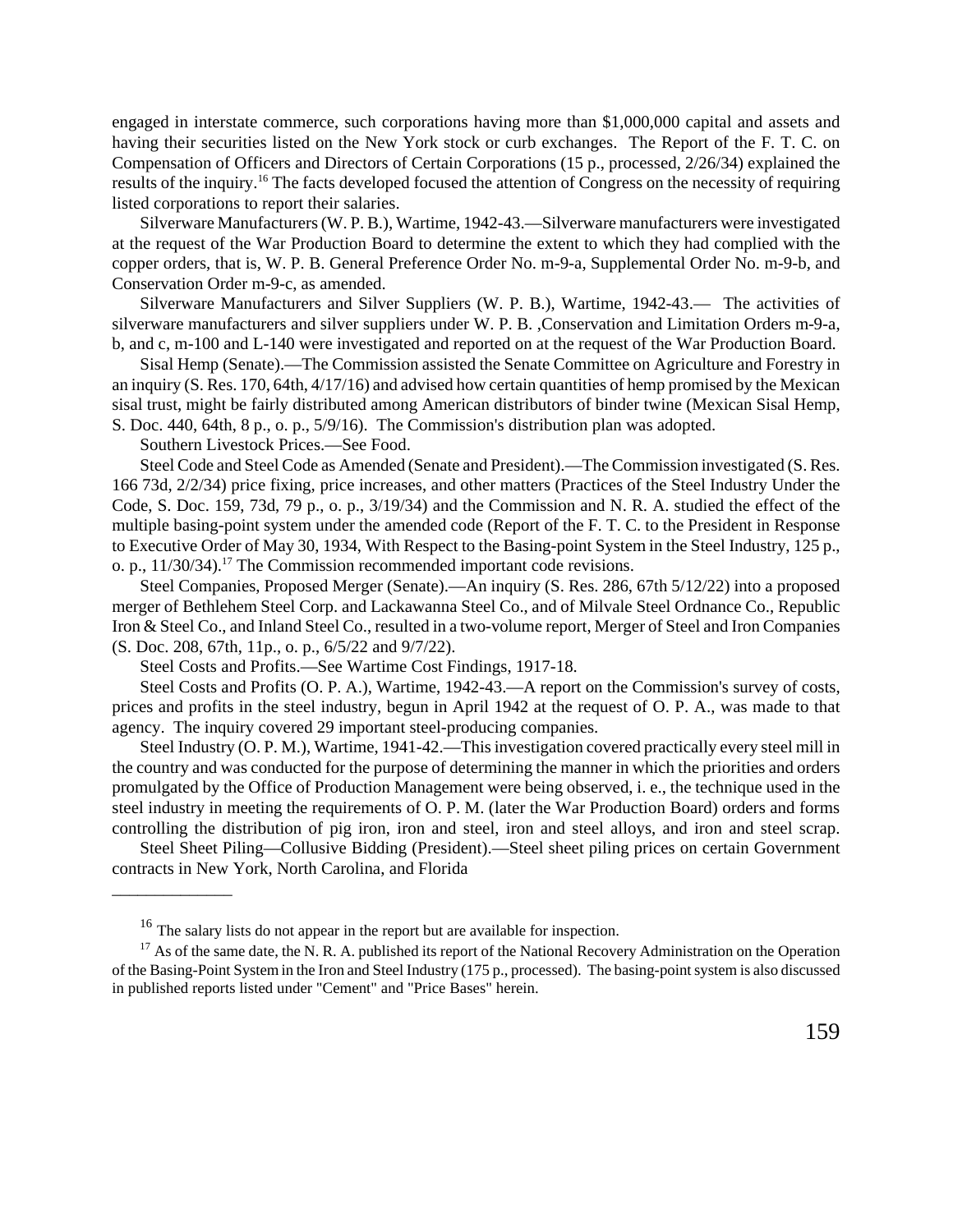engaged in interstate commerce, such corporations having more than $1,000,000 capital and assets and having their securities listed on the New York stock or curb exchanges. The Report of the F. T. C. on Compensation of Officers and Directors of Certain Corporations (15 p., processed, 2/26/34) explained the results of the inquiry.[16] The facts developed focused the attention of Congress on the necessity of requiring listed corporations to report their salaries.

Silverware Manufacturers (W. P. B.), Wartime, 1942-43.—Silverware manufacturers were investigated at the request of the War Production Board to determine the extent to which they had complied with the copper orders, that is, W. P. B. General Preference Order No. m-9-a, Supplemental Order No. m-9-b, and Conservation Order m-9-c, as amended.

Silverware Manufacturers and Silver Suppliers (W. P. B.), Wartime, 1942-43.— The activities of silverware manufacturers and silver suppliers under W. P. B. ,Conservation and Limitation Orders m-9-a, b, and c, m-100 and L-140 were investigated and reported on at the request of the War Production Board.

Sisal Hemp (Senate).—The Commission assisted the Senate Committee on Agriculture and Forestry in an inquiry (S. Res. 170, 64th, 4/17/16) and advised how certain quantities of hemp promised by the Mexican sisal trust, might be fairly distributed among American distributors of binder twine (Mexican Sisal Hemp, S. Doc. 440, 64th, 8 p., o. p., 5/9/16). The Commission's distribution plan was adopted.

Southern Livestock Prices.—See Food.

Steel Code and Steel Code as Amended (Senate and President).—The Commission investigated (S. Res. 166 73d, 2/2/34) price fixing, price increases, and other matters (Practices of the Steel Industry Under the Code, S. Doc. 159, 73d, 79 p., o. p., 3/19/34) and the Commission and N. R. A. studied the effect of the multiple basing-point system under the amended code (Report of the F. T. C. to the President in Response to Executive Order of May 30, 1934, With Respect to the Basing-point System in the Steel Industry, 125 p., o. p., 11/30/34).[17] The Commission recommended important code revisions.

Steel Companies, Proposed Merger (Senate).—An inquiry (S. Res. 286, 67th 5/12/22) into a proposed merger of Bethlehem Steel Corp. and Lackawanna Steel Co., and of Milvale Steel Ordnance Co., Republic Iron & Steel Co., and Inland Steel Co., resulted in a two-volume report, Merger of Steel and Iron Companies (S. Doc. 208, 67th, 11p., o. p., 6/5/22 and 9/7/22).

Steel Costs and Profits.—See Wartime Cost Findings, 1917-18.

Steel Costs and Profits (O. P. A.), Wartime, 1942-43.—A report on the Commission's survey of costs, prices and profits in the steel industry, begun in April 1942 at the request of O. P. A., was made to that agency. The inquiry covered 29 important steel-producing companies.

Steel Industry (O. P. M.), Wartime, 1941-42.—This investigation covered practically every steel mill in the country and was conducted for the purpose of determining the manner in which the priorities and orders promulgated by the Office of Production Management were being observed, i. e., the technique used in the steel industry in meeting the requirements of O. P. M. (later the War Production Board) orders and forms controlling the distribution of pig iron, iron and steel, iron and steel alloys, and iron and steel scrap.

Steel Sheet Piling—Collusive Bidding (President).—Steel sheet piling prices on certain Government contracts in New York, North Carolina, and Florida

______________

[16] The salary lists do not appear in the report but are available for inspection.

[17] As of the same date, the N. R. A. published its report of the National Recovery Administration on the Operation of the Basing-Point System in the Iron and Steel Industry (175 p., processed). The basing-point system is also discussed in published reports listed under "Cement" and "Price Bases" herein.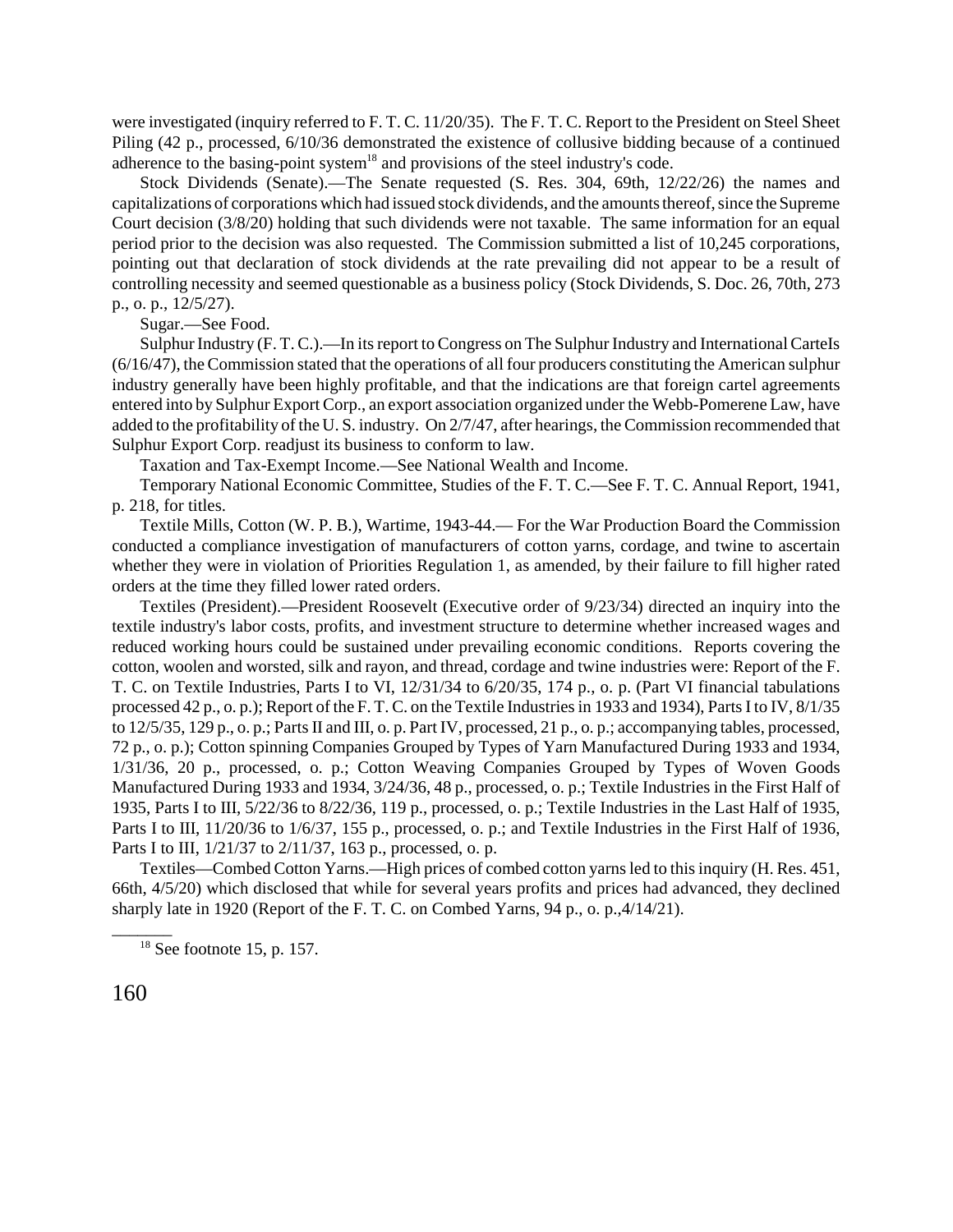were investigated (inquiry referred to F. T. C. 11/20/35). The F. T. C. Report to the President on Steel Sheet Piling (42 p., processed, 6/10/36 demonstrated the existence of collusive bidding because of a continued adherence to the basing-point system[18] and provisions of the steel industry's code.

Stock Dividends (Senate).—The Senate requested (S. Res. 304, 69th, 12/22/26) the names and capitalizations of corporations which had issued stock dividends, and the amounts thereof, since the Supreme Court decision (3/8/20) holding that such dividends were not taxable. The same information for an equal period prior to the decision was also requested. The Commission submitted a list of 10,245 corporations, pointing out that declaration of stock dividends at the rate prevailing did not appear to be a result of controlling necessity and seemed questionable as a business policy (Stock Dividends, S. Doc. 26, 70th, 273 p., o. p., 12/5/27).

Sugar.—See Food.

Sulphur Industry (F. T. C.).—In its report to Congress on The Sulphur Industry and International CarteIs (6/16/47), the Commission stated that the operations of all four producers constituting the American sulphur industry generally have been highly profitable, and that the indications are that foreign cartel agreements entered into by Sulphur Export Corp., an export association organized under the Webb-Pomerene Law, have added to the profitability of the U. S. industry. On 2/7/47, after hearings, the Commission recommended that Sulphur Export Corp. readjust its business to conform to law.

Taxation and Tax-Exempt Income.—See National Wealth and Income.

Temporary National Economic Committee, Studies of the F. T. C.—See F. T. C. Annual Report, 1941, p. 218, for titles.

Textile Mills, Cotton (W. P. B.), Wartime, 1943-44.— For the War Production Board the Commission conducted a compliance investigation of manufacturers of cotton yarns, cordage, and twine to ascertain whether they were in violation of Priorities Regulation 1, as amended, by their failure to fill higher rated orders at the time they filled lower rated orders.

Textiles (President).—President Roosevelt (Executive order of 9/23/34) directed an inquiry into the textile industry's labor costs, profits, and investment structure to determine whether increased wages and reduced working hours could be sustained under prevailing economic conditions. Reports covering the cotton, woolen and worsted, silk and rayon, and thread, cordage and twine industries were: Report of the F. T. C. on Textile Industries, Parts I to VI, 12/31/34 to 6/20/35, 174 p., o. p. (Part VI financial tabulations processed 42 p., o. p.); Report of the F. T. C. on the Textile Industries in 1933 and 1934), Parts I to IV, 8/1/35 to 12/5/35, 129 p., o. p.; Parts II and III, o. p. Part IV, processed, 21 p., o. p.; accompanying tables, processed, 72 p., o. p.); Cotton spinning Companies Grouped by Types of Yarn Manufactured During 1933 and 1934, 1/31/36, 20 p., processed, o. p.; Cotton Weaving Companies Grouped by Types of Woven Goods Manufactured During 1933 and 1934, 3/24/36, 48 p., processed, o. p.; Textile Industries in the First Half of 1935, Parts I to III, 5/22/36 to 8/22/36, 119 p., processed, o. p.; Textile Industries in the Last Half of 1935, Parts I to III, 11/20/36 to 1/6/37, 155 p., processed, o. p.; and Textile Industries in the First Half of 1936, Parts I to III, 1/21/37 to 2/11/37, 163 p., processed, o. p.

Textiles—Combed Cotton Yarns.—High prices of combed cotton yarns led to this inquiry (H. Res. 451, 66th, 4/5/20) which disclosed that while for several years profits and prices had advanced, they declined sharply late in 1920 (Report of the F. T. C. on Combed Yarns, 94 p., o. p.,4/14/21).

---

[18] See footnote 15, p. 157.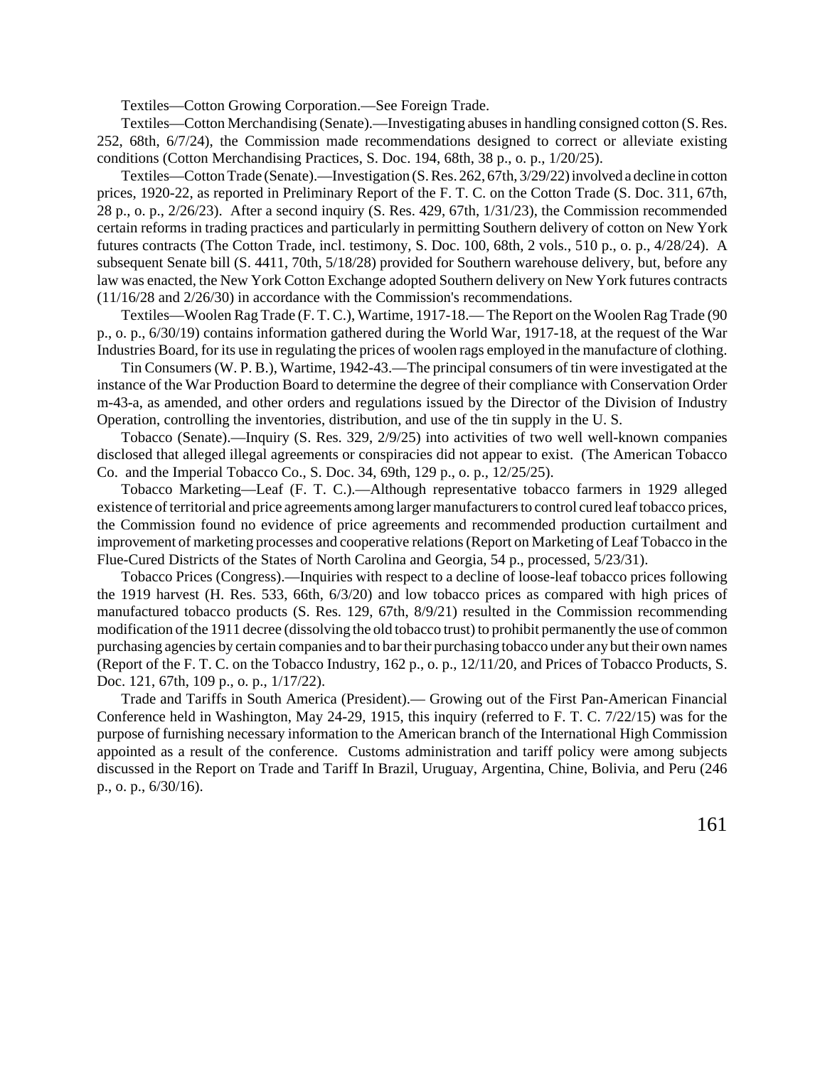Textiles—Cotton Growing Corporation.—See Foreign Trade.

Textiles—Cotton Merchandising (Senate).—Investigating abuses in handling consigned cotton (S. Res. 252, 68th, 6/7/24), the Commission made recommendations designed to correct or alleviate existing conditions (Cotton Merchandising Practices, S. Doc. 194, 68th, 38 p., o. p., 1/20/25).

Textiles—Cotton Trade (Senate).—Investigation (S. Res. 262, 67th, 3/29/22) involved a decline in cotton prices, 1920-22, as reported in Preliminary Report of the F. T. C. on the Cotton Trade (S. Doc. 311, 67th, 28 p., o. p., 2/26/23). After a second inquiry (S. Res. 429, 67th, 1/31/23), the Commission recommended certain reforms in trading practices and particularly in permitting Southern delivery of cotton on New York futures contracts (The Cotton Trade, incl. testimony, S. Doc. 100, 68th, 2 vols., 510 p., o. p., 4/28/24). A subsequent Senate bill (S. 4411, 70th, 5/18/28) provided for Southern warehouse delivery, but, before any law was enacted, the New York Cotton Exchange adopted Southern delivery on New York futures contracts (11/16/28 and 2/26/30) in accordance with the Commission's recommendations.

Textiles—Woolen Rag Trade (F. T. C.), Wartime, 1917-18.— The Report on the Woolen Rag Trade (90 p., o. p., 6/30/19) contains information gathered during the World War, 1917-18, at the request of the War Industries Board, for its use in regulating the prices of woolen rags employed in the manufacture of clothing.

Tin Consumers (W. P. B.), Wartime, 1942-43.—The principal consumers of tin were investigated at the instance of the War Production Board to determine the degree of their compliance with Conservation Order m-43-a, as amended, and other orders and regulations issued by the Director of the Division of Industry Operation, controlling the inventories, distribution, and use of the tin supply in the U. S.

Tobacco (Senate).—Inquiry (S. Res. 329, 2/9/25) into activities of two well well-known companies disclosed that alleged illegal agreements or conspiracies did not appear to exist. (The American Tobacco Co. and the Imperial Tobacco Co., S. Doc. 34, 69th, 129 p., o. p., 12/25/25).

Tobacco Marketing—Leaf (F. T. C.).—Although representative tobacco farmers in 1929 alleged existence of territorial and price agreements among larger manufacturers to control cured leaf tobacco prices, the Commission found no evidence of price agreements and recommended production curtailment and improvement of marketing processes and cooperative relations (Report on Marketing of Leaf Tobacco in the Flue-Cured Districts of the States of North Carolina and Georgia, 54 p., processed, 5/23/31).

Tobacco Prices (Congress).—Inquiries with respect to a decline of loose-leaf tobacco prices following the 1919 harvest (H. Res. 533, 66th, 6/3/20) and low tobacco prices as compared with high prices of manufactured tobacco products (S. Res. 129, 67th, 8/9/21) resulted in the Commission recommending modification of the 1911 decree (dissolving the old tobacco trust) to prohibit permanently the use of common purchasing agencies by certain companies and to bar their purchasing tobacco under any but their own names (Report of the F. T. C. on the Tobacco Industry, 162 p., o. p., 12/11/20, and Prices of Tobacco Products, S. Doc. 121, 67th, 109 p., o. p., 1/17/22).

Trade and Tariffs in South America (President).— Growing out of the First Pan-American Financial Conference held in Washington, May 24-29, 1915, this inquiry (referred to F. T. C. 7/22/15) was for the purpose of furnishing necessary information to the American branch of the International High Commission appointed as a result of the conference. Customs administration and tariff policy were among subjects discussed in the Report on Trade and Tariff In Brazil, Uruguay, Argentina, Chine, Bolivia, and Peru (246 p., o. p., 6/30/16).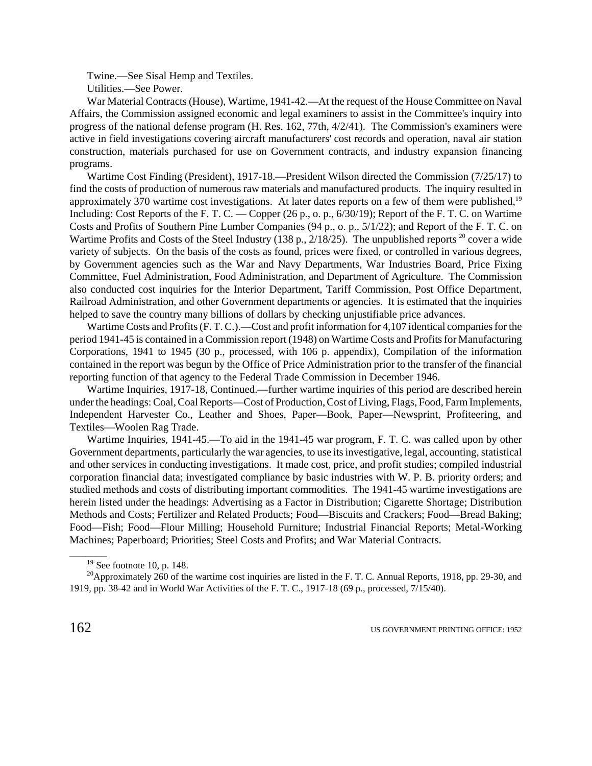Twine.—See Sisal Hemp and Textiles.

Utilities.—See Power.

War Material Contracts (House), Wartime, 1941-42.—At the request of the House Committee on Naval Affairs, the Commission assigned economic and legal examiners to assist in the Committee's inquiry into progress of the national defense program (H. Res. 162, 77th, 4/2/41). The Commission's examiners were active in field investigations covering aircraft manufacturers' cost records and operation, naval air station construction, materials purchased for use on Government contracts, and industry expansion financing programs.

Wartime Cost Finding (President), 1917-18.—President Wilson directed the Commission (7/25/17) to find the costs of production of numerous raw materials and manufactured products. The inquiry resulted in approximately 370 wartime cost investigations. At later dates reports on a few of them were published,[19] Including: Cost Reports of the F. T. C. — Copper (26 p., o. p., 6/30/19); Report of the F. T. C. on Wartime Costs and Profits of Southern Pine Lumber Companies (94 p., o. p., 5/1/22); and Report of the F. T. C. on Wartime Profits and Costs of the Steel Industry (138 p., 2/18/25). The unpublished reports [20] cover a wide variety of subjects. On the basis of the costs as found, prices were fixed, or controlled in various degrees, by Government agencies such as the War and Navy Departments, War Industries Board, Price Fixing Committee, Fuel Administration, Food Administration, and Department of Agriculture. The Commission also conducted cost inquiries for the Interior Department, Tariff Commission, Post Office Department, Railroad Administration, and other Government departments or agencies. It is estimated that the inquiries helped to save the country many billions of dollars by checking unjustifiable price advances.

Wartime Costs and Profits (F. T. C.).—Cost and profit information for 4,107 identical companies for the period 1941-45 is contained in a Commission report (1948) on Wartime Costs and Profits for Manufacturing Corporations, 1941 to 1945 (30 p., processed, with 106 p. appendix), Compilation of the information contained in the report was begun by the Office of Price Administration prior to the transfer of the financial reporting function of that agency to the Federal Trade Commission in December 1946.

Wartime Inquiries, 1917-18, Continued.—further wartime inquiries of this period are described herein under the headings: Coal, Coal Reports—Cost of Production, Cost of Living, Flags, Food, Farm Implements, Independent Harvester Co., Leather and Shoes, Paper—Book, Paper—Newsprint, Profiteering, and Textiles—Woolen Rag Trade.

Wartime Inquiries, 1941-45.—To aid in the 1941-45 war program, F. T. C. was called upon by other Government departments, particularly the war agencies, to use its investigative, legal, accounting, statistical and other services in conducting investigations. It made cost, price, and profit studies; compiled industrial corporation financial data; investigated compliance by basic industries with W. P. B. priority orders; and studied methods and costs of distributing important commodities. The 1941-45 wartime investigations are herein listed under the headings: Advertising as a Factor in Distribution; Cigarette Shortage; Distribution Methods and Costs; Fertilizer and Related Products; Food—Biscuits and Crackers; Food—Bread Baking; Food—Fish; Food—Flour Milling; Household Furniture; Industrial Financial Reports; Metal-Working Machines; Paperboard; Priorities; Steel Costs and Profits; and War Material Contracts.

---

[19] See footnote 10, p. 148.

[20] Approximately 260 of the wartime cost inquiries are listed in the F. T. C. Annual Reports, 1918, pp. 29-30, and 1919, pp. 38-42 and in World War Activities of the F. T. C., 1917-18 (69 p., processed, 7/15/40).

US GOVERNMENT PRINTING OFFICE: 1952